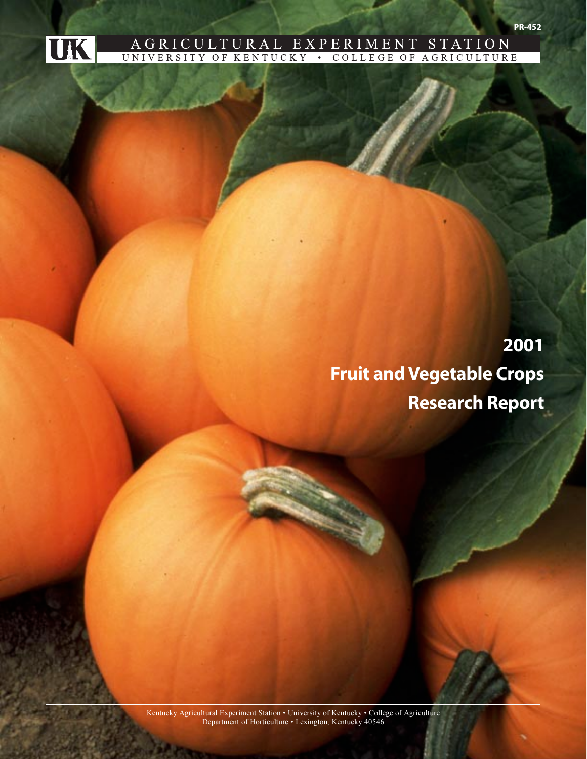PR-452

AGRICULTURAL EXPERIMENT STATION

UNIVERSITY OF KENTUCKY • COLLEGE OF AGRICULTURE

# 2001

# Fruit and Vegetable Crops Research Report

Kentucky Agricultural Experiment Station • University of Kentucky • College of Agriculture
Department of Horticulture • Lexington, Kentucky 40546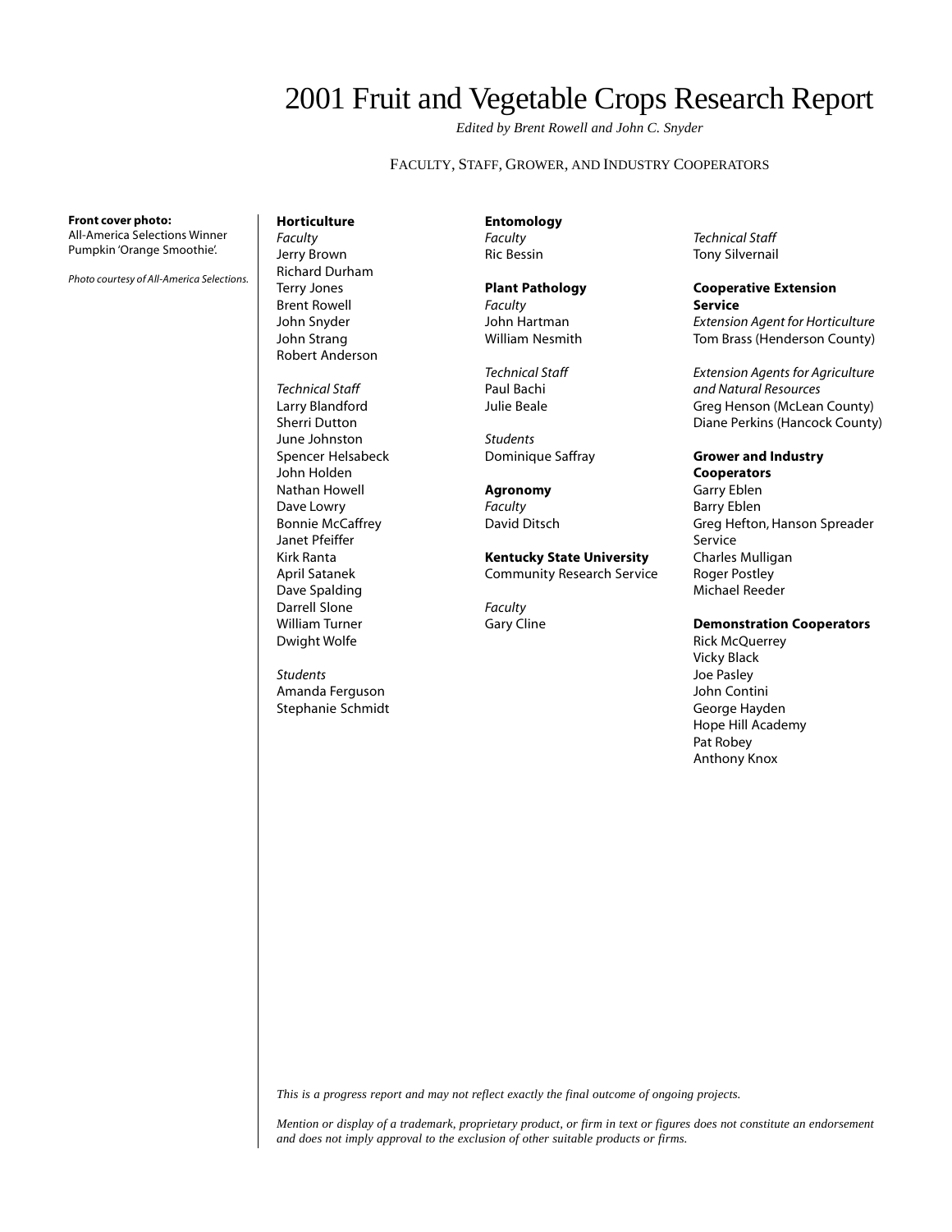# 2001 Fruit and Vegetable Crops Research Report

*Edited by Brent Rowell and John C. Snyder*

FACULTY, STAFF, GROWER, AND INDUSTRY COOPERATORS

**Front cover photo:**
All-America Selections Winner Pumpkin 'Orange Smoothie'.

*Photo courtesy of All-America Selections.*

**Horticulture**

*Faculty*
Jerry Brown
Richard Durham
Terry Jones
Brent Rowell
John Snyder
John Strang
Robert Anderson

*Technical Staff*
Larry Blandford
Sherri Dutton
June Johnston
Spencer Helsabeck
John Holden
Nathan Howell
Dave Lowry
Bonnie McCaffrey
Janet Pfeiffer
Kirk Ranta
April Satanek
Dave Spalding
Darrell Slone
William Turner
Dwight Wolfe

*Students*
Amanda Ferguson
Stephanie Schmidt

**Entomology**

*Faculty*
Ric Bessin

**Plant Pathology**

*Faculty*
John Hartman
William Nesmith

*Technical Staff*
Paul Bachi
Julie Beale

*Students*
Dominique Saffray

**Agronomy**

*Faculty*
David Ditsch

**Kentucky State University**
Community Research Service

*Faculty*
Gary Cline

*Technical Staff*
Tony Silvernail

**Cooperative Extension Service**

*Extension Agent for Horticulture*
Tom Brass (Henderson County)

*Extension Agents for Agriculture and Natural Resources*
Greg Henson (McLean County)
Diane Perkins (Hancock County)

**Grower and Industry Cooperators**
Garry Eblen
Barry Eblen
Greg Hefton, Hanson Spreader Service
Charles Mulligan
Roger Postley
Michael Reeder

**Demonstration Cooperators**
Rick McQuerrey
Vicky Black
Joe Pasley
John Contini
George Hayden
Hope Hill Academy
Pat Robey
Anthony Knox

*This is a progress report and may not reflect exactly the final outcome of ongoing projects.*

*Mention or display of a trademark, proprietary product, or firm in text or figures does not constitute an endorsement and does not imply approval to the exclusion of other suitable products or firms.*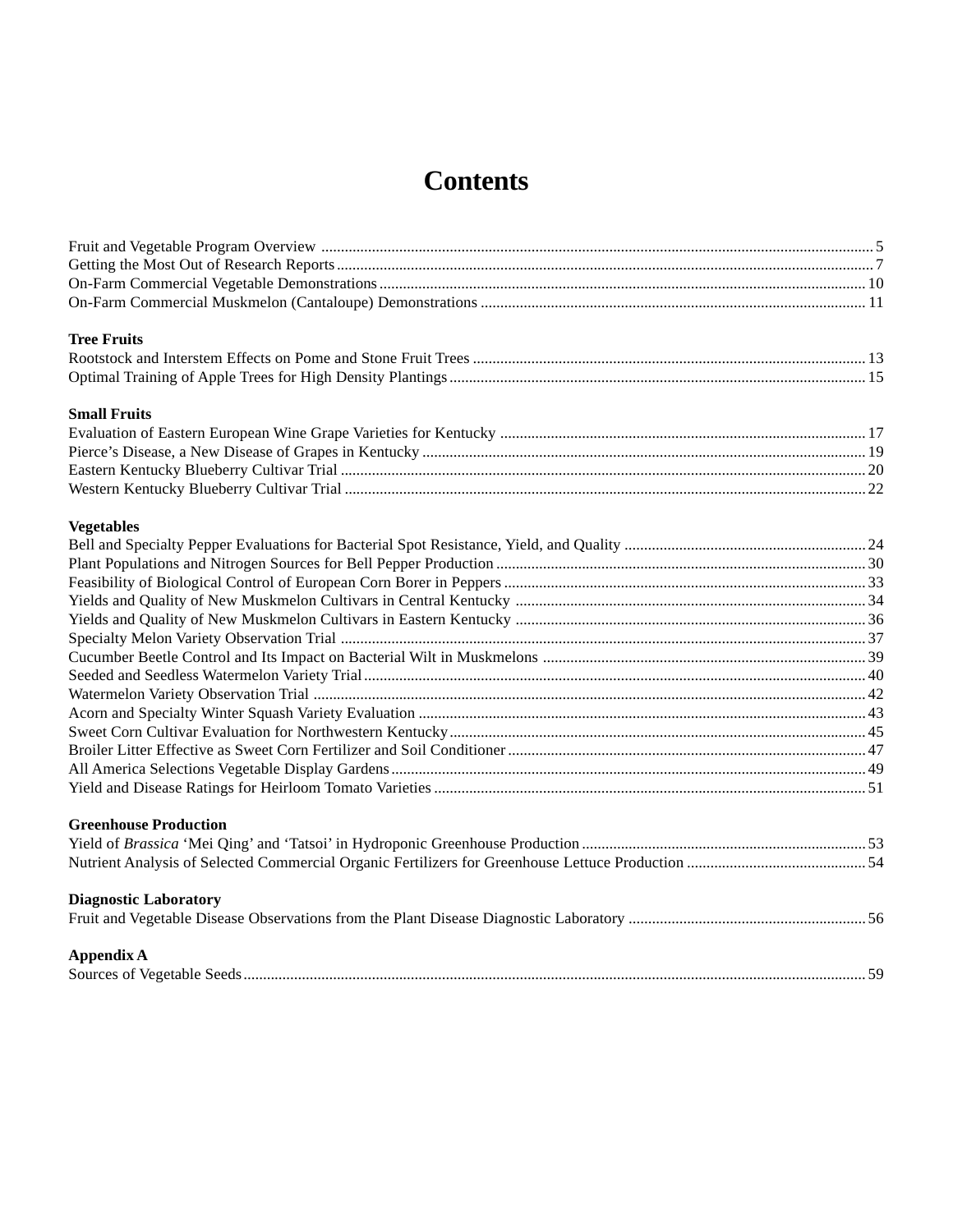# Contents

Fruit and Vegetable Program Overview ............ 5
Getting the Most Out of Research Reports ............ 7
On-Farm Commercial Vegetable Demonstrations ............ 10
On-Farm Commercial Muskmelon (Cantaloupe) Demonstrations ............ 11

**Tree Fruits**

Rootstock and Interstem Effects on Pome and Stone Fruit Trees ............ 13
Optimal Training of Apple Trees for High Density Plantings ............ 15

**Small Fruits**

Evaluation of Eastern European Wine Grape Varieties for Kentucky ............ 17
Pierce's Disease, a New Disease of Grapes in Kentucky ............ 19
Eastern Kentucky Blueberry Cultivar Trial ............ 20
Western Kentucky Blueberry Cultivar Trial ............ 22

**Vegetables**

Bell and Specialty Pepper Evaluations for Bacterial Spot Resistance, Yield, and Quality ............ 24
Plant Populations and Nitrogen Sources for Bell Pepper Production ............ 30
Feasibility of Biological Control of European Corn Borer in Peppers ............ 33
Yields and Quality of New Muskmelon Cultivars in Central Kentucky ............ 34
Yields and Quality of New Muskmelon Cultivars in Eastern Kentucky ............ 36
Specialty Melon Variety Observation Trial ............ 37
Cucumber Beetle Control and Its Impact on Bacterial Wilt in Muskmelons ............ 39
Seeded and Seedless Watermelon Variety Trial ............ 40
Watermelon Variety Observation Trial ............ 42
Acorn and Specialty Winter Squash Variety Evaluation ............ 43
Sweet Corn Cultivar Evaluation for Northwestern Kentucky ............ 45
Broiler Litter Effective as Sweet Corn Fertilizer and Soil Conditioner ............ 47
All America Selections Vegetable Display Gardens ............ 49
Yield and Disease Ratings for Heirloom Tomato Varieties ............ 51

**Greenhouse Production**

Yield of *Brassica* 'Mei Qing' and 'Tatsoi' in Hydroponic Greenhouse Production ............ 53
Nutrient Analysis of Selected Commercial Organic Fertilizers for Greenhouse Lettuce Production ............ 54

**Diagnostic Laboratory**

Fruit and Vegetable Disease Observations from the Plant Disease Diagnostic Laboratory ............ 56

**Appendix A**

Sources of Vegetable Seeds ............ 59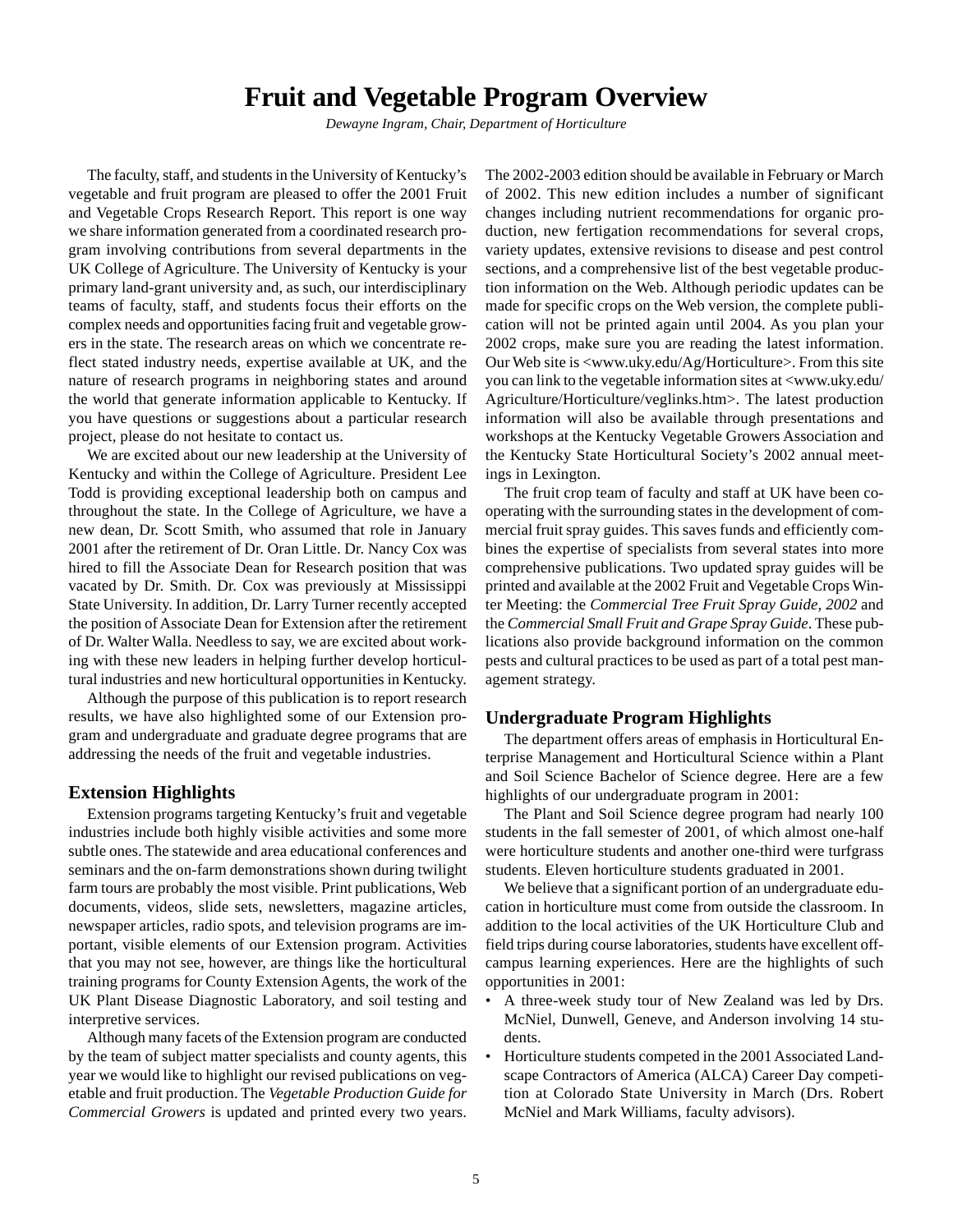# Fruit and Vegetable Program Overview

*Dewayne Ingram, Chair, Department of Horticulture*

The faculty, staff, and students in the University of Kentucky's vegetable and fruit program are pleased to offer the 2001 Fruit and Vegetable Crops Research Report. This report is one way we share information generated from a coordinated research program involving contributions from several departments in the UK College of Agriculture. The University of Kentucky is your primary land-grant university and, as such, our interdisciplinary teams of faculty, staff, and students focus their efforts on the complex needs and opportunities facing fruit and vegetable growers in the state. The research areas on which we concentrate reflect stated industry needs, expertise available at UK, and the nature of research programs in neighboring states and around the world that generate information applicable to Kentucky. If you have questions or suggestions about a particular research project, please do not hesitate to contact us.

We are excited about our new leadership at the University of Kentucky and within the College of Agriculture. President Lee Todd is providing exceptional leadership both on campus and throughout the state. In the College of Agriculture, we have a new dean, Dr. Scott Smith, who assumed that role in January 2001 after the retirement of Dr. Oran Little. Dr. Nancy Cox was hired to fill the Associate Dean for Research position that was vacated by Dr. Smith. Dr. Cox was previously at Mississippi State University. In addition, Dr. Larry Turner recently accepted the position of Associate Dean for Extension after the retirement of Dr. Walter Walla. Needless to say, we are excited about working with these new leaders in helping further develop horticultural industries and new horticultural opportunities in Kentucky.

Although the purpose of this publication is to report research results, we have also highlighted some of our Extension program and undergraduate and graduate degree programs that are addressing the needs of the fruit and vegetable industries.

## Extension Highlights

Extension programs targeting Kentucky's fruit and vegetable industries include both highly visible activities and some more subtle ones. The statewide and area educational conferences and seminars and the on-farm demonstrations shown during twilight farm tours are probably the most visible. Print publications, Web documents, videos, slide sets, newsletters, magazine articles, newspaper articles, radio spots, and television programs are important, visible elements of our Extension program. Activities that you may not see, however, are things like the horticultural training programs for County Extension Agents, the work of the UK Plant Disease Diagnostic Laboratory, and soil testing and interpretive services.

Although many facets of the Extension program are conducted by the team of subject matter specialists and county agents, this year we would like to highlight our revised publications on vegetable and fruit production. The *Vegetable Production Guide for Commercial Growers* is updated and printed every two years. The 2002-2003 edition should be available in February or March of 2002. This new edition includes a number of significant changes including nutrient recommendations for organic production, new fertigation recommendations for several crops, variety updates, extensive revisions to disease and pest control sections, and a comprehensive list of the best vegetable production information on the Web. Although periodic updates can be made for specific crops on the Web version, the complete publication will not be printed again until 2004. As you plan your 2002 crops, make sure you are reading the latest information. Our Web site is <www.uky.edu/Ag/Horticulture>. From this site you can link to the vegetable information sites at <www.uky.edu/Agriculture/Horticulture/veglinks.htm>. The latest production information will also be available through presentations and workshops at the Kentucky Vegetable Growers Association and the Kentucky State Horticultural Society's 2002 annual meetings in Lexington.

The fruit crop team of faculty and staff at UK have been cooperating with the surrounding states in the development of commercial fruit spray guides. This saves funds and efficiently combines the expertise of specialists from several states into more comprehensive publications. Two updated spray guides will be printed and available at the 2002 Fruit and Vegetable Crops Winter Meeting: the *Commercial Tree Fruit Spray Guide, 2002* and the *Commercial Small Fruit and Grape Spray Guide*. These publications also provide background information on the common pests and cultural practices to be used as part of a total pest management strategy.

## Undergraduate Program Highlights

The department offers areas of emphasis in Horticultural Enterprise Management and Horticultural Science within a Plant and Soil Science Bachelor of Science degree. Here are a few highlights of our undergraduate program in 2001:

The Plant and Soil Science degree program had nearly 100 students in the fall semester of 2001, of which almost one-half were horticulture students and another one-third were turfgrass students. Eleven horticulture students graduated in 2001.

We believe that a significant portion of an undergraduate education in horticulture must come from outside the classroom. In addition to the local activities of the UK Horticulture Club and field trips during course laboratories, students have excellent off-campus learning experiences. Here are the highlights of such opportunities in 2001:

- A three-week study tour of New Zealand was led by Drs. McNiel, Dunwell, Geneve, and Anderson involving 14 students.
- Horticulture students competed in the 2001 Associated Landscape Contractors of America (ALCA) Career Day competition at Colorado State University in March (Drs. Robert McNiel and Mark Williams, faculty advisors).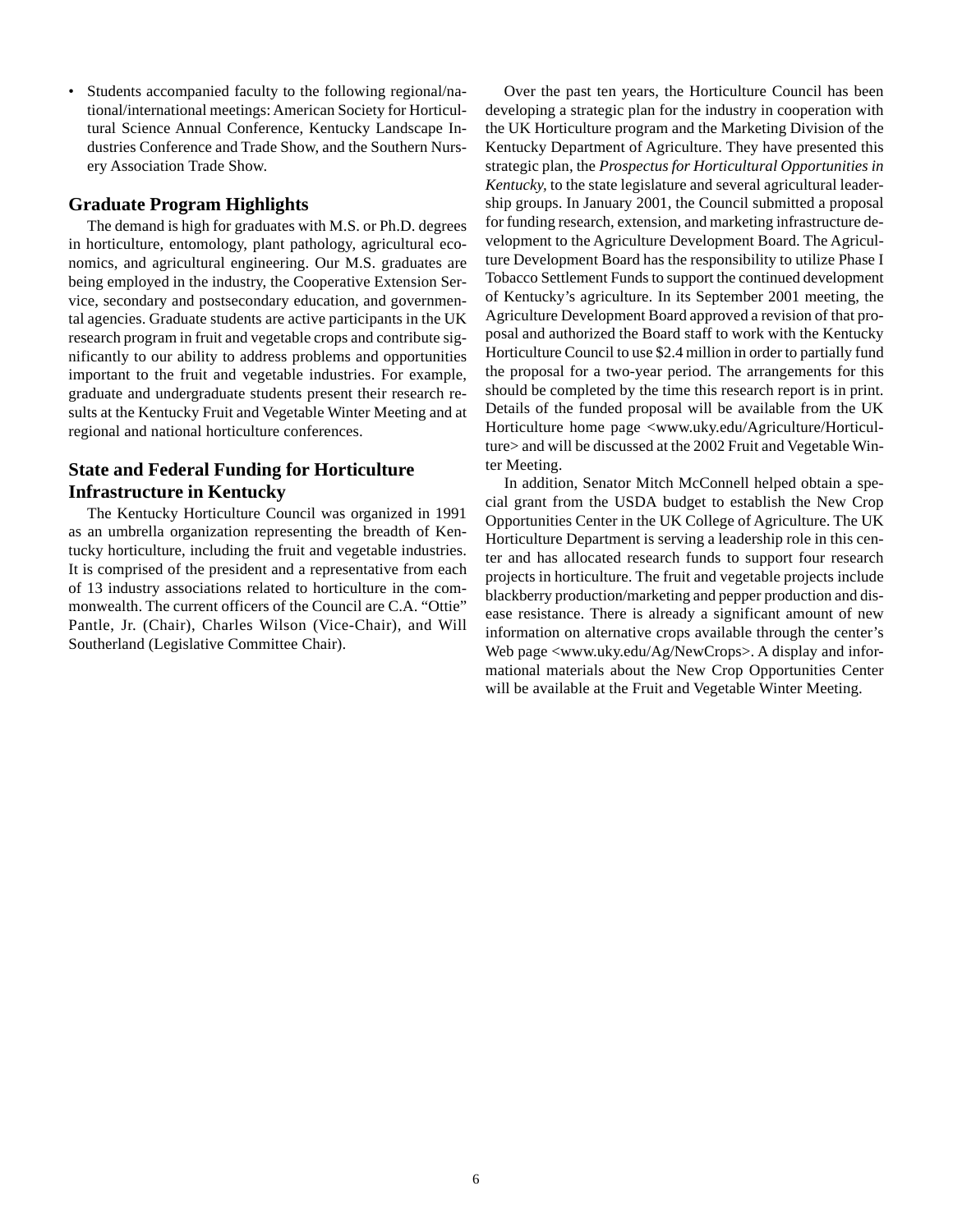- Students accompanied faculty to the following regional/national/international meetings: American Society for Horticultural Science Annual Conference, Kentucky Landscape Industries Conference and Trade Show, and the Southern Nursery Association Trade Show.

## Graduate Program Highlights

The demand is high for graduates with M.S. or Ph.D. degrees in horticulture, entomology, plant pathology, agricultural economics, and agricultural engineering. Our M.S. graduates are being employed in the industry, the Cooperative Extension Service, secondary and postsecondary education, and governmental agencies. Graduate students are active participants in the UK research program in fruit and vegetable crops and contribute significantly to our ability to address problems and opportunities important to the fruit and vegetable industries. For example, graduate and undergraduate students present their research results at the Kentucky Fruit and Vegetable Winter Meeting and at regional and national horticulture conferences.

## State and Federal Funding for Horticulture Infrastructure in Kentucky

The Kentucky Horticulture Council was organized in 1991 as an umbrella organization representing the breadth of Kentucky horticulture, including the fruit and vegetable industries. It is comprised of the president and a representative from each of 13 industry associations related to horticulture in the commonwealth. The current officers of the Council are C.A. "Ottie" Pantle, Jr. (Chair), Charles Wilson (Vice-Chair), and Will Southerland (Legislative Committee Chair).

Over the past ten years, the Horticulture Council has been developing a strategic plan for the industry in cooperation with the UK Horticulture program and the Marketing Division of the Kentucky Department of Agriculture. They have presented this strategic plan, the *Prospectus for Horticultural Opportunities in Kentucky*, to the state legislature and several agricultural leadership groups. In January 2001, the Council submitted a proposal for funding research, extension, and marketing infrastructure development to the Agriculture Development Board. The Agriculture Development Board has the responsibility to utilize Phase I Tobacco Settlement Funds to support the continued development of Kentucky's agriculture. In its September 2001 meeting, the Agriculture Development Board approved a revision of that proposal and authorized the Board staff to work with the Kentucky Horticulture Council to use $2.4 million in order to partially fund the proposal for a two-year period. The arrangements for this should be completed by the time this research report is in print. Details of the funded proposal will be available from the UK Horticulture home page <www.uky.edu/Agriculture/Horticulture> and will be discussed at the 2002 Fruit and Vegetable Winter Meeting.

In addition, Senator Mitch McConnell helped obtain a special grant from the USDA budget to establish the New Crop Opportunities Center in the UK College of Agriculture. The UK Horticulture Department is serving a leadership role in this center and has allocated research funds to support four research projects in horticulture. The fruit and vegetable projects include blackberry production/marketing and pepper production and disease resistance. There is already a significant amount of new information on alternative crops available through the center's Web page <www.uky.edu/Ag/NewCrops>. A display and informational materials about the New Crop Opportunities Center will be available at the Fruit and Vegetable Winter Meeting.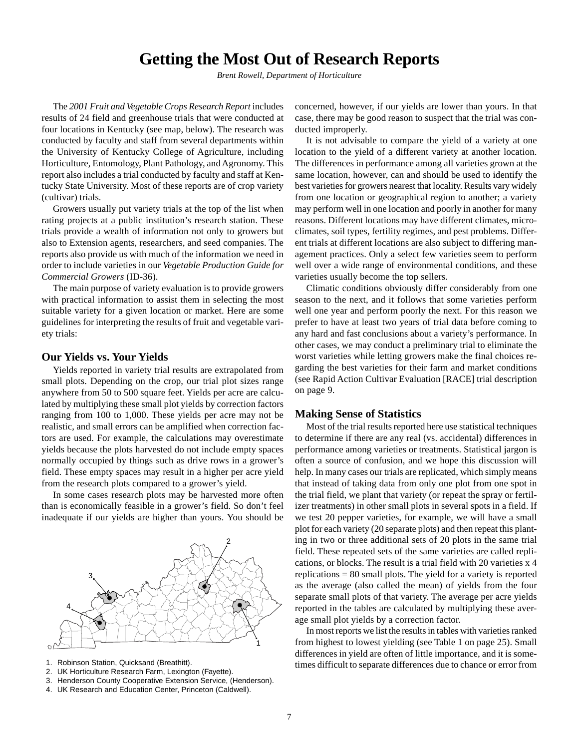# Getting the Most Out of Research Reports

*Brent Rowell, Department of Horticulture*

The *2001 Fruit and Vegetable Crops Research Report* includes results of 24 field and greenhouse trials that were conducted at four locations in Kentucky (see map, below). The research was conducted by faculty and staff from several departments within the University of Kentucky College of Agriculture, including Horticulture, Entomology, Plant Pathology, and Agronomy. This report also includes a trial conducted by faculty and staff at Kentucky State University. Most of these reports are of crop variety (cultivar) trials.

Growers usually put variety trials at the top of the list when rating projects at a public institution's research station. These trials provide a wealth of information not only to growers but also to Extension agents, researchers, and seed companies. The reports also provide us with much of the information we need in order to include varieties in our *Vegetable Production Guide for Commercial Growers* (ID-36).

The main purpose of variety evaluation is to provide growers with practical information to assist them in selecting the most suitable variety for a given location or market. Here are some guidelines for interpreting the results of fruit and vegetable variety trials:

## Our Yields vs. Your Yields

Yields reported in variety trial results are extrapolated from small plots. Depending on the crop, our trial plot sizes range anywhere from 50 to 500 square feet. Yields per acre are calculated by multiplying these small plot yields by correction factors ranging from 100 to 1,000. These yields per acre may not be realistic, and small errors can be amplified when correction factors are used. For example, the calculations may overestimate yields because the plots harvested do not include empty spaces normally occupied by things such as drive rows in a grower's field. These empty spaces may result in a higher per acre yield from the research plots compared to a grower's yield.

In some cases research plots may be harvested more often than is economically feasible in a grower's field. So don't feel inadequate if our yields are higher than yours. You should be concerned, however, if our yields are lower than yours. In that case, there may be good reason to suspect that the trial was conducted improperly.

1. Robinson Station, Quicksand (Breathitt).
2. UK Horticulture Research Farm, Lexington (Fayette).
3. Henderson County Cooperative Extension Service, (Henderson).
4. UK Research and Education Center, Princeton (Caldwell).

It is not advisable to compare the yield of a variety at one location to the yield of a different variety at another location. The differences in performance among all varieties grown at the same location, however, can and should be used to identify the best varieties for growers nearest that locality. Results vary widely from one location or geographical region to another; a variety may perform well in one location and poorly in another for many reasons. Different locations may have different climates, microclimates, soil types, fertility regimes, and pest problems. Different trials at different locations are also subject to differing management practices. Only a select few varieties seem to perform well over a wide range of environmental conditions, and these varieties usually become the top sellers.

Climatic conditions obviously differ considerably from one season to the next, and it follows that some varieties perform well one year and perform poorly the next. For this reason we prefer to have at least two years of trial data before coming to any hard and fast conclusions about a variety's performance. In other cases, we may conduct a preliminary trial to eliminate the worst varieties while letting growers make the final choices regarding the best varieties for their farm and market conditions (see Rapid Action Cultivar Evaluation [RACE] trial description on page 9.

## Making Sense of Statistics

Most of the trial results reported here use statistical techniques to determine if there are any real (vs. accidental) differences in performance among varieties or treatments. Statistical jargon is often a source of confusion, and we hope this discussion will help. In many cases our trials are replicated, which simply means that instead of taking data from only one plot from one spot in the trial field, we plant that variety (or repeat the spray or fertilizer treatments) in other small plots in several spots in a field. If we test 20 pepper varieties, for example, we will have a small plot for each variety (20 separate plots) and then repeat this planting in two or three additional sets of 20 plots in the same trial field. These repeated sets of the same varieties are called replications, or blocks. The result is a trial field with 20 varieties x 4 replications = 80 small plots. The yield for a variety is reported as the average (also called the mean) of yields from the four separate small plots of that variety. The average per acre yields reported in the tables are calculated by multiplying these average small plot yields by a correction factor.

In most reports we list the results in tables with varieties ranked from highest to lowest yielding (see Table 1 on page 25). Small differences in yield are often of little importance, and it is sometimes difficult to separate differences due to chance or error from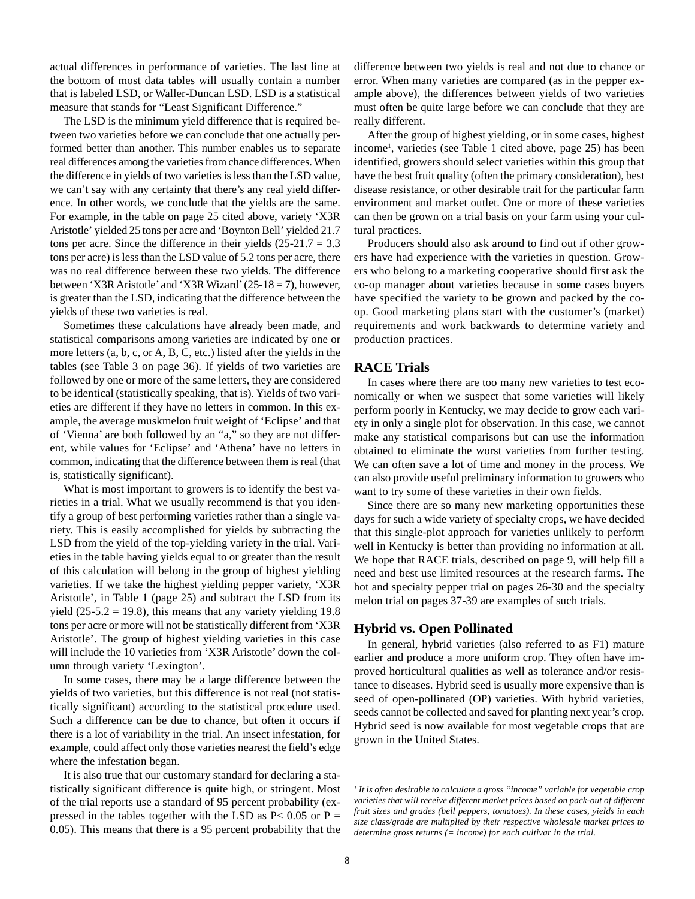actual differences in performance of varieties. The last line at the bottom of most data tables will usually contain a number that is labeled LSD, or Waller-Duncan LSD. LSD is a statistical measure that stands for "Least Significant Difference."

The LSD is the minimum yield difference that is required between two varieties before we can conclude that one actually performed better than another. This number enables us to separate real differences among the varieties from chance differences. When the difference in yields of two varieties is less than the LSD value, we can't say with any certainty that there's any real yield difference. In other words, we conclude that the yields are the same. For example, in the table on page 25 cited above, variety 'X3R Aristotle' yielded 25 tons per acre and 'Boynton Bell' yielded 21.7 tons per acre. Since the difference in their yields (25-21.7 = 3.3 tons per acre) is less than the LSD value of 5.2 tons per acre, there was no real difference between these two yields. The difference between 'X3R Aristotle' and 'X3R Wizard' (25-18 = 7), however, is greater than the LSD, indicating that the difference between the yields of these two varieties is real.

Sometimes these calculations have already been made, and statistical comparisons among varieties are indicated by one or more letters (a, b, c, or A, B, C, etc.) listed after the yields in the tables (see Table 3 on page 36). If yields of two varieties are followed by one or more of the same letters, they are considered to be identical (statistically speaking, that is). Yields of two varieties are different if they have no letters in common. In this example, the average muskmelon fruit weight of 'Eclipse' and that of 'Vienna' are both followed by an "a," so they are not different, while values for 'Eclipse' and 'Athena' have no letters in common, indicating that the difference between them is real (that is, statistically significant).

What is most important to growers is to identify the best varieties in a trial. What we usually recommend is that you identify a group of best performing varieties rather than a single variety. This is easily accomplished for yields by subtracting the LSD from the yield of the top-yielding variety in the trial. Varieties in the table having yields equal to or greater than the result of this calculation will belong in the group of highest yielding varieties. If we take the highest yielding pepper variety, 'X3R Aristotle', in Table 1 (page 25) and subtract the LSD from its yield (25-5.2 = 19.8), this means that any variety yielding 19.8 tons per acre or more will not be statistically different from 'X3R Aristotle'. The group of highest yielding varieties in this case will include the 10 varieties from 'X3R Aristotle' down the column through variety 'Lexington'.

In some cases, there may be a large difference between the yields of two varieties, but this difference is not real (not statistically significant) according to the statistical procedure used. Such a difference can be due to chance, but often it occurs if there is a lot of variability in the trial. An insect infestation, for example, could affect only those varieties nearest the field's edge where the infestation began.

It is also true that our customary standard for declaring a statistically significant difference is quite high, or stringent. Most of the trial reports use a standard of 95 percent probability (expressed in the tables together with the LSD as $P< 0.05$ or $P = 0.05$). This means that there is a 95 percent probability that the difference between two yields is real and not due to chance or error. When many varieties are compared (as in the pepper example above), the differences between yields of two varieties must often be quite large before we can conclude that they are really different.

After the group of highest yielding, or in some cases, highest income[1], varieties (see Table 1 cited above, page 25) has been identified, growers should select varieties within this group that have the best fruit quality (often the primary consideration), best disease resistance, or other desirable trait for the particular farm environment and market outlet. One or more of these varieties can then be grown on a trial basis on your farm using your cultural practices.

Producers should also ask around to find out if other growers have had experience with the varieties in question. Growers who belong to a marketing cooperative should first ask the co-op manager about varieties because in some cases buyers have specified the variety to be grown and packed by the co-op. Good marketing plans start with the customer's (market) requirements and work backwards to determine variety and production practices.

## RACE Trials

In cases where there are too many new varieties to test economically or when we suspect that some varieties will likely perform poorly in Kentucky, we may decide to grow each variety in only a single plot for observation. In this case, we cannot make any statistical comparisons but can use the information obtained to eliminate the worst varieties from further testing. We can often save a lot of time and money in the process. We can also provide useful preliminary information to growers who want to try some of these varieties in their own fields.

Since there are so many new marketing opportunities these days for such a wide variety of specialty crops, we have decided that this single-plot approach for varieties unlikely to perform well in Kentucky is better than providing no information at all. We hope that RACE trials, described on page 9, will help fill a need and best use limited resources at the research farms. The hot and specialty pepper trial on pages 26-30 and the specialty melon trial on pages 37-39 are examples of such trials.

## Hybrid vs. Open Pollinated

In general, hybrid varieties (also referred to as F1) mature earlier and produce a more uniform crop. They often have improved horticultural qualities as well as tolerance and/or resistance to diseases. Hybrid seed is usually more expensive than is seed of open-pollinated (OP) varieties. With hybrid varieties, seeds cannot be collected and saved for planting next year's crop. Hybrid seed is now available for most vegetable crops that are grown in the United States.

---

[1] *It is often desirable to calculate a gross "income" variable for vegetable crop varieties that will receive different market prices based on pack-out of different fruit sizes and grades (bell peppers, tomatoes). In these cases, yields in each size class/grade are multiplied by their respective wholesale market prices to determine gross returns (= income) for each cultivar in the trial.*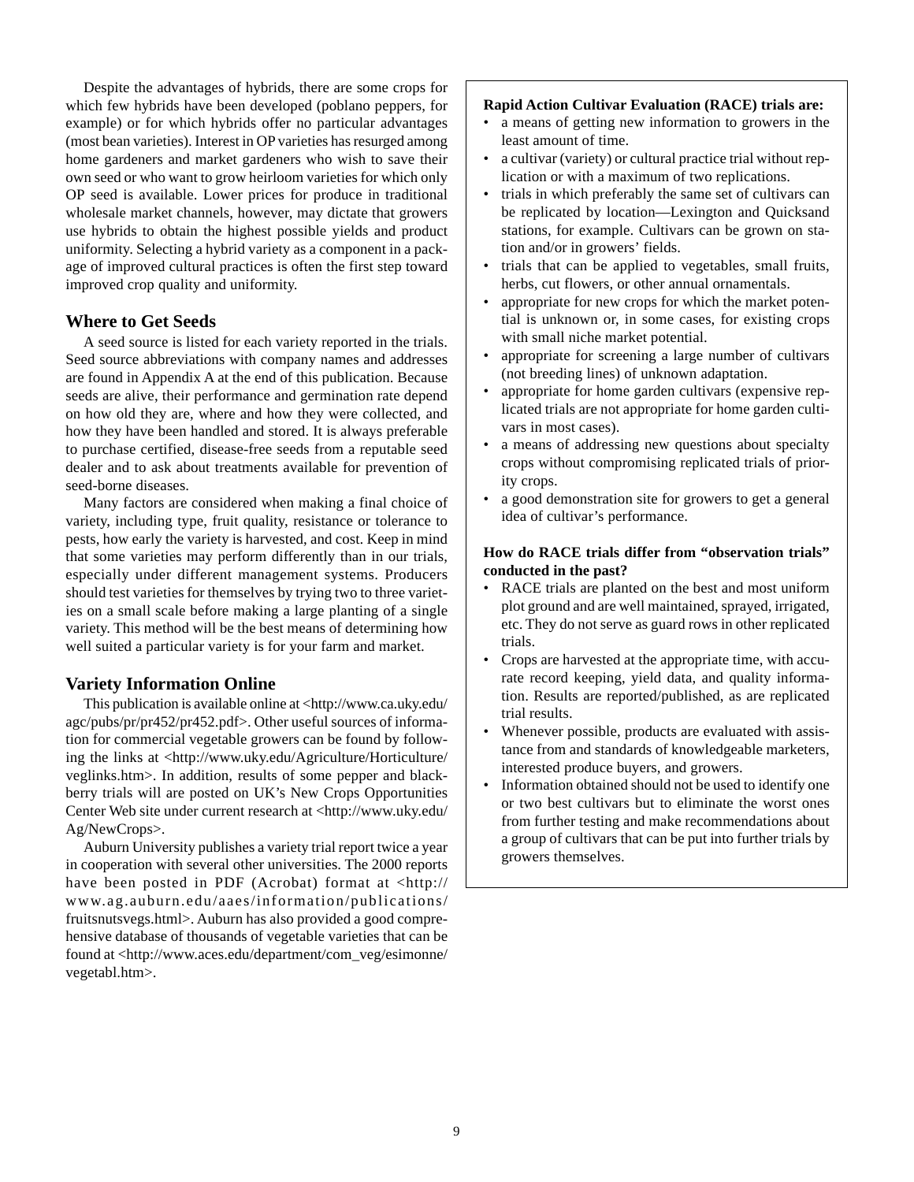Despite the advantages of hybrids, there are some crops for which few hybrids have been developed (poblano peppers, for example) or for which hybrids offer no particular advantages (most bean varieties). Interest in OP varieties has resurged among home gardeners and market gardeners who wish to save their own seed or who want to grow heirloom varieties for which only OP seed is available. Lower prices for produce in traditional wholesale market channels, however, may dictate that growers use hybrids to obtain the highest possible yields and product uniformity. Selecting a hybrid variety as a component in a package of improved cultural practices is often the first step toward improved crop quality and uniformity.

## Where to Get Seeds

A seed source is listed for each variety reported in the trials. Seed source abbreviations with company names and addresses are found in Appendix A at the end of this publication. Because seeds are alive, their performance and germination rate depend on how old they are, where and how they were collected, and how they have been handled and stored. It is always preferable to purchase certified, disease-free seeds from a reputable seed dealer and to ask about treatments available for prevention of seed-borne diseases.

Many factors are considered when making a final choice of variety, including type, fruit quality, resistance or tolerance to pests, how early the variety is harvested, and cost. Keep in mind that some varieties may perform differently than in our trials, especially under different management systems. Producers should test varieties for themselves by trying two to three varieties on a small scale before making a large planting of a single variety. This method will be the best means of determining how well suited a particular variety is for your farm and market.

## Variety Information Online

This publication is available online at <http://www.ca.uky.edu/agc/pubs/pr/pr452/pr452.pdf>. Other useful sources of information for commercial vegetable growers can be found by following the links at <http://www.uky.edu/Agriculture/Horticulture/veglinks.htm>. In addition, results of some pepper and blackberry trials will are posted on UK's New Crops Opportunities Center Web site under current research at <http://www.uky.edu/Ag/NewCrops>.

Auburn University publishes a variety trial report twice a year in cooperation with several other universities. The 2000 reports have been posted in PDF (Acrobat) format at <http://www.ag.auburn.edu/aaes/information/publications/fruitsnutsvegs.html>. Auburn has also provided a good comprehensive database of thousands of vegetable varieties that can be found at <http://www.aces.edu/department/com_veg/esimonne/vegetabl.htm>.

**Rapid Action Cultivar Evaluation (RACE) trials are:**

- a means of getting new information to growers in the least amount of time.
- a cultivar (variety) or cultural practice trial without replication or with a maximum of two replications.
- trials in which preferably the same set of cultivars can be replicated by location—Lexington and Quicksand stations, for example. Cultivars can be grown on station and/or in growers' fields.
- trials that can be applied to vegetables, small fruits, herbs, cut flowers, or other annual ornamentals.
- appropriate for new crops for which the market potential is unknown or, in some cases, for existing crops with small niche market potential.
- appropriate for screening a large number of cultivars (not breeding lines) of unknown adaptation.
- appropriate for home garden cultivars (expensive replicated trials are not appropriate for home garden cultivars in most cases).
- a means of addressing new questions about specialty crops without compromising replicated trials of priority crops.
- a good demonstration site for growers to get a general idea of cultivar's performance.

**How do RACE trials differ from "observation trials" conducted in the past?**

- RACE trials are planted on the best and most uniform plot ground and are well maintained, sprayed, irrigated, etc. They do not serve as guard rows in other replicated trials.
- Crops are harvested at the appropriate time, with accurate record keeping, yield data, and quality information. Results are reported/published, as are replicated trial results.
- Whenever possible, products are evaluated with assistance from and standards of knowledgeable marketers, interested produce buyers, and growers.
- Information obtained should not be used to identify one or two best cultivars but to eliminate the worst ones from further testing and make recommendations about a group of cultivars that can be put into further trials by growers themselves.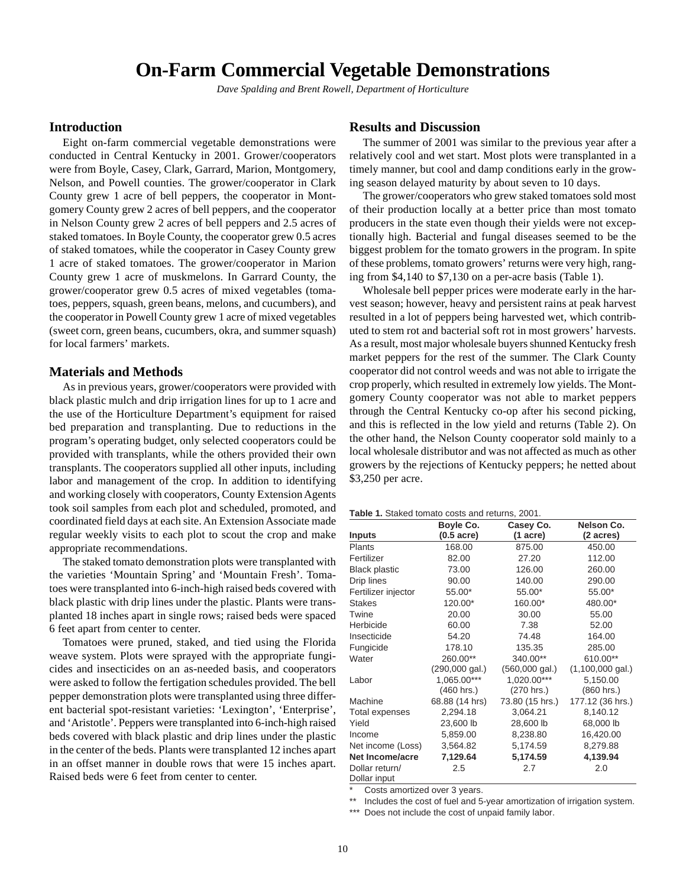# On-Farm Commercial Vegetable Demonstrations

*Dave Spalding and Brent Rowell, Department of Horticulture*

## Introduction

Eight on-farm commercial vegetable demonstrations were conducted in Central Kentucky in 2001. Grower/cooperators were from Boyle, Casey, Clark, Garrard, Marion, Montgomery, Nelson, and Powell counties. The grower/cooperator in Clark County grew 1 acre of bell peppers, the cooperator in Montgomery County grew 2 acres of bell peppers, and the cooperator in Nelson County grew 2 acres of bell peppers and 2.5 acres of staked tomatoes. In Boyle County, the cooperator grew 0.5 acres of staked tomatoes, while the cooperator in Casey County grew 1 acre of staked tomatoes. The grower/cooperator in Marion County grew 1 acre of muskmelons. In Garrard County, the grower/cooperator grew 0.5 acres of mixed vegetables (tomatoes, peppers, squash, green beans, melons, and cucumbers), and the cooperator in Powell County grew 1 acre of mixed vegetables (sweet corn, green beans, cucumbers, okra, and summer squash) for local farmers' markets.

## Materials and Methods

As in previous years, grower/cooperators were provided with black plastic mulch and drip irrigation lines for up to 1 acre and the use of the Horticulture Department's equipment for raised bed preparation and transplanting. Due to reductions in the program's operating budget, only selected cooperators could be provided with transplants, while the others provided their own transplants. The cooperators supplied all other inputs, including labor and management of the crop. In addition to identifying and working closely with cooperators, County Extension Agents took soil samples from each plot and scheduled, promoted, and coordinated field days at each site. An Extension Associate made regular weekly visits to each plot to scout the crop and make appropriate recommendations.

The staked tomato demonstration plots were transplanted with the varieties 'Mountain Spring' and 'Mountain Fresh'. Tomatoes were transplanted into 6-inch-high raised beds covered with black plastic with drip lines under the plastic. Plants were transplanted 18 inches apart in single rows; raised beds were spaced 6 feet apart from center to center.

Tomatoes were pruned, staked, and tied using the Florida weave system. Plots were sprayed with the appropriate fungicides and insecticides on an as-needed basis, and cooperators were asked to follow the fertigation schedules provided. The bell pepper demonstration plots were transplanted using three different bacterial spot-resistant varieties: 'Lexington', 'Enterprise', and 'Aristotle'. Peppers were transplanted into 6-inch-high raised beds covered with black plastic and drip lines under the plastic in the center of the beds. Plants were transplanted 12 inches apart in an offset manner in double rows that were 15 inches apart. Raised beds were 6 feet from center to center.

## Results and Discussion

The summer of 2001 was similar to the previous year after a relatively cool and wet start. Most plots were transplanted in a timely manner, but cool and damp conditions early in the growing season delayed maturity by about seven to 10 days.

The grower/cooperators who grew staked tomatoes sold most of their production locally at a better price than most tomato producers in the state even though their yields were not exceptionally high. Bacterial and fungal diseases seemed to be the biggest problem for the tomato growers in the program. In spite of these problems, tomato growers' returns were very high, ranging from $4,140 to $7,130 on a per-acre basis (Table 1).

Wholesale bell pepper prices were moderate early in the harvest season; however, heavy and persistent rains at peak harvest resulted in a lot of peppers being harvested wet, which contributed to stem rot and bacterial soft rot in most growers' harvests. As a result, most major wholesale buyers shunned Kentucky fresh market peppers for the rest of the summer. The Clark County cooperator did not control weeds and was not able to irrigate the crop properly, which resulted in extremely low yields. The Montgomery County cooperator was not able to market peppers through the Central Kentucky co-op after his second picking, and this is reflected in the low yield and returns (Table 2). On the other hand, the Nelson County cooperator sold mainly to a local wholesale distributor and was not affected as much as other growers by the rejections of Kentucky peppers; he netted about $3,250 per acre.

**Table 1.** Staked tomato costs and returns, 2001.

| Inputs | Boyle Co. (0.5 acre) | Casey Co. (1 acre) | Nelson Co. (2 acres) |
|---|---|---|---|
| Plants | 168.00 | 875.00 | 450.00 |
| Fertilizer | 82.00 | 27.20 | 112.00 |
| Black plastic | 73.00 | 126.00 | 260.00 |
| Drip lines | 90.00 | 140.00 | 290.00 |
| Fertilizer injector | 55.00* | 55.00* | 55.00* |
| Stakes | 120.00* | 160.00* | 480.00* |
| Twine | 20.00 | 30.00 | 55.00 |
| Herbicide | 60.00 | 7.38 | 52.00 |
| Insecticide | 54.20 | 74.48 | 164.00 |
| Fungicide | 178.10 | 135.35 | 285.00 |
| Water | 260.00** (290,000 gal.) | 340.00** (560,000 gal.) | 610.00** (1,100,000 gal.) |
| Labor | 1,065.00*** (460 hrs.) | 1,020.00*** (270 hrs.) | 5,150.00 (860 hrs.) |
| Machine | 68.88 (14 hrs) | 73.80 (15 hrs.) | 177.12 (36 hrs.) |
| Total expenses | 2,294.18 | 3,064.21 | 8,140.12 |
| Yield | 23,600 lb | 28,600 lb | 68,000 lb |
| Income | 5,859.00 | 8,238.80 | 16,420.00 |
| Net income (Loss) | 3,564.82 | 5,174.59 | 8,279.88 |
| **Net Income/acre** | **7,129.64** | **5,174.59** | **4,139.94** |
| Dollar return/ Dollar input | 2.5 | 2.7 | 2.0 |

\* Costs amortized over 3 years.

\*\* Includes the cost of fuel and 5-year amortization of irrigation system.

\*\*\* Does not include the cost of unpaid family labor.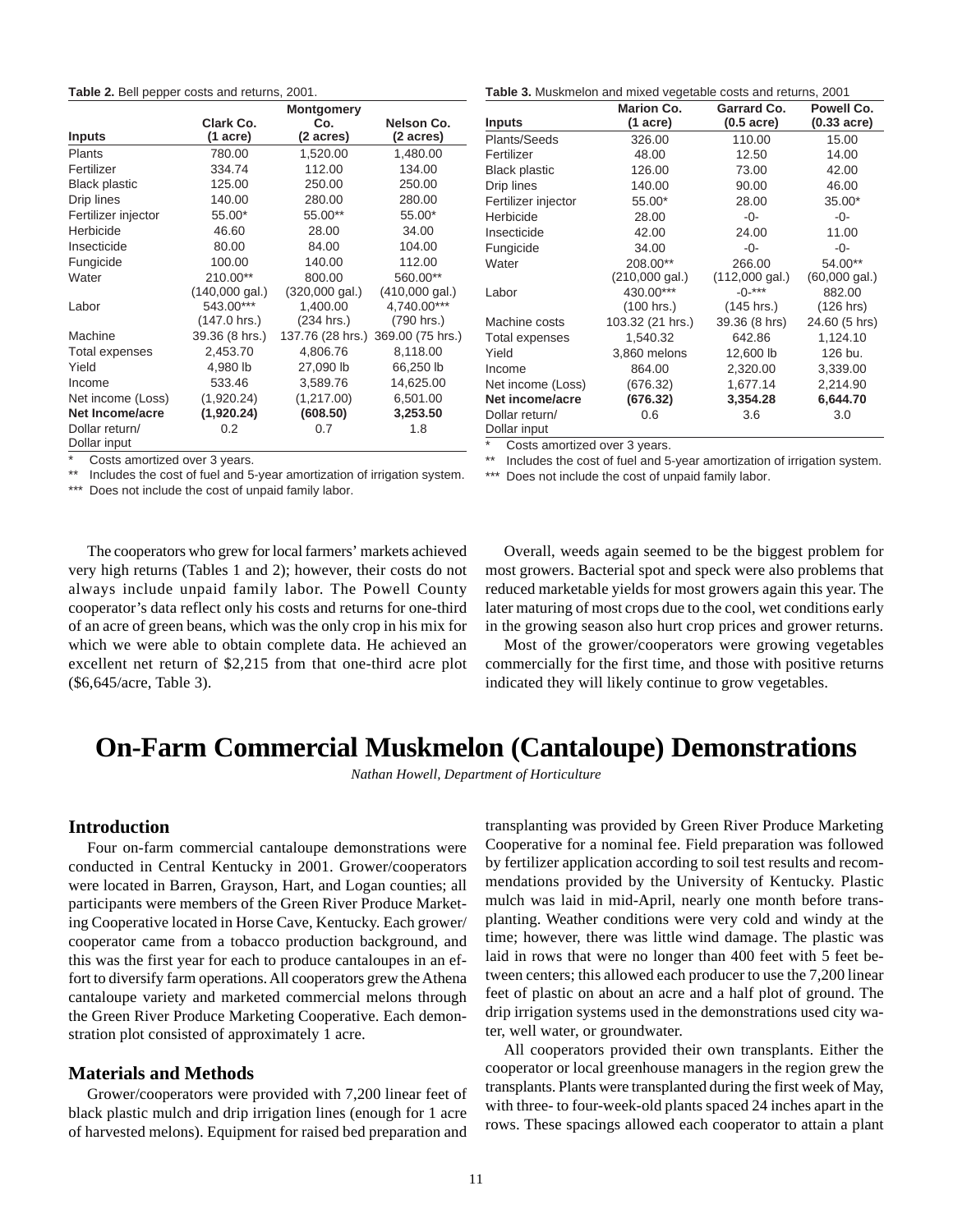**Table 2.** Bell pepper costs and returns, 2001.

| Inputs | Clark Co. (1 acre) | Montgomery Co. (2 acres) | Nelson Co. (2 acres) |
|---|---|---|---|
| Plants | 780.00 | 1,520.00 | 1,480.00 |
| Fertilizer | 334.74 | 112.00 | 134.00 |
| Black plastic | 125.00 | 250.00 | 250.00 |
| Drip lines | 140.00 | 280.00 | 280.00 |
| Fertilizer injector | 55.00* | 55.00** | 55.00* |
| Herbicide | 46.60 | 28.00 | 34.00 |
| Insecticide | 80.00 | 84.00 | 104.00 |
| Fungicide | 100.00 | 140.00 | 112.00 |
| Water | 210.00** (140,000 gal.) | 800.00 (320,000 gal.) | 560.00** (410,000 gal.) |
| Labor | 543.00*** (147.0 hrs.) | 1,400.00 (234 hrs.) | 4,740.00*** (790 hrs.) |
| Machine | 39.36 (8 hrs.) | 137.76 (28 hrs.) | 369.00 (75 hrs.) |
| Total expenses | 2,453.70 | 4,806.76 | 8,118.00 |
| Yield | 4,980 lb | 27,090 lb | 66,250 lb |
| Income | 533.46 | 3,589.76 | 14,625.00 |
| Net income (Loss) | (1,920.24) | (1,217.00) | 6,501.00 |
| **Net Income/acre** | **(1,920.24)** | **(608.50)** | **3,253.50** |
| Dollar return/ Dollar input | 0.2 | 0.7 | 1.8 |

\* Costs amortized over 3 years.
\** Includes the cost of fuel and 5-year amortization of irrigation system.
\*** Does not include the cost of unpaid family labor.

**Table 3.** Muskmelon and mixed vegetable costs and returns, 2001

| Inputs | Marion Co. (1 acre) | Garrard Co. (0.5 acre) | Powell Co. (0.33 acre) |
|---|---|---|---|
| Plants/Seeds | 326.00 | 110.00 | 15.00 |
| Fertilizer | 48.00 | 12.50 | 14.00 |
| Black plastic | 126.00 | 73.00 | 42.00 |
| Drip lines | 140.00 | 90.00 | 46.00 |
| Fertilizer injector | 55.00* | 28.00 | 35.00* |
| Herbicide | 28.00 | -0- | -0- |
| Insecticide | 42.00 | 24.00 | 11.00 |
| Fungicide | 34.00 | -0- | -0- |
| Water | 208.00** (210,000 gal.) | 266.00 (112,000 gal.) | 54.00** (60,000 gal.) |
| Labor | 430.00*** (100 hrs.) | -0-*** (145 hrs.) | 882.00 (126 hrs) |
| Machine costs | 103.32 (21 hrs.) | 39.36 (8 hrs) | 24.60 (5 hrs) |
| Total expenses | 1,540.32 | 642.86 | 1,124.10 |
| Yield | 3,860 melons | 12,600 lb | 126 bu. |
| Income | 864.00 | 2,320.00 | 3,339.00 |
| Net income (Loss) | (676.32) | 1,677.14 | 2,214.90 |
| **Net income/acre** | **(676.32)** | **3,354.28** | **6,644.70** |
| Dollar return/ Dollar input | 0.6 | 3.6 | 3.0 |

\* Costs amortized over 3 years.
\** Includes the cost of fuel and 5-year amortization of irrigation system.
\*** Does not include the cost of unpaid family labor.

The cooperators who grew for local farmers' markets achieved very high returns (Tables 1 and 2); however, their costs do not always include unpaid family labor. The Powell County cooperator's data reflect only his costs and returns for one-third of an acre of green beans, which was the only crop in his mix for which we were able to obtain complete data. He achieved an excellent net return of $2,215 from that one-third acre plot ($6,645/acre, Table 3).

Overall, weeds again seemed to be the biggest problem for most growers. Bacterial spot and speck were also problems that reduced marketable yields for most growers again this year. The later maturing of most crops due to the cool, wet conditions early in the growing season also hurt crop prices and grower returns.

Most of the grower/cooperators were growing vegetables commercially for the first time, and those with positive returns indicated they will likely continue to grow vegetables.

# On-Farm Commercial Muskmelon (Cantaloupe) Demonstrations

*Nathan Howell, Department of Horticulture*

## Introduction

Four on-farm commercial cantaloupe demonstrations were conducted in Central Kentucky in 2001. Grower/cooperators were located in Barren, Grayson, Hart, and Logan counties; all participants were members of the Green River Produce Marketing Cooperative located in Horse Cave, Kentucky. Each grower/cooperator came from a tobacco production background, and this was the first year for each to produce cantaloupes in an effort to diversify farm operations. All cooperators grew the Athena cantaloupe variety and marketed commercial melons through the Green River Produce Marketing Cooperative. Each demonstration plot consisted of approximately 1 acre.

## Materials and Methods

Grower/cooperators were provided with 7,200 linear feet of black plastic mulch and drip irrigation lines (enough for 1 acre of harvested melons). Equipment for raised bed preparation and transplanting was provided by Green River Produce Marketing Cooperative for a nominal fee. Field preparation was followed by fertilizer application according to soil test results and recommendations provided by the University of Kentucky. Plastic mulch was laid in mid-April, nearly one month before transplanting. Weather conditions were very cold and windy at the time; however, there was little wind damage. The plastic was laid in rows that were no longer than 400 feet with 5 feet between centers; this allowed each producer to use the 7,200 linear feet of plastic on about an acre and a half plot of ground. The drip irrigation systems used in the demonstrations used city water, well water, or groundwater.

All cooperators provided their own transplants. Either the cooperator or local greenhouse managers in the region grew the transplants. Plants were transplanted during the first week of May, with three- to four-week-old plants spaced 24 inches apart in the rows. These spacings allowed each cooperator to attain a plant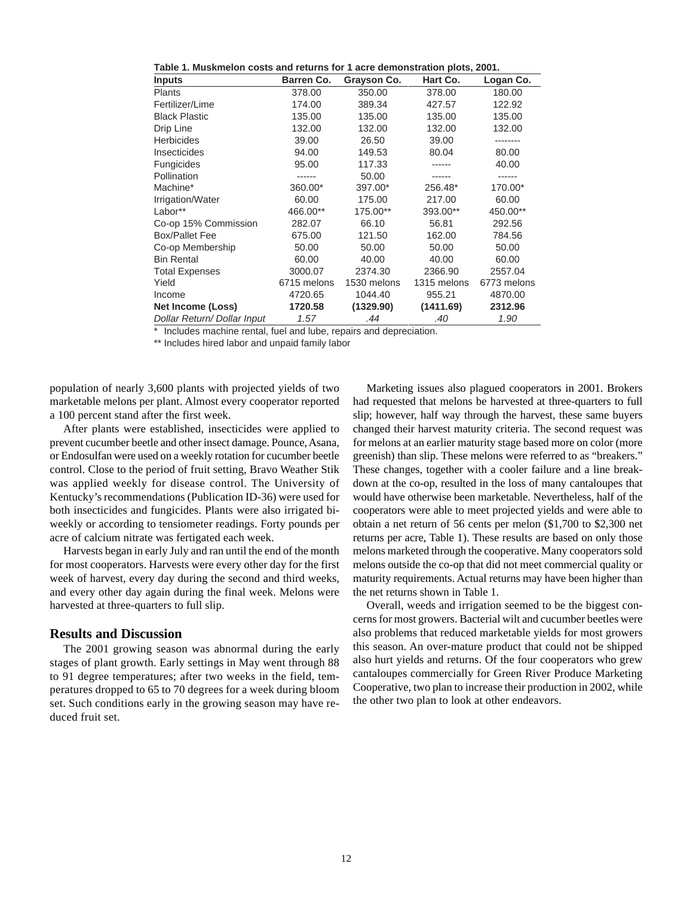**Table 1. Muskmelon costs and returns for 1 acre demonstration plots, 2001.**

| Inputs | Barren Co. | Grayson Co. | Hart Co. | Logan Co. |
|---|---|---|---|---|
| Plants | 378.00 | 350.00 | 378.00 | 180.00 |
| Fertilizer/Lime | 174.00 | 389.34 | 427.57 | 122.92 |
| Black Plastic | 135.00 | 135.00 | 135.00 | 135.00 |
| Drip Line | 132.00 | 132.00 | 132.00 | 132.00 |
| Herbicides | 39.00 | 26.50 | 39.00 | -------- |
| Insecticides | 94.00 | 149.53 | 80.04 | 80.00 |
| Fungicides | 95.00 | 117.33 | ------ | 40.00 |
| Pollination | ------ | 50.00 | ------ | ------ |
| Machine* | 360.00* | 397.00* | 256.48* | 170.00* |
| Irrigation/Water | 60.00 | 175.00 | 217.00 | 60.00 |
| Labor** | 466.00** | 175.00** | 393.00** | 450.00** |
| Co-op 15% Commission | 282.07 | 66.10 | 56.81 | 292.56 |
| Box/Pallet Fee | 675.00 | 121.50 | 162.00 | 784.56 |
| Co-op Membership | 50.00 | 50.00 | 50.00 | 50.00 |
| Bin Rental | 60.00 | 40.00 | 40.00 | 60.00 |
| Total Expenses | 3000.07 | 2374.30 | 2366.90 | 2557.04 |
| Yield | 6715 melons | 1530 melons | 1315 melons | 6773 melons |
| Income | 4720.65 | 1044.40 | 955.21 | 4870.00 |
| **Net Income (Loss)** | **1720.58** | **(1329.90)** | **(1411.69)** | **2312.96** |
| *Dollar Return/ Dollar Input* | *1.57* | *.44* | *.40* | *1.90* |

\* Includes machine rental, fuel and lube, repairs and depreciation.

** Includes hired labor and unpaid family labor

population of nearly 3,600 plants with projected yields of two marketable melons per plant. Almost every cooperator reported a 100 percent stand after the first week.

After plants were established, insecticides were applied to prevent cucumber beetle and other insect damage. Pounce, Asana, or Endosulfan were used on a weekly rotation for cucumber beetle control. Close to the period of fruit setting, Bravo Weather Stik was applied weekly for disease control. The University of Kentucky's recommendations (Publication ID-36) were used for both insecticides and fungicides. Plants were also irrigated bi-weekly or according to tensiometer readings. Forty pounds per acre of calcium nitrate was fertigated each week.

Harvests began in early July and ran until the end of the month for most cooperators. Harvests were every other day for the first week of harvest, every day during the second and third weeks, and every other day again during the final week. Melons were harvested at three-quarters to full slip.

## Results and Discussion

The 2001 growing season was abnormal during the early stages of plant growth. Early settings in May went through 88 to 91 degree temperatures; after two weeks in the field, temperatures dropped to 65 to 70 degrees for a week during bloom set. Such conditions early in the growing season may have reduced fruit set.

Marketing issues also plagued cooperators in 2001. Brokers had requested that melons be harvested at three-quarters to full slip; however, half way through the harvest, these same buyers changed their harvest maturity criteria. The second request was for melons at an earlier maturity stage based more on color (more greenish) than slip. These melons were referred to as "breakers." These changes, together with a cooler failure and a line breakdown at the co-op, resulted in the loss of many cantaloupes that would have otherwise been marketable. Nevertheless, half of the cooperators were able to meet projected yields and were able to obtain a net return of 56 cents per melon ($1,700 to $2,300 net returns per acre, Table 1). These results are based on only those melons marketed through the cooperative. Many cooperators sold melons outside the co-op that did not meet commercial quality or maturity requirements. Actual returns may have been higher than the net returns shown in Table 1.

Overall, weeds and irrigation seemed to be the biggest concerns for most growers. Bacterial wilt and cucumber beetles were also problems that reduced marketable yields for most growers this season. An over-mature product that could not be shipped also hurt yields and returns. Of the four cooperators who grew cantaloupes commercially for Green River Produce Marketing Cooperative, two plan to increase their production in 2002, while the other two plan to look at other endeavors.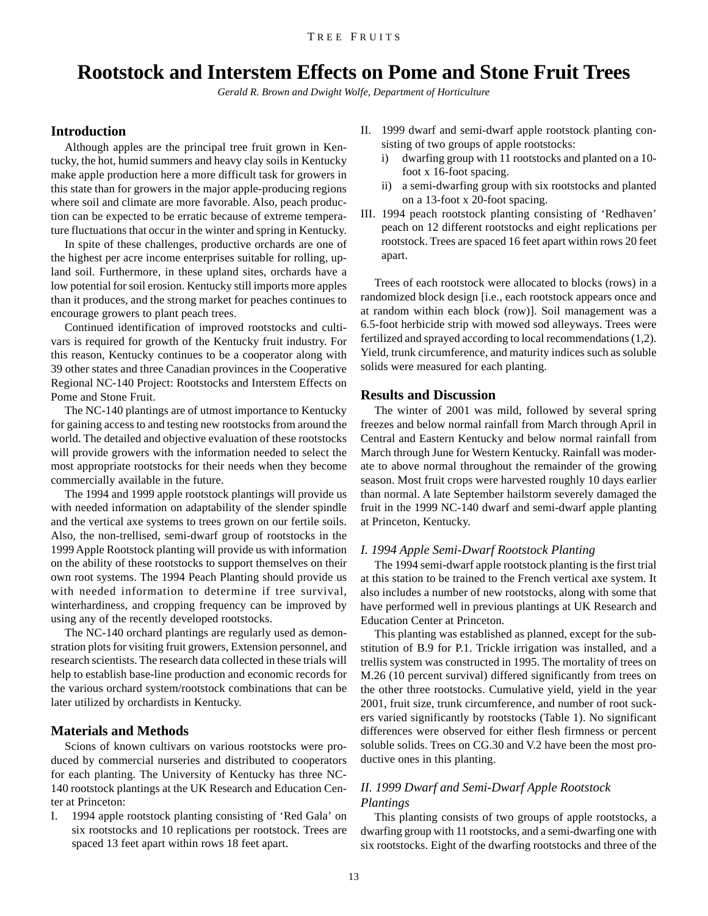# Rootstock and Interstem Effects on Pome and Stone Fruit Trees

*Gerald R. Brown and Dwight Wolfe, Department of Horticulture*

## Introduction

Although apples are the principal tree fruit grown in Kentucky, the hot, humid summers and heavy clay soils in Kentucky make apple production here a more difficult task for growers in this state than for growers in the major apple-producing regions where soil and climate are more favorable. Also, peach production can be expected to be erratic because of extreme temperature fluctuations that occur in the winter and spring in Kentucky.

In spite of these challenges, productive orchards are one of the highest per acre income enterprises suitable for rolling, upland soil. Furthermore, in these upland sites, orchards have a low potential for soil erosion. Kentucky still imports more apples than it produces, and the strong market for peaches continues to encourage growers to plant peach trees.

Continued identification of improved rootstocks and cultivars is required for growth of the Kentucky fruit industry. For this reason, Kentucky continues to be a cooperator along with 39 other states and three Canadian provinces in the Cooperative Regional NC-140 Project: Rootstocks and Interstem Effects on Pome and Stone Fruit.

The NC-140 plantings are of utmost importance to Kentucky for gaining access to and testing new rootstocks from around the world. The detailed and objective evaluation of these rootstocks will provide growers with the information needed to select the most appropriate rootstocks for their needs when they become commercially available in the future.

The 1994 and 1999 apple rootstock plantings will provide us with needed information on adaptability of the slender spindle and the vertical axe systems to trees grown on our fertile soils. Also, the non-trellised, semi-dwarf group of rootstocks in the 1999 Apple Rootstock planting will provide us with information on the ability of these rootstocks to support themselves on their own root systems. The 1994 Peach Planting should provide us with needed information to determine if tree survival, winterhardiness, and cropping frequency can be improved by using any of the recently developed rootstocks.

The NC-140 orchard plantings are regularly used as demonstration plots for visiting fruit growers, Extension personnel, and research scientists. The research data collected in these trials will help to establish base-line production and economic records for the various orchard system/rootstock combinations that can be later utilized by orchardists in Kentucky.

## Materials and Methods

Scions of known cultivars on various rootstocks were produced by commercial nurseries and distributed to cooperators for each planting. The University of Kentucky has three NC-140 rootstock plantings at the UK Research and Education Center at Princeton:

I. 1994 apple rootstock planting consisting of 'Red Gala' on six rootstocks and 10 replications per rootstock. Trees are spaced 13 feet apart within rows 18 feet apart.

II. 1999 dwarf and semi-dwarf apple rootstock planting consisting of two groups of apple rootstocks:
   i) dwarfing group with 11 rootstocks and planted on a 10-foot x 16-foot spacing.
   ii) a semi-dwarfing group with six rootstocks and planted on a 13-foot x 20-foot spacing.

III. 1994 peach rootstock planting consisting of 'Redhaven' peach on 12 different rootstocks and eight replications per rootstock. Trees are spaced 16 feet apart within rows 20 feet apart.

Trees of each rootstock were allocated to blocks (rows) in a randomized block design [i.e., each rootstock appears once and at random within each block (row)]. Soil management was a 6.5-foot herbicide strip with mowed sod alleyways. Trees were fertilized and sprayed according to local recommendations (1,2). Yield, trunk circumference, and maturity indices such as soluble solids were measured for each planting.

## Results and Discussion

The winter of 2001 was mild, followed by several spring freezes and below normal rainfall from March through April in Central and Eastern Kentucky and below normal rainfall from March through June for Western Kentucky. Rainfall was moderate to above normal throughout the remainder of the growing season. Most fruit crops were harvested roughly 10 days earlier than normal. A late September hailstorm severely damaged the fruit in the 1999 NC-140 dwarf and semi-dwarf apple planting at Princeton, Kentucky.

### *I. 1994 Apple Semi-Dwarf Rootstock Planting*

The 1994 semi-dwarf apple rootstock planting is the first trial at this station to be trained to the French vertical axe system. It also includes a number of new rootstocks, along with some that have performed well in previous plantings at UK Research and Education Center at Princeton.

This planting was established as planned, except for the substitution of B.9 for P.1. Trickle irrigation was installed, and a trellis system was constructed in 1995. The mortality of trees on M.26 (10 percent survival) differed significantly from trees on the other three rootstocks. Cumulative yield, yield in the year 2001, fruit size, trunk circumference, and number of root suckers varied significantly by rootstocks (Table 1). No significant differences were observed for either flesh firmness or percent soluble solids. Trees on CG.30 and V.2 have been the most productive ones in this planting.

### *II. 1999 Dwarf and Semi-Dwarf Apple Rootstock Plantings*

This planting consists of two groups of apple rootstocks, a dwarfing group with 11 rootstocks, and a semi-dwarfing one with six rootstocks. Eight of the dwarfing rootstocks and three of the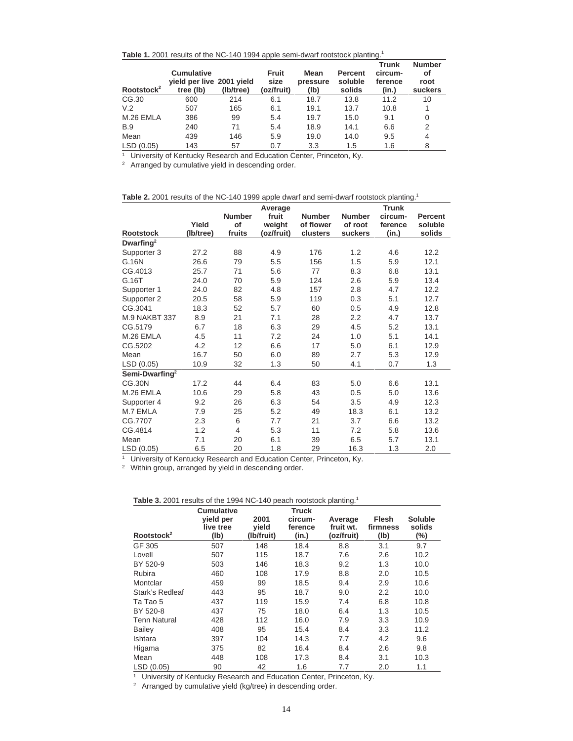**Table 1.** 2001 results of the NC-140 1994 apple semi-dwarf rootstock planting.[1]

| Rootstock[2] | Cumulative yield per live tree (lb) | 2001 yield (lb/tree) | Fruit size (oz/fruit) | Mean pressure (lb) | Percent soluble solids | Trunk circum-ference (in.) | Number of root suckers |
|---|---|---|---|---|---|---|---|
| CG.30 | 600 | 214 | 6.1 | 18.7 | 13.8 | 11.2 | 10 |
| V.2 | 507 | 165 | 6.1 | 19.1 | 13.7 | 10.8 | 1 |
| M.26 EMLA | 386 | 99 | 5.4 | 19.7 | 15.0 | 9.1 | 0 |
| B.9 | 240 | 71 | 5.4 | 18.9 | 14.1 | 6.6 | 2 |
| Mean | 439 | 146 | 5.9 | 19.0 | 14.0 | 9.5 | 4 |
| LSD (0.05) | 143 | 57 | 0.7 | 3.3 | 1.5 | 1.6 | 8 |

[1] University of Kentucky Research and Education Center, Princeton, Ky.
[2] Arranged by cumulative yield in descending order.

**Table 2.** 2001 results of the NC-140 1999 apple dwarf and semi-dwarf rootstock planting.[1]

| Rootstock | Yield (lb/tree) | Number of fruits | Average fruit weight (oz/fruit) | Number of flower clusters | Number of root suckers | Trunk circum-ference (in.) | Percent soluble solids |
|---|---|---|---|---|---|---|---|
| **Dwarfing[2]** | | | | | | | |
| Supporter 3 | 27.2 | 88 | 4.9 | 176 | 1.2 | 4.6 | 12.2 |
| G.16N | 26.6 | 79 | 5.5 | 156 | 1.5 | 5.9 | 12.1 |
| CG.4013 | 25.7 | 71 | 5.6 | 77 | 8.3 | 6.8 | 13.1 |
| G.16T | 24.0 | 70 | 5.9 | 124 | 2.6 | 5.9 | 13.4 |
| Supporter 1 | 24.0 | 82 | 4.8 | 157 | 2.8 | 4.7 | 12.2 |
| Supporter 2 | 20.5 | 58 | 5.9 | 119 | 0.3 | 5.1 | 12.7 |
| CG.3041 | 18.3 | 52 | 5.7 | 60 | 0.5 | 4.9 | 12.8 |
| M.9 NAKBT 337 | 8.9 | 21 | 7.1 | 28 | 2.2 | 4.7 | 13.7 |
| CG.5179 | 6.7 | 18 | 6.3 | 29 | 4.5 | 5.2 | 13.1 |
| M.26 EMLA | 4.5 | 11 | 7.2 | 24 | 1.0 | 5.1 | 14.1 |
| CG.5202 | 4.2 | 12 | 6.6 | 17 | 5.0 | 6.1 | 12.9 |
| Mean | 16.7 | 50 | 6.0 | 89 | 2.7 | 5.3 | 12.9 |
| LSD (0.05) | 10.9 | 32 | 1.3 | 50 | 4.1 | 0.7 | 1.3 |
| **Semi-Dwarfing[2]** | | | | | | | |
| CG.30N | 17.2 | 44 | 6.4 | 83 | 5.0 | 6.6 | 13.1 |
| M.26 EMLA | 10.6 | 29 | 5.8 | 43 | 0.5 | 5.0 | 13.6 |
| Supporter 4 | 9.2 | 26 | 6.3 | 54 | 3.5 | 4.9 | 12.3 |
| M.7 EMLA | 7.9 | 25 | 5.2 | 49 | 18.3 | 6.1 | 13.2 |
| CG.7707 | 2.3 | 6 | 7.7 | 21 | 3.7 | 6.6 | 13.2 |
| CG.4814 | 1.2 | 4 | 5.3 | 11 | 7.2 | 5.8 | 13.6 |
| Mean | 7.1 | 20 | 6.1 | 39 | 6.5 | 5.7 | 13.1 |
| LSD (0.05) | 6.5 | 20 | 1.8 | 29 | 16.3 | 1.3 | 2.0 |

[1] University of Kentucky Research and Education Center, Princeton, Ky.
[2] Within group, arranged by yield in descending order.

**Table 3.** 2001 results of the 1994 NC-140 peach rootstock planting.[1]

| Rootstock[2] | Cumulative yield per live tree (lb) | 2001 yield (lb/fruit) | Truck circum-ference (in.) | Average fruit wt. (oz/fruit) | Flesh firmness (lb) | Soluble solids (%) |
|---|---|---|---|---|---|---|
| GF 305 | 507 | 148 | 18.4 | 8.8 | 3.1 | 9.7 |
| Lovell | 507 | 115 | 18.7 | 7.6 | 2.6 | 10.2 |
| BY 520-9 | 503 | 146 | 18.3 | 9.2 | 1.3 | 10.0 |
| Rubira | 460 | 108 | 17.9 | 8.8 | 2.0 | 10.5 |
| Montclar | 459 | 99 | 18.5 | 9.4 | 2.9 | 10.6 |
| Stark's Redleaf | 443 | 95 | 18.7 | 9.0 | 2.2 | 10.0 |
| Ta Tao 5 | 437 | 119 | 15.9 | 7.4 | 6.8 | 10.8 |
| BY 520-8 | 437 | 75 | 18.0 | 6.4 | 1.3 | 10.5 |
| Tenn Natural | 428 | 112 | 16.0 | 7.9 | 3.3 | 10.9 |
| Bailey | 408 | 95 | 15.4 | 8.4 | 3.3 | 11.2 |
| Ishtara | 397 | 104 | 14.3 | 7.7 | 4.2 | 9.6 |
| Higama | 375 | 82 | 16.4 | 8.4 | 2.6 | 9.8 |
| Mean | 448 | 108 | 17.3 | 8.4 | 3.1 | 10.3 |
| LSD (0.05) | 90 | 42 | 1.6 | 7.7 | 2.0 | 1.1 |

[1] University of Kentucky Research and Education Center, Princeton, Ky.
[2] Arranged by cumulative yield (kg/tree) in descending order.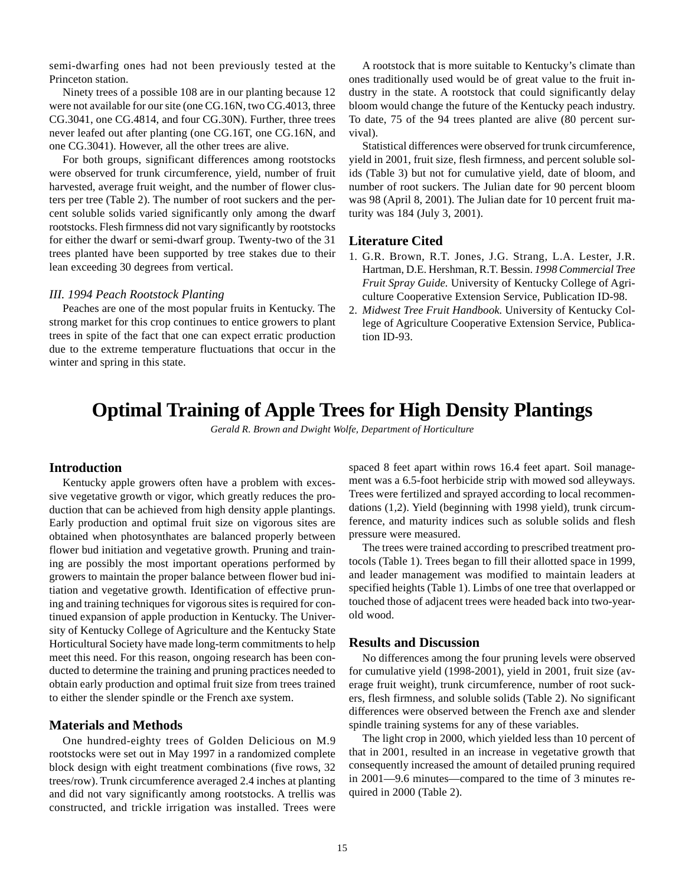semi-dwarfing ones had not been previously tested at the Princeton station.

Ninety trees of a possible 108 are in our planting because 12 were not available for our site (one CG.16N, two CG.4013, three CG.3041, one CG.4814, and four CG.30N). Further, three trees never leafed out after planting (one CG.16T, one CG.16N, and one CG.3041). However, all the other trees are alive.

For both groups, significant differences among rootstocks were observed for trunk circumference, yield, number of fruit harvested, average fruit weight, and the number of flower clusters per tree (Table 2). The number of root suckers and the percent soluble solids varied significantly only among the dwarf rootstocks. Flesh firmness did not vary significantly by rootstocks for either the dwarf or semi-dwarf group. Twenty-two of the 31 trees planted have been supported by tree stakes due to their lean exceeding 30 degrees from vertical.

### *III. 1994 Peach Rootstock Planting*

Peaches are one of the most popular fruits in Kentucky. The strong market for this crop continues to entice growers to plant trees in spite of the fact that one can expect erratic production due to the extreme temperature fluctuations that occur in the winter and spring in this state.

A rootstock that is more suitable to Kentucky's climate than ones traditionally used would be of great value to the fruit industry in the state. A rootstock that could significantly delay bloom would change the future of the Kentucky peach industry. To date, 75 of the 94 trees planted are alive (80 percent survival).

Statistical differences were observed for trunk circumference, yield in 2001, fruit size, flesh firmness, and percent soluble solids (Table 3) but not for cumulative yield, date of bloom, and number of root suckers. The Julian date for 90 percent bloom was 98 (April 8, 2001). The Julian date for 10 percent fruit maturity was 184 (July 3, 2001).

## Literature Cited

1. G.R. Brown, R.T. Jones, J.G. Strang, L.A. Lester, J.R. Hartman, D.E. Hershman, R.T. Bessin. *1998 Commercial Tree Fruit Spray Guide.* University of Kentucky College of Agriculture Cooperative Extension Service, Publication ID-98.
2. *Midwest Tree Fruit Handbook.* University of Kentucky College of Agriculture Cooperative Extension Service, Publication ID-93.

# Optimal Training of Apple Trees for High Density Plantings

*Gerald R. Brown and Dwight Wolfe, Department of Horticulture*

## Introduction

Kentucky apple growers often have a problem with excessive vegetative growth or vigor, which greatly reduces the production that can be achieved from high density apple plantings. Early production and optimal fruit size on vigorous sites are obtained when photosynthates are balanced properly between flower bud initiation and vegetative growth. Pruning and training are possibly the most important operations performed by growers to maintain the proper balance between flower bud initiation and vegetative growth. Identification of effective pruning and training techniques for vigorous sites is required for continued expansion of apple production in Kentucky. The University of Kentucky College of Agriculture and the Kentucky State Horticultural Society have made long-term commitments to help meet this need. For this reason, ongoing research has been conducted to determine the training and pruning practices needed to obtain early production and optimal fruit size from trees trained to either the slender spindle or the French axe system.

## Materials and Methods

One hundred-eighty trees of Golden Delicious on M.9 rootstocks were set out in May 1997 in a randomized complete block design with eight treatment combinations (five rows, 32 trees/row). Trunk circumference averaged 2.4 inches at planting and did not vary significantly among rootstocks. A trellis was constructed, and trickle irrigation was installed. Trees were spaced 8 feet apart within rows 16.4 feet apart. Soil management was a 6.5-foot herbicide strip with mowed sod alleyways. Trees were fertilized and sprayed according to local recommendations (1,2). Yield (beginning with 1998 yield), trunk circumference, and maturity indices such as soluble solids and flesh pressure were measured.

The trees were trained according to prescribed treatment protocols (Table 1). Trees began to fill their allotted space in 1999, and leader management was modified to maintain leaders at specified heights (Table 1). Limbs of one tree that overlapped or touched those of adjacent trees were headed back into two-year-old wood.

## Results and Discussion

No differences among the four pruning levels were observed for cumulative yield (1998-2001), yield in 2001, fruit size (average fruit weight), trunk circumference, number of root suckers, flesh firmness, and soluble solids (Table 2). No significant differences were observed between the French axe and slender spindle training systems for any of these variables.

The light crop in 2000, which yielded less than 10 percent of that in 2001, resulted in an increase in vegetative growth that consequently increased the amount of detailed pruning required in 2001—9.6 minutes—compared to the time of 3 minutes required in 2000 (Table 2).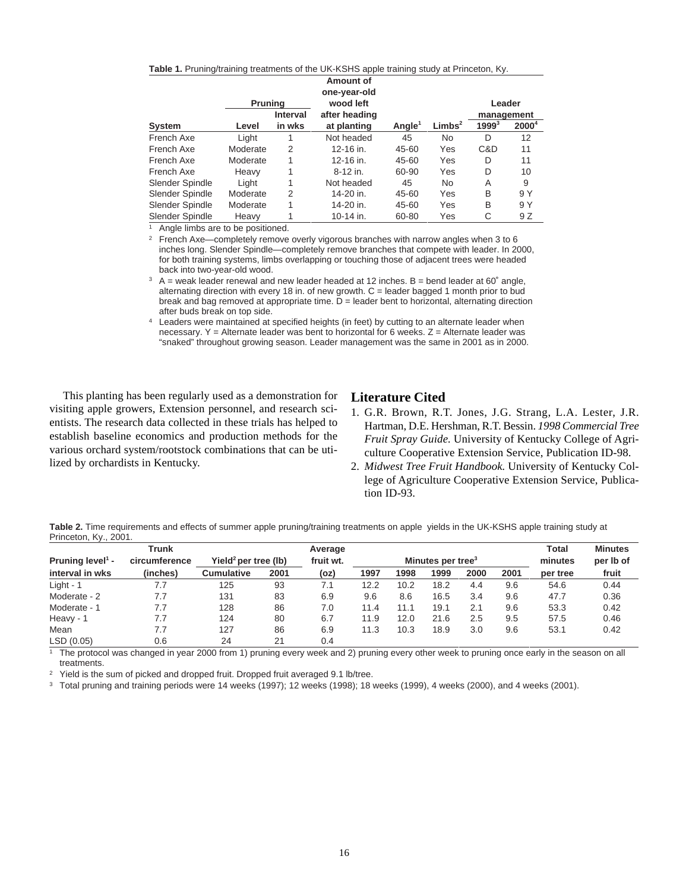**Table 1.** Pruning/training treatments of the UK-KSHS apple training study at Princeton, Ky.

| System | Pruning Level | Pruning Interval in wks | Amount of one-year-old wood left after heading at planting | Angle[1] | Limbs[2] | Leader management 1999[3] | Leader management 2000[4] |
|---|---|---|---|---|---|---|---|
| French Axe | Light | 1 | Not headed | 45 | No | D | 12 |
| French Axe | Moderate | 2 | 12-16 in. | 45-60 | Yes | C&D | 11 |
| French Axe | Moderate | 1 | 12-16 in. | 45-60 | Yes | D | 11 |
| French Axe | Heavy | 1 | 8-12 in. | 60-90 | Yes | D | 10 |
| Slender Spindle | Light | 1 | Not headed | 45 | No | A | 9 |
| Slender Spindle | Moderate | 2 | 14-20 in. | 45-60 | Yes | B | 9 Y |
| Slender Spindle | Moderate | 1 | 14-20 in. | 45-60 | Yes | B | 9 Y |
| Slender Spindle | Heavy | 1 | 10-14 in. | 60-80 | Yes | C | 9 Z |

[1] Angle limbs are to be positioned.

[2] French Axe—completely remove overly vigorous branches with narrow angles when 3 to 6 inches long. Slender Spindle—completely remove branches that compete with leader. In 2000, for both training systems, limbs overlapping or touching those of adjacent trees were headed back into two-year-old wood.

[3] A = weak leader renewal and new leader headed at 12 inches. B = bend leader at 60˚ angle, alternating direction with every 18 in. of new growth. C = leader bagged 1 month prior to bud break and bag removed at appropriate time. D = leader bent to horizontal, alternating direction after buds break on top side.

[4] Leaders were maintained at specified heights (in feet) by cutting to an alternate leader when necessary. Y = Alternate leader was bent to horizontal for 6 weeks. Z = Alternate leader was "snaked" throughout growing season. Leader management was the same in 2001 as in 2000.

This planting has been regularly used as a demonstration for visiting apple growers, Extension personnel, and research scientists. The research data collected in these trials has helped to establish baseline economics and production methods for the various orchard system/rootstock combinations that can be utilized by orchardists in Kentucky.

## Literature Cited

1. G.R. Brown, R.T. Jones, J.G. Strang, L.A. Lester, J.R. Hartman, D.E. Hershman, R.T. Bessin. *1998 Commercial Tree Fruit Spray Guide.* University of Kentucky College of Agriculture Cooperative Extension Service, Publication ID-98.
2. *Midwest Tree Fruit Handbook.* University of Kentucky College of Agriculture Cooperative Extension Service, Publication ID-93.

**Table 2.** Time requirements and effects of summer apple pruning/training treatments on apple yields in the UK-KSHS apple training study at Princeton, Ky., 2001.

| Pruning level[1] - interval in wks | Trunk circumference (inches) | Yield[2] per tree (lb) Cumulative | Yield[2] per tree (lb) 2001 | Average fruit wt. (oz) | Minutes per tree[3] 1997 | 1998 | 1999 | 2000 | 2001 | Total minutes per tree | Minutes per lb of fruit |
|---|---|---|---|---|---|---|---|---|---|---|---|
| Light - 1 | 7.7 | 125 | 93 | 7.1 | 12.2 | 10.2 | 18.2 | 4.4 | 9.6 | 54.6 | 0.44 |
| Moderate - 2 | 7.7 | 131 | 83 | 6.9 | 9.6 | 8.6 | 16.5 | 3.4 | 9.6 | 47.7 | 0.36 |
| Moderate - 1 | 7.7 | 128 | 86 | 7.0 | 11.4 | 11.1 | 19.1 | 2.1 | 9.6 | 53.3 | 0.42 |
| Heavy - 1 | 7.7 | 124 | 80 | 6.7 | 11.9 | 12.0 | 21.6 | 2.5 | 9.5 | 57.5 | 0.46 |
| Mean | 7.7 | 127 | 86 | 6.9 | 11.3 | 10.3 | 18.9 | 3.0 | 9.6 | 53.1 | 0.42 |
| LSD (0.05) | 0.6 | 24 | 21 | 0.4 | | | | | | | |

[1] The protocol was changed in year 2000 from 1) pruning every week and 2) pruning every other week to pruning once early in the season on all treatments.

[2] Yield is the sum of picked and dropped fruit. Dropped fruit averaged 9.1 lb/tree.

[3] Total pruning and training periods were 14 weeks (1997); 12 weeks (1998); 18 weeks (1999), 4 weeks (2000), and 4 weeks (2001).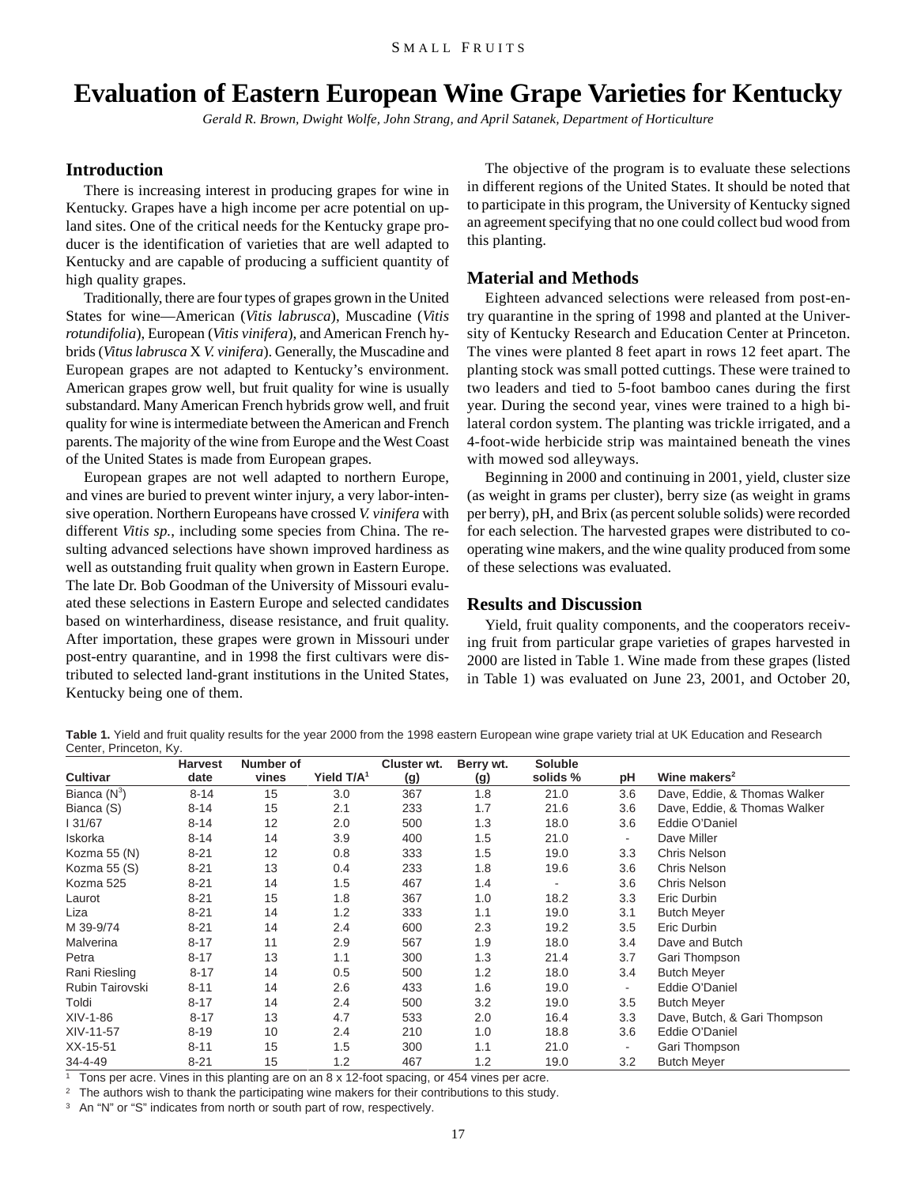# Evaluation of Eastern European Wine Grape Varieties for Kentucky

*Gerald R. Brown, Dwight Wolfe, John Strang, and April Satanek, Department of Horticulture*

## Introduction

There is increasing interest in producing grapes for wine in Kentucky. Grapes have a high income per acre potential on upland sites. One of the critical needs for the Kentucky grape producer is the identification of varieties that are well adapted to Kentucky and are capable of producing a sufficient quantity of high quality grapes.

Traditionally, there are four types of grapes grown in the United States for wine—American (*Vitis labrusca*), Muscadine (*Vitis rotundifolia*), European (*Vitis vinifera*), and American French hybrids (*Vitus labrusca* X *V. vinifera*). Generally, the Muscadine and European grapes are not adapted to Kentucky's environment. American grapes grow well, but fruit quality for wine is usually substandard. Many American French hybrids grow well, and fruit quality for wine is intermediate between the American and French parents. The majority of the wine from Europe and the West Coast of the United States is made from European grapes.

European grapes are not well adapted to northern Europe, and vines are buried to prevent winter injury, a very labor-intensive operation. Northern Europeans have crossed *V. vinifera* with different *Vitis sp.*, including some species from China. The resulting advanced selections have shown improved hardiness as well as outstanding fruit quality when grown in Eastern Europe. The late Dr. Bob Goodman of the University of Missouri evaluated these selections in Eastern Europe and selected candidates based on winterhardiness, disease resistance, and fruit quality. After importation, these grapes were grown in Missouri under post-entry quarantine, and in 1998 the first cultivars were distributed to selected land-grant institutions in the United States, Kentucky being one of them.

The objective of the program is to evaluate these selections in different regions of the United States. It should be noted that to participate in this program, the University of Kentucky signed an agreement specifying that no one could collect bud wood from this planting.

## Material and Methods

Eighteen advanced selections were released from post-entry quarantine in the spring of 1998 and planted at the University of Kentucky Research and Education Center at Princeton. The vines were planted 8 feet apart in rows 12 feet apart. The planting stock was small potted cuttings. These were trained to two leaders and tied to 5-foot bamboo canes during the first year. During the second year, vines were trained to a high bilateral cordon system. The planting was trickle irrigated, and a 4-foot-wide herbicide strip was maintained beneath the vines with mowed sod alleyways.

Beginning in 2000 and continuing in 2001, yield, cluster size (as weight in grams per cluster), berry size (as weight in grams per berry), pH, and Brix (as percent soluble solids) were recorded for each selection. The harvested grapes were distributed to cooperating wine makers, and the wine quality produced from some of these selections was evaluated.

## Results and Discussion

Yield, fruit quality components, and the cooperators receiving fruit from particular grape varieties of grapes harvested in 2000 are listed in Table 1. Wine made from these grapes (listed in Table 1) was evaluated on June 23, 2001, and October 20,

**Table 1.** Yield and fruit quality results for the year 2000 from the 1998 eastern European wine grape variety trial at UK Education and Research Center, Princeton, Ky.

| Cultivar | Harvest date | Number of vines | Yield T/A[1] | Cluster wt. (g) | Berry wt. (g) | Soluble solids % | pH | Wine makers[2] |
|---|---|---|---|---|---|---|---|---|
| Bianca (N[3]) | 8-14 | 15 | 3.0 | 367 | 1.8 | 21.0 | 3.6 | Dave, Eddie, & Thomas Walker |
| Bianca (S) | 8-14 | 15 | 2.1 | 233 | 1.7 | 21.6 | 3.6 | Dave, Eddie, & Thomas Walker |
| I 31/67 | 8-14 | 12 | 2.0 | 500 | 1.3 | 18.0 | 3.6 | Eddie O'Daniel |
| Iskorka | 8-14 | 14 | 3.9 | 400 | 1.5 | 21.0 | - | Dave Miller |
| Kozma 55 (N) | 8-21 | 12 | 0.8 | 333 | 1.5 | 19.0 | 3.3 | Chris Nelson |
| Kozma 55 (S) | 8-21 | 13 | 0.4 | 233 | 1.8 | 19.6 | 3.6 | Chris Nelson |
| Kozma 525 | 8-21 | 14 | 1.5 | 467 | 1.4 | - | 3.6 | Chris Nelson |
| Laurot | 8-21 | 15 | 1.8 | 367 | 1.0 | 18.2 | 3.3 | Eric Durbin |
| Liza | 8-21 | 14 | 1.2 | 333 | 1.1 | 19.0 | 3.1 | Butch Meyer |
| M 39-9/74 | 8-21 | 14 | 2.4 | 600 | 2.3 | 19.2 | 3.5 | Eric Durbin |
| Malverina | 8-17 | 11 | 2.9 | 567 | 1.9 | 18.0 | 3.4 | Dave and Butch |
| Petra | 8-17 | 13 | 1.1 | 300 | 1.3 | 21.4 | 3.7 | Gari Thompson |
| Rani Riesling | 8-17 | 14 | 0.5 | 500 | 1.2 | 18.0 | 3.4 | Butch Meyer |
| Rubin Tairovski | 8-11 | 14 | 2.6 | 433 | 1.6 | 19.0 | - | Eddie O'Daniel |
| Toldi | 8-17 | 14 | 2.4 | 500 | 3.2 | 19.0 | 3.5 | Butch Meyer |
| XIV-1-86 | 8-17 | 13 | 4.7 | 533 | 2.0 | 16.4 | 3.3 | Dave, Butch, & Gari Thompson |
| XIV-11-57 | 8-19 | 10 | 2.4 | 210 | 1.0 | 18.8 | 3.6 | Eddie O'Daniel |
| XX-15-51 | 8-11 | 15 | 1.5 | 300 | 1.1 | 21.0 | - | Gari Thompson |
| 34-4-49 | 8-21 | 15 | 1.2 | 467 | 1.2 | 19.0 | 3.2 | Butch Meyer |

[1] Tons per acre. Vines in this planting are on an 8 x 12-foot spacing, or 454 vines per acre.

[2] The authors wish to thank the participating wine makers for their contributions to this study.

[3] An "N" or "S" indicates from north or south part of row, respectively.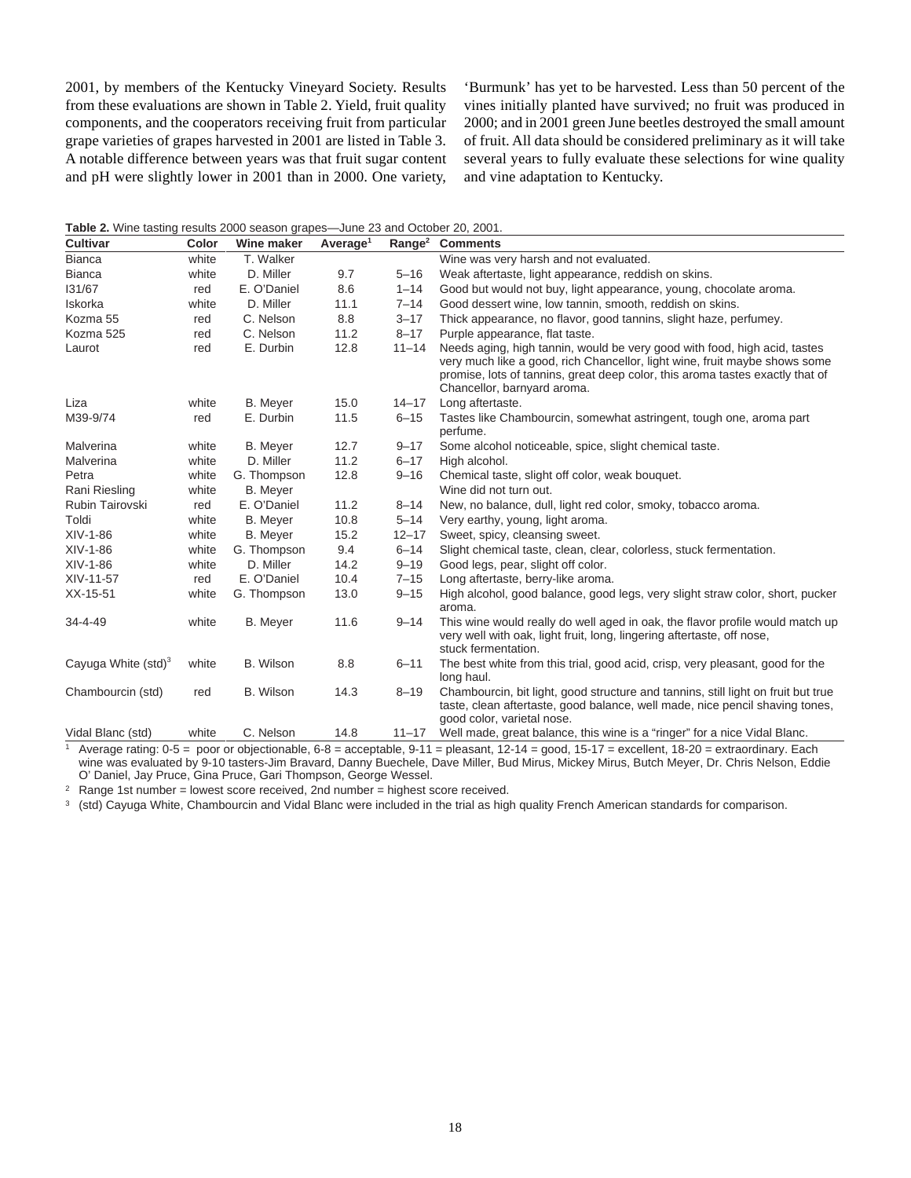2001, by members of the Kentucky Vineyard Society. Results from these evaluations are shown in Table 2. Yield, fruit quality components, and the cooperators receiving fruit from particular grape varieties of grapes harvested in 2001 are listed in Table 3. A notable difference between years was that fruit sugar content and pH were slightly lower in 2001 than in 2000. One variety, 'Burmunk' has yet to be harvested. Less than 50 percent of the vines initially planted have survived; no fruit was produced in 2000; and in 2001 green June beetles destroyed the small amount of fruit. All data should be considered preliminary as it will take several years to fully evaluate these selections for wine quality and vine adaptation to Kentucky.

**Table 2.** Wine tasting results 2000 season grapes—June 23 and October 20, 2001.

| Cultivar | Color | Wine maker | Average[1] | Range[2] | Comments |
|---|---|---|---|---|---|
| Bianca | white | T. Walker | | | Wine was very harsh and not evaluated. |
| Bianca | white | D. Miller | 9.7 | 5–16 | Weak aftertaste, light appearance, reddish on skins. |
| I31/67 | red | E. O'Daniel | 8.6 | 1–14 | Good but would not buy, light appearance, young, chocolate aroma. |
| Iskorka | white | D. Miller | 11.1 | 7–14 | Good dessert wine, low tannin, smooth, reddish on skins. |
| Kozma 55 | red | C. Nelson | 8.8 | 3–17 | Thick appearance, no flavor, good tannins, slight haze, perfumey. |
| Kozma 525 | red | C. Nelson | 11.2 | 8–17 | Purple appearance, flat taste. |
| Laurot | red | E. Durbin | 12.8 | 11–14 | Needs aging, high tannin, would be very good with food, high acid, tastes very much like a good, rich Chancellor, light wine, fruit maybe shows some promise, lots of tannins, great deep color, this aroma tastes exactly that of Chancellor, barnyard aroma. |
| Liza | white | B. Meyer | 15.0 | 14–17 | Long aftertaste. |
| M39-9/74 | red | E. Durbin | 11.5 | 6–15 | Tastes like Chambourcin, somewhat astringent, tough one, aroma part perfume. |
| Malverina | white | B. Meyer | 12.7 | 9–17 | Some alcohol noticeable, spice, slight chemical taste. |
| Malverina | white | D. Miller | 11.2 | 6–17 | High alcohol. |
| Petra | white | G. Thompson | 12.8 | 9–16 | Chemical taste, slight off color, weak bouquet. |
| Rani Riesling | white | B. Meyer | | | Wine did not turn out. |
| Rubin Tairovski | red | E. O'Daniel | 11.2 | 8–14 | New, no balance, dull, light red color, smoky, tobacco aroma. |
| Toldi | white | B. Meyer | 10.8 | 5–14 | Very earthy, young, light aroma. |
| XIV-1-86 | white | B. Meyer | 15.2 | 12–17 | Sweet, spicy, cleansing sweet. |
| XIV-1-86 | white | G. Thompson | 9.4 | 6–14 | Slight chemical taste, clean, clear, colorless, stuck fermentation. |
| XIV-1-86 | white | D. Miller | 14.2 | 9–19 | Good legs, pear, slight off color. |
| XIV-11-57 | red | E. O'Daniel | 10.4 | 7–15 | Long aftertaste, berry-like aroma. |
| XX-15-51 | white | G. Thompson | 13.0 | 9–15 | High alcohol, good balance, good legs, very slight straw color, short, pucker aroma. |
| 34-4-49 | white | B. Meyer | 11.6 | 9–14 | This wine would really do well aged in oak, the flavor profile would match up very well with oak, light fruit, long, lingering aftertaste, off nose, stuck fermentation. |
| Cayuga White (std)[3] | white | B. Wilson | 8.8 | 6–11 | The best white from this trial, good acid, crisp, very pleasant, good for the long haul. |
| Chambourcin (std) | red | B. Wilson | 14.3 | 8–19 | Chambourcin, bit light, good structure and tannins, still light on fruit but true taste, clean aftertaste, good balance, well made, nice pencil shaving tones, good color, varietal nose. |
| Vidal Blanc (std) | white | C. Nelson | 14.8 | 11–17 | Well made, great balance, this wine is a "ringer" for a nice Vidal Blanc. |

[1] Average rating: 0-5 = poor or objectionable, 6-8 = acceptable, 9-11 = pleasant, 12-14 = good, 15-17 = excellent, 18-20 = extraordinary. Each wine was evaluated by 9-10 tasters-Jim Bravard, Danny Buechele, Dave Miller, Bud Mirus, Mickey Mirus, Butch Meyer, Dr. Chris Nelson, Eddie O' Daniel, Jay Pruce, Gina Pruce, Gari Thompson, George Wessel.

[2] Range 1st number = lowest score received, 2nd number = highest score received.

[3] (std) Cayuga White, Chambourcin and Vidal Blanc were included in the trial as high quality French American standards for comparison.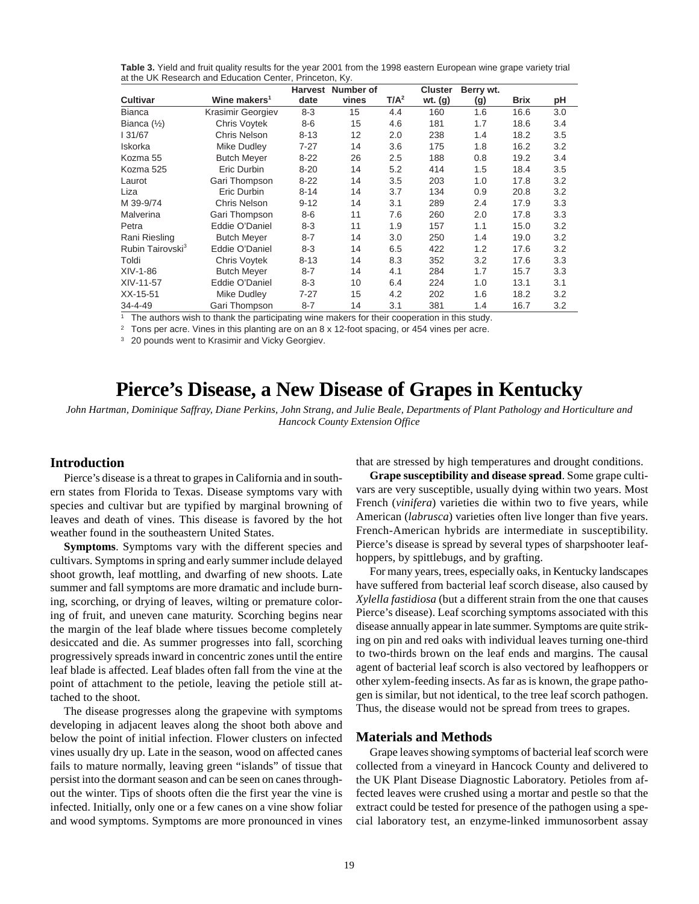**Table 3.** Yield and fruit quality results for the year 2001 from the 1998 eastern European wine grape variety trial at the UK Research and Education Center, Princeton, Ky.

| Cultivar | Wine makers[1] | Harvest date | Number of vines | T/A[2] | Cluster wt. (g) | Berry wt. (g) | Brix | pH |
|---|---|---|---|---|---|---|---|---|
| Bianca | Krasimir Georgiev | 8-3 | 15 | 4.4 | 160 | 1.6 | 16.6 | 3.0 |
| Bianca (½) | Chris Voytek | 8-6 | 15 | 4.6 | 181 | 1.7 | 18.6 | 3.4 |
| I 31/67 | Chris Nelson | 8-13 | 12 | 2.0 | 238 | 1.4 | 18.2 | 3.5 |
| Iskorka | Mike Dudley | 7-27 | 14 | 3.6 | 175 | 1.8 | 16.2 | 3.2 |
| Kozma 55 | Butch Meyer | 8-22 | 26 | 2.5 | 188 | 0.8 | 19.2 | 3.4 |
| Kozma 525 | Eric Durbin | 8-20 | 14 | 5.2 | 414 | 1.5 | 18.4 | 3.5 |
| Laurot | Gari Thompson | 8-22 | 14 | 3.5 | 203 | 1.0 | 17.8 | 3.2 |
| Liza | Eric Durbin | 8-14 | 14 | 3.7 | 134 | 0.9 | 20.8 | 3.2 |
| M 39-9/74 | Chris Nelson | 9-12 | 14 | 3.1 | 289 | 2.4 | 17.9 | 3.3 |
| Malverina | Gari Thompson | 8-6 | 11 | 7.6 | 260 | 2.0 | 17.8 | 3.3 |
| Petra | Eddie O'Daniel | 8-3 | 11 | 1.9 | 157 | 1.1 | 15.0 | 3.2 |
| Rani Riesling | Butch Meyer | 8-7 | 14 | 3.0 | 250 | 1.4 | 19.0 | 3.2 |
| Rubin Tairovski[3] | Eddie O'Daniel | 8-3 | 14 | 6.5 | 422 | 1.2 | 17.6 | 3.2 |
| Toldi | Chris Voytek | 8-13 | 14 | 8.3 | 352 | 3.2 | 17.6 | 3.3 |
| XIV-1-86 | Butch Meyer | 8-7 | 14 | 4.1 | 284 | 1.7 | 15.7 | 3.3 |
| XIV-11-57 | Eddie O'Daniel | 8-3 | 10 | 6.4 | 224 | 1.0 | 13.1 | 3.1 |
| XX-15-51 | Mike Dudley | 7-27 | 15 | 4.2 | 202 | 1.6 | 18.2 | 3.2 |
| 34-4-49 | Gari Thompson | 8-7 | 14 | 3.1 | 381 | 1.4 | 16.7 | 3.2 |

[1] The authors wish to thank the participating wine makers for their cooperation in this study.

[2] Tons per acre. Vines in this planting are on an 8 x 12-foot spacing, or 454 vines per acre.

[3] 20 pounds went to Krasimir and Vicky Georgiev.

# Pierce's Disease, a New Disease of Grapes in Kentucky

*John Hartman, Dominique Saffray, Diane Perkins, John Strang, and Julie Beale, Departments of Plant Pathology and Horticulture and Hancock County Extension Office*

## Introduction

Pierce's disease is a threat to grapes in California and in southern states from Florida to Texas. Disease symptoms vary with species and cultivar but are typified by marginal browning of leaves and death of vines. This disease is favored by the hot weather found in the southeastern United States.

**Symptoms**. Symptoms vary with the different species and cultivars. Symptoms in spring and early summer include delayed shoot growth, leaf mottling, and dwarfing of new shoots. Late summer and fall symptoms are more dramatic and include burning, scorching, or drying of leaves, wilting or premature coloring of fruit, and uneven cane maturity. Scorching begins near the margin of the leaf blade where tissues become completely desiccated and die. As summer progresses into fall, scorching progressively spreads inward in concentric zones until the entire leaf blade is affected. Leaf blades often fall from the vine at the point of attachment to the petiole, leaving the petiole still attached to the shoot.

The disease progresses along the grapevine with symptoms developing in adjacent leaves along the shoot both above and below the point of initial infection. Flower clusters on infected vines usually dry up. Late in the season, wood on affected canes fails to mature normally, leaving green "islands" of tissue that persist into the dormant season and can be seen on canes throughout the winter. Tips of shoots often die the first year the vine is infected. Initially, only one or a few canes on a vine show foliar and wood symptoms. Symptoms are more pronounced in vines that are stressed by high temperatures and drought conditions.

**Grape susceptibility and disease spread**. Some grape cultivars are very susceptible, usually dying within two years. Most French (*vinifera*) varieties die within two to five years, while American (*labrusca*) varieties often live longer than five years. French-American hybrids are intermediate in susceptibility. Pierce's disease is spread by several types of sharpshooter leafhoppers, by spittlebugs, and by grafting.

For many years, trees, especially oaks, in Kentucky landscapes have suffered from bacterial leaf scorch disease, also caused by *Xylella fastidiosa* (but a different strain from the one that causes Pierce's disease). Leaf scorching symptoms associated with this disease annually appear in late summer. Symptoms are quite striking on pin and red oaks with individual leaves turning one-third to two-thirds brown on the leaf ends and margins. The causal agent of bacterial leaf scorch is also vectored by leafhoppers or other xylem-feeding insects. As far as is known, the grape pathogen is similar, but not identical, to the tree leaf scorch pathogen. Thus, the disease would not be spread from trees to grapes.

## Materials and Methods

Grape leaves showing symptoms of bacterial leaf scorch were collected from a vineyard in Hancock County and delivered to the UK Plant Disease Diagnostic Laboratory. Petioles from affected leaves were crushed using a mortar and pestle so that the extract could be tested for presence of the pathogen using a special laboratory test, an enzyme-linked immunosorbent assay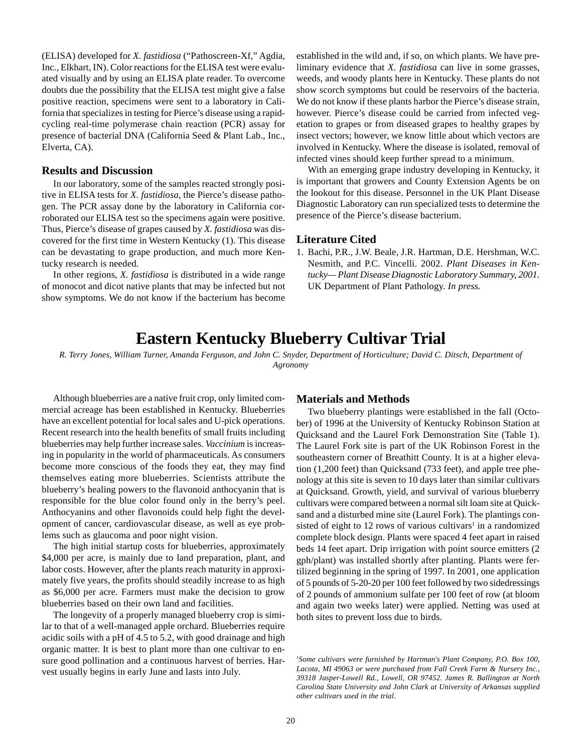(ELISA) developed for *X. fastidiosa* ("Pathoscreen-Xf," Agdia, Inc., Elkhart, IN). Color reactions for the ELISA test were evaluated visually and by using an ELISA plate reader. To overcome doubts due the possibility that the ELISA test might give a false positive reaction, specimens were sent to a laboratory in California that specializes in testing for Pierce's disease using a rapid-cycling real-time polymerase chain reaction (PCR) assay for presence of bacterial DNA (California Seed & Plant Lab., Inc., Elverta, CA).

### Results and Discussion

In our laboratory, some of the samples reacted strongly positive in ELISA tests for *X. fastidiosa*, the Pierce's disease pathogen. The PCR assay done by the laboratory in California corroborated our ELISA test so the specimens again were positive. Thus, Pierce's disease of grapes caused by *X. fastidiosa* was discovered for the first time in Western Kentucky (1). This disease can be devastating to grape production, and much more Kentucky research is needed.

In other regions, *X. fastidiosa* is distributed in a wide range of monocot and dicot native plants that may be infected but not show symptoms. We do not know if the bacterium has become established in the wild and, if so, on which plants. We have preliminary evidence that *X. fastidiosa* can live in some grasses, weeds, and woody plants here in Kentucky. These plants do not show scorch symptoms but could be reservoirs of the bacteria. We do not know if these plants harbor the Pierce's disease strain, however. Pierce's disease could be carried from infected vegetation to grapes or from diseased grapes to healthy grapes by insect vectors; however, we know little about which vectors are involved in Kentucky. Where the disease is isolated, removal of infected vines should keep further spread to a minimum.

With an emerging grape industry developing in Kentucky, it is important that growers and County Extension Agents be on the lookout for this disease. Personnel in the UK Plant Disease Diagnostic Laboratory can run specialized tests to determine the presence of the Pierce's disease bacterium.

### Literature Cited

1. Bachi, P.R., J.W. Beale, J.R. Hartman, D.E. Hershman, W.C. Nesmith, and P.C. Vincelli. 2002. *Plant Diseases in Kentucky—Plant Disease Diagnostic Laboratory Summary, 2001.* UK Department of Plant Pathology. *In press.*

# Eastern Kentucky Blueberry Cultivar Trial

*R. Terry Jones, William Turner, Amanda Ferguson, and John C. Snyder, Department of Horticulture; David C. Ditsch, Department of Agronomy*

Although blueberries are a native fruit crop, only limited commercial acreage has been established in Kentucky. Blueberries have an excellent potential for local sales and U-pick operations. Recent research into the health benefits of small fruits including blueberries may help further increase sales. *Vaccinium* is increasing in popularity in the world of pharmaceuticals. As consumers become more conscious of the foods they eat, they may find themselves eating more blueberries. Scientists attribute the blueberry's healing powers to the flavonoid anthocyanin that is responsible for the blue color found only in the berry's peel. Anthocyanins and other flavonoids could help fight the development of cancer, cardiovascular disease, as well as eye problems such as glaucoma and poor night vision.

The high initial startup costs for blueberries, approximately $4,000 per acre, is mainly due to land preparation, plant, and labor costs. However, after the plants reach maturity in approximately five years, the profits should steadily increase to as high as $6,000 per acre. Farmers must make the decision to grow blueberries based on their own land and facilities.

The longevity of a properly managed blueberry crop is similar to that of a well-managed apple orchard. Blueberries require acidic soils with a pH of 4.5 to 5.2, with good drainage and high organic matter. It is best to plant more than one cultivar to ensure good pollination and a continuous harvest of berries. Harvest usually begins in early June and lasts into July.

### Materials and Methods

Two blueberry plantings were established in the fall (October) of 1996 at the University of Kentucky Robinson Station at Quicksand and the Laurel Fork Demonstration Site (Table 1). The Laurel Fork site is part of the UK Robinson Forest in the southeastern corner of Breathitt County. It is at a higher elevation (1,200 feet) than Quicksand (733 feet), and apple tree phenology at this site is seven to 10 days later than similar cultivars at Quicksand. Growth, yield, and survival of various blueberry cultivars were compared between a normal silt loam site at Quicksand and a disturbed mine site (Laurel Fork). The plantings consisted of eight to 12 rows of various cultivars[1] in a randomized complete block design. Plants were spaced 4 feet apart in raised beds 14 feet apart. Drip irrigation with point source emitters (2 gph/plant) was installed shortly after planting. Plants were fertilized beginning in the spring of 1997. In 2001, one application of 5 pounds of 5-20-20 per 100 feet followed by two sidedressings of 2 pounds of ammonium sulfate per 100 feet of row (at bloom and again two weeks later) were applied. Netting was used at both sites to prevent loss due to birds.

*[1]Some cultivars were furnished by Hartman's Plant Company, P.O. Box 100, Lacota, MI 49063 or were purchased from Fall Creek Farm & Nursery Inc., 39318 Jasper-Lowell Rd., Lowell, OR 97452. James R. Ballington at North Carolina State University and John Clark at University of Arkansas supplied other cultivars used in the trial.*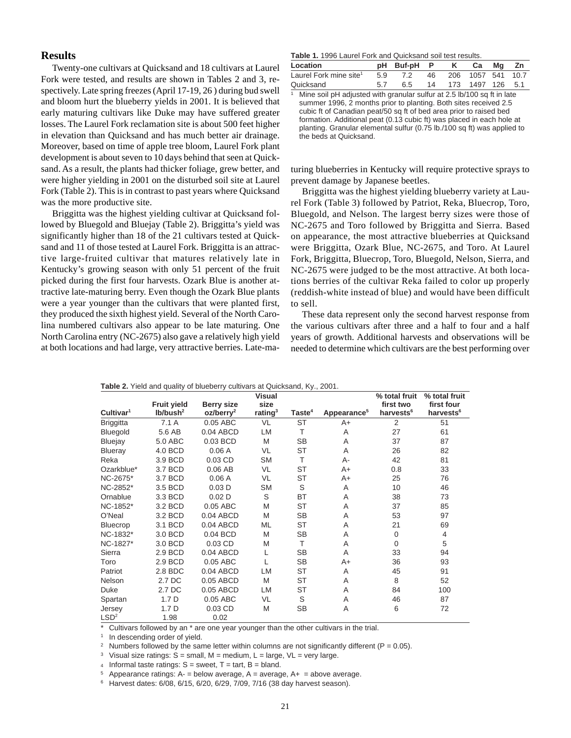## Results

Twenty-one cultivars at Quicksand and 18 cultivars at Laurel Fork were tested, and results are shown in Tables 2 and 3, respectively. Late spring freezes (April 17-19, 26 ) during bud swell and bloom hurt the blueberry yields in 2001. It is believed that early maturing cultivars like Duke may have suffered greater losses. The Laurel Fork reclamation site is about 500 feet higher in elevation than Quicksand and has much better air drainage. Moreover, based on time of apple tree bloom, Laurel Fork plant development is about seven to 10 days behind that seen at Quicksand. As a result, the plants had thicker foliage, grew better, and were higher yielding in 2001 on the disturbed soil site at Laurel Fork (Table 2). This is in contrast to past years where Quicksand was the more productive site.

Briggitta was the highest yielding cultivar at Quicksand followed by Bluegold and Bluejay (Table 2). Briggitta's yield was significantly higher than 18 of the 21 cultivars tested at Quicksand and 11 of those tested at Laurel Fork. Briggitta is an attractive large-fruited cultivar that matures relatively late in Kentucky's growing season with only 51 percent of the fruit picked during the first four harvests. Ozark Blue is another attractive late-maturing berry. Even though the Ozark Blue plants were a year younger than the cultivars that were planted first, they produced the sixth highest yield. Several of the North Carolina numbered cultivars also appear to be late maturing. One North Carolina entry (NC-2675) also gave a relatively high yield at both locations and had large, very attractive berries. Late-maturing blueberries in Kentucky will require protective sprays to prevent damage by Japanese beetles.

**Table 1.** 1996 Laurel Fork and Quicksand soil test results.

| Location | pH | Buf-pH | P | K | Ca | Mg | Zn |
|---|---|---|---|---|---|---|---|
| Laurel Fork mine site[1] | 5.9 | 7.2 | 46 | 206 | 1057 | 541 | 10.7 |
| Quicksand | 5.7 | 6.5 | 14 | 173 | 1497 | 126 | 5.1 |

[1] Mine soil pH adjusted with granular sulfur at 2.5 lb/100 sq ft in late summer 1996, 2 months prior to planting. Both sites received 2.5 cubic ft of Canadian peat/50 sq ft of bed area prior to raised bed formation. Additional peat (0.13 cubic ft) was placed in each hole at planting. Granular elemental sulfur (0.75 lb./100 sq ft) was applied to the beds at Quicksand.

Briggitta was the highest yielding blueberry variety at Laurel Fork (Table 3) followed by Patriot, Reka, Bluecrop, Toro, Bluegold, and Nelson. The largest berry sizes were those of NC-2675 and Toro followed by Briggitta and Sierra. Based on appearance, the most attractive blueberries at Quicksand were Briggitta, Ozark Blue, NC-2675, and Toro. At Laurel Fork, Briggitta, Bluecrop, Toro, Bluegold, Nelson, Sierra, and NC-2675 were judged to be the most attractive. At both locations berries of the cultivar Reka failed to color up properly (reddish-white instead of blue) and would have been difficult to sell.

These data represent only the second harvest response from the various cultivars after three and a half to four and a half years of growth. Additional harvests and observations will be needed to determine which cultivars are the best performing over

**Table 2.** Yield and quality of blueberry cultivars at Quicksand, Ky., 2001.

| Cultivar[1] | Fruit yield lb/bush[2] | Berry size oz/berry[2] | Visual size rating[3] | Taste[4] | Appearance[5] | % total fruit first two harvests[6] | % total fruit first four harvests[6] |
|---|---|---|---|---|---|---|---|
| Briggitta | 7.1 A | 0.05 ABC | VL | ST | A+ | 2 | 51 |
| Bluegold | 5.6 AB | 0.04 ABCD | LM | T | A | 27 | 61 |
| Bluejay | 5.0 ABC | 0.03 BCD | M | SB | A | 37 | 87 |
| Blueray | 4.0 BCD | 0.06 A | VL | ST | A | 26 | 82 |
| Reka | 3.9 BCD | 0.03 CD | SM | T | A- | 42 | 81 |
| Ozarkblue* | 3.7 BCD | 0.06 AB | VL | ST | A+ | 0.8 | 33 |
| NC-2675* | 3.7 BCD | 0.06 A | VL | ST | A+ | 25 | 76 |
| NC-2852* | 3.5 BCD | 0.03 D | SM | S | A | 10 | 46 |
| Ornablue | 3.3 BCD | 0.02 D | S | BT | A | 38 | 73 |
| NC-1852* | 3.2 BCD | 0.05 ABC | M | ST | A | 37 | 85 |
| O'Neal | 3.2 BCD | 0.04 ABCD | M | SB | A | 53 | 97 |
| Bluecrop | 3.1 BCD | 0.04 ABCD | ML | ST | A | 21 | 69 |
| NC-1832* | 3.0 BCD | 0.04 BCD | M | SB | A | 0 | 4 |
| NC-1827* | 3.0 BCD | 0.03 CD | M | T | A | 0 | 5 |
| Sierra | 2.9 BCD | 0.04 ABCD | L | SB | A | 33 | 94 |
| Toro | 2.9 BCD | 0.05 ABC | L | SB | A+ | 36 | 93 |
| Patriot | 2.8 BDC | 0.04 ABCD | LM | ST | A | 45 | 91 |
| Nelson | 2.7 DC | 0.05 ABCD | M | ST | A | 8 | 52 |
| Duke | 2.7 DC | 0.05 ABCD | LM | ST | A | 84 | 100 |
| Spartan | 1.7 D | 0.05 ABC | VL | S | A | 46 | 87 |
| Jersey | 1.7 D | 0.03 CD | M | SB | A | 6 | 72 |
| LSD[2] | 1.98 | 0.02 | | | | | |

\* Cultivars followed by an * are one year younger than the other cultivars in the trial.

[1] In descending order of yield.

[2] Numbers followed by the same letter within columns are not significantly different (P = 0.05).

[3] Visual size ratings: S = small, M = medium, L = large, VL = very large.

[4] Informal taste ratings: S = sweet, T = tart, B = bland.

[5] Appearance ratings: A- = below average, A = average, A+ = above average.

[6] Harvest dates: 6/08, 6/15, 6/20, 6/29, 7/09, 7/16 (38 day harvest season).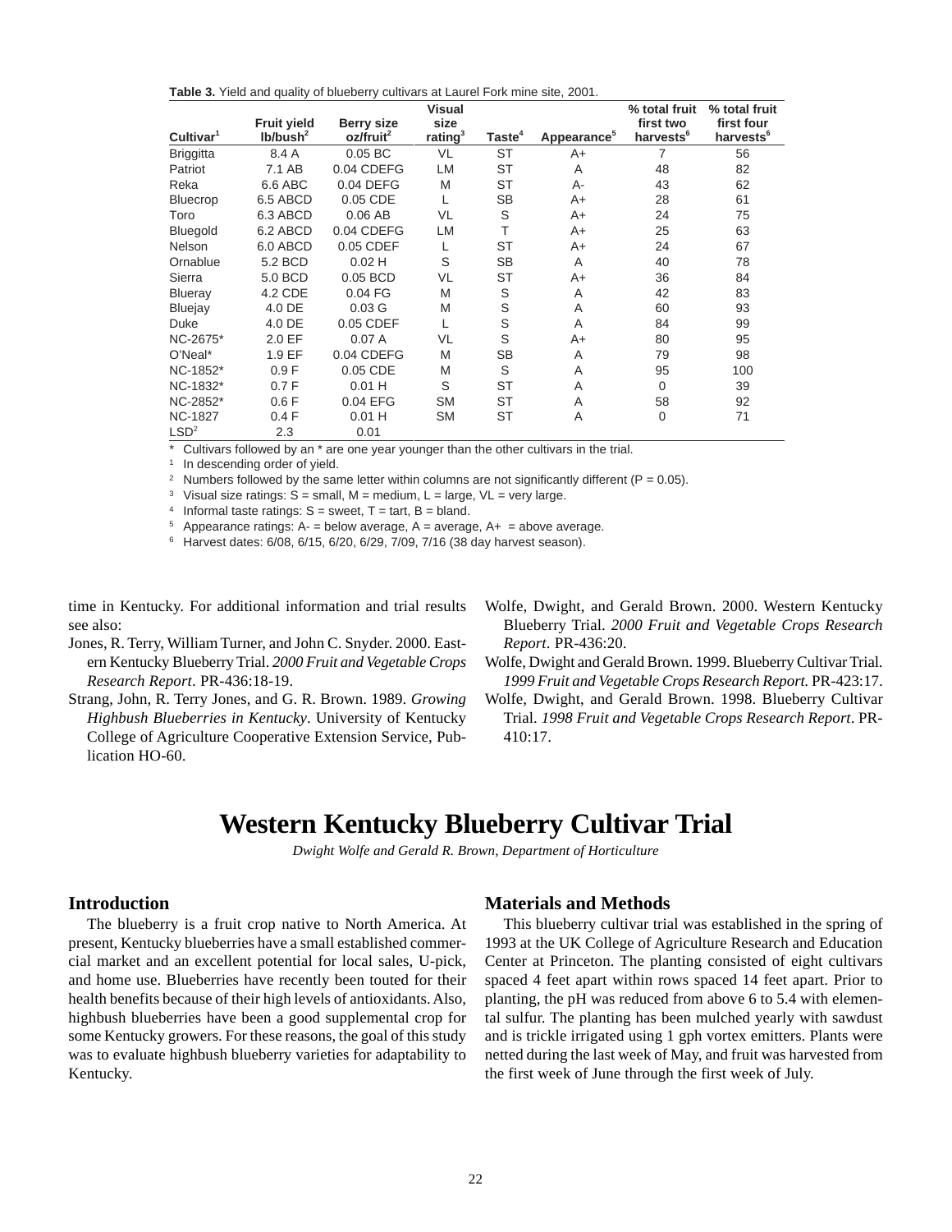**Table 3.** Yield and quality of blueberry cultivars at Laurel Fork mine site, 2001.

| Cultivar[1] | Fruit yield lb/bush[2] | Berry size oz/fruit[2] | Visual size rating[3] | Taste[4] | Appearance[5] | % total fruit first two harvests[6] | % total fruit first four harvests[6] |
|---|---|---|---|---|---|---|---|
| Briggitta | 8.4 A | 0.05 BC | VL | ST | A+ | 7 | 56 |
| Patriot | 7.1 AB | 0.04 CDEFG | LM | ST | A | 48 | 82 |
| Reka | 6.6 ABC | 0.04 DEFG | M | ST | A- | 43 | 62 |
| Bluecrop | 6.5 ABCD | 0.05 CDE | L | SB | A+ | 28 | 61 |
| Toro | 6.3 ABCD | 0.06 AB | VL | S | A+ | 24 | 75 |
| Bluegold | 6.2 ABCD | 0.04 CDEFG | LM | T | A+ | 25 | 63 |
| Nelson | 6.0 ABCD | 0.05 CDEF | L | ST | A+ | 24 | 67 |
| Ornablue | 5.2 BCD | 0.02 H | S | SB | A | 40 | 78 |
| Sierra | 5.0 BCD | 0.05 BCD | VL | ST | A+ | 36 | 84 |
| Blueray | 4.2 CDE | 0.04 FG | M | S | A | 42 | 83 |
| Bluejay | 4.0 DE | 0.03 G | M | S | A | 60 | 93 |
| Duke | 4.0 DE | 0.05 CDEF | L | S | A | 84 | 99 |
| NC-2675* | 2.0 EF | 0.07 A | VL | S | A+ | 80 | 95 |
| O'Neal* | 1.9 EF | 0.04 CDEFG | M | SB | A | 79 | 98 |
| NC-1852* | 0.9 F | 0.05 CDE | M | S | A | 95 | 100 |
| NC-1832* | 0.7 F | 0.01 H | S | ST | A | 0 | 39 |
| NC-2852* | 0.6 F | 0.04 EFG | SM | ST | A | 58 | 92 |
| NC-1827 | 0.4 F | 0.01 H | SM | ST | A | 0 | 71 |
| LSD[2] | 2.3 | 0.01 | | | | | |

\* Cultivars followed by an * are one year younger than the other cultivars in the trial.
[1] In descending order of yield.
[2] Numbers followed by the same letter within columns are not significantly different (P = 0.05).
[3] Visual size ratings: S = small, M = medium, L = large, VL = very large.
[4] Informal taste ratings: S = sweet, T = tart, B = bland.
[5] Appearance ratings: A- = below average, A = average, A+ = above average.
[6] Harvest dates: 6/08, 6/15, 6/20, 6/29, 7/09, 7/16 (38 day harvest season).

time in Kentucky. For additional information and trial results see also:

Jones, R. Terry, William Turner, and John C. Snyder. 2000. Eastern Kentucky Blueberry Trial. *2000 Fruit and Vegetable Crops Research Report*. PR-436:18-19.

Strang, John, R. Terry Jones, and G. R. Brown. 1989. *Growing Highbush Blueberries in Kentucky*. University of Kentucky College of Agriculture Cooperative Extension Service, Publication HO-60.

Wolfe, Dwight, and Gerald Brown. 2000. Western Kentucky Blueberry Trial. *2000 Fruit and Vegetable Crops Research Report*. PR-436:20.

Wolfe, Dwight and Gerald Brown. 1999. Blueberry Cultivar Trial. *1999 Fruit and Vegetable Crops Research Report.* PR-423:17.

Wolfe, Dwight, and Gerald Brown. 1998. Blueberry Cultivar Trial. *1998 Fruit and Vegetable Crops Research Report*. PR-410:17.

# Western Kentucky Blueberry Cultivar Trial

*Dwight Wolfe and Gerald R. Brown, Department of Horticulture*

## Introduction

The blueberry is a fruit crop native to North America. At present, Kentucky blueberries have a small established commercial market and an excellent potential for local sales, U-pick, and home use. Blueberries have recently been touted for their health benefits because of their high levels of antioxidants. Also, highbush blueberries have been a good supplemental crop for some Kentucky growers. For these reasons, the goal of this study was to evaluate highbush blueberry varieties for adaptability to Kentucky.

## Materials and Methods

This blueberry cultivar trial was established in the spring of 1993 at the UK College of Agriculture Research and Education Center at Princeton. The planting consisted of eight cultivars spaced 4 feet apart within rows spaced 14 feet apart. Prior to planting, the pH was reduced from above 6 to 5.4 with elemental sulfur. The planting has been mulched yearly with sawdust and is trickle irrigated using 1 gph vortex emitters. Plants were netted during the last week of May, and fruit was harvested from the first week of June through the first week of July.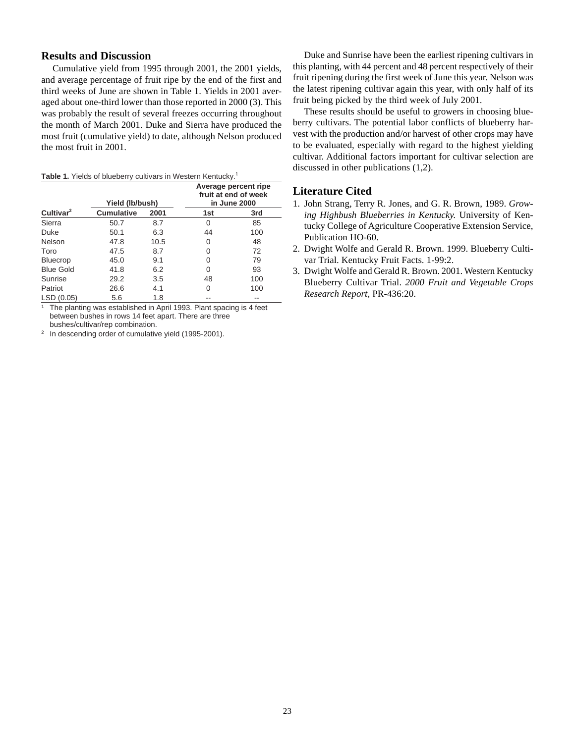## Results and Discussion

Cumulative yield from 1995 through 2001, the 2001 yields, and average percentage of fruit ripe by the end of the first and third weeks of June are shown in Table 1. Yields in 2001 averaged about one-third lower than those reported in 2000 (3). This was probably the result of several freezes occurring throughout the month of March 2001. Duke and Sierra have produced the most fruit (cumulative yield) to date, although Nelson produced the most fruit in 2001.

**Table 1.** Yields of blueberry cultivars in Western Kentucky.[1]

| | Yield (lb/bush) | | Average percent ripe fruit at end of week in June 2000 | |
|---|---|---|---|---|
| **Cultivar**[2] | **Cumulative** | **2001** | **1st** | **3rd** |
| Sierra | 50.7 | 8.7 | 0 | 85 |
| Duke | 50.1 | 6.3 | 44 | 100 |
| Nelson | 47.8 | 10.5 | 0 | 48 |
| Toro | 47.5 | 8.7 | 0 | 72 |
| Bluecrop | 45.0 | 9.1 | 0 | 79 |
| Blue Gold | 41.8 | 6.2 | 0 | 93 |
| Sunrise | 29.2 | 3.5 | 48 | 100 |
| Patriot | 26.6 | 4.1 | 0 | 100 |
| LSD (0.05) | 5.6 | 1.8 | -- | -- |

[1] The planting was established in April 1993. Plant spacing is 4 feet between bushes in rows 14 feet apart. There are three bushes/cultivar/rep combination.

[2] In descending order of cumulative yield (1995-2001).

Duke and Sunrise have been the earliest ripening cultivars in this planting, with 44 percent and 48 percent respectively of their fruit ripening during the first week of June this year. Nelson was the latest ripening cultivar again this year, with only half of its fruit being picked by the third week of July 2001.

These results should be useful to growers in choosing blueberry cultivars. The potential labor conflicts of blueberry harvest with the production and/or harvest of other crops may have to be evaluated, especially with regard to the highest yielding cultivar. Additional factors important for cultivar selection are discussed in other publications (1,2).

## Literature Cited

1. John Strang, Terry R. Jones, and G. R. Brown, 1989. *Growing Highbush Blueberries in Kentucky.* University of Kentucky College of Agriculture Cooperative Extension Service, Publication HO-60.
2. Dwight Wolfe and Gerald R. Brown. 1999. Blueberry Cultivar Trial. Kentucky Fruit Facts. 1-99:2.
3. Dwight Wolfe and Gerald R. Brown. 2001. Western Kentucky Blueberry Cultivar Trial. *2000 Fruit and Vegetable Crops Research Report*, PR-436:20.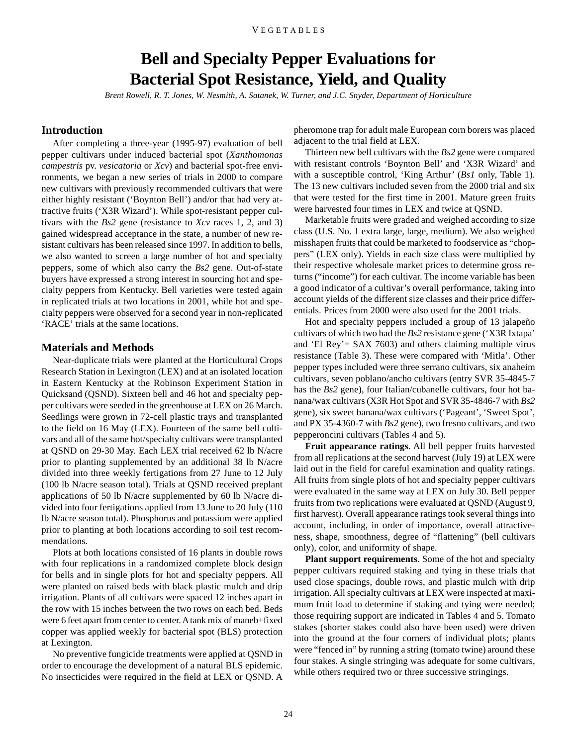# Bell and Specialty Pepper Evaluations for Bacterial Spot Resistance, Yield, and Quality

*Brent Rowell, R. T. Jones, W. Nesmith, A. Satanek, W. Turner, and J.C. Snyder, Department of Horticulture*

## Introduction

After completing a three-year (1995-97) evaluation of bell pepper cultivars under induced bacterial spot (*Xanthomonas campestris* pv. *vesicatoria* or *Xcv*) and bacterial spot-free environments, we began a new series of trials in 2000 to compare new cultivars with previously recommended cultivars that were either highly resistant ('Boynton Bell') and/or that had very attractive fruits ('X3R Wizard'). While spot-resistant pepper cultivars with the *Bs2* gene (resistance to *Xcv* races 1, 2, and 3) gained widespread acceptance in the state, a number of new resistant cultivars has been released since 1997. In addition to bells, we also wanted to screen a large number of hot and specialty peppers, some of which also carry the *Bs2* gene. Out-of-state buyers have expressed a strong interest in sourcing hot and specialty peppers from Kentucky. Bell varieties were tested again in replicated trials at two locations in 2001, while hot and specialty peppers were observed for a second year in non-replicated 'RACE' trials at the same locations.

## Materials and Methods

Near-duplicate trials were planted at the Horticultural Crops Research Station in Lexington (LEX) and at an isolated location in Eastern Kentucky at the Robinson Experiment Station in Quicksand (QSND). Sixteen bell and 46 hot and specialty pepper cultivars were seeded in the greenhouse at LEX on 26 March. Seedlings were grown in 72-cell plastic trays and transplanted to the field on 16 May (LEX). Fourteen of the same bell cultivars and all of the same hot/specialty cultivars were transplanted at QSND on 29-30 May. Each LEX trial received 62 lb N/acre prior to planting supplemented by an additional 38 lb N/acre divided into three weekly fertigations from 27 June to 12 July (100 lb N/acre season total). Trials at QSND received preplant applications of 50 lb N/acre supplemented by 60 lb N/acre divided into four fertigations applied from 13 June to 20 July (110 lb N/acre season total). Phosphorus and potassium were applied prior to planting at both locations according to soil test recommendations.

Plots at both locations consisted of 16 plants in double rows with four replications in a randomized complete block design for bells and in single plots for hot and specialty peppers. All were planted on raised beds with black plastic mulch and drip irrigation. Plants of all cultivars were spaced 12 inches apart in the row with 15 inches between the two rows on each bed. Beds were 6 feet apart from center to center. A tank mix of maneb+fixed copper was applied weekly for bacterial spot (BLS) protection at Lexington.

No preventive fungicide treatments were applied at QSND in order to encourage the development of a natural BLS epidemic. No insecticides were required in the field at LEX or QSND. A pheromone trap for adult male European corn borers was placed adjacent to the trial field at LEX.

Thirteen new bell cultivars with the *Bs2* gene were compared with resistant controls 'Boynton Bell' and 'X3R Wizard' and with a susceptible control, 'King Arthur' (*Bs1* only, Table 1). The 13 new cultivars included seven from the 2000 trial and six that were tested for the first time in 2001. Mature green fruits were harvested four times in LEX and twice at QSND.

Marketable fruits were graded and weighed according to size class (U.S. No. 1 extra large, large, medium). We also weighed misshapen fruits that could be marketed to foodservice as "choppers" (LEX only). Yields in each size class were multiplied by their respective wholesale market prices to determine gross returns ("income") for each cultivar. The income variable has been a good indicator of a cultivar's overall performance, taking into account yields of the different size classes and their price differentials. Prices from 2000 were also used for the 2001 trials.

Hot and specialty peppers included a group of 13 jalapeño cultivars of which two had the *Bs2* resistance gene ('X3R Ixtapa' and 'El Rey'= SAX 7603) and others claiming multiple virus resistance (Table 3). These were compared with 'Mitla'. Other pepper types included were three serrano cultivars, six anaheim cultivars, seven poblano/ancho cultivars (entry SVR 35-4845-7 has the *Bs2* gene), four Italian/cubanelle cultivars, four hot banana/wax cultivars (X3R Hot Spot and SVR 35-4846-7 with *Bs2* gene), six sweet banana/wax cultivars ('Pageant', 'Sweet Spot', and PX 35-4360-7 with *Bs2* gene), two fresno cultivars, and two pepperoncini cultivars (Tables 4 and 5).

**Fruit appearance ratings**. All bell pepper fruits harvested from all replications at the second harvest (July 19) at LEX were laid out in the field for careful examination and quality ratings. All fruits from single plots of hot and specialty pepper cultivars were evaluated in the same way at LEX on July 30. Bell pepper fruits from two replications were evaluated at QSND (August 9, first harvest). Overall appearance ratings took several things into account, including, in order of importance, overall attractiveness, shape, smoothness, degree of "flattening" (bell cultivars only), color, and uniformity of shape.

**Plant support requirements**. Some of the hot and specialty pepper cultivars required staking and tying in these trials that used close spacings, double rows, and plastic mulch with drip irrigation. All specialty cultivars at LEX were inspected at maximum fruit load to determine if staking and tying were needed; those requiring support are indicated in Tables 4 and 5. Tomato stakes (shorter stakes could also have been used) were driven into the ground at the four corners of individual plots; plants were "fenced in" by running a string (tomato twine) around these four stakes. A single stringing was adequate for some cultivars, while others required two or three successive stringings.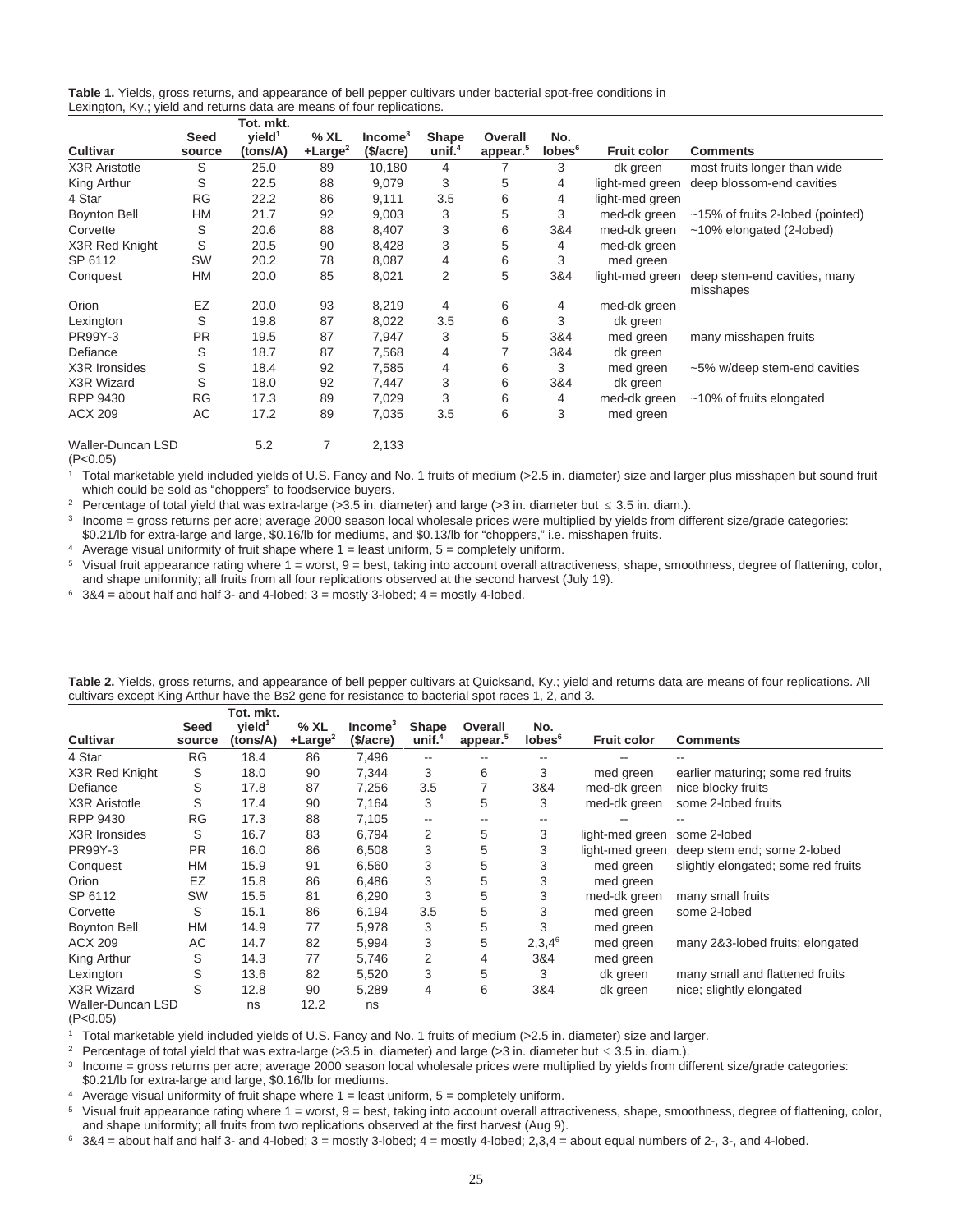**Table 1.** Yields, gross returns, and appearance of bell pepper cultivars under bacterial spot-free conditions in Lexington, Ky.; yield and returns data are means of four replications.

| Cultivar | Seed source | Tot. mkt. yield[1] (tons/A) | % XL +Large[2] | Income[3] ($/acre) | Shape unif.[4] | Overall appear.[5] | No. lobes[6] | Fruit color | Comments |
|---|---|---|---|---|---|---|---|---|---|
| X3R Aristotle | S | 25.0 | 89 | 10,180 | 4 | 7 | 3 | dk green | most fruits longer than wide |
| King Arthur | S | 22.5 | 88 | 9,079 | 3 | 5 | 4 | light-med green | deep blossom-end cavities |
| 4 Star | RG | 22.2 | 86 | 9,111 | 3.5 | 6 | 4 | light-med green | |
| Boynton Bell | HM | 21.7 | 92 | 9,003 | 3 | 5 | 3 | med-dk green | ~15% of fruits 2-lobed (pointed) |
| Corvette | S | 20.6 | 88 | 8,407 | 3 | 6 | 3&4 | med-dk green | ~10% elongated (2-lobed) |
| X3R Red Knight | S | 20.5 | 90 | 8,428 | 3 | 5 | 4 | med-dk green | |
| SP 6112 | SW | 20.2 | 78 | 8,087 | 4 | 6 | 3 | med green | |
| Conquest | HM | 20.0 | 85 | 8,021 | 2 | 5 | 3&4 | light-med green | deep stem-end cavities, many misshapes |
| Orion | EZ | 20.0 | 93 | 8,219 | 4 | 6 | 4 | med-dk green | |
| Lexington | S | 19.8 | 87 | 8,022 | 3.5 | 6 | 3 | dk green | |
| PR99Y-3 | PR | 19.5 | 87 | 7,947 | 3 | 5 | 3&4 | med green | many misshapen fruits |
| Defiance | S | 18.7 | 87 | 7,568 | 4 | 7 | 3&4 | dk green | |
| X3R Ironsides | S | 18.4 | 92 | 7,585 | 4 | 6 | 3 | med green | ~5% w/deep stem-end cavities |
| X3R Wizard | S | 18.0 | 92 | 7,447 | 3 | 6 | 3&4 | dk green | |
| RPP 9430 | RG | 17.3 | 89 | 7,029 | 3 | 6 | 4 | med-dk green | ~10% of fruits elongated |
| ACX 209 | AC | 17.2 | 89 | 7,035 | 3.5 | 6 | 3 | med green | |
| Waller-Duncan LSD ($P<0.05$) | | 5.2 | 7 | 2,133 | | | | | |

[1] Total marketable yield included yields of U.S. Fancy and No. 1 fruits of medium (>2.5 in. diameter) size and larger plus misshapen but sound fruit which could be sold as "choppers" to foodservice buyers.

[2] Percentage of total yield that was extra-large (>3.5 in. diameter) and large (>3 in. diameter but ≤ 3.5 in. diam.).

[3] Income = gross returns per acre; average 2000 season local wholesale prices were multiplied by yields from different size/grade categories: $0.21/lb for extra-large and large, $0.16/lb for mediums, and $0.13/lb for "choppers," i.e. misshapen fruits.

[4] Average visual uniformity of fruit shape where 1 = least uniform, 5 = completely uniform.

[5] Visual fruit appearance rating where 1 = worst, 9 = best, taking into account overall attractiveness, shape, smoothness, degree of flattening, color, and shape uniformity; all fruits from all four replications observed at the second harvest (July 19).

[6] 3&4 = about half and half 3- and 4-lobed; 3 = mostly 3-lobed; 4 = mostly 4-lobed.

**Table 2.** Yields, gross returns, and appearance of bell pepper cultivars at Quicksand, Ky.; yield and returns data are means of four replications. All cultivars except King Arthur have the Bs2 gene for resistance to bacterial spot races 1, 2, and 3.

| Cultivar | Seed source | Tot. mkt. yield[1] (tons/A) | % XL +Large[2] | Income[3] ($/acre) | Shape unif.[4] | Overall appear.[5] | No. lobes[6] | Fruit color | Comments |
|---|---|---|---|---|---|---|---|---|---|
| 4 Star | RG | 18.4 | 86 | 7,496 | -- | -- | -- | -- | -- |
| X3R Red Knight | S | 18.0 | 90 | 7,344 | 3 | 6 | 3 | med green | earlier maturing; some red fruits |
| Defiance | S | 17.8 | 87 | 7,256 | 3.5 | 7 | 3&4 | med-dk green | nice blocky fruits |
| X3R Aristotle | S | 17.4 | 90 | 7,164 | 3 | 5 | 3 | med-dk green | some 2-lobed fruits |
| RPP 9430 | RG | 17.3 | 88 | 7,105 | -- | -- | -- | -- | -- |
| X3R Ironsides | S | 16.7 | 83 | 6,794 | 2 | 5 | 3 | light-med green | some 2-lobed |
| PR99Y-3 | PR | 16.0 | 86 | 6,508 | 3 | 5 | 3 | light-med green | deep stem end; some 2-lobed |
| Conquest | HM | 15.9 | 91 | 6,560 | 3 | 5 | 3 | med green | slightly elongated; some red fruits |
| Orion | EZ | 15.8 | 86 | 6,486 | 3 | 5 | 3 | med green | |
| SP 6112 | SW | 15.5 | 81 | 6,290 | 3 | 5 | 3 | med-dk green | many small fruits |
| Corvette | S | 15.1 | 86 | 6,194 | 3.5 | 5 | 3 | med green | some 2-lobed |
| Boynton Bell | HM | 14.9 | 77 | 5,978 | 3 | 5 | 3 | med green | |
| ACX 209 | AC | 14.7 | 82 | 5,994 | 3 | 5 | 2,3,4[6] | med green | many 2&3-lobed fruits; elongated |
| King Arthur | S | 14.3 | 77 | 5,746 | 2 | 4 | 3&4 | med green | |
| Lexington | S | 13.6 | 82 | 5,520 | 3 | 5 | 3 | dk green | many small and flattened fruits |
| X3R Wizard | S | 12.8 | 90 | 5,289 | 4 | 6 | 3&4 | dk green | nice; slightly elongated |
| Waller-Duncan LSD ($P<0.05$) | | ns | 12.2 | ns | | | | | |

[1] Total marketable yield included yields of U.S. Fancy and No. 1 fruits of medium (>2.5 in. diameter) size and larger.

[2] Percentage of total yield that was extra-large (>3.5 in. diameter) and large (>3 in. diameter but ≤ 3.5 in. diam.).

[3] Income = gross returns per acre; average 2000 season local wholesale prices were multiplied by yields from different size/grade categories: $0.21/lb for extra-large and large, $0.16/lb for mediums.

[4] Average visual uniformity of fruit shape where 1 = least uniform, 5 = completely uniform.

[5] Visual fruit appearance rating where 1 = worst, 9 = best, taking into account overall attractiveness, shape, smoothness, degree of flattening, color, and shape uniformity; all fruits from two replications observed at the first harvest (Aug 9).

[6] 3&4 = about half and half 3- and 4-lobed; 3 = mostly 3-lobed; 4 = mostly 4-lobed; 2,3,4 = about equal numbers of 2-, 3-, and 4-lobed.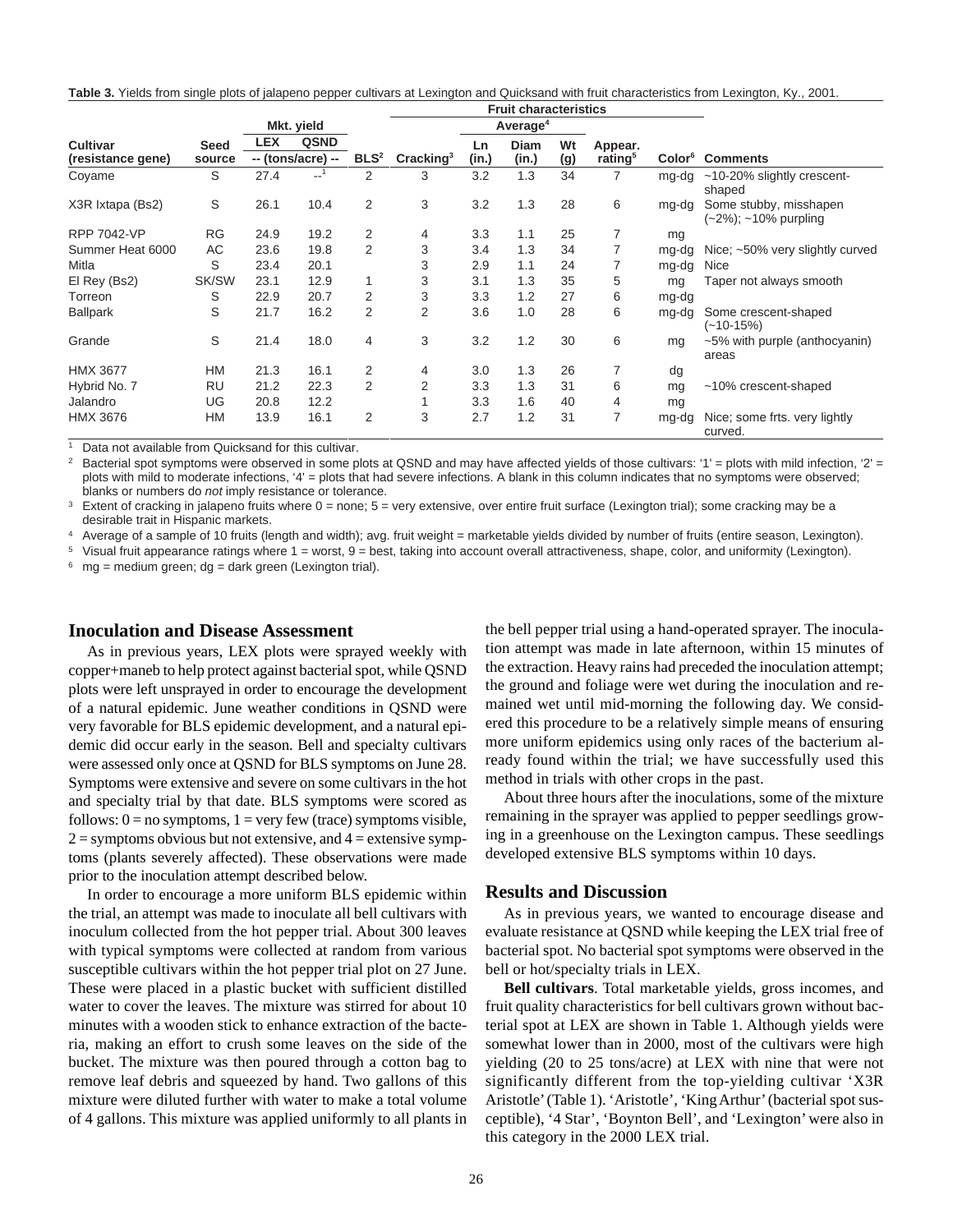**Table 3.** Yields from single plots of jalapeno pepper cultivars at Lexington and Quicksand with fruit characteristics from Lexington, Ky., 2001.

| Cultivar (resistance gene) | Seed source | Mkt. yield LEX | Mkt. yield QSND | BLS[2] | Cracking[3] | Average[4] Ln (in.) | Average[4] Diam (in.) | Average[4] Wt (g) | Appear. rating[5] | Color[6] | Comments |
|---|---|---|---|---|---|---|---|---|---|---|---|
| | | -- (tons/acre) -- | | | | | | | | | |
| Coyame | S | 27.4 | --[1] | 2 | 3 | 3.2 | 1.3 | 34 | 7 | mg-dg | ~10-20% slightly crescent-shaped |
| X3R Ixtapa (Bs2) | S | 26.1 | 10.4 | 2 | 3 | 3.2 | 1.3 | 28 | 6 | mg-dg | Some stubby, misshapen (~2%); ~10% purpling |
| RPP 7042-VP | RG | 24.9 | 19.2 | 2 | 4 | 3.3 | 1.1 | 25 | 7 | mg | |
| Summer Heat 6000 | AC | 23.6 | 19.8 | 2 | 3 | 3.4 | 1.3 | 34 | 7 | mg-dg | Nice; ~50% very slightly curved |
| Mitla | S | 23.4 | 20.1 | | 3 | 2.9 | 1.1 | 24 | 7 | mg-dg | Nice |
| El Rey (Bs2) | SK/SW | 23.1 | 12.9 | 1 | 3 | 3.1 | 1.3 | 35 | 5 | mg | Taper not always smooth |
| Torreon | S | 22.9 | 20.7 | 2 | 3 | 3.3 | 1.2 | 27 | 6 | mg-dg | |
| Ballpark | S | 21.7 | 16.2 | 2 | 2 | 3.6 | 1.0 | 28 | 6 | mg-dg | Some crescent-shaped (~10-15%) |
| Grande | S | 21.4 | 18.0 | 4 | 3 | 3.2 | 1.2 | 30 | 6 | mg | ~5% with purple (anthocyanin) areas |
| HMX 3677 | HM | 21.3 | 16.1 | 2 | 4 | 3.0 | 1.3 | 26 | 7 | dg | |
| Hybrid No. 7 | RU | 21.2 | 22.3 | 2 | 2 | 3.3 | 1.3 | 31 | 6 | mg | ~10% crescent-shaped |
| Jalandro | UG | 20.8 | 12.2 | | 1 | 3.3 | 1.6 | 40 | 4 | mg | |
| HMX 3676 | HM | 13.9 | 16.1 | 2 | 3 | 2.7 | 1.2 | 31 | 7 | mg-dg | Nice; some frts. very lightly curved. |

[1] Data not available from Quicksand for this cultivar.

[2] Bacterial spot symptoms were observed in some plots at QSND and may have affected yields of those cultivars: '1' = plots with mild infection, '2' = plots with mild to moderate infections, '4' = plots that had severe infections. A blank in this column indicates that no symptoms were observed; blanks or numbers do *not* imply resistance or tolerance.

[3] Extent of cracking in jalapeno fruits where 0 = none; 5 = very extensive, over entire fruit surface (Lexington trial); some cracking may be a desirable trait in Hispanic markets.

[4] Average of a sample of 10 fruits (length and width); avg. fruit weight = marketable yields divided by number of fruits (entire season, Lexington).

[5] Visual fruit appearance ratings where 1 = worst, 9 = best, taking into account overall attractiveness, shape, color, and uniformity (Lexington).

[6] mg = medium green; dg = dark green (Lexington trial).

## Inoculation and Disease Assessment

As in previous years, LEX plots were sprayed weekly with copper+maneb to help protect against bacterial spot, while QSND plots were left unsprayed in order to encourage the development of a natural epidemic. June weather conditions in QSND were very favorable for BLS epidemic development, and a natural epidemic did occur early in the season. Bell and specialty cultivars were assessed only once at QSND for BLS symptoms on June 28. Symptoms were extensive and severe on some cultivars in the hot and specialty trial by that date. BLS symptoms were scored as follows: 0 = no symptoms, 1 = very few (trace) symptoms visible, 2 = symptoms obvious but not extensive, and 4 = extensive symptoms (plants severely affected). These observations were made prior to the inoculation attempt described below.

In order to encourage a more uniform BLS epidemic within the trial, an attempt was made to inoculate all bell cultivars with inoculum collected from the hot pepper trial. About 300 leaves with typical symptoms were collected at random from various susceptible cultivars within the hot pepper trial plot on 27 June. These were placed in a plastic bucket with sufficient distilled water to cover the leaves. The mixture was stirred for about 10 minutes with a wooden stick to enhance extraction of the bacteria, making an effort to crush some leaves on the side of the bucket. The mixture was then poured through a cotton bag to remove leaf debris and squeezed by hand. Two gallons of this mixture were diluted further with water to make a total volume of 4 gallons. This mixture was applied uniformly to all plants in the bell pepper trial using a hand-operated sprayer. The inoculation attempt was made in late afternoon, within 15 minutes of the extraction. Heavy rains had preceded the inoculation attempt; the ground and foliage were wet during the inoculation and remained wet until mid-morning the following day. We considered this procedure to be a relatively simple means of ensuring more uniform epidemics using only races of the bacterium already found within the trial; we have successfully used this method in trials with other crops in the past.

About three hours after the inoculations, some of the mixture remaining in the sprayer was applied to pepper seedlings growing in a greenhouse on the Lexington campus. These seedlings developed extensive BLS symptoms within 10 days.

## Results and Discussion

As in previous years, we wanted to encourage disease and evaluate resistance at QSND while keeping the LEX trial free of bacterial spot. No bacterial spot symptoms were observed in the bell or hot/specialty trials in LEX.

**Bell cultivars**. Total marketable yields, gross incomes, and fruit quality characteristics for bell cultivars grown without bacterial spot at LEX are shown in Table 1. Although yields were somewhat lower than in 2000, most of the cultivars were high yielding (20 to 25 tons/acre) at LEX with nine that were not significantly different from the top-yielding cultivar 'X3R Aristotle' (Table 1). 'Aristotle', 'King Arthur' (bacterial spot susceptible), '4 Star', 'Boynton Bell', and 'Lexington' were also in this category in the 2000 LEX trial.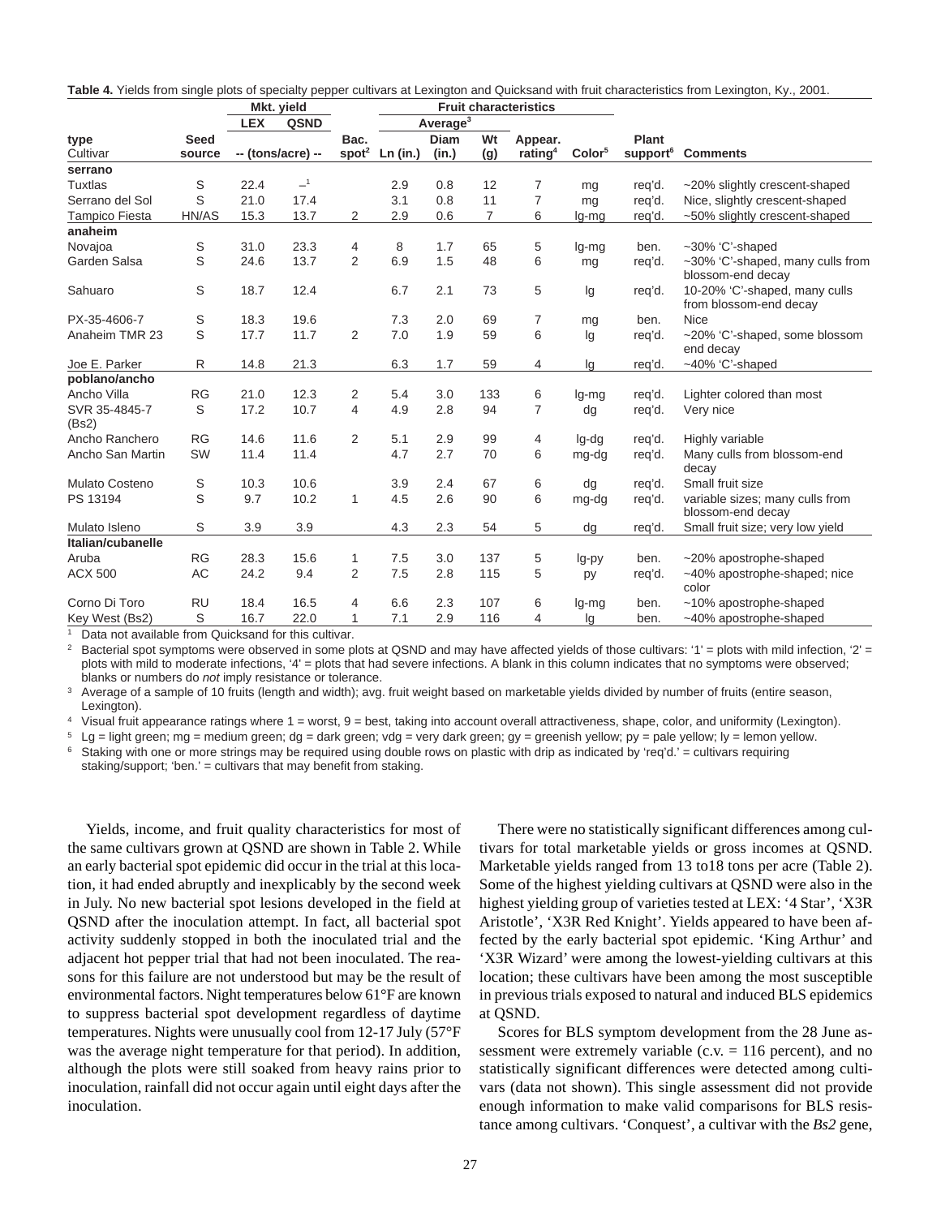**Table 4.** Yields from single plots of specialty pepper cultivars at Lexington and Quicksand with fruit characteristics from Lexington, Ky., 2001.

| type | | Mkt. yield | | | Fruit characteristics | | | | | | |
|---|---|---|---|---|---|---|---|---|---|---|---|
| | | LEX | QSND | | Average[3] | | | | | | |
| type Cultivar | Seed source | -- (tons/acre) -- | | Bac. spot[2] | Ln (in.) | Diam (in.) | Wt (g) | Appear. rating[4] | Color[5] | Plant support[6] | Comments |
| **serrano** | | | | | | | | | | | |
| Tuxtlas | S | 22.4 | –[1] | | 2.9 | 0.8 | 12 | 7 | mg | req'd. | ~20% slightly crescent-shaped |
| Serrano del Sol | S | 21.0 | 17.4 | | 3.1 | 0.8 | 11 | 7 | mg | req'd. | Nice, slightly crescent-shaped |
| Tampico Fiesta | HN/AS | 15.3 | 13.7 | 2 | 2.9 | 0.6 | 7 | 6 | lg-mg | req'd. | ~50% slightly crescent-shaped |
| **anaheim** | | | | | | | | | | | |
| Novajoa | S | 31.0 | 23.3 | 4 | 8 | 1.7 | 65 | 5 | lg-mg | ben. | ~30% 'C'-shaped |
| Garden Salsa | S | 24.6 | 13.7 | 2 | 6.9 | 1.5 | 48 | 6 | mg | req'd. | ~30% 'C'-shaped, many culls from blossom-end decay |
| Sahuaro | S | 18.7 | 12.4 | | 6.7 | 2.1 | 73 | 5 | lg | req'd. | 10-20% 'C'-shaped, many culls from blossom-end decay |
| PX-35-4606-7 | S | 18.3 | 19.6 | | 7.3 | 2.0 | 69 | 7 | mg | ben. | Nice |
| Anaheim TMR 23 | S | 17.7 | 11.7 | 2 | 7.0 | 1.9 | 59 | 6 | lg | req'd. | ~20% 'C'-shaped, some blossom end decay |
| Joe E. Parker | R | 14.8 | 21.3 | | 6.3 | 1.7 | 59 | 4 | lg | req'd. | ~40% 'C'-shaped |
| **poblano/ancho** | | | | | | | | | | | |
| Ancho Villa | RG | 21.0 | 12.3 | 2 | 5.4 | 3.0 | 133 | 6 | lg-mg | req'd. | Lighter colored than most |
| SVR 35-4845-7 (Bs2) | S | 17.2 | 10.7 | 4 | 4.9 | 2.8 | 94 | 7 | dg | req'd. | Very nice |
| Ancho Ranchero | RG | 14.6 | 11.6 | 2 | 5.1 | 2.9 | 99 | 4 | lg-dg | req'd. | Highly variable |
| Ancho San Martin | SW | 11.4 | 11.4 | | 4.7 | 2.7 | 70 | 6 | mg-dg | req'd. | Many culls from blossom-end decay |
| Mulato Costeno | S | 10.3 | 10.6 | | 3.9 | 2.4 | 67 | 6 | dg | req'd. | Small fruit size |
| PS 13194 | S | 9.7 | 10.2 | 1 | 4.5 | 2.6 | 90 | 6 | mg-dg | req'd. | variable sizes; many culls from blossom-end decay |
| Mulato Isleno | S | 3.9 | 3.9 | | 4.3 | 2.3 | 54 | 5 | dg | req'd. | Small fruit size; very low yield |
| **Italian/cubanelle** | | | | | | | | | | | |
| Aruba | RG | 28.3 | 15.6 | 1 | 7.5 | 3.0 | 137 | 5 | lg-py | ben. | ~20% apostrophe-shaped |
| ACX 500 | AC | 24.2 | 9.4 | 2 | 7.5 | 2.8 | 115 | 5 | py | req'd. | ~40% apostrophe-shaped; nice color |
| Corno Di Toro | RU | 18.4 | 16.5 | 4 | 6.6 | 2.3 | 107 | 6 | lg-mg | ben. | ~10% apostrophe-shaped |
| Key West (Bs2) | S | 16.7 | 22.0 | 1 | 7.1 | 2.9 | 116 | 4 | lg | ben. | ~40% apostrophe-shaped |

[1] Data not available from Quicksand for this cultivar.

[2] Bacterial spot symptoms were observed in some plots at QSND and may have affected yields of those cultivars: '1' = plots with mild infection, '2' = plots with mild to moderate infections, '4' = plots that had severe infections. A blank in this column indicates that no symptoms were observed; blanks or numbers do *not* imply resistance or tolerance.

[3] Average of a sample of 10 fruits (length and width); avg. fruit weight based on marketable yields divided by number of fruits (entire season, Lexington).

[4] Visual fruit appearance ratings where 1 = worst, 9 = best, taking into account overall attractiveness, shape, color, and uniformity (Lexington).

[5] Lg = light green; mg = medium green; dg = dark green; vdg = very dark green; gy = greenish yellow; py = pale yellow; ly = lemon yellow.

[6] Staking with one or more strings may be required using double rows on plastic with drip as indicated by 'req'd.' = cultivars requiring staking/support; 'ben.' = cultivars that may benefit from staking.

Yields, income, and fruit quality characteristics for most of the same cultivars grown at QSND are shown in Table 2. While an early bacterial spot epidemic did occur in the trial at this location, it had ended abruptly and inexplicably by the second week in July. No new bacterial spot lesions developed in the field at QSND after the inoculation attempt. In fact, all bacterial spot activity suddenly stopped in both the inoculated trial and the adjacent hot pepper trial that had not been inoculated. The reasons for this failure are not understood but may be the result of environmental factors. Night temperatures below 61°F are known to suppress bacterial spot development regardless of daytime temperatures. Nights were unusually cool from 12-17 July (57°F was the average night temperature for that period). In addition, although the plots were still soaked from heavy rains prior to inoculation, rainfall did not occur again until eight days after the inoculation.

There were no statistically significant differences among cultivars for total marketable yields or gross incomes at QSND. Marketable yields ranged from 13 to18 tons per acre (Table 2). Some of the highest yielding cultivars at QSND were also in the highest yielding group of varieties tested at LEX: '4 Star', 'X3R Aristotle', 'X3R Red Knight'. Yields appeared to have been affected by the early bacterial spot epidemic. 'King Arthur' and 'X3R Wizard' were among the lowest-yielding cultivars at this location; these cultivars have been among the most susceptible in previous trials exposed to natural and induced BLS epidemics at QSND.

Scores for BLS symptom development from the 28 June assessment were extremely variable (c.v. = 116 percent), and no statistically significant differences were detected among cultivars (data not shown). This single assessment did not provide enough information to make valid comparisons for BLS resistance among cultivars. 'Conquest', a cultivar with the *Bs2* gene,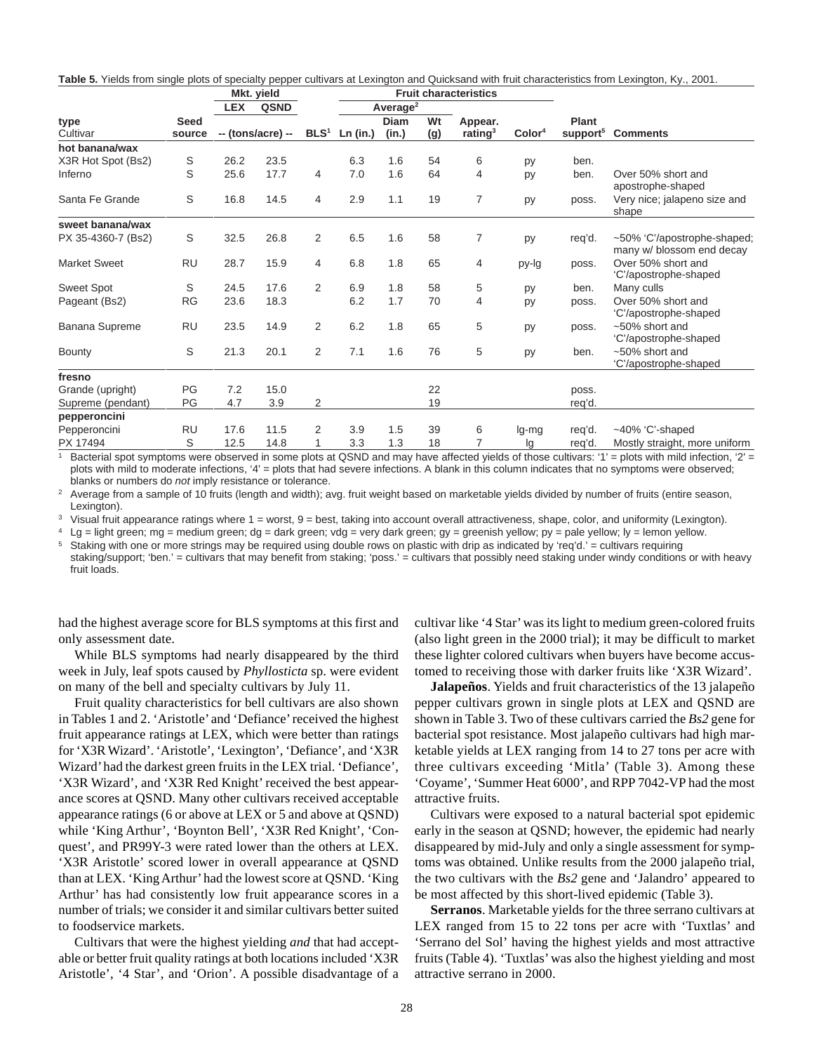**Table 5.** Yields from single plots of specialty pepper cultivars at Lexington and Quicksand with fruit characteristics from Lexington, Ky., 2001.

| type | | Mkt. yield | | | Fruit characteristics | | | | | | |
|---|---|---|---|---|---|---|---|---|---|---|---|
| | | LEX | QSND | | Average[2] | | | | | | |
| Cultivar | Seed source | -- (tons/acre) -- | | BLS[1] | Ln (in.) | Diam (in.) | Wt (g) | Appear. rating[3] | Color[4] | Plant support[5] | Comments |
| **hot banana/wax** | | | | | | | | | | | |
| X3R Hot Spot (Bs2) | S | 26.2 | 23.5 | | 6.3 | 1.6 | 54 | 6 | py | ben. | |
| Inferno | S | 25.6 | 17.7 | 4 | 7.0 | 1.6 | 64 | 4 | py | ben. | Over 50% short and apostrophe-shaped |
| Santa Fe Grande | S | 16.8 | 14.5 | 4 | 2.9 | 1.1 | 19 | 7 | py | poss. | Very nice; jalapeno size and shape |
| **sweet banana/wax** | | | | | | | | | | | |
| PX 35-4360-7 (Bs2) | S | 32.5 | 26.8 | 2 | 6.5 | 1.6 | 58 | 7 | py | req'd. | ~50% 'C'/apostrophe-shaped; many w/ blossom end decay |
| Market Sweet | RU | 28.7 | 15.9 | 4 | 6.8 | 1.8 | 65 | 4 | py-lg | poss. | Over 50% short and 'C'/apostrophe-shaped |
| Sweet Spot | S | 24.5 | 17.6 | 2 | 6.9 | 1.8 | 58 | 5 | py | ben. | Many culls |
| Pageant (Bs2) | RG | 23.6 | 18.3 | | 6.2 | 1.7 | 70 | 4 | py | poss. | Over 50% short and 'C'/apostrophe-shaped |
| Banana Supreme | RU | 23.5 | 14.9 | 2 | 6.2 | 1.8 | 65 | 5 | py | poss. | ~50% short and 'C'/apostrophe-shaped |
| Bounty | S | 21.3 | 20.1 | 2 | 7.1 | 1.6 | 76 | 5 | py | ben. | ~50% short and 'C'/apostrophe-shaped |
| **fresno** | | | | | | | | | | | |
| Grande (upright) | PG | 7.2 | 15.0 | | | | 22 | | | poss. | |
| Supreme (pendant) | PG | 4.7 | 3.9 | 2 | | | 19 | | | req'd. | |
| **pepperoncini** | | | | | | | | | | | |
| Pepperoncini | RU | 17.6 | 11.5 | 2 | 3.9 | 1.5 | 39 | 6 | lg-mg | req'd. | ~40% 'C'-shaped |
| PX 17494 | S | 12.5 | 14.8 | 1 | 3.3 | 1.3 | 18 | 7 | lg | req'd. | Mostly straight, more uniform |

[1] Bacterial spot symptoms were observed in some plots at QSND and may have affected yields of those cultivars: '1' = plots with mild infection, '2' = plots with mild to moderate infections, '4' = plots that had severe infections. A blank in this column indicates that no symptoms were observed; blanks or numbers do *not* imply resistance or tolerance.

[2] Average from a sample of 10 fruits (length and width); avg. fruit weight based on marketable yields divided by number of fruits (entire season, Lexington).

[3] Visual fruit appearance ratings where 1 = worst, 9 = best, taking into account overall attractiveness, shape, color, and uniformity (Lexington).

[4] Lg = light green; mg = medium green; dg = dark green; vdg = very dark green; gy = greenish yellow; py = pale yellow; ly = lemon yellow.

[5] Staking with one or more strings may be required using double rows on plastic with drip as indicated by 'req'd.' = cultivars requiring staking/support; 'ben.' = cultivars that may benefit from staking; 'poss.' = cultivars that possibly need staking under windy conditions or with heavy fruit loads.

had the highest average score for BLS symptoms at this first and only assessment date.

While BLS symptoms had nearly disappeared by the third week in July, leaf spots caused by *Phyllosticta* sp. were evident on many of the bell and specialty cultivars by July 11.

Fruit quality characteristics for bell cultivars are also shown in Tables 1 and 2. 'Aristotle' and 'Defiance' received the highest fruit appearance ratings at LEX, which were better than ratings for 'X3R Wizard'. 'Aristotle', 'Lexington', 'Defiance', and 'X3R Wizard' had the darkest green fruits in the LEX trial. 'Defiance', 'X3R Wizard', and 'X3R Red Knight' received the best appearance scores at QSND. Many other cultivars received acceptable appearance ratings (6 or above at LEX or 5 and above at QSND) while 'King Arthur', 'Boynton Bell', 'X3R Red Knight', 'Conquest', and PR99Y-3 were rated lower than the others at LEX. 'X3R Aristotle' scored lower in overall appearance at QSND than at LEX. 'King Arthur' had the lowest score at QSND. 'King Arthur' has had consistently low fruit appearance scores in a number of trials; we consider it and similar cultivars better suited to foodservice markets.

Cultivars that were the highest yielding *and* that had acceptable or better fruit quality ratings at both locations included 'X3R Aristotle', '4 Star', and 'Orion'. A possible disadvantage of a cultivar like '4 Star' was its light to medium green-colored fruits (also light green in the 2000 trial); it may be difficult to market these lighter colored cultivars when buyers have become accustomed to receiving those with darker fruits like 'X3R Wizard'.

**Jalapeños**. Yields and fruit characteristics of the 13 jalapeño pepper cultivars grown in single plots at LEX and QSND are shown in Table 3. Two of these cultivars carried the *Bs2* gene for bacterial spot resistance. Most jalapeño cultivars had high marketable yields at LEX ranging from 14 to 27 tons per acre with three cultivars exceeding 'Mitla' (Table 3). Among these 'Coyame', 'Summer Heat 6000', and RPP 7042-VP had the most attractive fruits.

Cultivars were exposed to a natural bacterial spot epidemic early in the season at QSND; however, the epidemic had nearly disappeared by mid-July and only a single assessment for symptoms was obtained. Unlike results from the 2000 jalapeño trial, the two cultivars with the *Bs2* gene and 'Jalandro' appeared to be most affected by this short-lived epidemic (Table 3).

**Serranos**. Marketable yields for the three serrano cultivars at LEX ranged from 15 to 22 tons per acre with 'Tuxtlas' and 'Serrano del Sol' having the highest yields and most attractive fruits (Table 4). 'Tuxtlas' was also the highest yielding and most attractive serrano in 2000.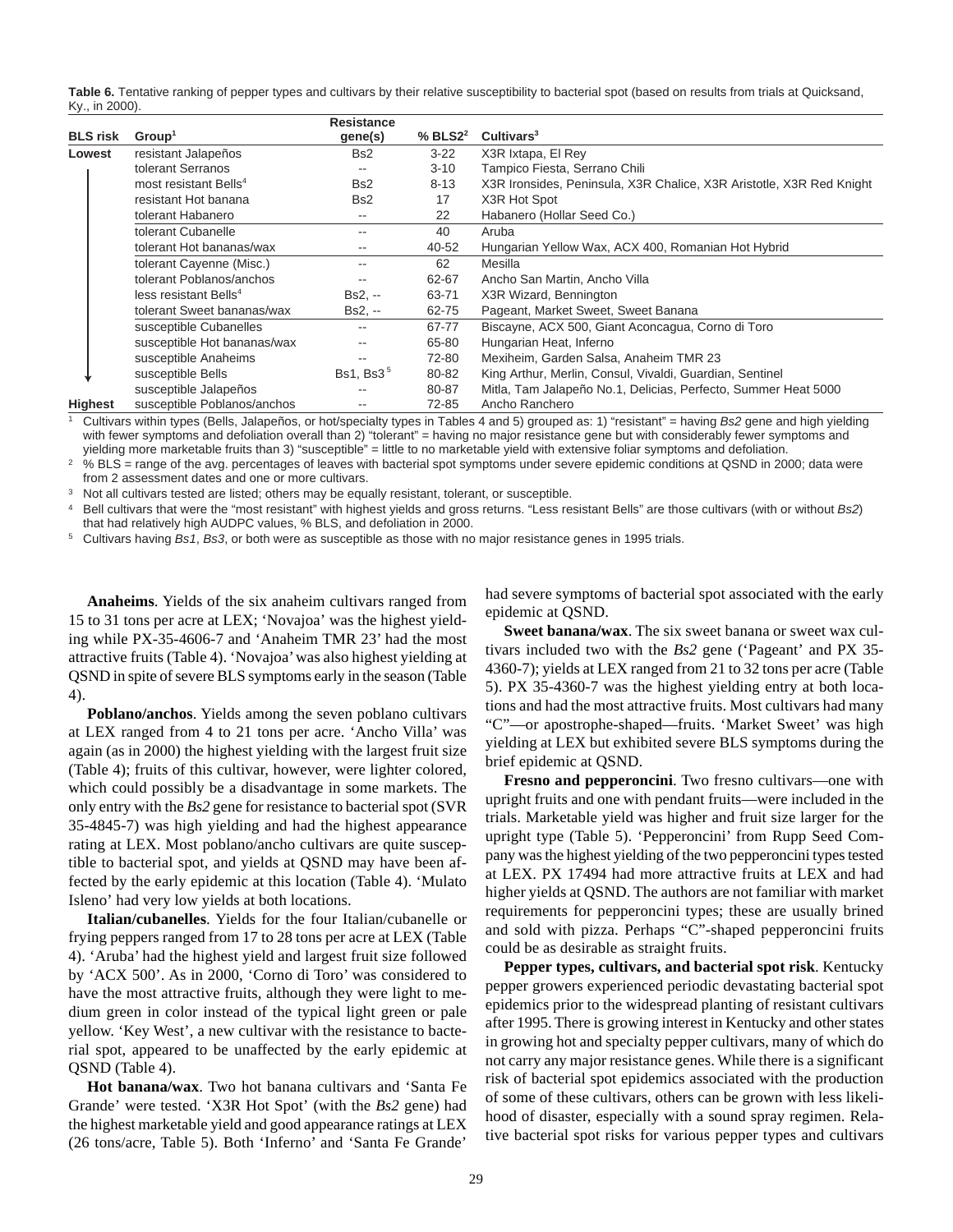**Table 6.** Tentative ranking of pepper types and cultivars by their relative susceptibility to bacterial spot (based on results from trials at Quicksand, Ky., in 2000).

| BLS risk | Group[1] | Resistance gene(s) | % BLS2[2] | Cultivars[3] |
|---|---|---|---|---|
| Lowest | resistant Jalapeños | Bs2 | 3-22 | X3R Ixtapa, El Rey |
| | tolerant Serranos | -- | 3-10 | Tampico Fiesta, Serrano Chili |
| | most resistant Bells[4] | Bs2 | 8-13 | X3R Ironsides, Peninsula, X3R Chalice, X3R Aristotle, X3R Red Knight |
| | resistant Hot banana | Bs2 | 17 | X3R Hot Spot |
| | tolerant Habanero | -- | 22 | Habanero (Hollar Seed Co.) |
| | tolerant Cubanelle | -- | 40 | Aruba |
| | tolerant Hot bananas/wax | -- | 40-52 | Hungarian Yellow Wax, ACX 400, Romanian Hot Hybrid |
| | tolerant Cayenne (Misc.) | -- | 62 | Mesilla |
| | tolerant Poblanos/anchos | -- | 62-67 | Ancho San Martin, Ancho Villa |
| | less resistant Bells[4] | Bs2, -- | 63-71 | X3R Wizard, Bennington |
| | tolerant Sweet bananas/wax | Bs2, -- | 62-75 | Pageant, Market Sweet, Sweet Banana |
| | susceptible Cubanelles | -- | 67-77 | Biscayne, ACX 500, Giant Aconcagua, Corno di Toro |
| | susceptible Hot bananas/wax | -- | 65-80 | Hungarian Heat, Inferno |
| | susceptible Anaheims | -- | 72-80 | Mexiheim, Garden Salsa, Anaheim TMR 23 |
| | susceptible Bells | Bs1, Bs3[5] | 80-82 | King Arthur, Merlin, Consul, Vivaldi, Guardian, Sentinel |
| | susceptible Jalapeños | -- | 80-87 | Mitla, Tam Jalapeño No.1, Delicias, Perfecto, Summer Heat 5000 |
| Highest | susceptible Poblanos/anchos | -- | 72-85 | Ancho Ranchero |

[1] Cultivars within types (Bells, Jalapeños, or hot/specialty types in Tables 4 and 5) grouped as: 1) "resistant" = having *Bs2* gene and high yielding with fewer symptoms and defoliation overall than 2) "tolerant" = having no major resistance gene but with considerably fewer symptoms and yielding more marketable fruits than 3) "susceptible" = little to no marketable yield with extensive foliar symptoms and defoliation.

[2] % BLS = range of the avg. percentages of leaves with bacterial spot symptoms under severe epidemic conditions at QSND in 2000; data were from 2 assessment dates and one or more cultivars.

[3] Not all cultivars tested are listed; others may be equally resistant, tolerant, or susceptible.

[4] Bell cultivars that were the "most resistant" with highest yields and gross returns. "Less resistant Bells" are those cultivars (with or without *Bs2*) that had relatively high AUDPC values, % BLS, and defoliation in 2000.

[5] Cultivars having *Bs1*, *Bs3*, or both were as susceptible as those with no major resistance genes in 1995 trials.

**Anaheims**. Yields of the six anaheim cultivars ranged from 15 to 31 tons per acre at LEX; 'Novajoa' was the highest yielding while PX-35-4606-7 and 'Anaheim TMR 23' had the most attractive fruits (Table 4). 'Novajoa' was also highest yielding at QSND in spite of severe BLS symptoms early in the season (Table 4).

**Poblano/anchos**. Yields among the seven poblano cultivars at LEX ranged from 4 to 21 tons per acre. 'Ancho Villa' was again (as in 2000) the highest yielding with the largest fruit size (Table 4); fruits of this cultivar, however, were lighter colored, which could possibly be a disadvantage in some markets. The only entry with the *Bs2* gene for resistance to bacterial spot (SVR 35-4845-7) was high yielding and had the highest appearance rating at LEX. Most poblano/ancho cultivars are quite susceptible to bacterial spot, and yields at QSND may have been affected by the early epidemic at this location (Table 4). 'Mulato Isleno' had very low yields at both locations.

**Italian/cubanelles**. Yields for the four Italian/cubanelle or frying peppers ranged from 17 to 28 tons per acre at LEX (Table 4). 'Aruba' had the highest yield and largest fruit size followed by 'ACX 500'. As in 2000, 'Corno di Toro' was considered to have the most attractive fruits, although they were light to medium green in color instead of the typical light green or pale yellow. 'Key West', a new cultivar with the resistance to bacterial spot, appeared to be unaffected by the early epidemic at QSND (Table 4).

**Hot banana/wax**. Two hot banana cultivars and 'Santa Fe Grande' were tested. 'X3R Hot Spot' (with the *Bs2* gene) had the highest marketable yield and good appearance ratings at LEX (26 tons/acre, Table 5). Both 'Inferno' and 'Santa Fe Grande' had severe symptoms of bacterial spot associated with the early epidemic at QSND.

**Sweet banana/wax**. The six sweet banana or sweet wax cultivars included two with the *Bs2* gene ('Pageant' and PX 35-4360-7); yields at LEX ranged from 21 to 32 tons per acre (Table 5). PX 35-4360-7 was the highest yielding entry at both locations and had the most attractive fruits. Most cultivars had many "C"—or apostrophe-shaped—fruits. 'Market Sweet' was high yielding at LEX but exhibited severe BLS symptoms during the brief epidemic at QSND.

**Fresno and pepperoncini**. Two fresno cultivars—one with upright fruits and one with pendant fruits—were included in the trials. Marketable yield was higher and fruit size larger for the upright type (Table 5). 'Pepperoncini' from Rupp Seed Company was the highest yielding of the two pepperoncini types tested at LEX. PX 17494 had more attractive fruits at LEX and had higher yields at QSND. The authors are not familiar with market requirements for pepperoncini types; these are usually brined and sold with pizza. Perhaps "C"-shaped pepperoncini fruits could be as desirable as straight fruits.

**Pepper types, cultivars, and bacterial spot risk**. Kentucky pepper growers experienced periodic devastating bacterial spot epidemics prior to the widespread planting of resistant cultivars after 1995. There is growing interest in Kentucky and other states in growing hot and specialty pepper cultivars, many of which do not carry any major resistance genes. While there is a significant risk of bacterial spot epidemics associated with the production of some of these cultivars, others can be grown with less likelihood of disaster, especially with a sound spray regimen. Relative bacterial spot risks for various pepper types and cultivars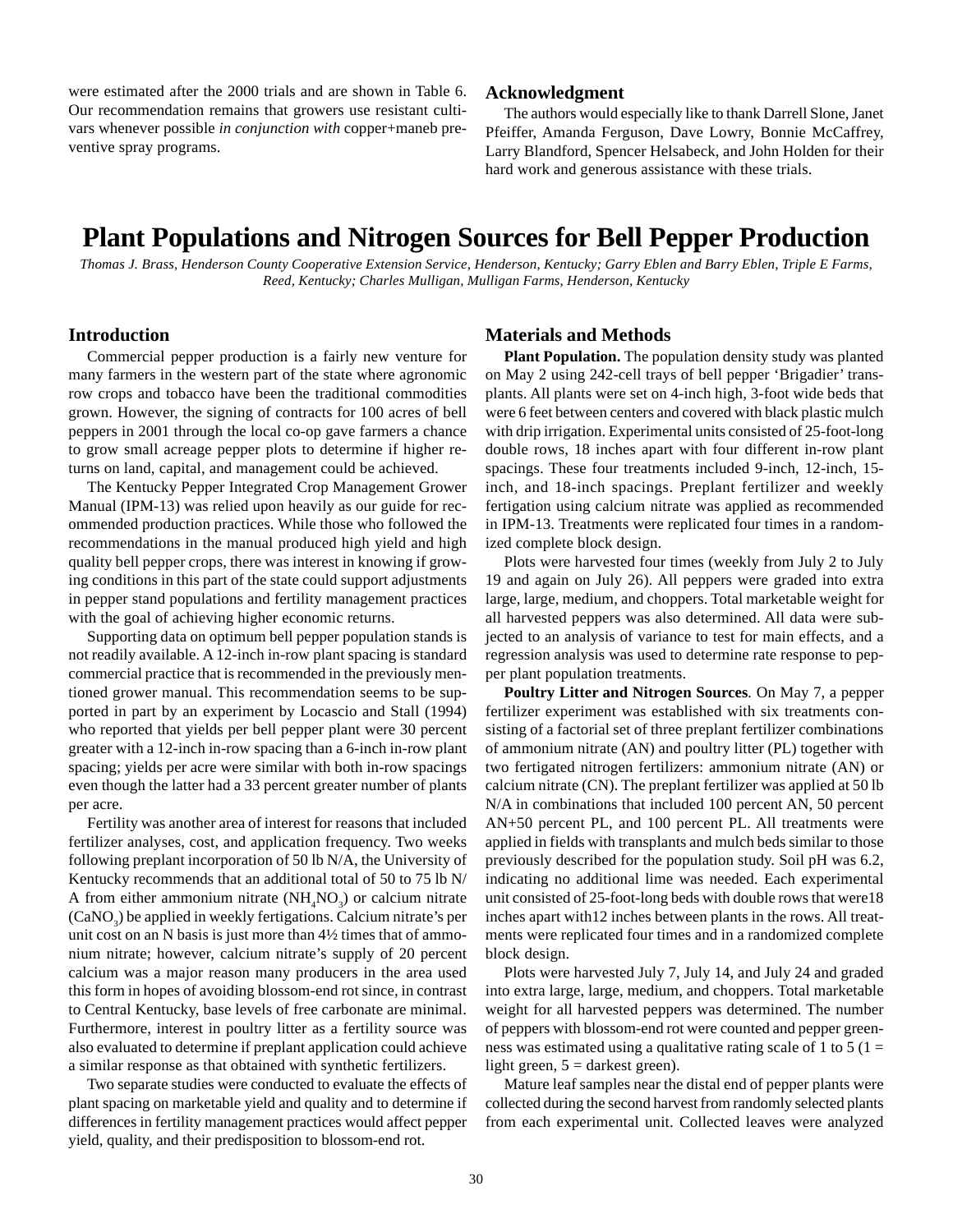were estimated after the 2000 trials and are shown in Table 6. Our recommendation remains that growers use resistant cultivars whenever possible *in conjunction with* copper+maneb preventive spray programs.

## Acknowledgment

The authors would especially like to thank Darrell Slone, Janet Pfeiffer, Amanda Ferguson, Dave Lowry, Bonnie McCaffrey, Larry Blandford, Spencer Helsabeck, and John Holden for their hard work and generous assistance with these trials.

# Plant Populations and Nitrogen Sources for Bell Pepper Production

*Thomas J. Brass, Henderson County Cooperative Extension Service, Henderson, Kentucky; Garry Eblen and Barry Eblen, Triple E Farms, Reed, Kentucky; Charles Mulligan, Mulligan Farms, Henderson, Kentucky*

## Introduction

Commercial pepper production is a fairly new venture for many farmers in the western part of the state where agronomic row crops and tobacco have been the traditional commodities grown. However, the signing of contracts for 100 acres of bell peppers in 2001 through the local co-op gave farmers a chance to grow small acreage pepper plots to determine if higher returns on land, capital, and management could be achieved.

The Kentucky Pepper Integrated Crop Management Grower Manual (IPM-13) was relied upon heavily as our guide for recommended production practices. While those who followed the recommendations in the manual produced high yield and high quality bell pepper crops, there was interest in knowing if growing conditions in this part of the state could support adjustments in pepper stand populations and fertility management practices with the goal of achieving higher economic returns.

Supporting data on optimum bell pepper population stands is not readily available. A 12-inch in-row plant spacing is standard commercial practice that is recommended in the previously mentioned grower manual. This recommendation seems to be supported in part by an experiment by Locascio and Stall (1994) who reported that yields per bell pepper plant were 30 percent greater with a 12-inch in-row spacing than a 6-inch in-row plant spacing; yields per acre were similar with both in-row spacings even though the latter had a 33 percent greater number of plants per acre.

Fertility was another area of interest for reasons that included fertilizer analyses, cost, and application frequency. Two weeks following preplant incorporation of 50 lb N/A, the University of Kentucky recommends that an additional total of 50 to 75 lb N/A from either ammonium nitrate ($NH_4NO_3$) or calcium nitrate ($CaNO_3$) be applied in weekly fertigations. Calcium nitrate's per unit cost on an N basis is just more than 4½ times that of ammonium nitrate; however, calcium nitrate's supply of 20 percent calcium was a major reason many producers in the area used this form in hopes of avoiding blossom-end rot since, in contrast to Central Kentucky, base levels of free carbonate are minimal. Furthermore, interest in poultry litter as a fertility source was also evaluated to determine if preplant application could achieve a similar response as that obtained with synthetic fertilizers.

Two separate studies were conducted to evaluate the effects of plant spacing on marketable yield and quality and to determine if differences in fertility management practices would affect pepper yield, quality, and their predisposition to blossom-end rot.

## Materials and Methods

**Plant Population.** The population density study was planted on May 2 using 242-cell trays of bell pepper 'Brigadier' transplants. All plants were set on 4-inch high, 3-foot wide beds that were 6 feet between centers and covered with black plastic mulch with drip irrigation. Experimental units consisted of 25-foot-long double rows, 18 inches apart with four different in-row plant spacings. These four treatments included 9-inch, 12-inch, 15-inch, and 18-inch spacings. Preplant fertilizer and weekly fertigation using calcium nitrate was applied as recommended in IPM-13. Treatments were replicated four times in a randomized complete block design.

Plots were harvested four times (weekly from July 2 to July 19 and again on July 26). All peppers were graded into extra large, large, medium, and choppers. Total marketable weight for all harvested peppers was also determined. All data were subjected to an analysis of variance to test for main effects, and a regression analysis was used to determine rate response to pepper plant population treatments.

**Poultry Litter and Nitrogen Sources***.* On May 7, a pepper fertilizer experiment was established with six treatments consisting of a factorial set of three preplant fertilizer combinations of ammonium nitrate (AN) and poultry litter (PL) together with two fertigated nitrogen fertilizers: ammonium nitrate (AN) or calcium nitrate (CN). The preplant fertilizer was applied at 50 lb N/A in combinations that included 100 percent AN, 50 percent AN+50 percent PL, and 100 percent PL. All treatments were applied in fields with transplants and mulch beds similar to those previously described for the population study. Soil pH was 6.2, indicating no additional lime was needed. Each experimental unit consisted of 25-foot-long beds with double rows that were18 inches apart with12 inches between plants in the rows. All treatments were replicated four times and in a randomized complete block design.

Plots were harvested July 7, July 14, and July 24 and graded into extra large, large, medium, and choppers. Total marketable weight for all harvested peppers was determined. The number of peppers with blossom-end rot were counted and pepper greenness was estimated using a qualitative rating scale of 1 to 5 (1 = light green, 5 = darkest green).

Mature leaf samples near the distal end of pepper plants were collected during the second harvest from randomly selected plants from each experimental unit. Collected leaves were analyzed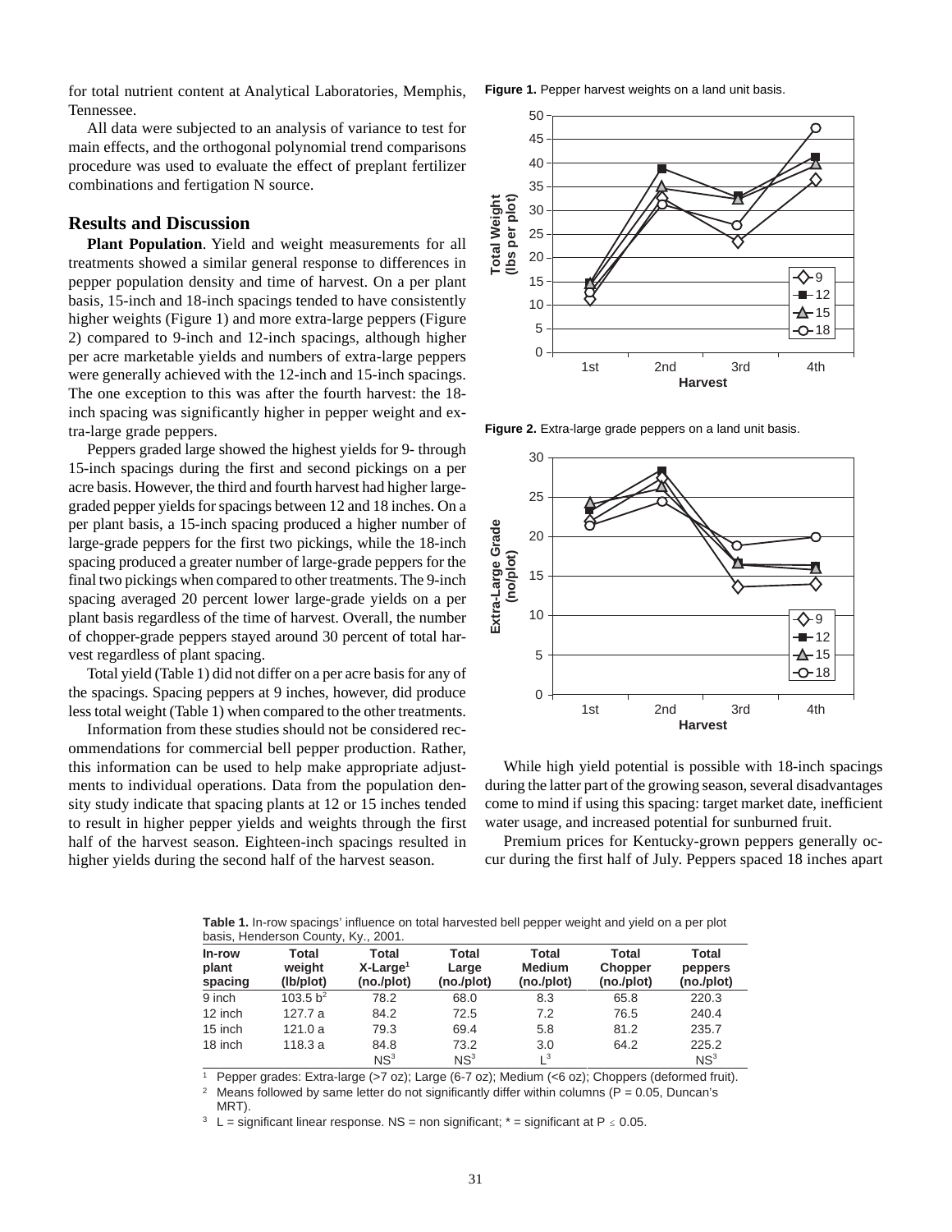for total nutrient content at Analytical Laboratories, Memphis, Tennessee.

All data were subjected to an analysis of variance to test for main effects, and the orthogonal polynomial trend comparisons procedure was used to evaluate the effect of preplant fertilizer combinations and fertigation N source.

## Results and Discussion

**Plant Population**. Yield and weight measurements for all treatments showed a similar general response to differences in pepper population density and time of harvest. On a per plant basis, 15-inch and 18-inch spacings tended to have consistently higher weights (Figure 1) and more extra-large peppers (Figure 2) compared to 9-inch and 12-inch spacings, although higher per acre marketable yields and numbers of extra-large peppers were generally achieved with the 12-inch and 15-inch spacings. The one exception to this was after the fourth harvest: the 18-inch spacing was significantly higher in pepper weight and extra-large grade peppers.

Peppers graded large showed the highest yields for 9- through 15-inch spacings during the first and second pickings on a per acre basis. However, the third and fourth harvest had higher large-graded pepper yields for spacings between 12 and 18 inches. On a per plant basis, a 15-inch spacing produced a higher number of large-grade peppers for the first two pickings, while the 18-inch spacing produced a greater number of large-grade peppers for the final two pickings when compared to other treatments. The 9-inch spacing averaged 20 percent lower large-grade yields on a per plant basis regardless of the time of harvest. Overall, the number of chopper-grade peppers stayed around 30 percent of total harvest regardless of plant spacing.

Total yield (Table 1) did not differ on a per acre basis for any of the spacings. Spacing peppers at 9 inches, however, did produce less total weight (Table 1) when compared to the other treatments.

Information from these studies should not be considered recommendations for commercial bell pepper production. Rather, this information can be used to help make appropriate adjustments to individual operations. Data from the population density study indicate that spacing plants at 12 or 15 inches tended to result in higher pepper yields and weights through the first half of the harvest season. Eighteen-inch spacings resulted in higher yields during the second half of the harvest season.

**Figure 1.** Pepper harvest weights on a land unit basis.

**Figure 2.** Extra-large grade peppers on a land unit basis.

While high yield potential is possible with 18-inch spacings during the latter part of the growing season, several disadvantages come to mind if using this spacing: target market date, inefficient water usage, and increased potential for sunburned fruit.

Premium prices for Kentucky-grown peppers generally occur during the first half of July. Peppers spaced 18 inches apart

**Table 1.** In-row spacings' influence on total harvested bell pepper weight and yield on a per plot basis, Henderson County, Ky., 2001.

| In-row plant spacing | Total weight (lb/plot) | Total X-Large[1] (no./plot) | Total Large (no./plot) | Total Medium (no./plot) | Total Chopper (no./plot) | Total peppers (no./plot) |
|---|---|---|---|---|---|---|
| 9 inch | 103.5 b[2] | 78.2 | 68.0 | 8.3 | 65.8 | 220.3 |
| 12 inch | 127.7 a | 84.2 | 72.5 | 7.2 | 76.5 | 240.4 |
| 15 inch | 121.0 a | 79.3 | 69.4 | 5.8 | 81.2 | 235.7 |
| 18 inch | 118.3 a | 84.8 | 73.2 | 3.0 | 64.2 | 225.2 |
| | | NS[3] | NS[3] | L[3] | | NS[3] |

[1] Pepper grades: Extra-large (>7 oz); Large (6-7 oz); Medium (<6 oz); Choppers (deformed fruit).

[2] Means followed by same letter do not significantly differ within columns (P = 0.05, Duncan's MRT).

[3] L = significant linear response. NS = non significant; * = significant at P $\leq$ 0.05.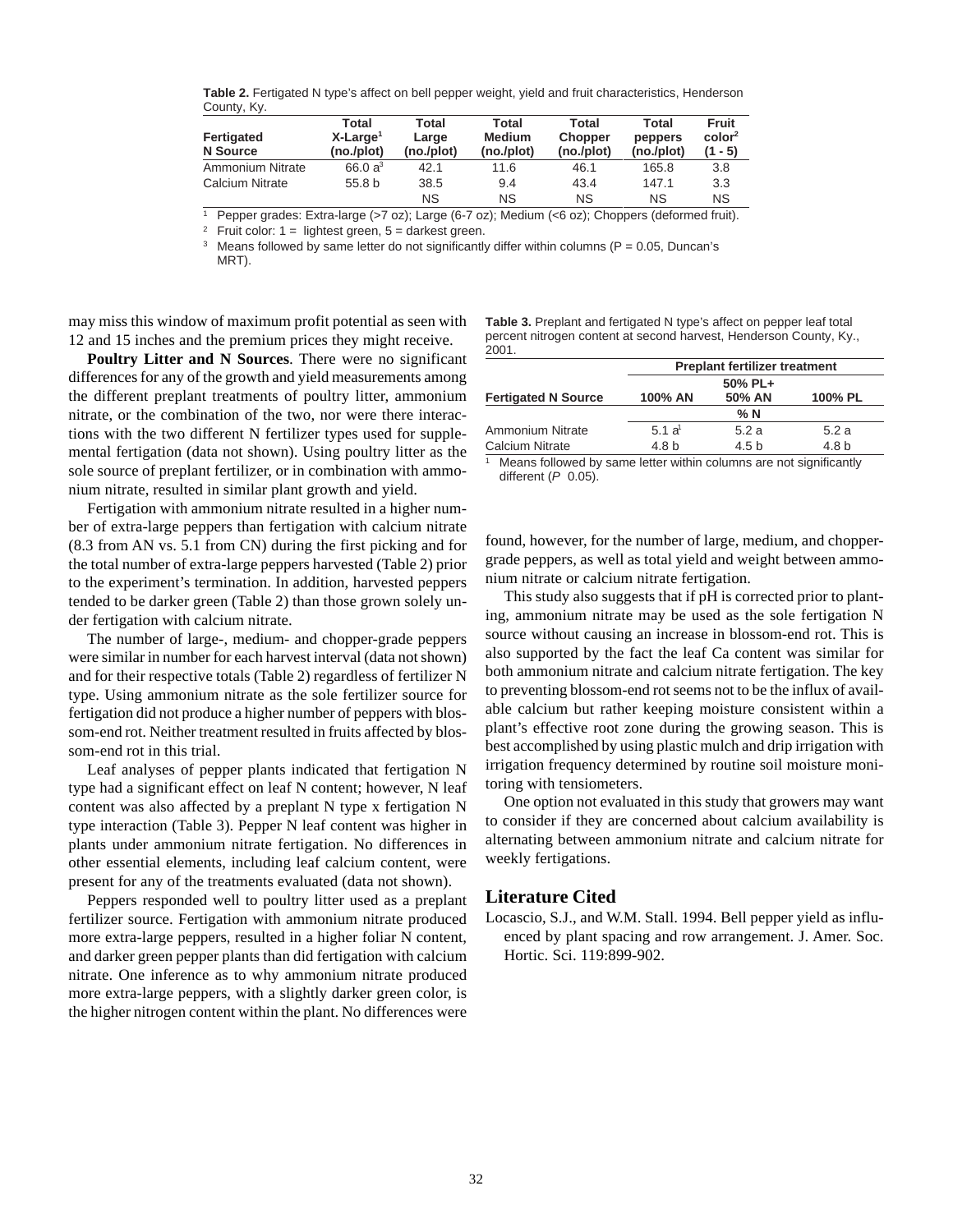**Table 2.** Fertigated N type's affect on bell pepper weight, yield and fruit characteristics, Henderson County, Ky.

| Fertigated N Source | Total X-Large[1] (no./plot) | Total Large (no./plot) | Total Medium (no./plot) | Total Chopper (no./plot) | Total peppers (no./plot) | Fruit color[2] (1 - 5) |
|---|---|---|---|---|---|---|
| Ammonium Nitrate | 66.0 a[3] | 42.1 | 11.6 | 46.1 | 165.8 | 3.8 |
| Calcium Nitrate | 55.8 b | 38.5 | 9.4 | 43.4 | 147.1 | 3.3 |
| | | NS | NS | NS | NS | NS |

[1] Pepper grades: Extra-large (>7 oz); Large (6-7 oz); Medium (<6 oz); Choppers (deformed fruit).

[2] Fruit color: 1 = lightest green, 5 = darkest green.

[3] Means followed by same letter do not significantly differ within columns (P = 0.05, Duncan's MRT).

may miss this window of maximum profit potential as seen with 12 and 15 inches and the premium prices they might receive.

**Poultry Litter and N Sources**. There were no significant differences for any of the growth and yield measurements among the different preplant treatments of poultry litter, ammonium nitrate, or the combination of the two, nor were there interactions with the two different N fertilizer types used for supplemental fertigation (data not shown). Using poultry litter as the sole source of preplant fertilizer, or in combination with ammonium nitrate, resulted in similar plant growth and yield.

Fertigation with ammonium nitrate resulted in a higher number of extra-large peppers than fertigation with calcium nitrate (8.3 from AN vs. 5.1 from CN) during the first picking and for the total number of extra-large peppers harvested (Table 2) prior to the experiment's termination. In addition, harvested peppers tended to be darker green (Table 2) than those grown solely under fertigation with calcium nitrate.

The number of large-, medium- and chopper-grade peppers were similar in number for each harvest interval (data not shown) and for their respective totals (Table 2) regardless of fertilizer N type. Using ammonium nitrate as the sole fertilizer source for fertigation did not produce a higher number of peppers with blossom-end rot. Neither treatment resulted in fruits affected by blossom-end rot in this trial.

Leaf analyses of pepper plants indicated that fertigation N type had a significant effect on leaf N content; however, N leaf content was also affected by a preplant N type x fertigation N type interaction (Table 3). Pepper N leaf content was higher in plants under ammonium nitrate fertigation. No differences in other essential elements, including leaf calcium content, were present for any of the treatments evaluated (data not shown).

Peppers responded well to poultry litter used as a preplant fertilizer source. Fertigation with ammonium nitrate produced more extra-large peppers, resulted in a higher foliar N content, and darker green pepper plants than did fertigation with calcium nitrate. One inference as to why ammonium nitrate produced more extra-large peppers, with a slightly darker green color, is the higher nitrogen content within the plant. No differences were found, however, for the number of large, medium, and chopper-grade peppers, as well as total yield and weight between ammonium nitrate or calcium nitrate fertigation.

**Table 3.** Preplant and fertigated N type's affect on pepper leaf total percent nitrogen content at second harvest, Henderson County, Ky., 2001.

| | Preplant fertilizer treatment | | |
|---|---|---|---|
| Fertigated N Source | 100% AN | 50% PL+ 50% AN | 100% PL |
| | % N | | |
| Ammonium Nitrate | 5.1 a[1] | 5.2 a | 5.2 a |
| Calcium Nitrate | 4.8 b | 4.5 b | 4.8 b |

[1] Means followed by same letter within columns are not significantly different (P 0.05).

This study also suggests that if pH is corrected prior to planting, ammonium nitrate may be used as the sole fertigation N source without causing an increase in blossom-end rot. This is also supported by the fact the leaf Ca content was similar for both ammonium nitrate and calcium nitrate fertigation. The key to preventing blossom-end rot seems not to be the influx of available calcium but rather keeping moisture consistent within a plant's effective root zone during the growing season. This is best accomplished by using plastic mulch and drip irrigation with irrigation frequency determined by routine soil moisture monitoring with tensiometers.

One option not evaluated in this study that growers may want to consider if they are concerned about calcium availability is alternating between ammonium nitrate and calcium nitrate for weekly fertigations.

## Literature Cited

Locascio, S.J., and W.M. Stall. 1994. Bell pepper yield as influenced by plant spacing and row arrangement. J. Amer. Soc. Hortic. Sci. 119:899-902.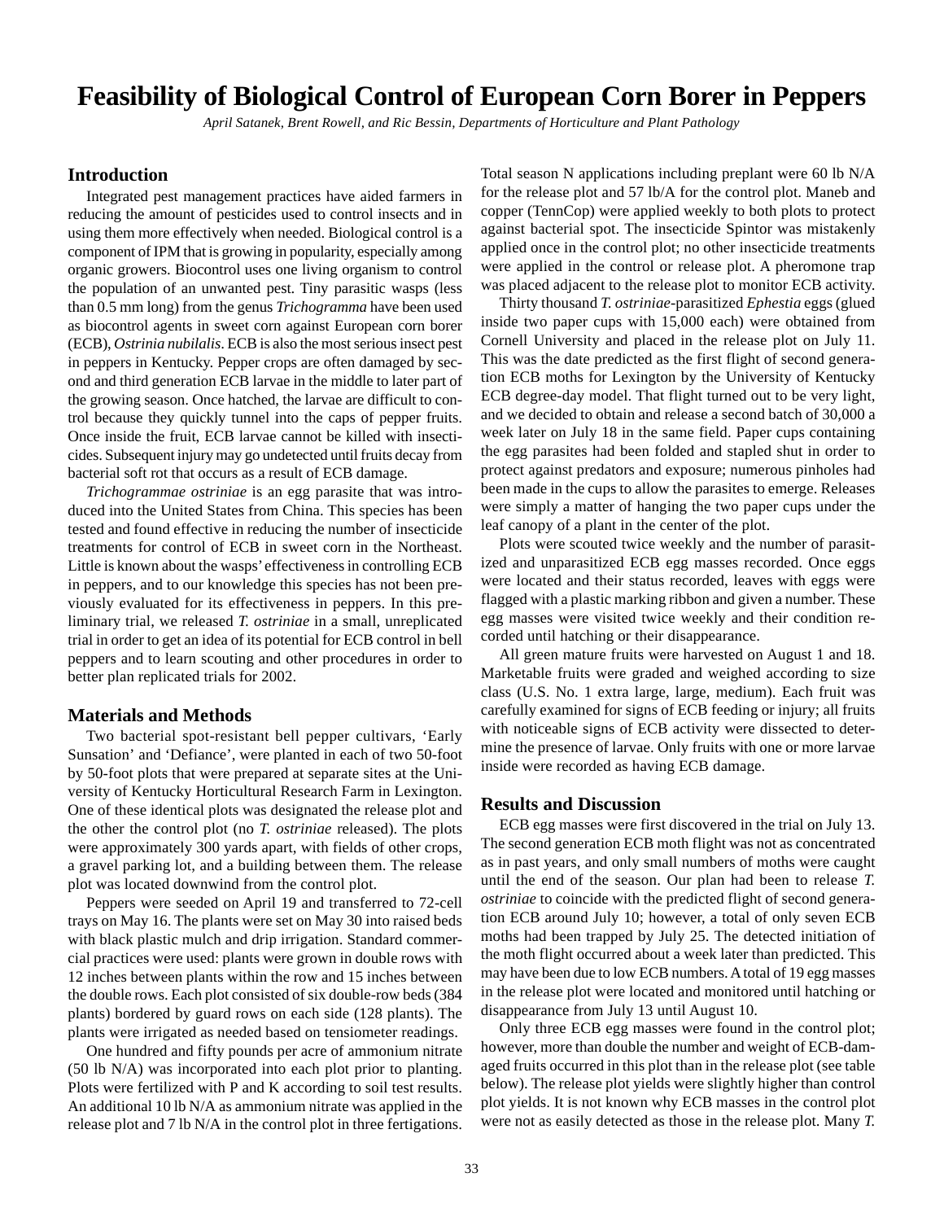# Feasibility of Biological Control of European Corn Borer in Peppers

*April Satanek, Brent Rowell, and Ric Bessin, Departments of Horticulture and Plant Pathology*

## Introduction

Integrated pest management practices have aided farmers in reducing the amount of pesticides used to control insects and in using them more effectively when needed. Biological control is a component of IPM that is growing in popularity, especially among organic growers. Biocontrol uses one living organism to control the population of an unwanted pest. Tiny parasitic wasps (less than 0.5 mm long) from the genus *Trichogramma* have been used as biocontrol agents in sweet corn against European corn borer (ECB), *Ostrinia nubilalis*. ECB is also the most serious insect pest in peppers in Kentucky. Pepper crops are often damaged by second and third generation ECB larvae in the middle to later part of the growing season. Once hatched, the larvae are difficult to control because they quickly tunnel into the caps of pepper fruits. Once inside the fruit, ECB larvae cannot be killed with insecticides. Subsequent injury may go undetected until fruits decay from bacterial soft rot that occurs as a result of ECB damage.

*Trichogrammae ostriniae* is an egg parasite that was introduced into the United States from China. This species has been tested and found effective in reducing the number of insecticide treatments for control of ECB in sweet corn in the Northeast. Little is known about the wasps' effectiveness in controlling ECB in peppers, and to our knowledge this species has not been previously evaluated for its effectiveness in peppers. In this preliminary trial, we released *T. ostriniae* in a small, unreplicated trial in order to get an idea of its potential for ECB control in bell peppers and to learn scouting and other procedures in order to better plan replicated trials for 2002.

## Materials and Methods

Two bacterial spot-resistant bell pepper cultivars, 'Early Sunsation' and 'Defiance', were planted in each of two 50-foot by 50-foot plots that were prepared at separate sites at the University of Kentucky Horticultural Research Farm in Lexington. One of these identical plots was designated the release plot and the other the control plot (no *T. ostriniae* released). The plots were approximately 300 yards apart, with fields of other crops, a gravel parking lot, and a building between them. The release plot was located downwind from the control plot.

Peppers were seeded on April 19 and transferred to 72-cell trays on May 16. The plants were set on May 30 into raised beds with black plastic mulch and drip irrigation. Standard commercial practices were used: plants were grown in double rows with 12 inches between plants within the row and 15 inches between the double rows. Each plot consisted of six double-row beds (384 plants) bordered by guard rows on each side (128 plants). The plants were irrigated as needed based on tensiometer readings.

One hundred and fifty pounds per acre of ammonium nitrate (50 lb N/A) was incorporated into each plot prior to planting. Plots were fertilized with P and K according to soil test results. An additional 10 lb N/A as ammonium nitrate was applied in the release plot and 7 lb N/A in the control plot in three fertigations. Total season N applications including preplant were 60 lb N/A for the release plot and 57 lb/A for the control plot. Maneb and copper (TennCop) were applied weekly to both plots to protect against bacterial spot. The insecticide Spintor was mistakenly applied once in the control plot; no other insecticide treatments were applied in the control or release plot. A pheromone trap was placed adjacent to the release plot to monitor ECB activity.

Thirty thousand *T. ostriniae*-parasitized *Ephestia* eggs (glued inside two paper cups with 15,000 each) were obtained from Cornell University and placed in the release plot on July 11. This was the date predicted as the first flight of second generation ECB moths for Lexington by the University of Kentucky ECB degree-day model. That flight turned out to be very light, and we decided to obtain and release a second batch of 30,000 a week later on July 18 in the same field. Paper cups containing the egg parasites had been folded and stapled shut in order to protect against predators and exposure; numerous pinholes had been made in the cups to allow the parasites to emerge. Releases were simply a matter of hanging the two paper cups under the leaf canopy of a plant in the center of the plot.

Plots were scouted twice weekly and the number of parasitized and unparasitized ECB egg masses recorded. Once eggs were located and their status recorded, leaves with eggs were flagged with a plastic marking ribbon and given a number. These egg masses were visited twice weekly and their condition recorded until hatching or their disappearance.

All green mature fruits were harvested on August 1 and 18. Marketable fruits were graded and weighed according to size class (U.S. No. 1 extra large, large, medium). Each fruit was carefully examined for signs of ECB feeding or injury; all fruits with noticeable signs of ECB activity were dissected to determine the presence of larvae. Only fruits with one or more larvae inside were recorded as having ECB damage.

## Results and Discussion

ECB egg masses were first discovered in the trial on July 13. The second generation ECB moth flight was not as concentrated as in past years, and only small numbers of moths were caught until the end of the season. Our plan had been to release *T. ostriniae* to coincide with the predicted flight of second generation ECB around July 10; however, a total of only seven ECB moths had been trapped by July 25. The detected initiation of the moth flight occurred about a week later than predicted. This may have been due to low ECB numbers. A total of 19 egg masses in the release plot were located and monitored until hatching or disappearance from July 13 until August 10.

Only three ECB egg masses were found in the control plot; however, more than double the number and weight of ECB-damaged fruits occurred in this plot than in the release plot (see table below). The release plot yields were slightly higher than control plot yields. It is not known why ECB masses in the control plot were not as easily detected as those in the release plot. Many *T.*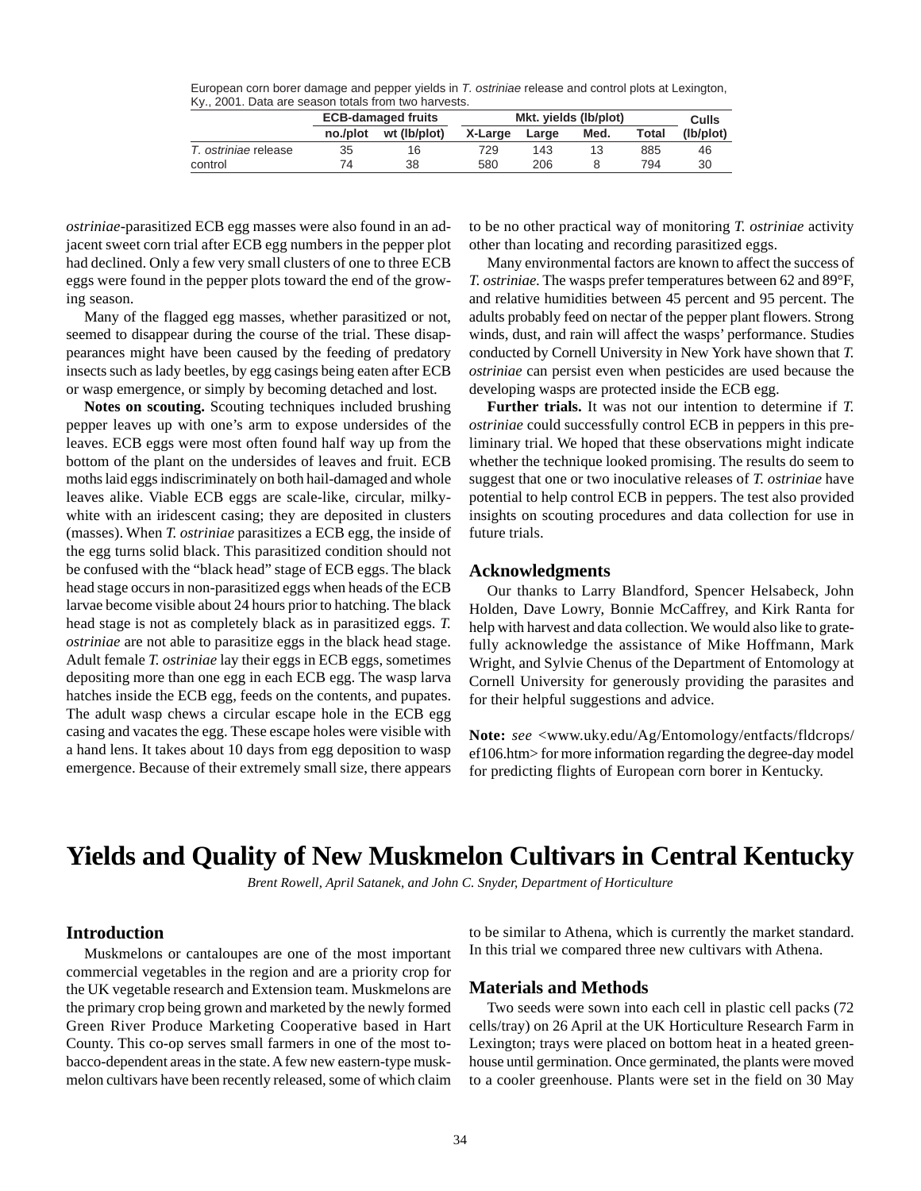European corn borer damage and pepper yields in *T. ostriniae* release and control plots at Lexington, Ky., 2001. Data are season totals from two harvests.

| | ECB-damaged fruits | | Mkt. yields (lb/plot) | | | | Culls |
|---|---|---|---|---|---|---|---|
| | no./plot | wt (lb/plot) | X-Large | Large | Med. | Total | (lb/plot) |
| *T. ostriniae* release | 35 | 16 | 729 | 143 | 13 | 885 | 46 |
| control | 74 | 38 | 580 | 206 | 8 | 794 | 30 |

*ostriniae*-parasitized ECB egg masses were also found in an adjacent sweet corn trial after ECB egg numbers in the pepper plot had declined. Only a few very small clusters of one to three ECB eggs were found in the pepper plots toward the end of the growing season.

Many of the flagged egg masses, whether parasitized or not, seemed to disappear during the course of the trial. These disappearances might have been caused by the feeding of predatory insects such as lady beetles, by egg casings being eaten after ECB or wasp emergence, or simply by becoming detached and lost.

**Notes on scouting.** Scouting techniques included brushing pepper leaves up with one's arm to expose undersides of the leaves. ECB eggs were most often found half way up from the bottom of the plant on the undersides of leaves and fruit. ECB moths laid eggs indiscriminately on both hail-damaged and whole leaves alike. Viable ECB eggs are scale-like, circular, milky-white with an iridescent casing; they are deposited in clusters (masses). When *T. ostriniae* parasitizes a ECB egg, the inside of the egg turns solid black. This parasitized condition should not be confused with the "black head" stage of ECB eggs. The black head stage occurs in non-parasitized eggs when heads of the ECB larvae become visible about 24 hours prior to hatching. The black head stage is not as completely black as in parasitized eggs. *T. ostriniae* are not able to parasitize eggs in the black head stage. Adult female *T. ostriniae* lay their eggs in ECB eggs, sometimes depositing more than one egg in each ECB egg. The wasp larva hatches inside the ECB egg, feeds on the contents, and pupates. The adult wasp chews a circular escape hole in the ECB egg casing and vacates the egg. These escape holes were visible with a hand lens. It takes about 10 days from egg deposition to wasp emergence. Because of their extremely small size, there appears to be no other practical way of monitoring *T. ostriniae* activity other than locating and recording parasitized eggs.

Many environmental factors are known to affect the success of *T. ostriniae*. The wasps prefer temperatures between 62 and 89°F, and relative humidities between 45 percent and 95 percent. The adults probably feed on nectar of the pepper plant flowers. Strong winds, dust, and rain will affect the wasps' performance. Studies conducted by Cornell University in New York have shown that *T. ostriniae* can persist even when pesticides are used because the developing wasps are protected inside the ECB egg.

**Further trials.** It was not our intention to determine if *T. ostriniae* could successfully control ECB in peppers in this preliminary trial. We hoped that these observations might indicate whether the technique looked promising. The results do seem to suggest that one or two inoculative releases of *T. ostriniae* have potential to help control ECB in peppers. The test also provided insights on scouting procedures and data collection for use in future trials.

## Acknowledgments

Our thanks to Larry Blandford, Spencer Helsabeck, John Holden, Dave Lowry, Bonnie McCaffrey, and Kirk Ranta for help with harvest and data collection. We would also like to gratefully acknowledge the assistance of Mike Hoffmann, Mark Wright, and Sylvie Chenus of the Department of Entomology at Cornell University for generously providing the parasites and for their helpful suggestions and advice.

**Note:** *see* <www.uky.edu/Ag/Entomology/entfacts/fldcrops/ef106.htm> for more information regarding the degree-day model for predicting flights of European corn borer in Kentucky.

# Yields and Quality of New Muskmelon Cultivars in Central Kentucky

*Brent Rowell, April Satanek, and John C. Snyder, Department of Horticulture*

## Introduction

Muskmelons or cantaloupes are one of the most important commercial vegetables in the region and are a priority crop for the UK vegetable research and Extension team. Muskmelons are the primary crop being grown and marketed by the newly formed Green River Produce Marketing Cooperative based in Hart County. This co-op serves small farmers in one of the most tobacco-dependent areas in the state. A few new eastern-type muskmelon cultivars have been recently released, some of which claim to be similar to Athena, which is currently the market standard. In this trial we compared three new cultivars with Athena.

## Materials and Methods

Two seeds were sown into each cell in plastic cell packs (72 cells/tray) on 26 April at the UK Horticulture Research Farm in Lexington; trays were placed on bottom heat in a heated greenhouse until germination. Once germinated, the plants were moved to a cooler greenhouse. Plants were set in the field on 30 May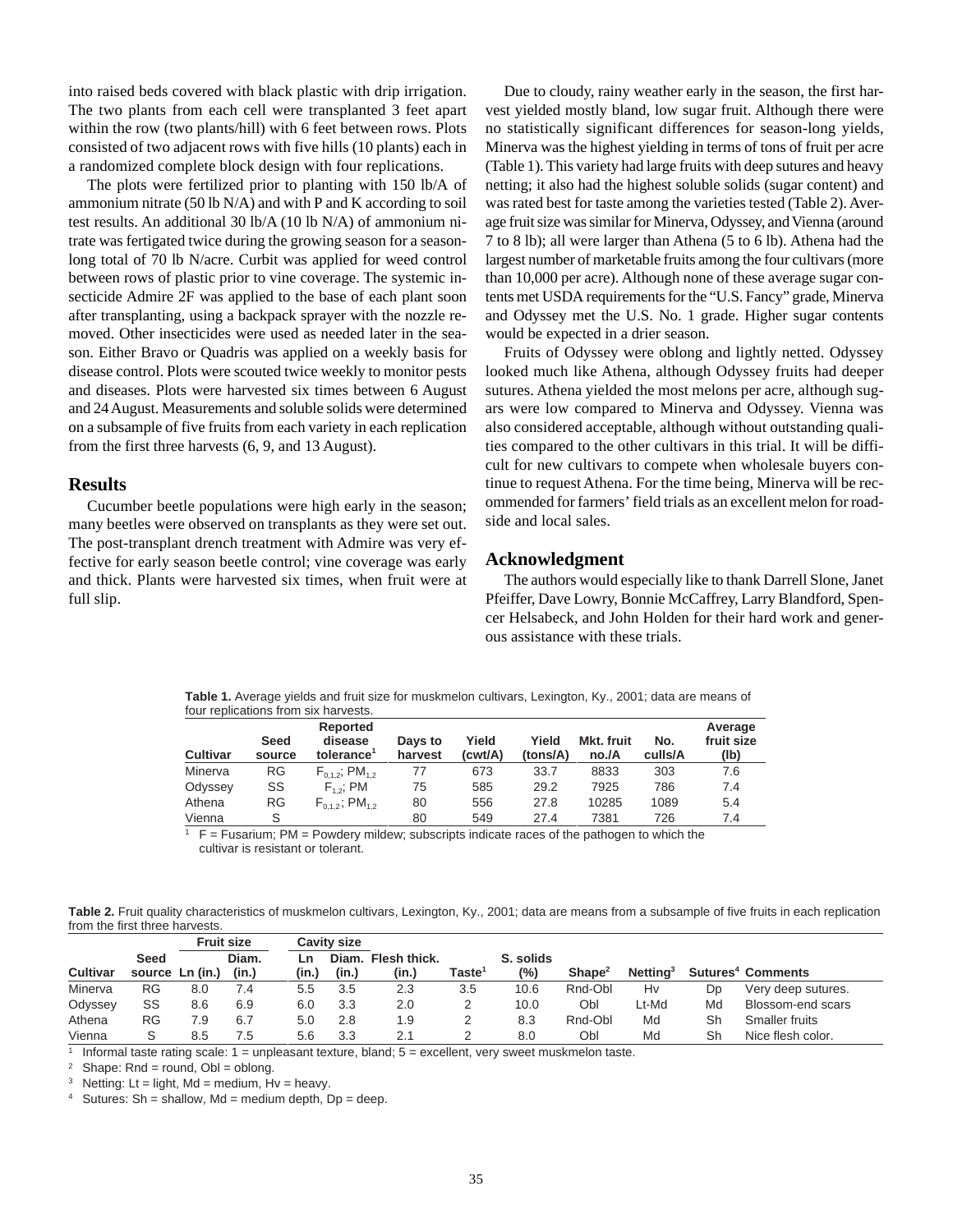into raised beds covered with black plastic with drip irrigation. The two plants from each cell were transplanted 3 feet apart within the row (two plants/hill) with 6 feet between rows. Plots consisted of two adjacent rows with five hills (10 plants) each in a randomized complete block design with four replications.

The plots were fertilized prior to planting with 150 lb/A of ammonium nitrate (50 lb N/A) and with P and K according to soil test results. An additional 30 lb/A (10 lb N/A) of ammonium nitrate was fertigated twice during the growing season for a season-long total of 70 lb N/acre. Curbit was applied for weed control between rows of plastic prior to vine coverage. The systemic insecticide Admire 2F was applied to the base of each plant soon after transplanting, using a backpack sprayer with the nozzle removed. Other insecticides were used as needed later in the season. Either Bravo or Quadris was applied on a weekly basis for disease control. Plots were scouted twice weekly to monitor pests and diseases. Plots were harvested six times between 6 August and 24 August. Measurements and soluble solids were determined on a subsample of five fruits from each variety in each replication from the first three harvests (6, 9, and 13 August).

## Results

Cucumber beetle populations were high early in the season; many beetles were observed on transplants as they were set out. The post-transplant drench treatment with Admire was very effective for early season beetle control; vine coverage was early and thick. Plants were harvested six times, when fruit were at full slip.

Due to cloudy, rainy weather early in the season, the first harvest yielded mostly bland, low sugar fruit. Although there were no statistically significant differences for season-long yields, Minerva was the highest yielding in terms of tons of fruit per acre (Table 1). This variety had large fruits with deep sutures and heavy netting; it also had the highest soluble solids (sugar content) and was rated best for taste among the varieties tested (Table 2). Average fruit size was similar for Minerva, Odyssey, and Vienna (around 7 to 8 lb); all were larger than Athena (5 to 6 lb). Athena had the largest number of marketable fruits among the four cultivars (more than 10,000 per acre). Although none of these average sugar contents met USDA requirements for the "U.S. Fancy" grade, Minerva and Odyssey met the U.S. No. 1 grade. Higher sugar contents would be expected in a drier season.

Fruits of Odyssey were oblong and lightly netted. Odyssey looked much like Athena, although Odyssey fruits had deeper sutures. Athena yielded the most melons per acre, although sugars were low compared to Minerva and Odyssey. Vienna was also considered acceptable, although without outstanding qualities compared to the other cultivars in this trial. It will be difficult for new cultivars to compete when wholesale buyers continue to request Athena. For the time being, Minerva will be recommended for farmers' field trials as an excellent melon for roadside and local sales.

## Acknowledgment

The authors would especially like to thank Darrell Slone, Janet Pfeiffer, Dave Lowry, Bonnie McCaffrey, Larry Blandford, Spencer Helsabeck, and John Holden for their hard work and generous assistance with these trials.

**Table 1.** Average yields and fruit size for muskmelon cultivars, Lexington, Ky., 2001; data are means of four replications from six harvests.

| Cultivar | Seed source | Reported disease tolerance[1] | Days to harvest | Yield (cwt/A) | Yield (tons/A) | Mkt. fruit no./A | No. culls/A | Average fruit size (lb) |
|---|---|---|---|---|---|---|---|---|
| Minerva | RG | $F_{0,1,2}$; $PM_{1,2}$ | 77 | 673 | 33.7 | 8833 | 303 | 7.6 |
| Odyssey | SS | $F_{1,2}$; PM | 75 | 585 | 29.2 | 7925 | 786 | 7.4 |
| Athena | RG | $F_{0,1,2}$; $PM_{1,2}$ | 80 | 556 | 27.8 | 10285 | 1089 | 5.4 |
| Vienna | S | | 80 | 549 | 27.4 | 7381 | 726 | 7.4 |

[1] F = Fusarium; PM = Powdery mildew; subscripts indicate races of the pathogen to which the cultivar is resistant or tolerant.

**Table 2.** Fruit quality characteristics of muskmelon cultivars, Lexington, Ky., 2001; data are means from a subsample of five fruits in each replication from the first three harvests.

| | | Fruit size | | Cavity size | | | | | | | | |
|---|---|---|---|---|---|---|---|---|---|---|---|---|
| Cultivar | Seed source | Ln (in.) | Diam. (in.) | Ln (in.) | Diam. (in.) | Flesh thick. (in.) | Taste[1] | S. solids (%) | Shape[2] | Netting[3] | Sutures[4] | Comments |
| Minerva | RG | 8.0 | 7.4 | 5.5 | 3.5 | 2.3 | 3.5 | 10.6 | Rnd-Obl | Hv | Dp | Very deep sutures. |
| Odyssey | SS | 8.6 | 6.9 | 6.0 | 3.3 | 2.0 | 2 | 10.0 | Obl | Lt-Md | Md | Blossom-end scars |
| Athena | RG | 7.9 | 6.7 | 5.0 | 2.8 | 1.9 | 2 | 8.3 | Rnd-Obl | Md | Sh | Smaller fruits |
| Vienna | S | 8.5 | 7.5 | 5.6 | 3.3 | 2.1 | 2 | 8.0 | Obl | Md | Sh | Nice flesh color. |

[1] Informal taste rating scale: 1 = unpleasant texture, bland; 5 = excellent, very sweet muskmelon taste.

[2] Shape: Rnd = round, Obl = oblong.

[3] Netting: Lt = light, Md = medium, Hv = heavy.

[4] Sutures: Sh = shallow, Md = medium depth, Dp = deep.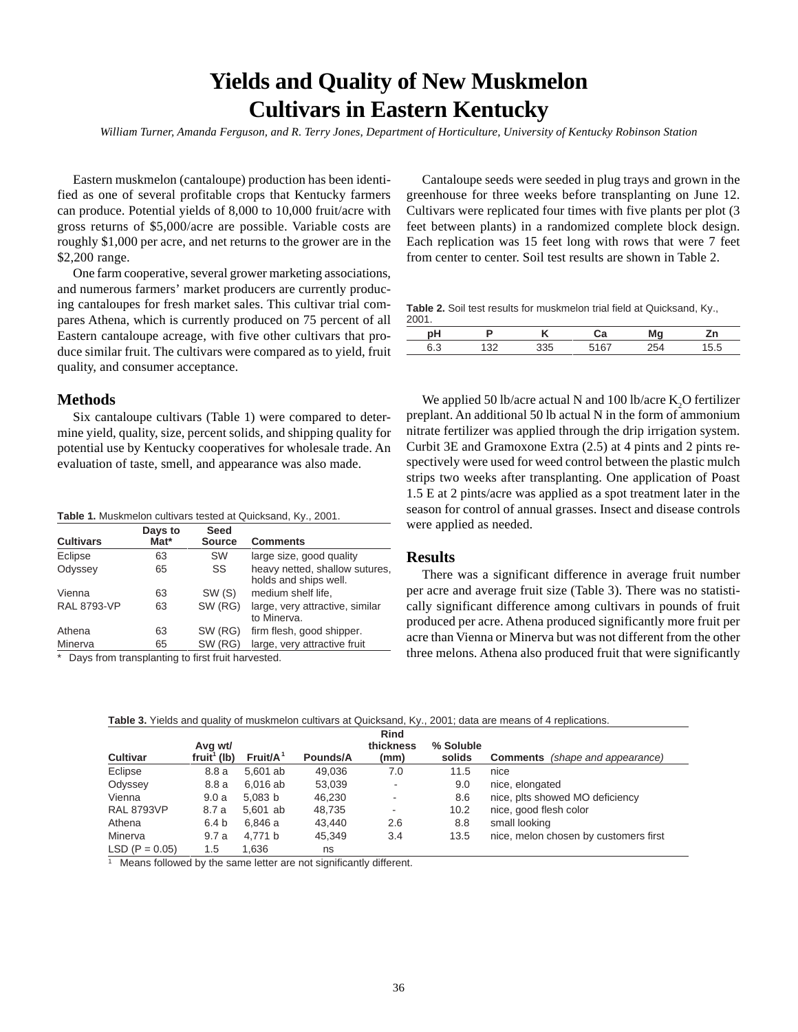# Yields and Quality of New Muskmelon Cultivars in Eastern Kentucky

*William Turner, Amanda Ferguson, and R. Terry Jones, Department of Horticulture, University of Kentucky Robinson Station*

Eastern muskmelon (cantaloupe) production has been identified as one of several profitable crops that Kentucky farmers can produce. Potential yields of 8,000 to 10,000 fruit/acre with gross returns of $5,000/acre are possible. Variable costs are roughly $1,000 per acre, and net returns to the grower are in the $2,200 range.

One farm cooperative, several grower marketing associations, and numerous farmers' market producers are currently producing cantaloupes for fresh market sales. This cultivar trial compares Athena, which is currently produced on 75 percent of all Eastern cantaloupe acreage, with five other cultivars that produce similar fruit. The cultivars were compared as to yield, fruit quality, and consumer acceptance.

## Methods

Six cantaloupe cultivars (Table 1) were compared to determine yield, quality, size, percent solids, and shipping quality for potential use by Kentucky cooperatives for wholesale trade. An evaluation of taste, smell, and appearance was also made.

**Table 1.** Muskmelon cultivars tested at Quicksand, Ky., 2001.

| Cultivars | Days to Mat* | Seed Source | Comments |
|---|---|---|---|
| Eclipse | 63 | SW | large size, good quality |
| Odyssey | 65 | SS | heavy netted, shallow sutures, holds and ships well. |
| Vienna | 63 | SW (S) | medium shelf life, |
| RAL 8793-VP | 63 | SW (RG) | large, very attractive, similar to Minerva. |
| Athena | 63 | SW (RG) | firm flesh, good shipper. |
| Minerva | 65 | SW (RG) | large, very attractive fruit |

\* Days from transplanting to first fruit harvested.

Cantaloupe seeds were seeded in plug trays and grown in the greenhouse for three weeks before transplanting on June 12. Cultivars were replicated four times with five plants per plot (3 feet between plants) in a randomized complete block design. Each replication was 15 feet long with rows that were 7 feet from center to center. Soil test results are shown in Table 2.

**Table 2.** Soil test results for muskmelon trial field at Quicksand, Ky., 2001.

| pH | P | K | Ca | Mg | Zn |
|---|---|---|---|---|---|
| 6.3 | 132 | 335 | 5167 | 254 | 15.5 |

We applied 50 lb/acre actual N and 100 lb/acre $K_2O$ fertilizer preplant. An additional 50 lb actual N in the form of ammonium nitrate fertilizer was applied through the drip irrigation system. Curbit 3E and Gramoxone Extra (2.5) at 4 pints and 2 pints respectively were used for weed control between the plastic mulch strips two weeks after transplanting. One application of Poast 1.5 E at 2 pints/acre was applied as a spot treatment later in the season for control of annual grasses. Insect and disease controls were applied as needed.

## Results

There was a significant difference in average fruit number per acre and average fruit size (Table 3). There was no statistically significant difference among cultivars in pounds of fruit produced per acre. Athena produced significantly more fruit per acre than Vienna or Minerva but was not different from the other three melons. Athena also produced fruit that were significantly

**Table 3.** Yields and quality of muskmelon cultivars at Quicksand, Ky., 2001; data are means of 4 replications.

| Cultivar | Avg wt/ fruit[1] (lb) | Fruit/A[1] | Pounds/A | Rind thickness (mm) | % Soluble solids | **Comments** *(shape and appearance)* |
|---|---|---|---|---|---|---|
| Eclipse | 8.8 a | 5,601 ab | 49,036 | 7.0 | 11.5 | nice |
| Odyssey | 8.8 a | 6,016 ab | 53,039 | - | 9.0 | nice, elongated |
| Vienna | 9.0 a | 5,083 b | 46,230 | - | 8.6 | nice, plts showed MO deficiency |
| RAL 8793VP | 8.7 a | 5,601 ab | 48,735 | - | 10.2 | nice, good flesh color |
| Athena | 6.4 b | 6,846 a | 43,440 | 2.6 | 8.8 | small looking |
| Minerva | 9.7 a | 4,771 b | 45,349 | 3.4 | 13.5 | nice, melon chosen by customers first |
| LSD (P = 0.05) | 1.5 | 1,636 | ns | | | |

[1] Means followed by the same letter are not significantly different.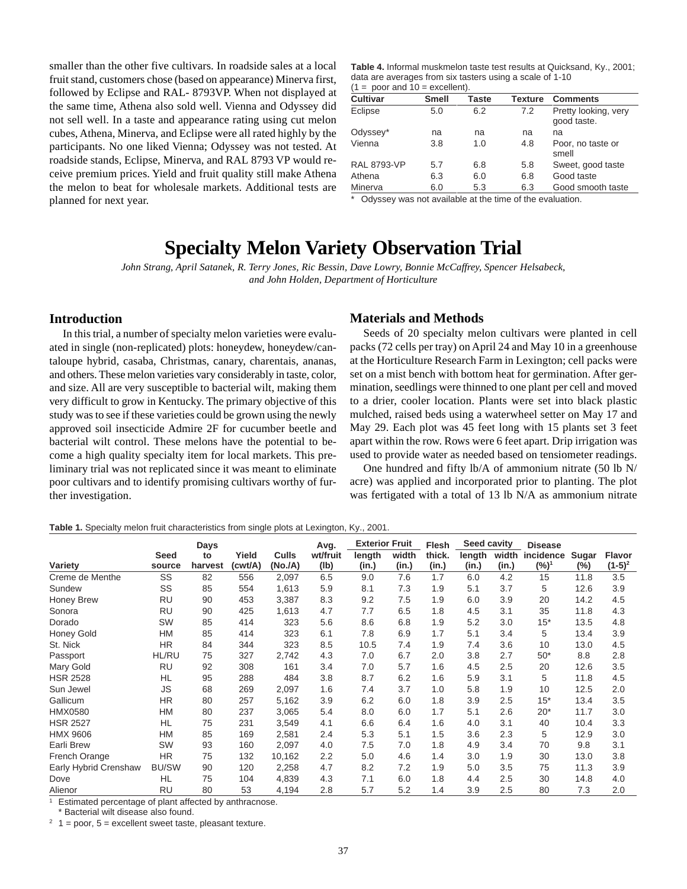smaller than the other five cultivars. In roadside sales at a local fruit stand, customers chose (based on appearance) Minerva first, followed by Eclipse and RAL- 8793VP. When not displayed at the same time, Athena also sold well. Vienna and Odyssey did not sell well. In a taste and appearance rating using cut melon cubes, Athena, Minerva, and Eclipse were all rated highly by the participants. No one liked Vienna; Odyssey was not tested. At roadside stands, Eclipse, Minerva, and RAL 8793 VP would receive premium prices. Yield and fruit quality still make Athena the melon to beat for wholesale markets. Additional tests are planned for next year.

**Table 4.** Informal muskmelon taste test results at Quicksand, Ky., 2001; data are averages from six tasters using a scale of 1-10 (1 = poor and 10 = excellent).

| Cultivar | Smell | Taste | Texture | Comments |
|---|---|---|---|---|
| Eclipse | 5.0 | 6.2 | 7.2 | Pretty looking, very good taste. |
| Odyssey* | na | na | na | na |
| Vienna | 3.8 | 1.0 | 4.8 | Poor, no taste or smell |
| RAL 8793-VP | 5.7 | 6.8 | 5.8 | Sweet, good taste |
| Athena | 6.3 | 6.0 | 6.8 | Good taste |
| Minerva | 6.0 | 5.3 | 6.3 | Good smooth taste |

\* Odyssey was not available at the time of the evaluation.

# Specialty Melon Variety Observation Trial

*John Strang, April Satanek, R. Terry Jones, Ric Bessin, Dave Lowry, Bonnie McCaffrey, Spencer Helsabeck, and John Holden, Department of Horticulture*

## Introduction

In this trial, a number of specialty melon varieties were evaluated in single (non-replicated) plots: honeydew, honeydew/cantaloupe hybrid, casaba, Christmas, canary, charentais, ananas, and others. These melon varieties vary considerably in taste, color, and size. All are very susceptible to bacterial wilt, making them very difficult to grow in Kentucky. The primary objective of this study was to see if these varieties could be grown using the newly approved soil insecticide Admire 2F for cucumber beetle and bacterial wilt control. These melons have the potential to become a high quality specialty item for local markets. This preliminary trial was not replicated since it was meant to eliminate poor cultivars and to identify promising cultivars worthy of further investigation.

## Materials and Methods

Seeds of 20 specialty melon cultivars were planted in cell packs (72 cells per tray) on April 24 and May 10 in a greenhouse at the Horticulture Research Farm in Lexington; cell packs were set on a mist bench with bottom heat for germination. After germination, seedlings were thinned to one plant per cell and moved to a drier, cooler location. Plants were set into black plastic mulched, raised beds using a waterwheel setter on May 17 and May 29. Each plot was 45 feet long with 15 plants set 3 feet apart within the row. Rows were 6 feet apart. Drip irrigation was used to provide water as needed based on tensiometer readings.

One hundred and fifty lb/A of ammonium nitrate (50 lb N/acre) was applied and incorporated prior to planting. The plot was fertigated with a total of 13 lb N/A as ammonium nitrate

**Table 1.** Specialty melon fruit characteristics from single plots at Lexington, Ky., 2001.

| Variety | Seed source | Days to harvest | Yield (cwt/A) | Culls (No./A) | Avg. wt/fruit (lb) | Exterior Fruit length (in.) | Exterior Fruit width (in.) | Flesh thick. (in.) | Seed cavity length (in.) | Seed cavity width (in.) | Disease incidence (%)[1] | Sugar (%) | Flavor (1-5)[2] |
|---|---|---|---|---|---|---|---|---|---|---|---|---|---|
| Creme de Menthe | SS | 82 | 556 | 2,097 | 6.5 | 9.0 | 7.6 | 1.7 | 6.0 | 4.2 | 15 | 11.8 | 3.5 |
| Sundew | SS | 85 | 554 | 1,613 | 5.9 | 8.1 | 7.3 | 1.9 | 5.1 | 3.7 | 5 | 12.6 | 3.9 |
| Honey Brew | RU | 90 | 453 | 3,387 | 8.3 | 9.2 | 7.5 | 1.9 | 6.0 | 3.9 | 20 | 14.2 | 4.5 |
| Sonora | RU | 90 | 425 | 1,613 | 4.7 | 7.7 | 6.5 | 1.8 | 4.5 | 3.1 | 35 | 11.8 | 4.3 |
| Dorado | SW | 85 | 414 | 323 | 5.6 | 8.6 | 6.8 | 1.9 | 5.2 | 3.0 | 15* | 13.5 | 4.8 |
| Honey Gold | HM | 85 | 414 | 323 | 6.1 | 7.8 | 6.9 | 1.7 | 5.1 | 3.4 | 5 | 13.4 | 3.9 |
| St. Nick | HR | 84 | 344 | 323 | 8.5 | 10.5 | 7.4 | 1.9 | 7.4 | 3.6 | 10 | 13.0 | 4.5 |
| Passport | HL/RU | 75 | 327 | 2,742 | 4.3 | 7.0 | 6.7 | 2.0 | 3.8 | 2.7 | 50* | 8.8 | 2.8 |
| Mary Gold | RU | 92 | 308 | 161 | 3.4 | 7.0 | 5.7 | 1.6 | 4.5 | 2.5 | 20 | 12.6 | 3.5 |
| HSR 2528 | HL | 95 | 288 | 484 | 3.8 | 8.7 | 6.2 | 1.6 | 5.9 | 3.1 | 5 | 11.8 | 4.5 |
| Sun Jewel | JS | 68 | 269 | 2,097 | 1.6 | 7.4 | 3.7 | 1.0 | 5.8 | 1.9 | 10 | 12.5 | 2.0 |
| Gallicum | HR | 80 | 257 | 5,162 | 3.9 | 6.2 | 6.0 | 1.8 | 3.9 | 2.5 | 15* | 13.4 | 3.5 |
| HMX0580 | HM | 80 | 237 | 3,065 | 5.4 | 8.0 | 6.0 | 1.7 | 5.1 | 2.6 | 20* | 11.7 | 3.0 |
| HSR 2527 | HL | 75 | 231 | 3,549 | 4.1 | 6.6 | 6.4 | 1.6 | 4.0 | 3.1 | 40 | 10.4 | 3.3 |
| HMX 9606 | HM | 85 | 169 | 2,581 | 2.4 | 5.3 | 5.1 | 1.5 | 3.6 | 2.3 | 5 | 12.9 | 3.0 |
| Earli Brew | SW | 93 | 160 | 2,097 | 4.0 | 7.5 | 7.0 | 1.8 | 4.9 | 3.4 | 70 | 9.8 | 3.1 |
| French Orange | HR | 75 | 132 | 10,162 | 2.2 | 5.0 | 4.6 | 1.4 | 3.0 | 1.9 | 30 | 13.0 | 3.8 |
| Early Hybrid Crenshaw | BU/SW | 90 | 120 | 2,258 | 4.7 | 8.2 | 7.2 | 1.9 | 5.0 | 3.5 | 75 | 11.3 | 3.9 |
| Dove | HL | 75 | 104 | 4,839 | 4.3 | 7.1 | 6.0 | 1.8 | 4.4 | 2.5 | 30 | 14.8 | 4.0 |
| Alienor | RU | 80 | 53 | 4,194 | 2.8 | 5.7 | 5.2 | 1.4 | 3.9 | 2.5 | 80 | 7.3 | 2.0 |

[1] Estimated percentage of plant affected by anthracnose.
\* Bacterial wilt disease also found.
[2] 1 = poor, 5 = excellent sweet taste, pleasant texture.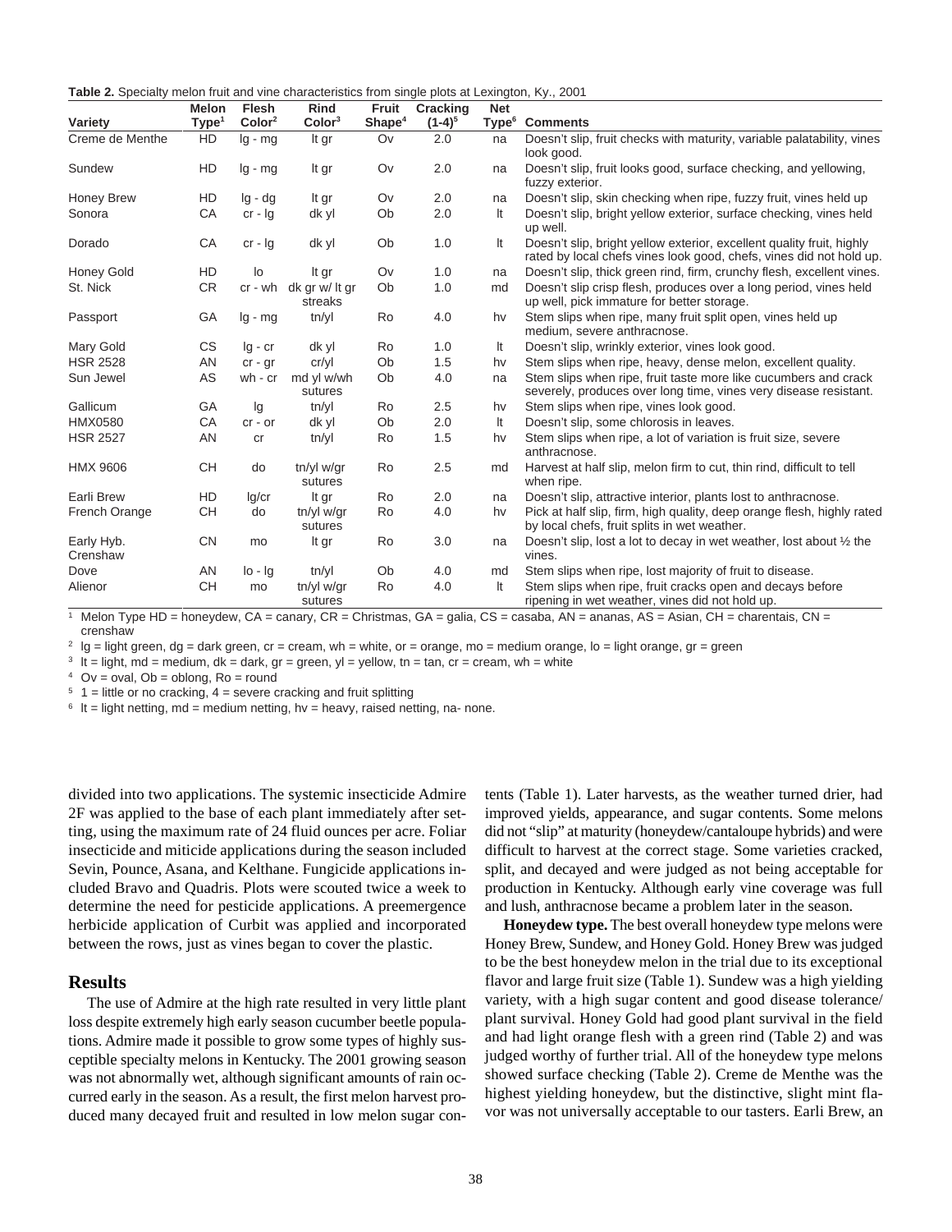**Table 2.** Specialty melon fruit and vine characteristics from single plots at Lexington, Ky., 2001

| Variety | Melon Type[1] | Flesh Color[2] | Rind Color[3] | Fruit Shape[4] | Cracking (1-4)[5] | Net Type[6] | Comments |
|---|---|---|---|---|---|---|---|
| Creme de Menthe | HD | lg - mg | lt gr | Ov | 2.0 | na | Doesn't slip, fruit checks with maturity, variable palatability, vines look good. |
| Sundew | HD | lg - mg | lt gr | Ov | 2.0 | na | Doesn't slip, fruit looks good, surface checking, and yellowing, fuzzy exterior. |
| Honey Brew | HD | lg - dg | lt gr | Ov | 2.0 | na | Doesn't slip, skin checking when ripe, fuzzy fruit, vines held up |
| Sonora | CA | cr - lg | dk yl | Ob | 2.0 | lt | Doesn't slip, bright yellow exterior, surface checking, vines held up well. |
| Dorado | CA | cr - lg | dk yl | Ob | 1.0 | lt | Doesn't slip, bright yellow exterior, excellent quality fruit, highly rated by local chefs vines look good, chefs, vines did not hold up. |
| Honey Gold | HD | lo | lt gr | Ov | 1.0 | na | Doesn't slip, thick green rind, firm, crunchy flesh, excellent vines. |
| St. Nick | CR | cr - wh | dk gr w/ lt gr streaks | Ob | 1.0 | md | Doesn't slip crisp flesh, produces over a long period, vines held up well, pick immature for better storage. |
| Passport | GA | lg - mg | tn/yl | Ro | 4.0 | hv | Stem slips when ripe, many fruit split open, vines held up medium, severe anthracnose. |
| Mary Gold | CS | lg - cr | dk yl | Ro | 1.0 | lt | Doesn't slip, wrinkly exterior, vines look good. |
| HSR 2528 | AN | cr - gr | cr/yl | Ob | 1.5 | hv | Stem slips when ripe, heavy, dense melon, excellent quality. |
| Sun Jewel | AS | wh - cr | md yl w/wh sutures | Ob | 4.0 | na | Stem slips when ripe, fruit taste more like cucumbers and crack severely, produces over long time, vines very disease resistant. |
| Gallicum | GA | lg | tn/yl | Ro | 2.5 | hv | Stem slips when ripe, vines look good. |
| HMX0580 | CA | cr - or | dk yl | Ob | 2.0 | lt | Doesn't slip, some chlorosis in leaves. |
| HSR 2527 | AN | cr | tn/yl | Ro | 1.5 | hv | Stem slips when ripe, a lot of variation is fruit size, severe anthracnose. |
| HMX 9606 | CH | do | tn/yl w/gr sutures | Ro | 2.5 | md | Harvest at half slip, melon firm to cut, thin rind, difficult to tell when ripe. |
| Earli Brew | HD | lg/cr | lt gr | Ro | 2.0 | na | Doesn't slip, attractive interior, plants lost to anthracnose. |
| French Orange | CH | do | tn/yl w/gr sutures | Ro | 4.0 | hv | Pick at half slip, firm, high quality, deep orange flesh, highly rated by local chefs, fruit splits in wet weather. |
| Early Hyb. Crenshaw | CN | mo | lt gr | Ro | 3.0 | na | Doesn't slip, lost a lot to decay in wet weather, lost about ½ the vines. |
| Dove | AN | lo - lg | tn/yl | Ob | 4.0 | md | Stem slips when ripe, lost majority of fruit to disease. |
| Alienor | CH | mo | tn/yl w/gr sutures | Ro | 4.0 | lt | Stem slips when ripe, fruit cracks open and decays before ripening in wet weather, vines did not hold up. |

[1] Melon Type HD = honeydew, CA = canary, CR = Christmas, GA = galia, CS = casaba, AN = ananas, AS = Asian, CH = charentais, CN = crenshaw

[2] lg = light green, dg = dark green, cr = cream, wh = white, or = orange, mo = medium orange, lo = light orange, gr = green

[3] lt = light, md = medium, dk = dark, gr = green, yl = yellow, tn = tan, cr = cream, wh = white

[4] Ov = oval, Ob = oblong, Ro = round

[5] 1 = little or no cracking, 4 = severe cracking and fruit splitting

[6] lt = light netting, md = medium netting, hv = heavy, raised netting, na- none.

divided into two applications. The systemic insecticide Admire 2F was applied to the base of each plant immediately after setting, using the maximum rate of 24 fluid ounces per acre. Foliar insecticide and miticide applications during the season included Sevin, Pounce, Asana, and Kelthane. Fungicide applications included Bravo and Quadris. Plots were scouted twice a week to determine the need for pesticide applications. A preemergence herbicide application of Curbit was applied and incorporated between the rows, just as vines began to cover the plastic.

## Results

The use of Admire at the high rate resulted in very little plant loss despite extremely high early season cucumber beetle populations. Admire made it possible to grow some types of highly susceptible specialty melons in Kentucky. The 2001 growing season was not abnormally wet, although significant amounts of rain occurred early in the season. As a result, the first melon harvest produced many decayed fruit and resulted in low melon sugar contents (Table 1). Later harvests, as the weather turned drier, had improved yields, appearance, and sugar contents. Some melons did not "slip" at maturity (honeydew/cantaloupe hybrids) and were difficult to harvest at the correct stage. Some varieties cracked, split, and decayed and were judged as not being acceptable for production in Kentucky. Although early vine coverage was full and lush, anthracnose became a problem later in the season.

**Honeydew type.** The best overall honeydew type melons were Honey Brew, Sundew, and Honey Gold. Honey Brew was judged to be the best honeydew melon in the trial due to its exceptional flavor and large fruit size (Table 1). Sundew was a high yielding variety, with a high sugar content and good disease tolerance/plant survival. Honey Gold had good plant survival in the field and had light orange flesh with a green rind (Table 2) and was judged worthy of further trial. All of the honeydew type melons showed surface checking (Table 2). Creme de Menthe was the highest yielding honeydew, but the distinctive, slight mint flavor was not universally acceptable to our tasters. Earli Brew, an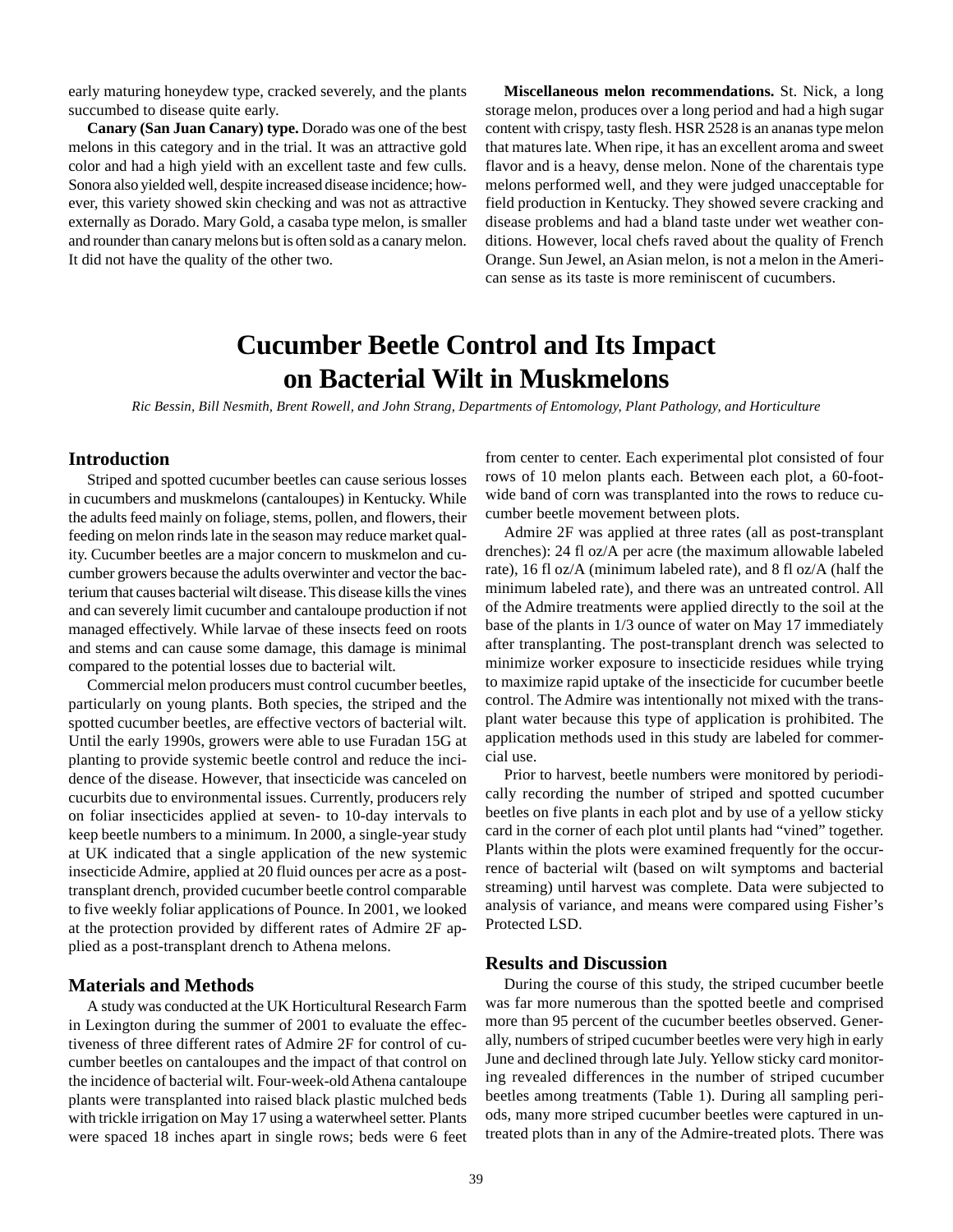early maturing honeydew type, cracked severely, and the plants succumbed to disease quite early.

**Canary (San Juan Canary) type.** Dorado was one of the best melons in this category and in the trial. It was an attractive gold color and had a high yield with an excellent taste and few culls. Sonora also yielded well, despite increased disease incidence; however, this variety showed skin checking and was not as attractive externally as Dorado. Mary Gold, a casaba type melon, is smaller and rounder than canary melons but is often sold as a canary melon. It did not have the quality of the other two.

**Miscellaneous melon recommendations.** St. Nick, a long storage melon, produces over a long period and had a high sugar content with crispy, tasty flesh. HSR 2528 is an ananas type melon that matures late. When ripe, it has an excellent aroma and sweet flavor and is a heavy, dense melon. None of the charentais type melons performed well, and they were judged unacceptable for field production in Kentucky. They showed severe cracking and disease problems and had a bland taste under wet weather conditions. However, local chefs raved about the quality of French Orange. Sun Jewel, an Asian melon, is not a melon in the American sense as its taste is more reminiscent of cucumbers.

# Cucumber Beetle Control and Its Impact on Bacterial Wilt in Muskmelons

*Ric Bessin, Bill Nesmith, Brent Rowell, and John Strang, Departments of Entomology, Plant Pathology, and Horticulture*

## Introduction

Striped and spotted cucumber beetles can cause serious losses in cucumbers and muskmelons (cantaloupes) in Kentucky. While the adults feed mainly on foliage, stems, pollen, and flowers, their feeding on melon rinds late in the season may reduce market quality. Cucumber beetles are a major concern to muskmelon and cucumber growers because the adults overwinter and vector the bacterium that causes bacterial wilt disease. This disease kills the vines and can severely limit cucumber and cantaloupe production if not managed effectively. While larvae of these insects feed on roots and stems and can cause some damage, this damage is minimal compared to the potential losses due to bacterial wilt.

Commercial melon producers must control cucumber beetles, particularly on young plants. Both species, the striped and the spotted cucumber beetles, are effective vectors of bacterial wilt. Until the early 1990s, growers were able to use Furadan 15G at planting to provide systemic beetle control and reduce the incidence of the disease. However, that insecticide was canceled on cucurbits due to environmental issues. Currently, producers rely on foliar insecticides applied at seven- to 10-day intervals to keep beetle numbers to a minimum. In 2000, a single-year study at UK indicated that a single application of the new systemic insecticide Admire, applied at 20 fluid ounces per acre as a post-transplant drench, provided cucumber beetle control comparable to five weekly foliar applications of Pounce. In 2001, we looked at the protection provided by different rates of Admire 2F applied as a post-transplant drench to Athena melons.

## Materials and Methods

A study was conducted at the UK Horticultural Research Farm in Lexington during the summer of 2001 to evaluate the effectiveness of three different rates of Admire 2F for control of cucumber beetles on cantaloupes and the impact of that control on the incidence of bacterial wilt. Four-week-old Athena cantaloupe plants were transplanted into raised black plastic mulched beds with trickle irrigation on May 17 using a waterwheel setter. Plants were spaced 18 inches apart in single rows; beds were 6 feet from center to center. Each experimental plot consisted of four rows of 10 melon plants each. Between each plot, a 60-foot-wide band of corn was transplanted into the rows to reduce cucumber beetle movement between plots.

Admire 2F was applied at three rates (all as post-transplant drenches): 24 fl oz/A per acre (the maximum allowable labeled rate), 16 fl oz/A (minimum labeled rate), and 8 fl oz/A (half the minimum labeled rate), and there was an untreated control. All of the Admire treatments were applied directly to the soil at the base of the plants in 1/3 ounce of water on May 17 immediately after transplanting. The post-transplant drench was selected to minimize worker exposure to insecticide residues while trying to maximize rapid uptake of the insecticide for cucumber beetle control. The Admire was intentionally not mixed with the transplant water because this type of application is prohibited. The application methods used in this study are labeled for commercial use.

Prior to harvest, beetle numbers were monitored by periodically recording the number of striped and spotted cucumber beetles on five plants in each plot and by use of a yellow sticky card in the corner of each plot until plants had "vined" together. Plants within the plots were examined frequently for the occurrence of bacterial wilt (based on wilt symptoms and bacterial streaming) until harvest was complete. Data were subjected to analysis of variance, and means were compared using Fisher's Protected LSD.

## Results and Discussion

During the course of this study, the striped cucumber beetle was far more numerous than the spotted beetle and comprised more than 95 percent of the cucumber beetles observed. Generally, numbers of striped cucumber beetles were very high in early June and declined through late July. Yellow sticky card monitoring revealed differences in the number of striped cucumber beetles among treatments (Table 1). During all sampling periods, many more striped cucumber beetles were captured in untreated plots than in any of the Admire-treated plots. There was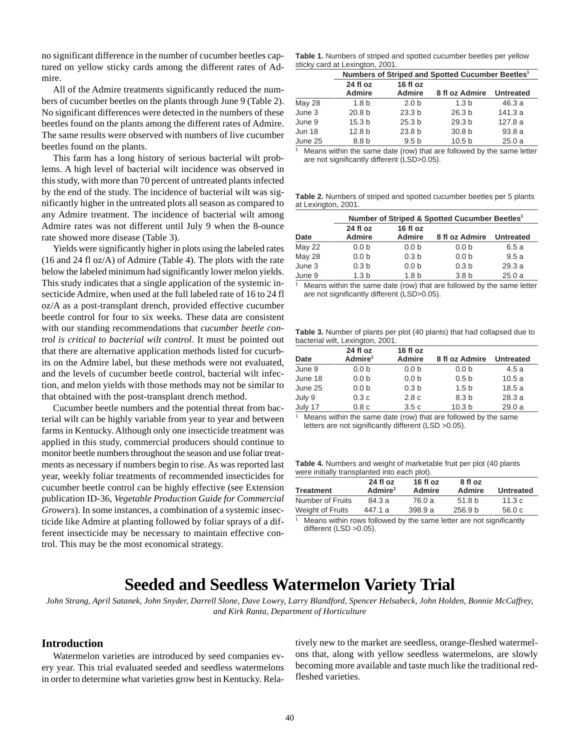no significant difference in the number of cucumber beetles captured on yellow sticky cards among the different rates of Admire.

All of the Admire treatments significantly reduced the numbers of cucumber beetles on the plants through June 9 (Table 2). No significant differences were detected in the numbers of these beetles found on the plants among the different rates of Admire. The same results were observed with numbers of live cucumber beetles found on the plants.

This farm has a long history of serious bacterial wilt problems. A high level of bacterial wilt incidence was observed in this study, with more than 70 percent of untreated plants infected by the end of the study. The incidence of bacterial wilt was significantly higher in the untreated plots all season as compared to any Admire treatment. The incidence of bacterial wilt among Admire rates was not different until July 9 when the 8-ounce rate showed more disease (Table 3).

Yields were significantly higher in plots using the labeled rates (16 and 24 fl oz/A) of Admire (Table 4). The plots with the rate below the labeled minimum had significantly lower melon yields. This study indicates that a single application of the systemic insecticide Admire, when used at the full labeled rate of 16 to 24 fl oz/A as a post-transplant drench, provided effective cucumber beetle control for four to six weeks. These data are consistent with our standing recommendations that *cucumber beetle control is critical to bacterial wilt control*. It must be pointed out that there are alternative application methods listed for cucurbits on the Admire label, but these methods were not evaluated, and the levels of cucumber beetle control, bacterial wilt infection, and melon yields with those methods may not be similar to that obtained with the post-transplant drench method.

Cucumber beetle numbers and the potential threat from bacterial wilt can be highly variable from year to year and between farms in Kentucky. Although only one insecticide treatment was applied in this study, commercial producers should continue to monitor beetle numbers throughout the season and use foliar treatments as necessary if numbers begin to rise. As was reported last year, weekly foliar treatments of recommended insecticides for cucumber beetle control can be highly effective (see Extension publication ID-36, *Vegetable Production Guide for Commercial Growers*). In some instances, a combination of a systemic insecticide like Admire at planting followed by foliar sprays of a different insecticide may be necessary to maintain effective control. This may be the most economical strategy.

**Table 1.** Numbers of striped and spotted cucumber beetles per yellow sticky card at Lexington, 2001.

| | Numbers of Striped and Spotted Cucumber Beetles[1] | | | |
|---|---|---|---|---|
| | 24 fl oz Admire | 16 fl oz Admire | 8 fl oz Admire | Untreated |
| May 28 | 1.8 b | 2.0 b | 1.3 b | 46.3 a |
| June 3 | 20.8 b | 23.3 b | 26.3 b | 141.3 a |
| June 9 | 15.3 b | 25.3 b | 29.3 b | 127.8 a |
| Jun 18 | 12.8 b | 23.8 b | 30.8 b | 93.8 a |
| June 25 | 8.8 b | 9.5 b | 10.5 b | 25.0 a |

[1] Means within the same date (row) that are followed by the same letter are not significantly different (LSD>0.05).

**Table 2.** Numbers of striped and spotted cucumber beetles per 5 plants at Lexington, 2001.

| | Number of Striped & Spotted Cucumber Beetles[1] | | | |
|---|---|---|---|---|
| Date | 24 fl oz Admire | 16 fl oz Admire | 8 fl oz Admire | Untreated |
| May 22 | 0.0 b | 0.0 b | 0.0 b | 6.5 a |
| May 28 | 0.0 b | 0.3 b | 0.0 b | 9.5 a |
| June 3 | 0.3 b | 0.0 b | 0.3 b | 29.3 a |
| June 9 | 1.3 b | 1.8 b | 3.8 b | 25.0 a |

[1] Means within the same date (row) that are followed by the same letter are not significantly different (LSD>0.05).

**Table 3.** Number of plants per plot (40 plants) that had collapsed due to bacterial wilt, Lexington, 2001.

| Date | 24 fl oz Admire[1] | 16 fl oz Admire | 8 fl oz Admire | Untreated |
|---|---|---|---|---|
| June 9 | 0.0 b | 0.0 b | 0.0 b | 4.5 a |
| June 18 | 0.0 b | 0.0 b | 0.5 b | 10.5 a |
| June 25 | 0.0 b | 0.3 b | 1.5 b | 18.5 a |
| July 9 | 0.3 c | 2.8 c | 8.3 b | 28.3 a |
| July 17 | 0.8 c | 3.5 c | 10.3 b | 29.0 a |

[1] Means within the same date (row) that are followed by the same letters are not significantly different (LSD >0.05).

**Table 4.** Numbers and weight of marketable fruit per plot (40 plants were initially transplanted into each plot).

| Treatment | 24 fl oz Admire[1] | 16 fl oz Admire | 8 fl oz Admire | Untreated |
|---|---|---|---|---|
| Number of Fruits | 84.3 a | 76.0 a | 51.8 b | 11.3 c |
| Weight of Fruits | 447.1 a | 398.9 a | 256.9 b | 56.0 c |

[1] Means within rows followed by the same letter are not significantly different (LSD >0.05).

# Seeded and Seedless Watermelon Variety Trial

*John Strang, April Satanek, John Snyder, Darrell Slone, Dave Lowry, Larry Blandford, Spencer Helsabeck, John Holden, Bonnie McCaffrey, and Kirk Ranta, Department of Horticulture*

## Introduction

Watermelon varieties are introduced by seed companies every year. This trial evaluated seeded and seedless watermelons in order to determine what varieties grow best in Kentucky. Relatively new to the market are seedless, orange-fleshed watermelons that, along with yellow seedless watermelons, are slowly becoming more available and taste much like the traditional red-fleshed varieties.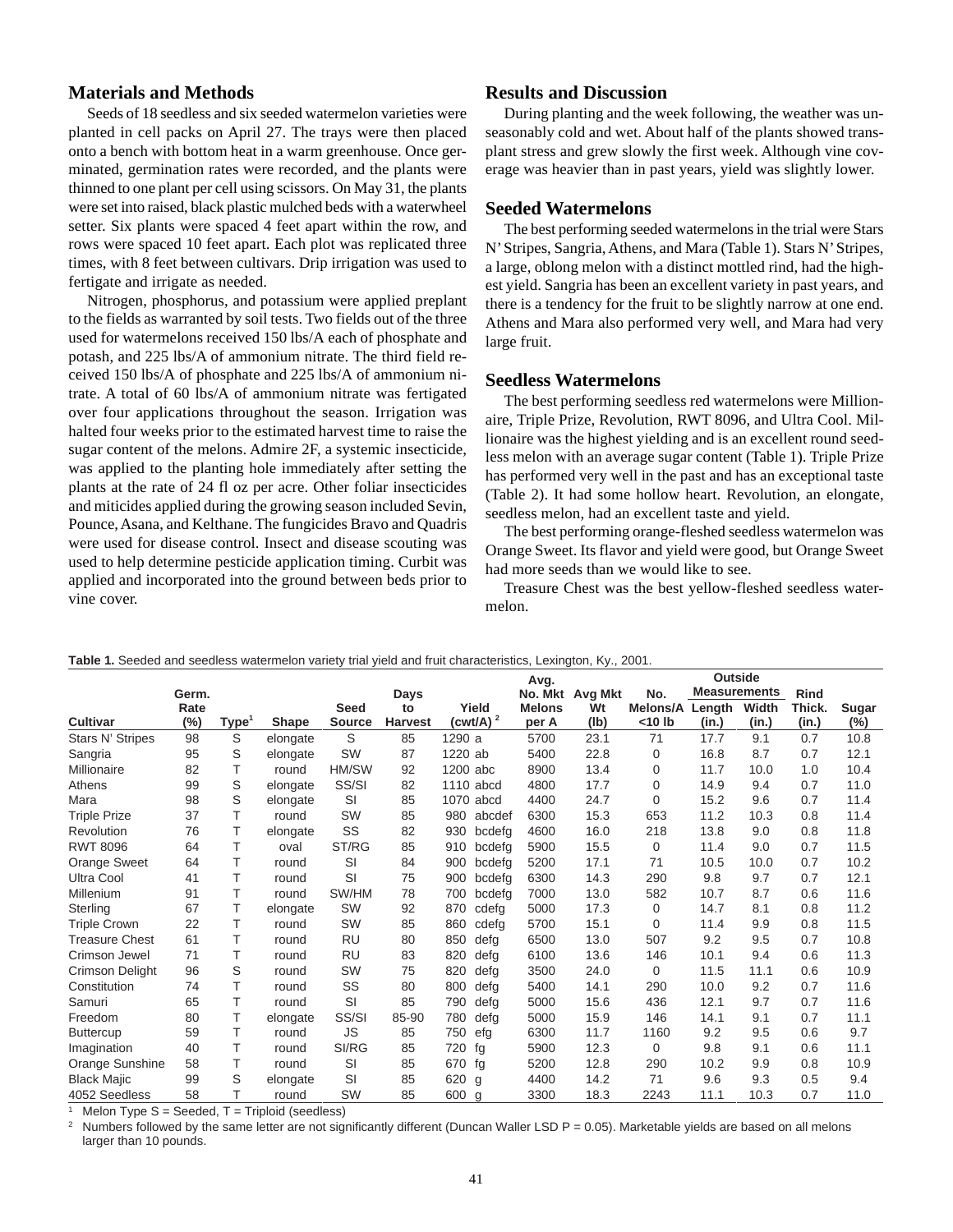## Materials and Methods

Seeds of 18 seedless and six seeded watermelon varieties were planted in cell packs on April 27. The trays were then placed onto a bench with bottom heat in a warm greenhouse. Once germinated, germination rates were recorded, and the plants were thinned to one plant per cell using scissors. On May 31, the plants were set into raised, black plastic mulched beds with a waterwheel setter. Six plants were spaced 4 feet apart within the row, and rows were spaced 10 feet apart. Each plot was replicated three times, with 8 feet between cultivars. Drip irrigation was used to fertigate and irrigate as needed.

Nitrogen, phosphorus, and potassium were applied preplant to the fields as warranted by soil tests. Two fields out of the three used for watermelons received 150 lbs/A each of phosphate and potash, and 225 lbs/A of ammonium nitrate. The third field received 150 lbs/A of phosphate and 225 lbs/A of ammonium nitrate. A total of 60 lbs/A of ammonium nitrate was fertigated over four applications throughout the season. Irrigation was halted four weeks prior to the estimated harvest time to raise the sugar content of the melons. Admire 2F, a systemic insecticide, was applied to the planting hole immediately after setting the plants at the rate of 24 fl oz per acre. Other foliar insecticides and miticides applied during the growing season included Sevin, Pounce, Asana, and Kelthane. The fungicides Bravo and Quadris were used for disease control. Insect and disease scouting was used to help determine pesticide application timing. Curbit was applied and incorporated into the ground between beds prior to vine cover.

## Results and Discussion

During planting and the week following, the weather was unseasonably cold and wet. About half of the plants showed transplant stress and grew slowly the first week. Although vine coverage was heavier than in past years, yield was slightly lower.

### Seeded Watermelons

The best performing seeded watermelons in the trial were Stars N' Stripes, Sangria, Athens, and Mara (Table 1). Stars N' Stripes, a large, oblong melon with a distinct mottled rind, had the highest yield. Sangria has been an excellent variety in past years, and there is a tendency for the fruit to be slightly narrow at one end. Athens and Mara also performed very well, and Mara had very large fruit.

### Seedless Watermelons

The best performing seedless red watermelons were Millionaire, Triple Prize, Revolution, RWT 8096, and Ultra Cool. Millionaire was the highest yielding and is an excellent round seedless melon with an average sugar content (Table 1). Triple Prize has performed very well in the past and has an exceptional taste (Table 2). It had some hollow heart. Revolution, an elongate, seedless melon, had an excellent taste and yield.

The best performing orange-fleshed seedless watermelon was Orange Sweet. Its flavor and yield were good, but Orange Sweet had more seeds than we would like to see.

Treasure Chest was the best yellow-fleshed seedless watermelon.

**Table 1.** Seeded and seedless watermelon variety trial yield and fruit characteristics, Lexington, Ky., 2001.

| Cultivar | Germ. Rate (%) | Type[1] | Shape | Seed Source | Days to Harvest | Yield (cwt/A)[2] | | Avg. No. Mkt Melons per A | Avg Mkt Wt (lb) | No. Melons/A <10 lb | Outside Measurements Length (in.) | Width (in.) | Rind Thick. (in.) | Sugar (%) |
|---|---|---|---|---|---|---|---|---|---|---|---|---|---|---|
| Stars N' Stripes | 98 | S | elongate | S | 85 | 1290 | a | 5700 | 23.1 | 71 | 17.7 | 9.1 | 0.7 | 10.8 |
| Sangria | 95 | S | elongate | SW | 87 | 1220 | ab | 5400 | 22.8 | 0 | 16.8 | 8.7 | 0.7 | 12.1 |
| Millionaire | 82 | T | round | HM/SW | 92 | 1200 | abc | 8900 | 13.4 | 0 | 11.7 | 10.0 | 1.0 | 10.4 |
| Athens | 99 | S | elongate | SS/SI | 82 | 1110 | abcd | 4800 | 17.7 | 0 | 14.9 | 9.4 | 0.7 | 11.0 |
| Mara | 98 | S | elongate | SI | 85 | 1070 | abcd | 4400 | 24.7 | 0 | 15.2 | 9.6 | 0.7 | 11.4 |
| Triple Prize | 37 | T | round | SW | 85 | 980 | abcdef | 6300 | 15.3 | 653 | 11.2 | 10.3 | 0.8 | 11.4 |
| Revolution | 76 | T | elongate | SS | 82 | 930 | bcdefg | 4600 | 16.0 | 218 | 13.8 | 9.0 | 0.8 | 11.8 |
| RWT 8096 | 64 | T | oval | ST/RG | 85 | 910 | bcdefg | 5900 | 15.5 | 0 | 11.4 | 9.0 | 0.7 | 11.5 |
| Orange Sweet | 64 | T | round | SI | 84 | 900 | bcdefg | 5200 | 17.1 | 71 | 10.5 | 10.0 | 0.7 | 10.2 |
| Ultra Cool | 41 | T | round | SI | 75 | 900 | bcdefg | 6300 | 14.3 | 290 | 9.8 | 9.7 | 0.7 | 12.1 |
| Millenium | 91 | T | round | SW/HM | 78 | 700 | bcdefg | 7000 | 13.0 | 582 | 10.7 | 8.7 | 0.6 | 11.6 |
| Sterling | 67 | T | elongate | SW | 92 | 870 | cdefg | 5000 | 17.3 | 0 | 14.7 | 8.1 | 0.8 | 11.2 |
| Triple Crown | 22 | T | round | SW | 85 | 860 | cdefg | 5700 | 15.1 | 0 | 11.4 | 9.9 | 0.8 | 11.5 |
| Treasure Chest | 61 | T | round | RU | 80 | 850 | defg | 6500 | 13.0 | 507 | 9.2 | 9.5 | 0.7 | 10.8 |
| Crimson Jewel | 71 | T | round | RU | 83 | 820 | defg | 6100 | 13.6 | 146 | 10.1 | 9.4 | 0.6 | 11.3 |
| Crimson Delight | 96 | S | round | SW | 75 | 820 | defg | 3500 | 24.0 | 0 | 11.5 | 11.1 | 0.6 | 10.9 |
| Constitution | 74 | T | round | SS | 80 | 800 | defg | 5400 | 14.1 | 290 | 10.0 | 9.2 | 0.7 | 11.6 |
| Samuri | 65 | T | round | SI | 85 | 790 | defg | 5000 | 15.6 | 436 | 12.1 | 9.7 | 0.7 | 11.6 |
| Freedom | 80 | T | elongate | SS/SI | 85-90 | 780 | defg | 5000 | 15.9 | 146 | 14.1 | 9.1 | 0.7 | 11.1 |
| Buttercup | 59 | T | round | JS | 85 | 750 | efg | 6300 | 11.7 | 1160 | 9.2 | 9.5 | 0.6 | 9.7 |
| Imagination | 40 | T | round | SI/RG | 85 | 720 | fg | 5900 | 12.3 | 0 | 9.8 | 9.1 | 0.6 | 11.1 |
| Orange Sunshine | 58 | T | round | SI | 85 | 670 | fg | 5200 | 12.8 | 290 | 10.2 | 9.9 | 0.8 | 10.9 |
| Black Majic | 99 | S | elongate | SI | 85 | 620 | g | 4400 | 14.2 | 71 | 9.6 | 9.3 | 0.5 | 9.4 |
| 4052 Seedless | 58 | T | round | SW | 85 | 600 | g | 3300 | 18.3 | 2243 | 11.1 | 10.3 | 0.7 | 11.0 |

[1] Melon Type S = Seeded, T = Triploid (seedless)

[2] Numbers followed by the same letter are not significantly different (Duncan Waller LSD P = 0.05). Marketable yields are based on all melons larger than 10 pounds.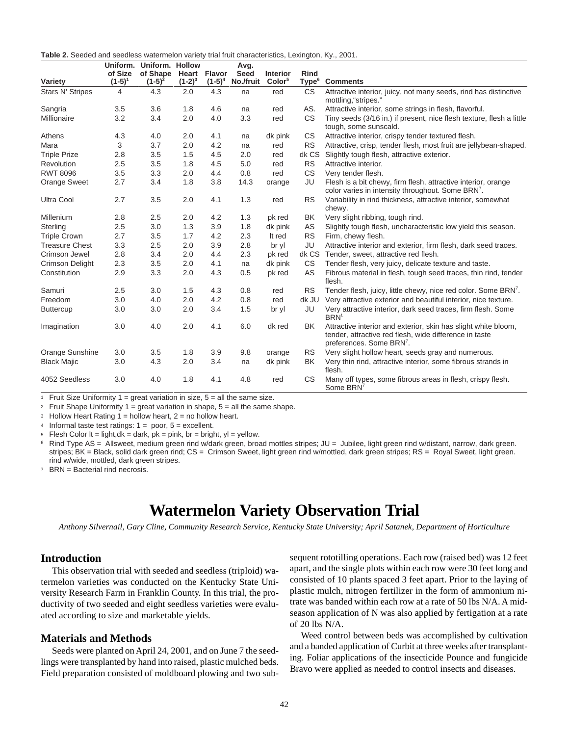**Table 2.** Seeded and seedless watermelon variety trial fruit characteristics, Lexington, Ky., 2001.

| Variety | Uniform. of Size (1-5)[1] | Uniform. of Shape (1-5)[2] | Hollow Heart (1-2)[3] | Flavor (1-5)[4] | Avg. Seed No./fruit | Interior Color[5] | Rind Type[6] | Comments |
|---|---|---|---|---|---|---|---|---|
| Stars N' Stripes | 4 | 4.3 | 2.0 | 4.3 | na | red | CS | Attractive interior, juicy, not many seeds, rind has distinctive mottling,"stripes." |
| Sangria | 3.5 | 3.6 | 1.8 | 4.6 | na | red | AS. | Attractive interior, some strings in flesh, flavorful. |
| Millionaire | 3.2 | 3.4 | 2.0 | 4.0 | 3.3 | red | CS | Tiny seeds (3/16 in.) if present, nice flesh texture, flesh a little tough, some sunscald. |
| Athens | 4.3 | 4.0 | 2.0 | 4.1 | na | dk pink | CS | Attractive interior, crispy tender textured flesh. |
| Mara | 3 | 3.7 | 2.0 | 4.2 | na | red | RS | Attractive, crisp, tender flesh, most fruit are jellybean-shaped. |
| Triple Prize | 2.8 | 3.5 | 1.5 | 4.5 | 2.0 | red | dk CS | Slightly tough flesh, attractive exterior. |
| Revolution | 2.5 | 3.5 | 1.8 | 4.5 | 5.0 | red | RS | Attractive interior. |
| RWT 8096 | 3.5 | 3.3 | 2.0 | 4.4 | 0.8 | red | CS | Very tender flesh. |
| Orange Sweet | 2.7 | 3.4 | 1.8 | 3.8 | 14.3 | orange | JU | Flesh is a bit chewy, firm flesh, attractive interior, orange color varies in intensity throughout. Some BRN[7]. |
| Ultra Cool | 2.7 | 3.5 | 2.0 | 4.1 | 1.3 | red | RS | Variability in rind thickness, attractive interior, somewhat chewy. |
| Millenium | 2.8 | 2.5 | 2.0 | 4.2 | 1.3 | pk red | BK | Very slight ribbing, tough rind. |
| Sterling | 2.5 | 3.0 | 1.3 | 3.9 | 1.8 | dk pink | AS | Slightly tough flesh, uncharacteristic low yield this season. |
| Triple Crown | 2.7 | 3.5 | 1.7 | 4.2 | 2.3 | lt red | RS | Firm, chewy flesh. |
| Treasure Chest | 3.3 | 2.5 | 2.0 | 3.9 | 2.8 | br yl | JU | Attractive interior and exterior, firm flesh, dark seed traces. |
| Crimson Jewel | 2.8 | 3.4 | 2.0 | 4.4 | 2.3 | pk red | dk CS | Tender, sweet, attractive red flesh. |
| Crimson Delight | 2.3 | 3.5 | 2.0 | 4.1 | na | dk pink | CS | Tender flesh, very juicy, delicate texture and taste. |
| Constitution | 2.9 | 3.3 | 2.0 | 4.3 | 0.5 | pk red | AS | Fibrous material in flesh, tough seed traces, thin rind, tender flesh. |
| Samuri | 2.5 | 3.0 | 1.5 | 4.3 | 0.8 | red | RS | Tender flesh, juicy, little chewy, nice red color. Some BRN[7]. |
| Freedom | 3.0 | 4.0 | 2.0 | 4.2 | 0.8 | red | dk JU | Very attractive exterior and beautiful interior, nice texture. |
| Buttercup | 3.0 | 3.0 | 2.0 | 3.4 | 1.5 | br yl | JU | Very attractive interior, dark seed traces, firm flesh. Some BRN[7]. |
| Imagination | 3.0 | 4.0 | 2.0 | 4.1 | 6.0 | dk red | BK | Attractive interior and exterior, skin has slight white bloom, tender, attractive red flesh, wide difference in taste preferences. Some BRN[7]. |
| Orange Sunshine | 3.0 | 3.5 | 1.8 | 3.9 | 9.8 | orange | RS | Very slight hollow heart, seeds gray and numerous. |
| Black Majic | 3.0 | 4.3 | 2.0 | 3.4 | na | dk pink | BK | Very thin rind, attractive interior, some fibrous strands in flesh. |
| 4052 Seedless | 3.0 | 4.0 | 1.8 | 4.1 | 4.8 | red | CS | Many off types, some fibrous areas in flesh, crispy flesh. Some BRN[7] |

[1] Fruit Size Uniformity 1 = great variation in size, 5 = all the same size.
[2] Fruit Shape Uniformity 1 = great variation in shape, 5 = all the same shape.
[3] Hollow Heart Rating 1 = hollow heart, 2 = no hollow heart.
[4] Informal taste test ratings: 1 = poor, 5 = excellent.
[5] Flesh Color lt = light,dk = dark, pk = pink, br = bright, yl = yellow.
[6] Rind Type AS = Allsweet, medium green rind w/dark green, broad mottles stripes; JU = Jubilee, light green rind w/distant, narrow, dark green. stripes; BK = Black, solid dark green rind; CS = Crimson Sweet, light green rind w/mottled, dark green stripes; RS = Royal Sweet, light green. rind w/wide, mottled, dark green stripes.
[7] BRN = Bacterial rind necrosis.

# Watermelon Variety Observation Trial

*Anthony Silvernail, Gary Cline, Community Research Service, Kentucky State University; April Satanek, Department of Horticulture*

## Introduction

This observation trial with seeded and seedless (triploid) watermelon varieties was conducted on the Kentucky State University Research Farm in Franklin County. In this trial, the productivity of two seeded and eight seedless varieties were evaluated according to size and marketable yields.

## Materials and Methods

Seeds were planted on April 24, 2001, and on June 7 the seedlings were transplanted by hand into raised, plastic mulched beds. Field preparation consisted of moldboard plowing and two subsequent rototilling operations. Each row (raised bed) was 12 feet apart, and the single plots within each row were 30 feet long and consisted of 10 plants spaced 3 feet apart. Prior to the laying of plastic mulch, nitrogen fertilizer in the form of ammonium nitrate was banded within each row at a rate of 50 lbs N/A. A mid-season application of N was also applied by fertigation at a rate of 20 lbs N/A.

Weed control between beds was accomplished by cultivation and a banded application of Curbit at three weeks after transplanting. Foliar applications of the insecticide Pounce and fungicide Bravo were applied as needed to control insects and diseases.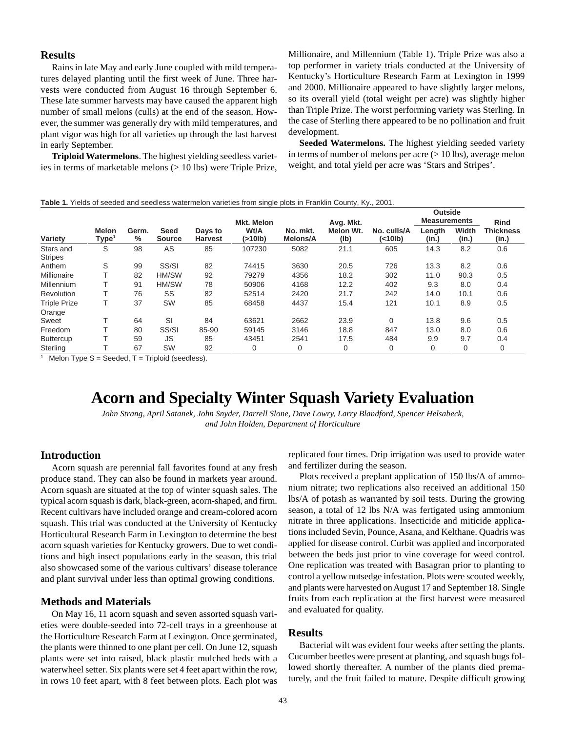## Results

Rains in late May and early June coupled with mild temperatures delayed planting until the first week of June. Three harvests were conducted from August 16 through September 6. These late summer harvests may have caused the apparent high number of small melons (culls) at the end of the season. However, the summer was generally dry with mild temperatures, and plant vigor was high for all varieties up through the last harvest in early September.

**Triploid Watermelons**. The highest yielding seedless varieties in terms of marketable melons (> 10 lbs) were Triple Prize, Millionaire, and Millennium (Table 1). Triple Prize was also a top performer in variety trials conducted at the University of Kentucky's Horticulture Research Farm at Lexington in 1999 and 2000. Millionaire appeared to have slightly larger melons, so its overall yield (total weight per acre) was slightly higher than Triple Prize. The worst performing variety was Sterling. In the case of Sterling there appeared to be no pollination and fruit development.

**Seeded Watermelons.** The highest yielding seeded variety in terms of number of melons per acre (> 10 lbs), average melon weight, and total yield per acre was 'Stars and Stripes'.

**Table 1.** Yields of seeded and seedless watermelon varieties from single plots in Franklin County, Ky., 2001.

| Variety | Melon Type[1] | Germ. % | Seed Source | Days to Harvest | Mkt. Melon Wt/A (>10lb) | No. mkt. Melons/A | Avg. Mkt. Melon Wt. (lb) | No. culls/A (<10lb) | Outside Measurements Length (in.) | Outside Measurements Width (in.) | Rind Thickness (in.) |
|---|---|---|---|---|---|---|---|---|---|---|---|
| Stars and Stripes | S | 98 | AS | 85 | 107230 | 5082 | 21.1 | 605 | 14.3 | 8.2 | 0.6 |
| Anthem | S | 99 | SS/SI | 82 | 74415 | 3630 | 20.5 | 726 | 13.3 | 8.2 | 0.6 |
| Millionaire | T | 82 | HM/SW | 92 | 79279 | 4356 | 18.2 | 302 | 11.0 | 90.3 | 0.5 |
| Millennium | T | 91 | HM/SW | 78 | 50906 | 4168 | 12.2 | 402 | 9.3 | 8.0 | 0.4 |
| Revolution | T | 76 | SS | 82 | 52514 | 2420 | 21.7 | 242 | 14.0 | 10.1 | 0.6 |
| Triple Prize | T | 37 | SW | 85 | 68458 | 4437 | 15.4 | 121 | 10.1 | 8.9 | 0.5 |
| Orange Sweet | T | 64 | SI | 84 | 63621 | 2662 | 23.9 | 0 | 13.8 | 9.6 | 0.5 |
| Freedom | T | 80 | SS/SI | 85-90 | 59145 | 3146 | 18.8 | 847 | 13.0 | 8.0 | 0.6 |
| Buttercup | T | 59 | JS | 85 | 43451 | 2541 | 17.5 | 484 | 9.9 | 9.7 | 0.4 |
| Sterling | T | 67 | SW | 92 | 0 | 0 | 0 | 0 | 0 | 0 | 0 |

[1] Melon Type S = Seeded, T = Triploid (seedless).

# Acorn and Specialty Winter Squash Variety Evaluation

*John Strang, April Satanek, John Snyder, Darrell Slone, Dave Lowry, Larry Blandford, Spencer Helsabeck, and John Holden, Department of Horticulture*

## Introduction

Acorn squash are perennial fall favorites found at any fresh produce stand. They can also be found in markets year around. Acorn squash are situated at the top of winter squash sales. The typical acorn squash is dark, black-green, acorn-shaped, and firm. Recent cultivars have included orange and cream-colored acorn squash. This trial was conducted at the University of Kentucky Horticultural Research Farm in Lexington to determine the best acorn squash varieties for Kentucky growers. Due to wet conditions and high insect populations early in the season, this trial also showcased some of the various cultivars' disease tolerance and plant survival under less than optimal growing conditions.

## Methods and Materials

On May 16, 11 acorn squash and seven assorted squash varieties were double-seeded into 72-cell trays in a greenhouse at the Horticulture Research Farm at Lexington. Once germinated, the plants were thinned to one plant per cell. On June 12, squash plants were set into raised, black plastic mulched beds with a waterwheel setter. Six plants were set 4 feet apart within the row, in rows 10 feet apart, with 8 feet between plots. Each plot was replicated four times. Drip irrigation was used to provide water and fertilizer during the season.

Plots received a preplant application of 150 lbs/A of ammonium nitrate; two replications also received an additional 150 lbs/A of potash as warranted by soil tests. During the growing season, a total of 12 lbs N/A was fertigated using ammonium nitrate in three applications. Insecticide and miticide applications included Sevin, Pounce, Asana, and Kelthane. Quadris was applied for disease control. Curbit was applied and incorporated between the beds just prior to vine coverage for weed control. One replication was treated with Basagran prior to planting to control a yellow nutsedge infestation. Plots were scouted weekly, and plants were harvested on August 17 and September 18. Single fruits from each replication at the first harvest were measured and evaluated for quality.

## Results

Bacterial wilt was evident four weeks after setting the plants. Cucumber beetles were present at planting, and squash bugs followed shortly thereafter. A number of the plants died prematurely, and the fruit failed to mature. Despite difficult growing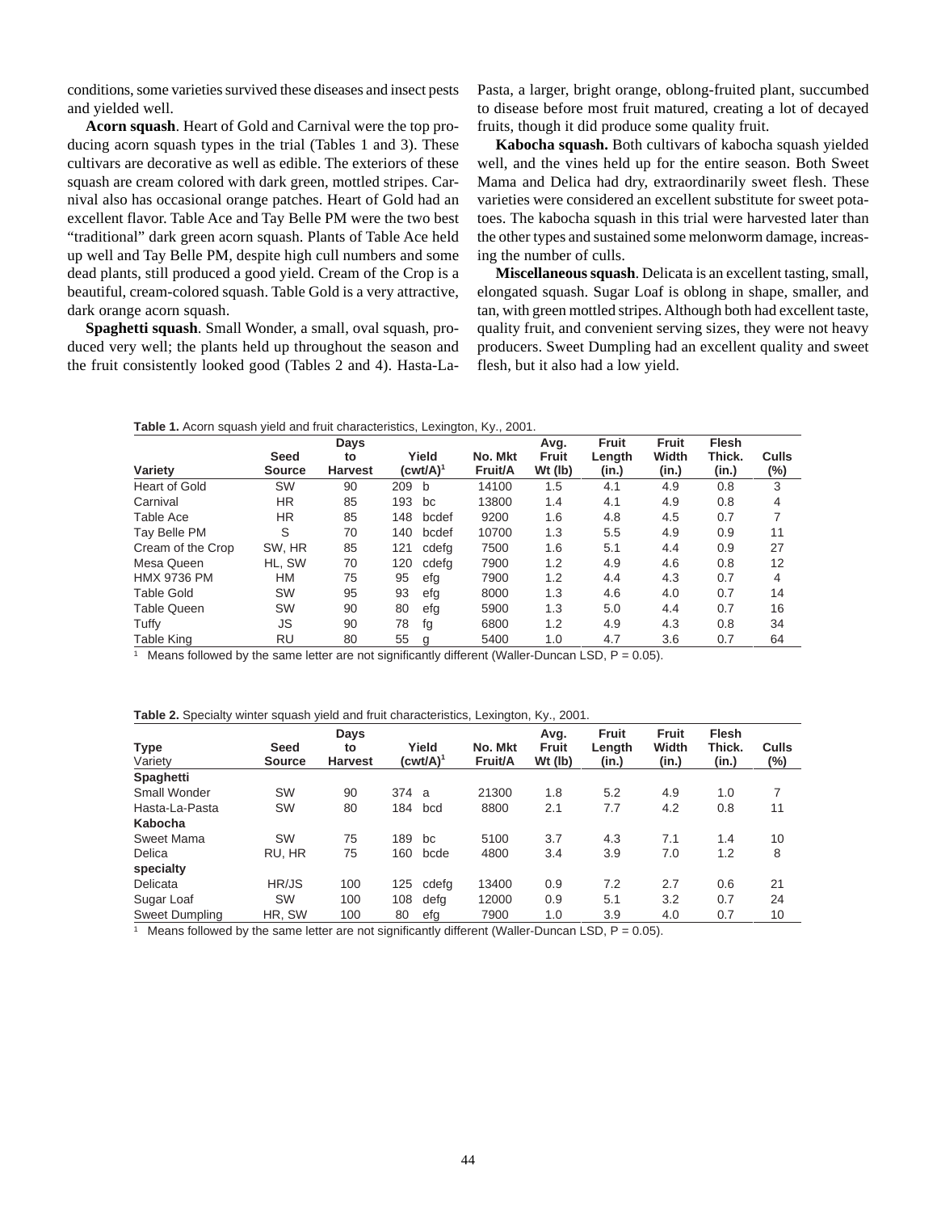conditions, some varieties survived these diseases and insect pests and yielded well.

**Acorn squash**. Heart of Gold and Carnival were the top producing acorn squash types in the trial (Tables 1 and 3). These cultivars are decorative as well as edible. The exteriors of these squash are cream colored with dark green, mottled stripes. Carnival also has occasional orange patches. Heart of Gold had an excellent flavor. Table Ace and Tay Belle PM were the two best "traditional" dark green acorn squash. Plants of Table Ace held up well and Tay Belle PM, despite high cull numbers and some dead plants, still produced a good yield. Cream of the Crop is a beautiful, cream-colored squash. Table Gold is a very attractive, dark orange acorn squash.

**Spaghetti squash**. Small Wonder, a small, oval squash, produced very well; the plants held up throughout the season and the fruit consistently looked good (Tables 2 and 4). Hasta-La-Pasta, a larger, bright orange, oblong-fruited plant, succumbed to disease before most fruit matured, creating a lot of decayed fruits, though it did produce some quality fruit.

**Kabocha squash.** Both cultivars of kabocha squash yielded well, and the vines held up for the entire season. Both Sweet Mama and Delica had dry, extraordinarily sweet flesh. These varieties were considered an excellent substitute for sweet potatoes. The kabocha squash in this trial were harvested later than the other types and sustained some melonworm damage, increasing the number of culls.

**Miscellaneous squash**. Delicata is an excellent tasting, small, elongated squash. Sugar Loaf is oblong in shape, smaller, and tan, with green mottled stripes. Although both had excellent taste, quality fruit, and convenient serving sizes, they were not heavy producers. Sweet Dumpling had an excellent quality and sweet flesh, but it also had a low yield.

**Table 1.** Acorn squash yield and fruit characteristics, Lexington, Ky., 2001.

| Variety | Seed Source | Days to Harvest | Yield (cwt/A)[1] | | No. Mkt Fruit/A | Avg. Fruit Wt (lb) | Fruit Length (in.) | Fruit Width (in.) | Flesh Thick. (in.) | Culls (%) |
|---|---|---|---|---|---|---|---|---|---|---|
| Heart of Gold | SW | 90 | 209 | b | 14100 | 1.5 | 4.1 | 4.9 | 0.8 | 3 |
| Carnival | HR | 85 | 193 | bc | 13800 | 1.4 | 4.1 | 4.9 | 0.8 | 4 |
| Table Ace | HR | 85 | 148 | bcdef | 9200 | 1.6 | 4.8 | 4.5 | 0.7 | 7 |
| Tay Belle PM | S | 70 | 140 | bcdef | 10700 | 1.3 | 5.5 | 4.9 | 0.9 | 11 |
| Cream of the Crop | SW, HR | 85 | 121 | cdefg | 7500 | 1.6 | 5.1 | 4.4 | 0.9 | 27 |
| Mesa Queen | HL, SW | 70 | 120 | cdefg | 7900 | 1.2 | 4.9 | 4.6 | 0.8 | 12 |
| HMX 9736 PM | HM | 75 | 95 | efg | 7900 | 1.2 | 4.4 | 4.3 | 0.7 | 4 |
| Table Gold | SW | 95 | 93 | efg | 8000 | 1.3 | 4.6 | 4.0 | 0.7 | 14 |
| Table Queen | SW | 90 | 80 | efg | 5900 | 1.3 | 5.0 | 4.4 | 0.7 | 16 |
| Tuffy | JS | 90 | 78 | fg | 6800 | 1.2 | 4.9 | 4.3 | 0.8 | 34 |
| Table King | RU | 80 | 55 | g | 5400 | 1.0 | 4.7 | 3.6 | 0.7 | 64 |

[1] Means followed by the same letter are not significantly different (Waller-Duncan LSD, P = 0.05).

**Table 2.** Specialty winter squash yield and fruit characteristics, Lexington, Ky., 2001.

| Type Variety | Seed Source | Days to Harvest | Yield (cwt/A)[1] | | No. Mkt Fruit/A | Avg. Fruit Wt (lb) | Fruit Length (in.) | Fruit Width (in.) | Flesh Thick. (in.) | Culls (%) |
|---|---|---|---|---|---|---|---|---|---|---|
| **Spaghetti** | | | | | | | | | | |
| Small Wonder | SW | 90 | 374 | a | 21300 | 1.8 | 5.2 | 4.9 | 1.0 | 7 |
| Hasta-La-Pasta | SW | 80 | 184 | bcd | 8800 | 2.1 | 7.7 | 4.2 | 0.8 | 11 |
| **Kabocha** | | | | | | | | | | |
| Sweet Mama | SW | 75 | 189 | bc | 5100 | 3.7 | 4.3 | 7.1 | 1.4 | 10 |
| Delica | RU, HR | 75 | 160 | bcde | 4800 | 3.4 | 3.9 | 7.0 | 1.2 | 8 |
| **specialty** | | | | | | | | | | |
| Delicata | HR/JS | 100 | 125 | cdefg | 13400 | 0.9 | 7.2 | 2.7 | 0.6 | 21 |
| Sugar Loaf | SW | 100 | 108 | defg | 12000 | 0.9 | 5.1 | 3.2 | 0.7 | 24 |
| Sweet Dumpling | HR, SW | 100 | 80 | efg | 7900 | 1.0 | 3.9 | 4.0 | 0.7 | 10 |

[1] Means followed by the same letter are not significantly different (Waller-Duncan LSD, P = 0.05).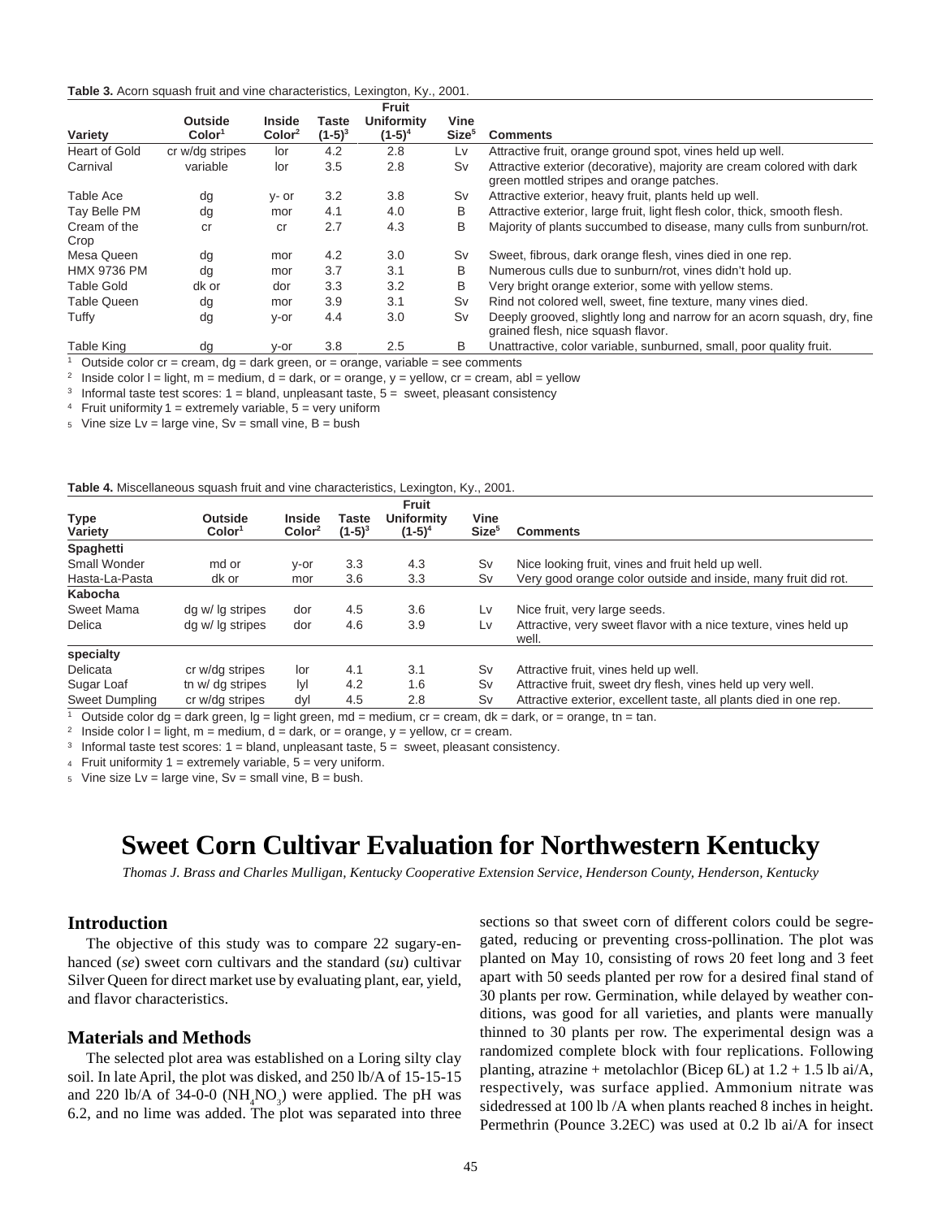**Table 3.** Acorn squash fruit and vine characteristics, Lexington, Ky., 2001.

| Variety | Outside Color[1] | Inside Color[2] | Taste (1-5)[3] | Fruit Uniformity (1-5)[4] | Vine Size[5] | Comments |
|---|---|---|---|---|---|---|
| Heart of Gold | cr w/dg stripes | lor | 4.2 | 2.8 | Lv | Attractive fruit, orange ground spot, vines held up well. |
| Carnival | variable | lor | 3.5 | 2.8 | Sv | Attractive exterior (decorative), majority are cream colored with dark green mottled stripes and orange patches. |
| Table Ace | dg | y- or | 3.2 | 3.8 | Sv | Attractive exterior, heavy fruit, plants held up well. |
| Tay Belle PM | dg | mor | 4.1 | 4.0 | B | Attractive exterior, large fruit, light flesh color, thick, smooth flesh. |
| Cream of the Crop | cr | cr | 2.7 | 4.3 | B | Majority of plants succumbed to disease, many culls from sunburn/rot. |
| Mesa Queen | dg | mor | 4.2 | 3.0 | Sv | Sweet, fibrous, dark orange flesh, vines died in one rep. |
| HMX 9736 PM | dg | mor | 3.7 | 3.1 | B | Numerous culls due to sunburn/rot, vines didn't hold up. |
| Table Gold | dk or | dor | 3.3 | 3.2 | B | Very bright orange exterior, some with yellow stems. |
| Table Queen | dg | mor | 3.9 | 3.1 | Sv | Rind not colored well, sweet, fine texture, many vines died. |
| Tuffy | dg | y-or | 4.4 | 3.0 | Sv | Deeply grooved, slightly long and narrow for an acorn squash, dry, fine grained flesh, nice squash flavor. |
| Table King | dg | y-or | 3.8 | 2.5 | B | Unattractive, color variable, sunburned, small, poor quality fruit. |

[1] Outside color cr = cream, dg = dark green, or = orange, variable = see comments
[2] Inside color l = light, m = medium, d = dark, or = orange, y = yellow, cr = cream, abl = yellow
[3] Informal taste test scores: 1 = bland, unpleasant taste, 5 = sweet, pleasant consistency
[4] Fruit uniformity 1 = extremely variable, 5 = very uniform
[5] Vine size Lv = large vine, Sv = small vine, B = bush

**Table 4.** Miscellaneous squash fruit and vine characteristics, Lexington, Ky., 2001.

| Type Variety | Outside Color[1] | Inside Color[2] | Taste (1-5)[3] | Fruit Uniformity (1-5)[4] | Vine Size[5] | Comments |
|---|---|---|---|---|---|---|
| **Spaghetti** | | | | | | |
| Small Wonder | md or | y-or | 3.3 | 4.3 | Sv | Nice looking fruit, vines and fruit held up well. |
| Hasta-La-Pasta | dk or | mor | 3.6 | 3.3 | Sv | Very good orange color outside and inside, many fruit did rot. |
| **Kabocha** | | | | | | |
| Sweet Mama | dg w/ lg stripes | dor | 4.5 | 3.6 | Lv | Nice fruit, very large seeds. |
| Delica | dg w/ lg stripes | dor | 4.6 | 3.9 | Lv | Attractive, very sweet flavor with a nice texture, vines held up well. |
| **specialty** | | | | | | |
| Delicata | cr w/dg stripes | lor | 4.1 | 3.1 | Sv | Attractive fruit, vines held up well. |
| Sugar Loaf | tn w/ dg stripes | lyl | 4.2 | 1.6 | Sv | Attractive fruit, sweet dry flesh, vines held up very well. |
| Sweet Dumpling | cr w/dg stripes | dyl | 4.5 | 2.8 | Sv | Attractive exterior, excellent taste, all plants died in one rep. |

[1] Outside color dg = dark green, lg = light green, md = medium, cr = cream, dk = dark, or = orange, tn = tan.
[2] Inside color l = light, m = medium, d = dark, or = orange, y = yellow, cr = cream.
[3] Informal taste test scores: 1 = bland, unpleasant taste, 5 = sweet, pleasant consistency.
[4] Fruit uniformity 1 = extremely variable, 5 = very uniform.
[5] Vine size Lv = large vine, Sv = small vine, B = bush.

# Sweet Corn Cultivar Evaluation for Northwestern Kentucky

*Thomas J. Brass and Charles Mulligan, Kentucky Cooperative Extension Service, Henderson County, Henderson, Kentucky*

## Introduction

The objective of this study was to compare 22 sugary-enhanced (*se*) sweet corn cultivars and the standard (*su*) cultivar Silver Queen for direct market use by evaluating plant, ear, yield, and flavor characteristics.

## Materials and Methods

The selected plot area was established on a Loring silty clay soil. In late April, the plot was disked, and 250 lb/A of 15-15-15 and 220 lb/A of 34-0-0 ($NH_4NO_3$) were applied. The pH was 6.2, and no lime was added. The plot was separated into three sections so that sweet corn of different colors could be segregated, reducing or preventing cross-pollination. The plot was planted on May 10, consisting of rows 20 feet long and 3 feet apart with 50 seeds planted per row for a desired final stand of 30 plants per row. Germination, while delayed by weather conditions, was good for all varieties, and plants were manually thinned to 30 plants per row. The experimental design was a randomized complete block with four replications. Following planting, atrazine + metolachlor (Bicep 6L) at 1.2 + 1.5 lb ai/A, respectively, was surface applied. Ammonium nitrate was sidedressed at 100 lb /A when plants reached 8 inches in height. Permethrin (Pounce 3.2EC) was used at 0.2 lb ai/A for insect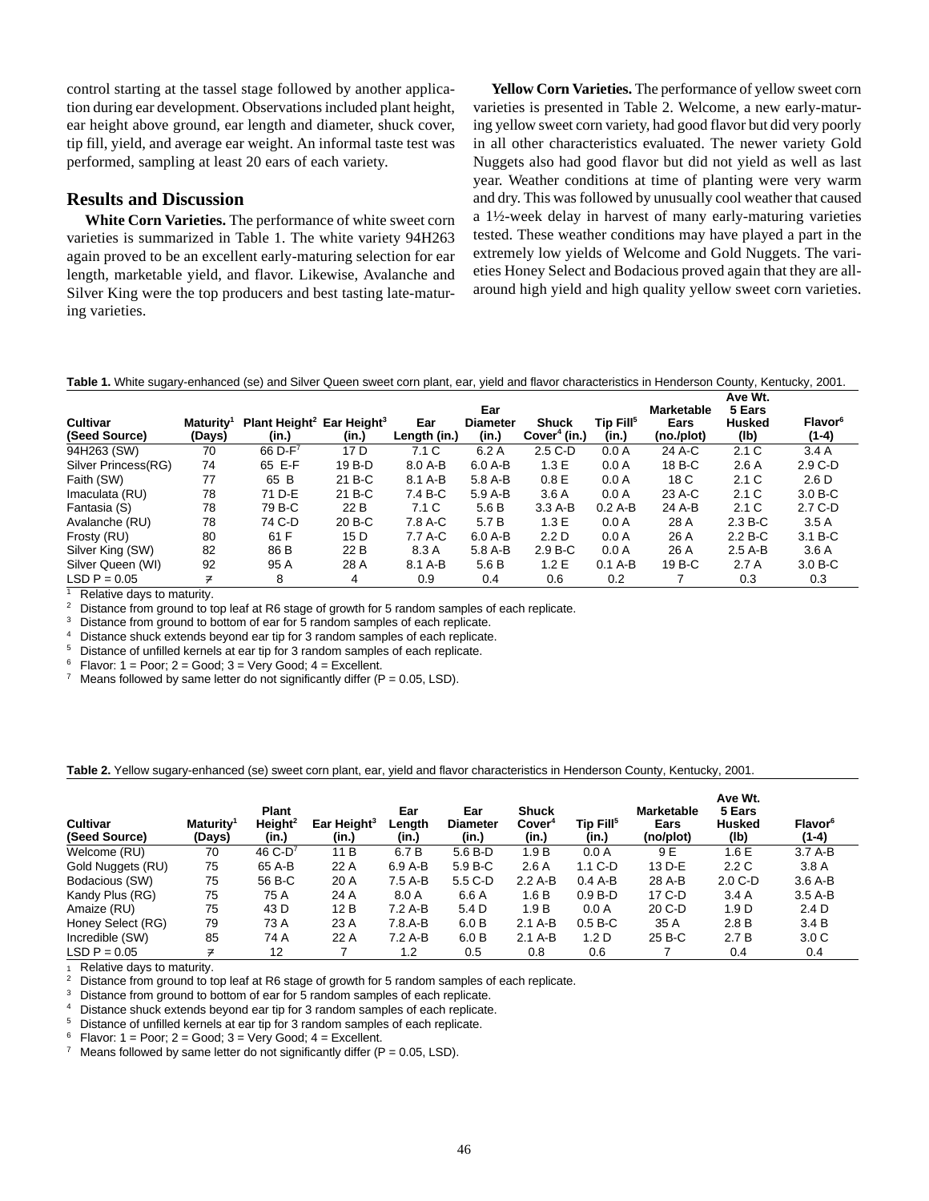control starting at the tassel stage followed by another application during ear development. Observations included plant height, ear height above ground, ear length and diameter, shuck cover, tip fill, yield, and average ear weight. An informal taste test was performed, sampling at least 20 ears of each variety.

## Results and Discussion

**White Corn Varieties.** The performance of white sweet corn varieties is summarized in Table 1. The white variety 94H263 again proved to be an excellent early-maturing selection for ear length, marketable yield, and flavor. Likewise, Avalanche and Silver King were the top producers and best tasting late-maturing varieties.

**Yellow Corn Varieties.** The performance of yellow sweet corn varieties is presented in Table 2. Welcome, a new early-maturing yellow sweet corn variety, had good flavor but did very poorly in all other characteristics evaluated. The newer variety Gold Nuggets also had good flavor but did not yield as well as last year. Weather conditions at time of planting were very warm and dry. This was followed by unusually cool weather that caused a 1½-week delay in harvest of many early-maturing varieties tested. These weather conditions may have played a part in the extremely low yields of Welcome and Gold Nuggets. The varieties Honey Select and Bodacious proved again that they are all-around high yield and high quality yellow sweet corn varieties.

**Table 1.** White sugary-enhanced (se) and Silver Queen sweet corn plant, ear, yield and flavor characteristics in Henderson County, Kentucky, 2001.

| Cultivar (Seed Source) | Maturity[1] (Days) | Plant Height[2] (in.) | Ear Height[3] (in.) | Ear Length (in.) | Ear Diameter (in.) | Shuck Cover[4] (in.) | Tip Fill[5] (in.) | Marketable Ears (no./plot) | Ave Wt. 5 Ears Husked (lb) | Flavor[6] (1-4) |
|---|---|---|---|---|---|---|---|---|---|---|
| 94H263 (SW) | 70 | 66 D-F[7] | 17 D | 7.1 C | 6.2 A | 2.5 C-D | 0.0 A | 24 A-C | 2.1 C | 3.4 A |
| Silver Princess(RG) | 74 | 65 E-F | 19 B-D | 8.0 A-B | 6.0 A-B | 1.3 E | 0.0 A | 18 B-C | 2.6 A | 2.9 C-D |
| Faith (SW) | 77 | 65 B | 21 B-C | 8.1 A-B | 5.8 A-B | 0.8 E | 0.0 A | 18 C | 2.1 C | 2.6 D |
| Imaculata (RU) | 78 | 71 D-E | 21 B-C | 7.4 B-C | 5.9 A-B | 3.6 A | 0.0 A | 23 A-C | 2.1 C | 3.0 B-C |
| Fantasia (S) | 78 | 79 B-C | 22 B | 7.1 C | 5.6 B | 3.3 A-B | 0.2 A-B | 24 A-B | 2.1 C | 2.7 C-D |
| Avalanche (RU) | 78 | 74 C-D | 20 B-C | 7.8 A-C | 5.7 B | 1.3 E | 0.0 A | 28 A | 2.3 B-C | 3.5 A |
| Frosty (RU) | 80 | 61 F | 15 D | 7.7 A-C | 6.0 A-B | 2.2 D | 0.0 A | 26 A | 2.2 B-C | 3.1 B-C |
| Silver King (SW) | 82 | 86 B | 22 B | 8.3 A | 5.8 A-B | 2.9 B-C | 0.0 A | 26 A | 2.5 A-B | 3.6 A |
| Silver Queen (WI) | 92 | 95 A | 28 A | 8.1 A-B | 5.6 B | 1.2 E | 0.1 A-B | 19 B-C | 2.7 A | 3.0 B-C |
| LSD P = 0.05 | ≠ | 8 | 4 | 0.9 | 0.4 | 0.6 | 0.2 | 7 | 0.3 | 0.3 |

[1] Relative days to maturity.
[2] Distance from ground to top leaf at R6 stage of growth for 5 random samples of each replicate.
[3] Distance from ground to bottom of ear for 5 random samples of each replicate.
[4] Distance shuck extends beyond ear tip for 3 random samples of each replicate.
[5] Distance of unfilled kernels at ear tip for 3 random samples of each replicate.
[6] Flavor: 1 = Poor; 2 = Good; 3 = Very Good; 4 = Excellent.
[7] Means followed by same letter do not significantly differ (P = 0.05, LSD).

**Table 2.** Yellow sugary-enhanced (se) sweet corn plant, ear, yield and flavor characteristics in Henderson County, Kentucky, 2001.

| Cultivar (Seed Source) | Maturity[1] (Days) | Plant Height[2] (in.) | Ear Height[3] (in.) | Ear Length (in.) | Ear Diameter (in.) | Shuck Cover[4] (in.) | Tip Fill[5] (in.) | Marketable Ears (no/plot) | Ave Wt. 5 Ears Husked (lb) | Flavor[6] (1-4) |
|---|---|---|---|---|---|---|---|---|---|---|
| Welcome (RU) | 70 | 46 C-D[7] | 11 B | 6.7 B | 5.6 B-D | 1.9 B | 0.0 A | 9 E | 1.6 E | 3.7 A-B |
| Gold Nuggets (RU) | 75 | 65 A-B | 22 A | 6.9 A-B | 5.9 B-C | 2.6 A | 1.1 C-D | 13 D-E | 2.2 C | 3.8 A |
| Bodacious (SW) | 75 | 56 B-C | 20 A | 7.5 A-B | 5.5 C-D | 2.2 A-B | 0.4 A-B | 28 A-B | 2.0 C-D | 3.6 A-B |
| Kandy Plus (RG) | 75 | 75 A | 24 A | 8.0 A | 6.6 A | 1.6 B | 0.9 B-D | 17 C-D | 3.4 A | 3.5 A-B |
| Amaize (RU) | 75 | 43 D | 12 B | 7.2 A-B | 5.4 D | 1.9 B | 0.0 A | 20 C-D | 1.9 D | 2.4 D |
| Honey Select (RG) | 79 | 73 A | 23 A | 7.8.A-B | 6.0 B | 2.1 A-B | 0.5 B-C | 35 A | 2.8 B | 3.4 B |
| Incredible (SW) | 85 | 74 A | 22 A | 7.2 A-B | 6.0 B | 2.1 A-B | 1.2 D | 25 B-C | 2.7 B | 3.0 C |
| LSD P = 0.05 | ≠ | 12 | 7 | 1.2 | 0.5 | 0.8 | 0.6 | 7 | 0.4 | 0.4 |

[1] Relative days to maturity.
[2] Distance from ground to top leaf at R6 stage of growth for 5 random samples of each replicate.
[3] Distance from ground to bottom of ear for 5 random samples of each replicate.
[4] Distance shuck extends beyond ear tip for 3 random samples of each replicate.
[5] Distance of unfilled kernels at ear tip for 3 random samples of each replicate.
[6] Flavor: 1 = Poor; 2 = Good; 3 = Very Good; 4 = Excellent.
[7] Means followed by same letter do not significantly differ (P = 0.05, LSD).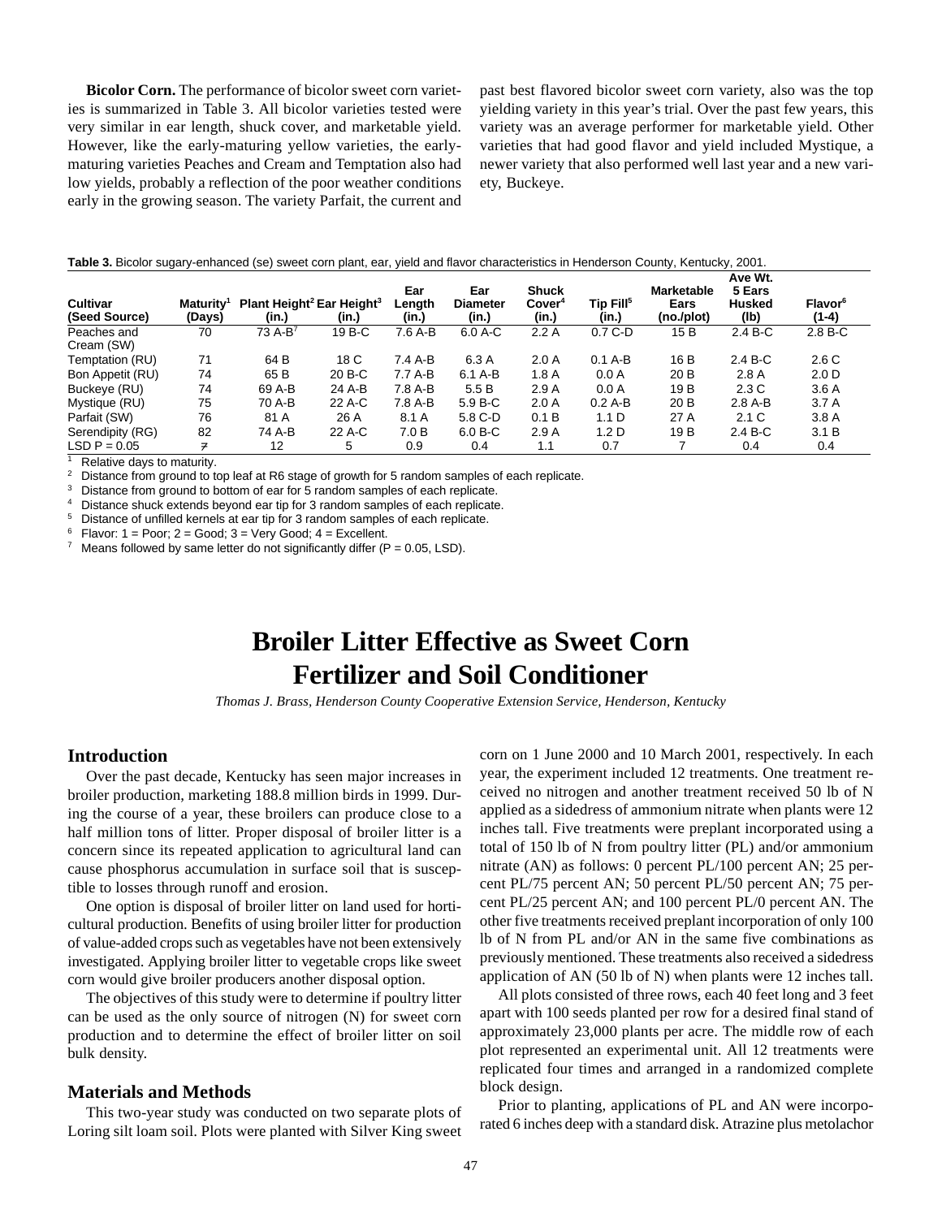**Bicolor Corn.** The performance of bicolor sweet corn varieties is summarized in Table 3. All bicolor varieties tested were very similar in ear length, shuck cover, and marketable yield. However, like the early-maturing yellow varieties, the early-maturing varieties Peaches and Cream and Temptation also had low yields, probably a reflection of the poor weather conditions early in the growing season. The variety Parfait, the current and past best flavored bicolor sweet corn variety, also was the top yielding variety in this year's trial. Over the past few years, this variety was an average performer for marketable yield. Other varieties that had good flavor and yield included Mystique, a newer variety that also performed well last year and a new variety, Buckeye.

**Table 3.** Bicolor sugary-enhanced (se) sweet corn plant, ear, yield and flavor characteristics in Henderson County, Kentucky, 2001.

| Cultivar (Seed Source) | Maturity[1] (Days) | Plant Height[2] (in.) | Ear Height[3] (in.) | Ear Length (in.) | Ear Diameter (in.) | Shuck Cover[4] (in.) | Tip Fill[5] (in.) | Marketable Ears (no./plot) | Ave Wt. 5 Ears Husked (lb) | Flavor[6] (1-4) |
|---|---|---|---|---|---|---|---|---|---|---|
| Peaches and Cream (SW) | 70 | 73 A-B[7] | 19 B-C | 7.6 A-B | 6.0 A-C | 2.2 A | 0.7 C-D | 15 B | 2.4 B-C | 2.8 B-C |
| Temptation (RU) | 71 | 64 B | 18 C | 7.4 A-B | 6.3 A | 2.0 A | 0.1 A-B | 16 B | 2.4 B-C | 2.6 C |
| Bon Appetit (RU) | 74 | 65 B | 20 B-C | 7.7 A-B | 6.1 A-B | 1.8 A | 0.0 A | 20 B | 2.8 A | 2.0 D |
| Buckeye (RU) | 74 | 69 A-B | 24 A-B | 7.8 A-B | 5.5 B | 2.9 A | 0.0 A | 19 B | 2.3 C | 3.6 A |
| Mystique (RU) | 75 | 70 A-B | 22 A-C | 7.8 A-B | 5.9 B-C | 2.0 A | 0.2 A-B | 20 B | 2.8 A-B | 3.7 A |
| Parfait (SW) | 76 | 81 A | 26 A | 8.1 A | 5.8 C-D | 0.1 B | 1.1 D | 27 A | 2.1 C | 3.8 A |
| Serendipity (RG) | 82 | 74 A-B | 22 A-C | 7.0 B | 6.0 B-C | 2.9 A | 1.2 D | 19 B | 2.4 B-C | 3.1 B |
| LSD P = 0.05 | ≠ | 12 | 5 | 0.9 | 0.4 | 1.1 | 0.7 | 7 | 0.4 | 0.4 |

[1] Relative days to maturity.
[2] Distance from ground to top leaf at R6 stage of growth for 5 random samples of each replicate.
[3] Distance from ground to bottom of ear for 5 random samples of each replicate.
[4] Distance shuck extends beyond ear tip for 3 random samples of each replicate.
[5] Distance of unfilled kernels at ear tip for 3 random samples of each replicate.
[6] Flavor: 1 = Poor; 2 = Good; 3 = Very Good; 4 = Excellent.
[7] Means followed by same letter do not significantly differ (P = 0.05, LSD).

# Broiler Litter Effective as Sweet Corn Fertilizer and Soil Conditioner

*Thomas J. Brass, Henderson County Cooperative Extension Service, Henderson, Kentucky*

## Introduction

Over the past decade, Kentucky has seen major increases in broiler production, marketing 188.8 million birds in 1999. During the course of a year, these broilers can produce close to a half million tons of litter. Proper disposal of broiler litter is a concern since its repeated application to agricultural land can cause phosphorus accumulation in surface soil that is susceptible to losses through runoff and erosion.

One option is disposal of broiler litter on land used for horticultural production. Benefits of using broiler litter for production of value-added crops such as vegetables have not been extensively investigated. Applying broiler litter to vegetable crops like sweet corn would give broiler producers another disposal option.

The objectives of this study were to determine if poultry litter can be used as the only source of nitrogen (N) for sweet corn production and to determine the effect of broiler litter on soil bulk density.

## Materials and Methods

This two-year study was conducted on two separate plots of Loring silt loam soil. Plots were planted with Silver King sweet corn on 1 June 2000 and 10 March 2001, respectively. In each year, the experiment included 12 treatments. One treatment received no nitrogen and another treatment received 50 lb of N applied as a sidedress of ammonium nitrate when plants were 12 inches tall. Five treatments were preplant incorporated using a total of 150 lb of N from poultry litter (PL) and/or ammonium nitrate (AN) as follows: 0 percent PL/100 percent AN; 25 percent PL/75 percent AN; 50 percent PL/50 percent AN; 75 percent PL/25 percent AN; and 100 percent PL/0 percent AN. The other five treatments received preplant incorporation of only 100 lb of N from PL and/or AN in the same five combinations as previously mentioned. These treatments also received a sidedress application of AN (50 lb of N) when plants were 12 inches tall.

All plots consisted of three rows, each 40 feet long and 3 feet apart with 100 seeds planted per row for a desired final stand of approximately 23,000 plants per acre. The middle row of each plot represented an experimental unit. All 12 treatments were replicated four times and arranged in a randomized complete block design.

Prior to planting, applications of PL and AN were incorporated 6 inches deep with a standard disk. Atrazine plus metolachor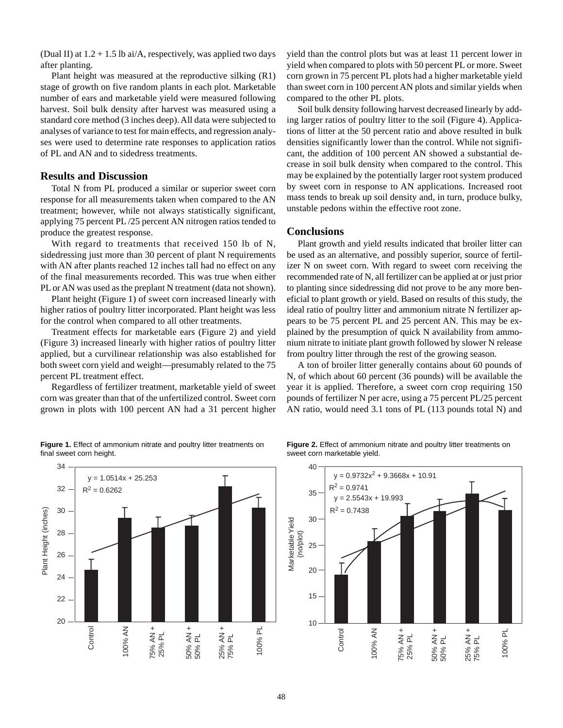(Dual II) at 1.2 + 1.5 lb ai/A, respectively, was applied two days after planting.

Plant height was measured at the reproductive silking (R1) stage of growth on five random plants in each plot. Marketable number of ears and marketable yield were measured following harvest. Soil bulk density after harvest was measured using a standard core method (3 inches deep). All data were subjected to analyses of variance to test for main effects, and regression analyses were used to determine rate responses to application ratios of PL and AN and to sidedress treatments.

## Results and Discussion

Total N from PL produced a similar or superior sweet corn response for all measurements taken when compared to the AN treatment; however, while not always statistically significant, applying 75 percent PL /25 percent AN nitrogen ratios tended to produce the greatest response.

With regard to treatments that received 150 lb of N, sidedressing just more than 30 percent of plant N requirements with AN after plants reached 12 inches tall had no effect on any of the final measurements recorded. This was true when either PL or AN was used as the preplant N treatment (data not shown).

Plant height (Figure 1) of sweet corn increased linearly with higher ratios of poultry litter incorporated. Plant height was less for the control when compared to all other treatments.

Treatment effects for marketable ears (Figure 2) and yield (Figure 3) increased linearly with higher ratios of poultry litter applied, but a curvilinear relationship was also established for both sweet corn yield and weight—presumably related to the 75 percent PL treatment effect.

Regardless of fertilizer treatment, marketable yield of sweet corn was greater than that of the unfertilized control. Sweet corn grown in plots with 100 percent AN had a 31 percent higher yield than the control plots but was at least 11 percent lower in yield when compared to plots with 50 percent PL or more. Sweet corn grown in 75 percent PL plots had a higher marketable yield than sweet corn in 100 percent AN plots and similar yields when compared to the other PL plots.

Soil bulk density following harvest decreased linearly by adding larger ratios of poultry litter to the soil (Figure 4). Applications of litter at the 50 percent ratio and above resulted in bulk densities significantly lower than the control. While not significant, the addition of 100 percent AN showed a substantial decrease in soil bulk density when compared to the control. This may be explained by the potentially larger root system produced by sweet corn in response to AN applications. Increased root mass tends to break up soil density and, in turn, produce bulky, unstable pedons within the effective root zone.

## Conclusions

Plant growth and yield results indicated that broiler litter can be used as an alternative, and possibly superior, source of fertilizer N on sweet corn. With regard to sweet corn receiving the recommended rate of N, all fertilizer can be applied at or just prior to planting since sidedressing did not prove to be any more beneficial to plant growth or yield. Based on results of this study, the ideal ratio of poultry litter and ammonium nitrate N fertilizer appears to be 75 percent PL and 25 percent AN. This may be explained by the presumption of quick N availability from ammonium nitrate to initiate plant growth followed by slower N release from poultry litter through the rest of the growing season.

A ton of broiler litter generally contains about 60 pounds of N, of which about 60 percent (36 pounds) will be available the year it is applied. Therefore, a sweet corn crop requiring 150 pounds of fertilizer N per acre, using a 75 percent PL/25 percent AN ratio, would need 3.1 tons of PL (113 pounds total N) and

**Figure 1.** Effect of ammonium nitrate and poultry litter treatments on final sweet corn height.

**Figure 2.** Effect of ammonium nitrate and poultry litter treatments on sweet corn marketable yield.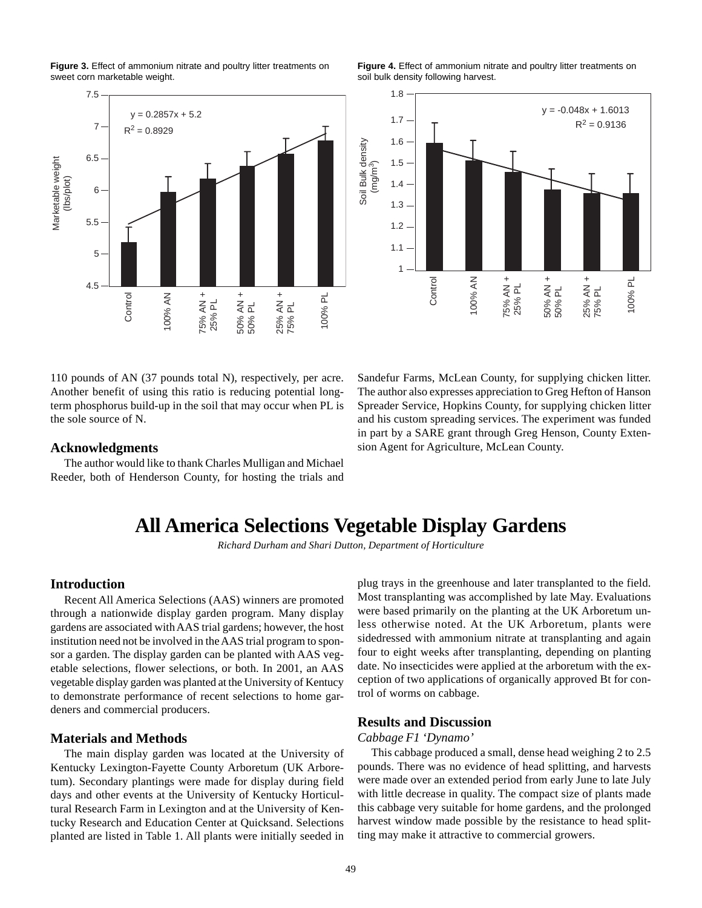**Figure 3.** Effect of ammonium nitrate and poultry litter treatments on sweet corn marketable weight.

**Figure 4.** Effect of ammonium nitrate and poultry litter treatments on soil bulk density following harvest.

110 pounds of AN (37 pounds total N), respectively, per acre. Another benefit of using this ratio is reducing potential long-term phosphorus build-up in the soil that may occur when PL is the sole source of N.

## Acknowledgments

The author would like to thank Charles Mulligan and Michael Reeder, both of Henderson County, for hosting the trials and Sandefur Farms, McLean County, for supplying chicken litter. The author also expresses appreciation to Greg Hefton of Hanson Spreader Service, Hopkins County, for supplying chicken litter and his custom spreading services. The experiment was funded in part by a SARE grant through Greg Henson, County Extension Agent for Agriculture, McLean County.

# All America Selections Vegetable Display Gardens

*Richard Durham and Shari Dutton, Department of Horticulture*

## Introduction

Recent All America Selections (AAS) winners are promoted through a nationwide display garden program. Many display gardens are associated with AAS trial gardens; however, the host institution need not be involved in the AAS trial program to sponsor a garden. The display garden can be planted with AAS vegetable selections, flower selections, or both. In 2001, an AAS vegetable display garden was planted at the University of Kentucky to demonstrate performance of recent selections to home gardeners and commercial producers.

## Materials and Methods

The main display garden was located at the University of Kentucky Lexington-Fayette County Arboretum (UK Arboretum). Secondary plantings were made for display during field days and other events at the University of Kentucky Horticultural Research Farm in Lexington and at the University of Kentucky Research and Education Center at Quicksand. Selections planted are listed in Table 1. All plants were initially seeded in plug trays in the greenhouse and later transplanted to the field. Most transplanting was accomplished by late May. Evaluations were based primarily on the planting at the UK Arboretum unless otherwise noted. At the UK Arboretum, plants were sidedressed with ammonium nitrate at transplanting and again four to eight weeks after transplanting, depending on planting date. No insecticides were applied at the arboretum with the exception of two applications of organically approved Bt for control of worms on cabbage.

## Results and Discussion

### *Cabbage F1 'Dynamo'*

This cabbage produced a small, dense head weighing 2 to 2.5 pounds. There was no evidence of head splitting, and harvests were made over an extended period from early June to late July with little decrease in quality. The compact size of plants made this cabbage very suitable for home gardens, and the prolonged harvest window made possible by the resistance to head splitting may make it attractive to commercial growers.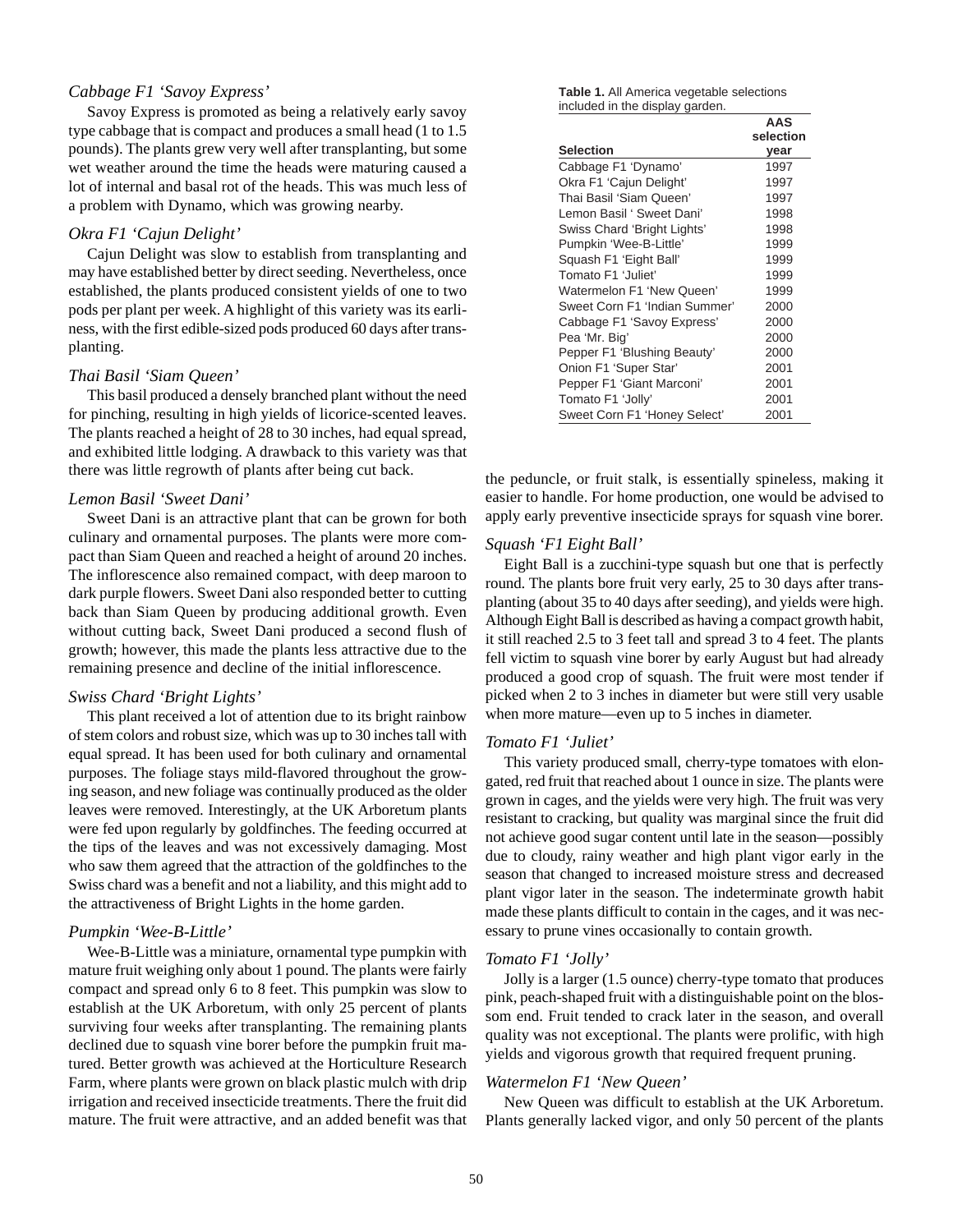### *Cabbage F1 'Savoy Express'*

Savoy Express is promoted as being a relatively early savoy type cabbage that is compact and produces a small head (1 to 1.5 pounds). The plants grew very well after transplanting, but some wet weather around the time the heads were maturing caused a lot of internal and basal rot of the heads. This was much less of a problem with Dynamo, which was growing nearby.

### *Okra F1 'Cajun Delight'*

Cajun Delight was slow to establish from transplanting and may have established better by direct seeding. Nevertheless, once established, the plants produced consistent yields of one to two pods per plant per week. A highlight of this variety was its earliness, with the first edible-sized pods produced 60 days after transplanting.

### *Thai Basil 'Siam Queen'*

This basil produced a densely branched plant without the need for pinching, resulting in high yields of licorice-scented leaves. The plants reached a height of 28 to 30 inches, had equal spread, and exhibited little lodging. A drawback to this variety was that there was little regrowth of plants after being cut back.

### *Lemon Basil 'Sweet Dani'*

Sweet Dani is an attractive plant that can be grown for both culinary and ornamental purposes. The plants were more compact than Siam Queen and reached a height of around 20 inches. The inflorescence also remained compact, with deep maroon to dark purple flowers. Sweet Dani also responded better to cutting back than Siam Queen by producing additional growth. Even without cutting back, Sweet Dani produced a second flush of growth; however, this made the plants less attractive due to the remaining presence and decline of the initial inflorescence.

### *Swiss Chard 'Bright Lights'*

This plant received a lot of attention due to its bright rainbow of stem colors and robust size, which was up to 30 inches tall with equal spread. It has been used for both culinary and ornamental purposes. The foliage stays mild-flavored throughout the growing season, and new foliage was continually produced as the older leaves were removed. Interestingly, at the UK Arboretum plants were fed upon regularly by goldfinches. The feeding occurred at the tips of the leaves and was not excessively damaging. Most who saw them agreed that the attraction of the goldfinches to the Swiss chard was a benefit and not a liability, and this might add to the attractiveness of Bright Lights in the home garden.

### *Pumpkin 'Wee-B-Little'*

Wee-B-Little was a miniature, ornamental type pumpkin with mature fruit weighing only about 1 pound. The plants were fairly compact and spread only 6 to 8 feet. This pumpkin was slow to establish at the UK Arboretum, with only 25 percent of plants surviving four weeks after transplanting. The remaining plants declined due to squash vine borer before the pumpkin fruit matured. Better growth was achieved at the Horticulture Research Farm, where plants were grown on black plastic mulch with drip irrigation and received insecticide treatments. There the fruit did mature. The fruit were attractive, and an added benefit was that the peduncle, or fruit stalk, is essentially spineless, making it easier to handle. For home production, one would be advised to apply early preventive insecticide sprays for squash vine borer.

**Table 1.** All America vegetable selections included in the display garden.

| Selection | AAS selection year |
|---|---|
| Cabbage F1 'Dynamo' | 1997 |
| Okra F1 'Cajun Delight' | 1997 |
| Thai Basil 'Siam Queen' | 1997 |
| Lemon Basil ' Sweet Dani' | 1998 |
| Swiss Chard 'Bright Lights' | 1998 |
| Pumpkin 'Wee-B-Little' | 1999 |
| Squash F1 'Eight Ball' | 1999 |
| Tomato F1 'Juliet' | 1999 |
| Watermelon F1 'New Queen' | 1999 |
| Sweet Corn F1 'Indian Summer' | 2000 |
| Cabbage F1 'Savoy Express' | 2000 |
| Pea 'Mr. Big' | 2000 |
| Pepper F1 'Blushing Beauty' | 2000 |
| Onion F1 'Super Star' | 2001 |
| Pepper F1 'Giant Marconi' | 2001 |
| Tomato F1 'Jolly' | 2001 |
| Sweet Corn F1 'Honey Select' | 2001 |

### *Squash 'F1 Eight Ball'*

Eight Ball is a zucchini-type squash but one that is perfectly round. The plants bore fruit very early, 25 to 30 days after transplanting (about 35 to 40 days after seeding), and yields were high. Although Eight Ball is described as having a compact growth habit, it still reached 2.5 to 3 feet tall and spread 3 to 4 feet. The plants fell victim to squash vine borer by early August but had already produced a good crop of squash. The fruit were most tender if picked when 2 to 3 inches in diameter but were still very usable when more mature—even up to 5 inches in diameter.

### *Tomato F1 'Juliet'*

This variety produced small, cherry-type tomatoes with elongated, red fruit that reached about 1 ounce in size. The plants were grown in cages, and the yields were very high. The fruit was very resistant to cracking, but quality was marginal since the fruit did not achieve good sugar content until late in the season—possibly due to cloudy, rainy weather and high plant vigor early in the season that changed to increased moisture stress and decreased plant vigor later in the season. The indeterminate growth habit made these plants difficult to contain in the cages, and it was necessary to prune vines occasionally to contain growth.

### *Tomato F1 'Jolly'*

Jolly is a larger (1.5 ounce) cherry-type tomato that produces pink, peach-shaped fruit with a distinguishable point on the blossom end. Fruit tended to crack later in the season, and overall quality was not exceptional. The plants were prolific, with high yields and vigorous growth that required frequent pruning.

### *Watermelon F1 'New Queen'*

New Queen was difficult to establish at the UK Arboretum. Plants generally lacked vigor, and only 50 percent of the plants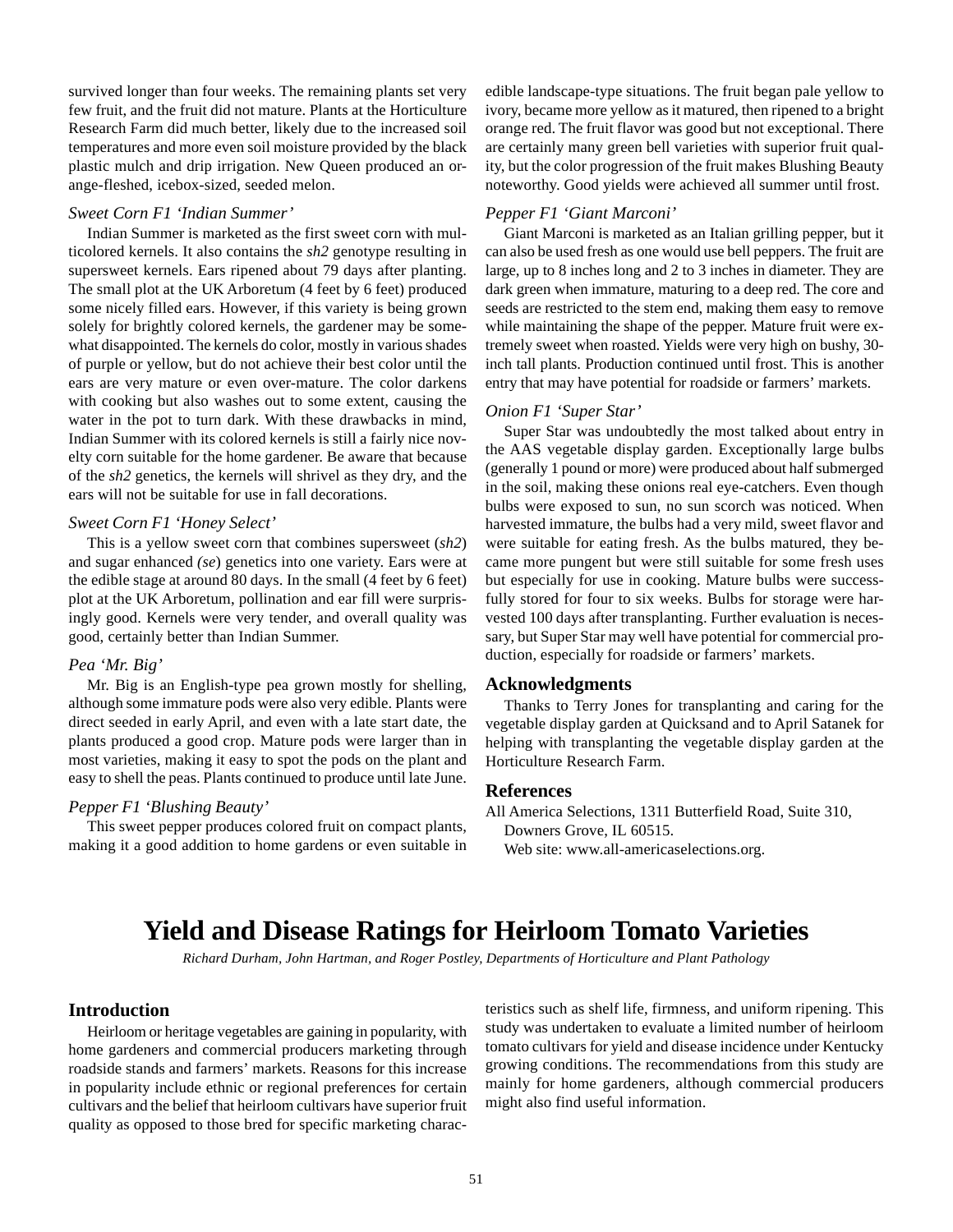survived longer than four weeks. The remaining plants set very few fruit, and the fruit did not mature. Plants at the Horticulture Research Farm did much better, likely due to the increased soil temperatures and more even soil moisture provided by the black plastic mulch and drip irrigation. New Queen produced an orange-fleshed, icebox-sized, seeded melon.

### *Sweet Corn F1 'Indian Summer'*

Indian Summer is marketed as the first sweet corn with multicolored kernels. It also contains the *sh2* genotype resulting in supersweet kernels. Ears ripened about 79 days after planting. The small plot at the UK Arboretum (4 feet by 6 feet) produced some nicely filled ears. However, if this variety is being grown solely for brightly colored kernels, the gardener may be somewhat disappointed. The kernels do color, mostly in various shades of purple or yellow, but do not achieve their best color until the ears are very mature or even over-mature. The color darkens with cooking but also washes out to some extent, causing the water in the pot to turn dark. With these drawbacks in mind, Indian Summer with its colored kernels is still a fairly nice novelty corn suitable for the home gardener. Be aware that because of the *sh2* genetics, the kernels will shrivel as they dry, and the ears will not be suitable for use in fall decorations.

### *Sweet Corn F1 'Honey Select'*

This is a yellow sweet corn that combines supersweet (*sh2*) and sugar enhanced *(se*) genetics into one variety. Ears were at the edible stage at around 80 days. In the small (4 feet by 6 feet) plot at the UK Arboretum, pollination and ear fill were surprisingly good. Kernels were very tender, and overall quality was good, certainly better than Indian Summer.

### *Pea 'Mr. Big'*

Mr. Big is an English-type pea grown mostly for shelling, although some immature pods were also very edible. Plants were direct seeded in early April, and even with a late start date, the plants produced a good crop. Mature pods were larger than in most varieties, making it easy to spot the pods on the plant and easy to shell the peas. Plants continued to produce until late June.

### *Pepper F1 'Blushing Beauty'*

This sweet pepper produces colored fruit on compact plants, making it a good addition to home gardens or even suitable in edible landscape-type situations. The fruit began pale yellow to ivory, became more yellow as it matured, then ripened to a bright orange red. The fruit flavor was good but not exceptional. There are certainly many green bell varieties with superior fruit quality, but the color progression of the fruit makes Blushing Beauty noteworthy. Good yields were achieved all summer until frost.

### *Pepper F1 'Giant Marconi'*

Giant Marconi is marketed as an Italian grilling pepper, but it can also be used fresh as one would use bell peppers. The fruit are large, up to 8 inches long and 2 to 3 inches in diameter. They are dark green when immature, maturing to a deep red. The core and seeds are restricted to the stem end, making them easy to remove while maintaining the shape of the pepper. Mature fruit were extremely sweet when roasted. Yields were very high on bushy, 30-inch tall plants. Production continued until frost. This is another entry that may have potential for roadside or farmers' markets.

### *Onion F1 'Super Star'*

Super Star was undoubtedly the most talked about entry in the AAS vegetable display garden. Exceptionally large bulbs (generally 1 pound or more) were produced about half submerged in the soil, making these onions real eye-catchers. Even though bulbs were exposed to sun, no sun scorch was noticed. When harvested immature, the bulbs had a very mild, sweet flavor and were suitable for eating fresh. As the bulbs matured, they became more pungent but were still suitable for some fresh uses but especially for use in cooking. Mature bulbs were successfully stored for four to six weeks. Bulbs for storage were harvested 100 days after transplanting. Further evaluation is necessary, but Super Star may well have potential for commercial production, especially for roadside or farmers' markets.

## Acknowledgments

Thanks to Terry Jones for transplanting and caring for the vegetable display garden at Quicksand and to April Satanek for helping with transplanting the vegetable display garden at the Horticulture Research Farm.

## References

All America Selections, 1311 Butterfield Road, Suite 310, Downers Grove, IL 60515.
Web site: www.all-americaselections.org.

# Yield and Disease Ratings for Heirloom Tomato Varieties

*Richard Durham, John Hartman, and Roger Postley, Departments of Horticulture and Plant Pathology*

## Introduction

Heirloom or heritage vegetables are gaining in popularity, with home gardeners and commercial producers marketing through roadside stands and farmers' markets. Reasons for this increase in popularity include ethnic or regional preferences for certain cultivars and the belief that heirloom cultivars have superior fruit quality as opposed to those bred for specific marketing characteristics such as shelf life, firmness, and uniform ripening. This study was undertaken to evaluate a limited number of heirloom tomato cultivars for yield and disease incidence under Kentucky growing conditions. The recommendations from this study are mainly for home gardeners, although commercial producers might also find useful information.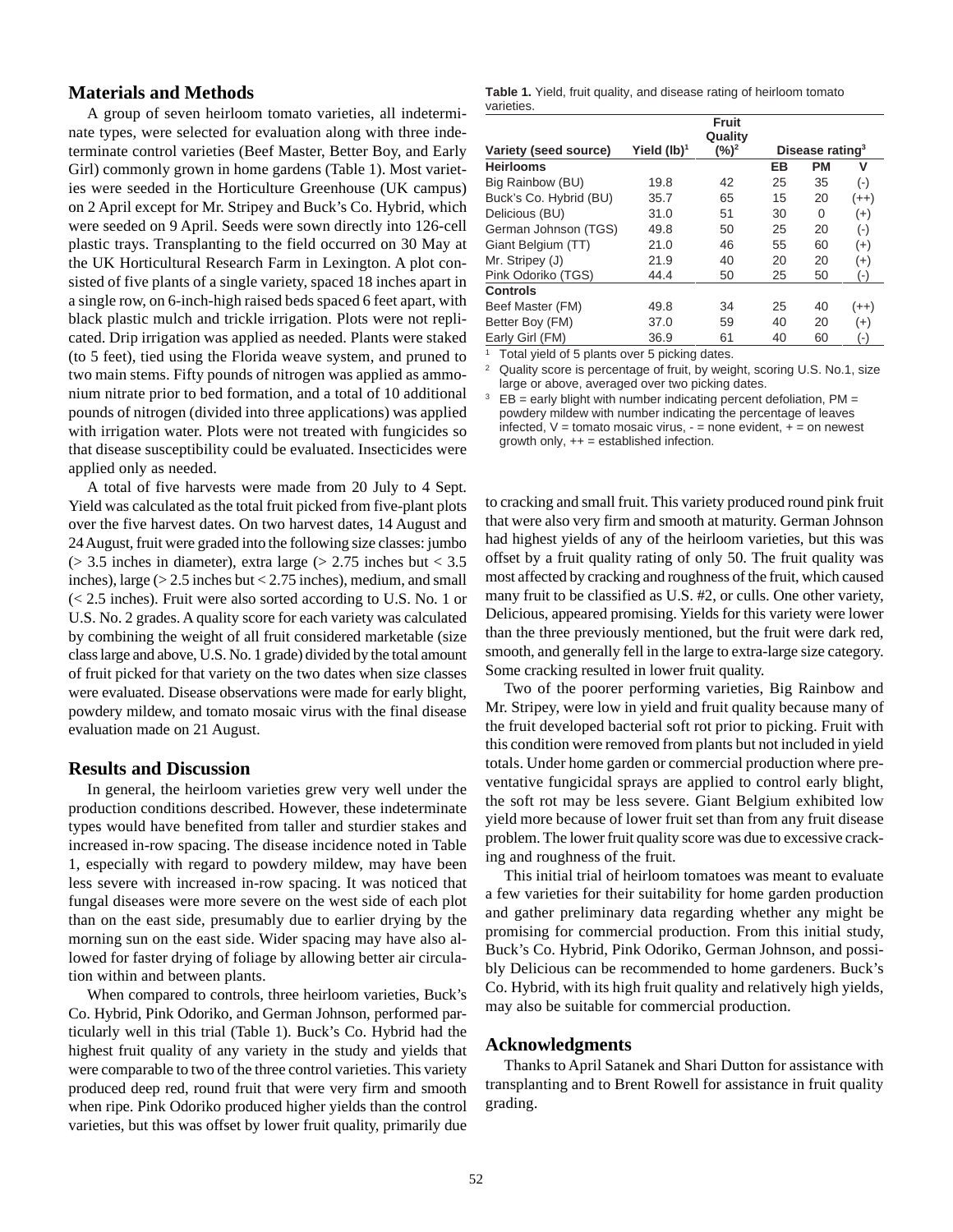## Materials and Methods

A group of seven heirloom tomato varieties, all indeterminate types, were selected for evaluation along with three indeterminate control varieties (Beef Master, Better Boy, and Early Girl) commonly grown in home gardens (Table 1). Most varieties were seeded in the Horticulture Greenhouse (UK campus) on 2 April except for Mr. Stripey and Buck's Co. Hybrid, which were seeded on 9 April. Seeds were sown directly into 126-cell plastic trays. Transplanting to the field occurred on 30 May at the UK Horticultural Research Farm in Lexington. A plot consisted of five plants of a single variety, spaced 18 inches apart in a single row, on 6-inch-high raised beds spaced 6 feet apart, with black plastic mulch and trickle irrigation. Plots were not replicated. Drip irrigation was applied as needed. Plants were staked (to 5 feet), tied using the Florida weave system, and pruned to two main stems. Fifty pounds of nitrogen was applied as ammonium nitrate prior to bed formation, and a total of 10 additional pounds of nitrogen (divided into three applications) was applied with irrigation water. Plots were not treated with fungicides so that disease susceptibility could be evaluated. Insecticides were applied only as needed.

A total of five harvests were made from 20 July to 4 Sept. Yield was calculated as the total fruit picked from five-plant plots over the five harvest dates. On two harvest dates, 14 August and 24 August, fruit were graded into the following size classes: jumbo (> 3.5 inches in diameter), extra large (> 2.75 inches but < 3.5 inches), large (> 2.5 inches but < 2.75 inches), medium, and small (< 2.5 inches). Fruit were also sorted according to U.S. No. 1 or U.S. No. 2 grades. A quality score for each variety was calculated by combining the weight of all fruit considered marketable (size class large and above, U.S. No. 1 grade) divided by the total amount of fruit picked for that variety on the two dates when size classes were evaluated. Disease observations were made for early blight, powdery mildew, and tomato mosaic virus with the final disease evaluation made on 21 August.

## Results and Discussion

In general, the heirloom varieties grew very well under the production conditions described. However, these indeterminate types would have benefited from taller and sturdier stakes and increased in-row spacing. The disease incidence noted in Table 1, especially with regard to powdery mildew, may have been less severe with increased in-row spacing. It was noticed that fungal diseases were more severe on the west side of each plot than on the east side, presumably due to earlier drying by the morning sun on the east side. Wider spacing may have also allowed for faster drying of foliage by allowing better air circulation within and between plants.

When compared to controls, three heirloom varieties, Buck's Co. Hybrid, Pink Odoriko, and German Johnson, performed particularly well in this trial (Table 1). Buck's Co. Hybrid had the highest fruit quality of any variety in the study and yields that were comparable to two of the three control varieties. This variety produced deep red, round fruit that were very firm and smooth when ripe. Pink Odoriko produced higher yields than the control varieties, but this was offset by lower fruit quality, primarily due to cracking and small fruit. This variety produced round pink fruit that were also very firm and smooth at maturity. German Johnson had highest yields of any of the heirloom varieties, but this was offset by a fruit quality rating of only 50. The fruit quality was most affected by cracking and roughness of the fruit, which caused many fruit to be classified as U.S. #2, or culls. One other variety, Delicious, appeared promising. Yields for this variety were lower than the three previously mentioned, but the fruit were dark red, smooth, and generally fell in the large to extra-large size category. Some cracking resulted in lower fruit quality.

Two of the poorer performing varieties, Big Rainbow and Mr. Stripey, were low in yield and fruit quality because many of the fruit developed bacterial soft rot prior to picking. Fruit with this condition were removed from plants but not included in yield totals. Under home garden or commercial production where preventative fungicidal sprays are applied to control early blight, the soft rot may be less severe. Giant Belgium exhibited low yield more because of lower fruit set than from any fruit disease problem. The lower fruit quality score was due to excessive cracking and roughness of the fruit.

This initial trial of heirloom tomatoes was meant to evaluate a few varieties for their suitability for home garden production and gather preliminary data regarding whether any might be promising for commercial production. From this initial study, Buck's Co. Hybrid, Pink Odoriko, German Johnson, and possibly Delicious can be recommended to home gardeners. Buck's Co. Hybrid, with its high fruit quality and relatively high yields, may also be suitable for commercial production.

**Table 1.** Yield, fruit quality, and disease rating of heirloom tomato varieties.

| Variety (seed source) | Yield (lb)[1] | Fruit Quality (%)[2] | Disease rating[3] | | |
|---|---|---|---|---|---|
| **Heirlooms** | | | **EB** | **PM** | **V** |
| Big Rainbow (BU) | 19.8 | 42 | 25 | 35 | (-) |
| Buck's Co. Hybrid (BU) | 35.7 | 65 | 15 | 20 | (++) |
| Delicious (BU) | 31.0 | 51 | 30 | 0 | (+) |
| German Johnson (TGS) | 49.8 | 50 | 25 | 20 | (-) |
| Giant Belgium (TT) | 21.0 | 46 | 55 | 60 | (+) |
| Mr. Stripey (J) | 21.9 | 40 | 20 | 20 | (+) |
| Pink Odoriko (TGS) | 44.4 | 50 | 25 | 50 | (-) |
| **Controls** | | | | | |
| Beef Master (FM) | 49.8 | 34 | 25 | 40 | (++) |
| Better Boy (FM) | 37.0 | 59 | 40 | 20 | (+) |
| Early Girl (FM) | 36.9 | 61 | 40 | 60 | (-) |

[1] Total yield of 5 plants over 5 picking dates.

[2] Quality score is percentage of fruit, by weight, scoring U.S. No.1, size large or above, averaged over two picking dates.

[3] EB = early blight with number indicating percent defoliation, PM = powdery mildew with number indicating the percentage of leaves infected, V = tomato mosaic virus, - = none evident, + = on newest growth only, ++ = established infection.

## Acknowledgments

Thanks to April Satanek and Shari Dutton for assistance with transplanting and to Brent Rowell for assistance in fruit quality grading.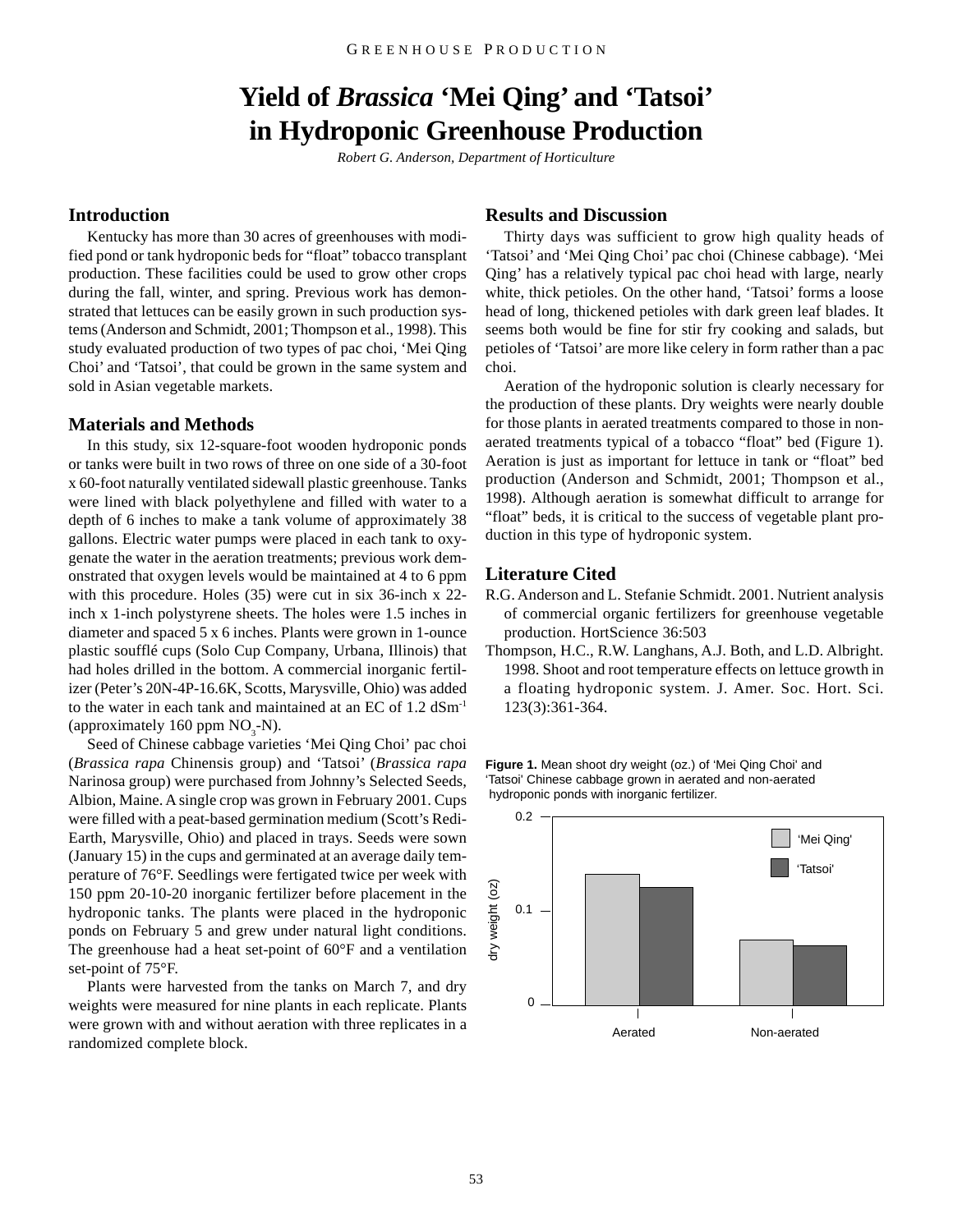# Yield of *Brassica* 'Mei Qing' and 'Tatsoi' in Hydroponic Greenhouse Production

*Robert G. Anderson, Department of Horticulture*

## Introduction

Kentucky has more than 30 acres of greenhouses with modified pond or tank hydroponic beds for "float" tobacco transplant production. These facilities could be used to grow other crops during the fall, winter, and spring. Previous work has demonstrated that lettuces can be easily grown in such production systems (Anderson and Schmidt, 2001; Thompson et al., 1998). This study evaluated production of two types of pac choi, 'Mei Qing Choi' and 'Tatsoi', that could be grown in the same system and sold in Asian vegetable markets.

## Materials and Methods

In this study, six 12-square-foot wooden hydroponic ponds or tanks were built in two rows of three on one side of a 30-foot x 60-foot naturally ventilated sidewall plastic greenhouse. Tanks were lined with black polyethylene and filled with water to a depth of 6 inches to make a tank volume of approximately 38 gallons. Electric water pumps were placed in each tank to oxygenate the water in the aeration treatments; previous work demonstrated that oxygen levels would be maintained at 4 to 6 ppm with this procedure. Holes (35) were cut in six 36-inch x 22-inch x 1-inch polystyrene sheets. The holes were 1.5 inches in diameter and spaced 5 x 6 inches. Plants were grown in 1-ounce plastic soufflé cups (Solo Cup Company, Urbana, Illinois) that had holes drilled in the bottom. A commercial inorganic fertilizer (Peter's 20N-4P-16.6K, Scotts, Marysville, Ohio) was added to the water in each tank and maintained at an EC of 1.2 $dSm^{-1}$ (approximately 160 ppm $NO_3$-N).

Seed of Chinese cabbage varieties 'Mei Qing Choi' pac choi (*Brassica rapa* Chinensis group) and 'Tatsoi' (*Brassica rapa* Narinosa group) were purchased from Johnny's Selected Seeds, Albion, Maine. A single crop was grown in February 2001. Cups were filled with a peat-based germination medium (Scott's Redi-Earth, Marysville, Ohio) and placed in trays. Seeds were sown (January 15) in the cups and germinated at an average daily temperature of 76°F. Seedlings were fertigated twice per week with 150 ppm 20-10-20 inorganic fertilizer before placement in the hydroponic tanks. The plants were placed in the hydroponic ponds on February 5 and grew under natural light conditions. The greenhouse had a heat set-point of 60°F and a ventilation set-point of 75°F.

Plants were harvested from the tanks on March 7, and dry weights were measured for nine plants in each replicate. Plants were grown with and without aeration with three replicates in a randomized complete block.

## Results and Discussion

Thirty days was sufficient to grow high quality heads of 'Tatsoi' and 'Mei Qing Choi' pac choi (Chinese cabbage). 'Mei Qing' has a relatively typical pac choi head with large, nearly white, thick petioles. On the other hand, 'Tatsoi' forms a loose head of long, thickened petioles with dark green leaf blades. It seems both would be fine for stir fry cooking and salads, but petioles of 'Tatsoi' are more like celery in form rather than a pac choi.

Aeration of the hydroponic solution is clearly necessary for the production of these plants. Dry weights were nearly double for those plants in aerated treatments compared to those in non-aerated treatments typical of a tobacco "float" bed (Figure 1). Aeration is just as important for lettuce in tank or "float" bed production (Anderson and Schmidt, 2001; Thompson et al., 1998). Although aeration is somewhat difficult to arrange for "float" beds, it is critical to the success of vegetable plant production in this type of hydroponic system.

## Literature Cited

R.G. Anderson and L. Stefanie Schmidt. 2001. Nutrient analysis of commercial organic fertilizers for greenhouse vegetable production. HortScience 36:503

Thompson, H.C., R.W. Langhans, A.J. Both, and L.D. Albright. 1998. Shoot and root temperature effects on lettuce growth in a floating hydroponic system. J. Amer. Soc. Hort. Sci. 123(3):361-364.

**Figure 1.** Mean shoot dry weight (oz.) of 'Mei Qing Choi' and 'Tatsoi' Chinese cabbage grown in aerated and non-aerated hydroponic ponds with inorganic fertilizer.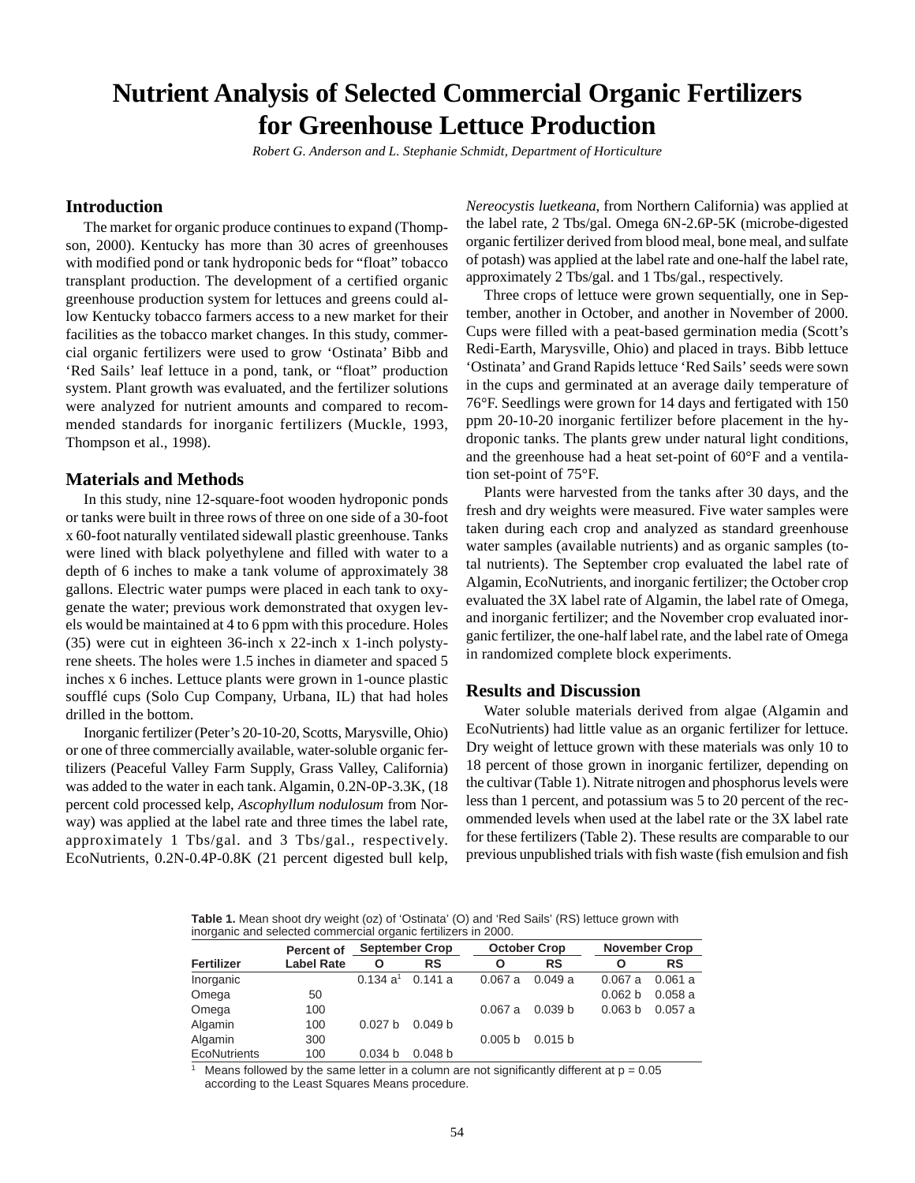# Nutrient Analysis of Selected Commercial Organic Fertilizers for Greenhouse Lettuce Production

*Robert G. Anderson and L. Stephanie Schmidt, Department of Horticulture*

## Introduction

The market for organic produce continues to expand (Thompson, 2000). Kentucky has more than 30 acres of greenhouses with modified pond or tank hydroponic beds for "float" tobacco transplant production. The development of a certified organic greenhouse production system for lettuces and greens could allow Kentucky tobacco farmers access to a new market for their facilities as the tobacco market changes. In this study, commercial organic fertilizers were used to grow 'Ostinata' Bibb and 'Red Sails' leaf lettuce in a pond, tank, or "float" production system. Plant growth was evaluated, and the fertilizer solutions were analyzed for nutrient amounts and compared to recommended standards for inorganic fertilizers (Muckle, 1993, Thompson et al., 1998).

## Materials and Methods

In this study, nine 12-square-foot wooden hydroponic ponds or tanks were built in three rows of three on one side of a 30-foot x 60-foot naturally ventilated sidewall plastic greenhouse. Tanks were lined with black polyethylene and filled with water to a depth of 6 inches to make a tank volume of approximately 38 gallons. Electric water pumps were placed in each tank to oxygenate the water; previous work demonstrated that oxygen levels would be maintained at 4 to 6 ppm with this procedure. Holes (35) were cut in eighteen 36-inch x 22-inch x 1-inch polystyrene sheets. The holes were 1.5 inches in diameter and spaced 5 inches x 6 inches. Lettuce plants were grown in 1-ounce plastic soufflé cups (Solo Cup Company, Urbana, IL) that had holes drilled in the bottom.

Inorganic fertilizer (Peter's 20-10-20, Scotts, Marysville, Ohio) or one of three commercially available, water-soluble organic fertilizers (Peaceful Valley Farm Supply, Grass Valley, California) was added to the water in each tank. Algamin, 0.2N-0P-3.3K, (18 percent cold processed kelp, *Ascophyllum nodulosum* from Norway) was applied at the label rate and three times the label rate, approximately 1 Tbs/gal. and 3 Tbs/gal., respectively. EcoNutrients, 0.2N-0.4P-0.8K (21 percent digested bull kelp, *Nereocystis luetkeana*, from Northern California) was applied at the label rate, 2 Tbs/gal. Omega 6N-2.6P-5K (microbe-digested organic fertilizer derived from blood meal, bone meal, and sulfate of potash) was applied at the label rate and one-half the label rate, approximately 2 Tbs/gal. and 1 Tbs/gal., respectively.

Three crops of lettuce were grown sequentially, one in September, another in October, and another in November of 2000. Cups were filled with a peat-based germination media (Scott's Redi-Earth, Marysville, Ohio) and placed in trays. Bibb lettuce 'Ostinata' and Grand Rapids lettuce 'Red Sails' seeds were sown in the cups and germinated at an average daily temperature of 76°F. Seedlings were grown for 14 days and fertigated with 150 ppm 20-10-20 inorganic fertilizer before placement in the hydroponic tanks. The plants grew under natural light conditions, and the greenhouse had a heat set-point of 60°F and a ventilation set-point of 75°F.

Plants were harvested from the tanks after 30 days, and the fresh and dry weights were measured. Five water samples were taken during each crop and analyzed as standard greenhouse water samples (available nutrients) and as organic samples (total nutrients). The September crop evaluated the label rate of Algamin, EcoNutrients, and inorganic fertilizer; the October crop evaluated the 3X label rate of Algamin, the label rate of Omega, and inorganic fertilizer; and the November crop evaluated inorganic fertilizer, the one-half label rate, and the label rate of Omega in randomized complete block experiments.

## Results and Discussion

Water soluble materials derived from algae (Algamin and EcoNutrients) had little value as an organic fertilizer for lettuce. Dry weight of lettuce grown with these materials was only 10 to 18 percent of those grown in inorganic fertilizer, depending on the cultivar (Table 1). Nitrate nitrogen and phosphorus levels were less than 1 percent, and potassium was 5 to 20 percent of the recommended levels when used at the label rate or the 3X label rate for these fertilizers (Table 2). These results are comparable to our previous unpublished trials with fish waste (fish emulsion and fish

**Table 1.** Mean shoot dry weight (oz) of 'Ostinata' (O) and 'Red Sails' (RS) lettuce grown with inorganic and selected commercial organic fertilizers in 2000.

| Fertilizer | Percent of Label Rate | September Crop | | October Crop | | November Crop | |
|---|---|---|---|---|---|---|---|
| | | O | RS | O | RS | O | RS |
| Inorganic | | 0.134 a[1] | 0.141 a | 0.067 a | 0.049 a | 0.067 a | 0.061 a |
| Omega | 50 | | | | | 0.062 b | 0.058 a |
| Omega | 100 | | | 0.067 a | 0.039 b | 0.063 b | 0.057 a |
| Algamin | 100 | 0.027 b | 0.049 b | | | | |
| Algamin | 300 | | | 0.005 b | 0.015 b | | |
| EcoNutrients | 100 | 0.034 b | 0.048 b | | | | |

[1] Means followed by the same letter in a column are not significantly different at $p = 0.05$ according to the Least Squares Means procedure.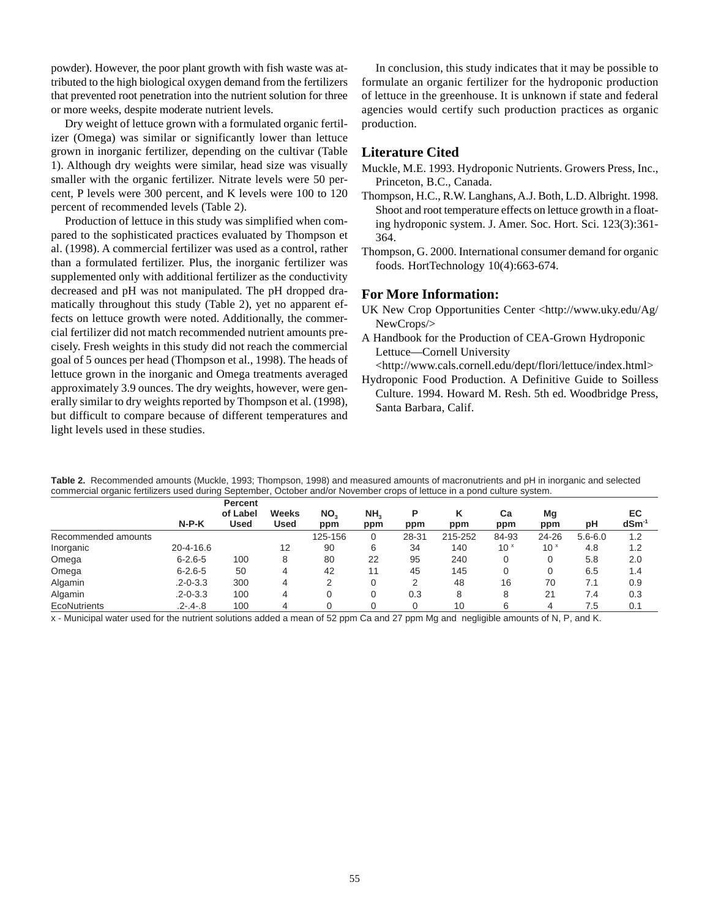powder). However, the poor plant growth with fish waste was attributed to the high biological oxygen demand from the fertilizers that prevented root penetration into the nutrient solution for three or more weeks, despite moderate nutrient levels.

Dry weight of lettuce grown with a formulated organic fertilizer (Omega) was similar or significantly lower than lettuce grown in inorganic fertilizer, depending on the cultivar (Table 1). Although dry weights were similar, head size was visually smaller with the organic fertilizer. Nitrate levels were 50 percent, P levels were 300 percent, and K levels were 100 to 120 percent of recommended levels (Table 2).

Production of lettuce in this study was simplified when compared to the sophisticated practices evaluated by Thompson et al. (1998). A commercial fertilizer was used as a control, rather than a formulated fertilizer. Plus, the inorganic fertilizer was supplemented only with additional fertilizer as the conductivity decreased and pH was not manipulated. The pH dropped dramatically throughout this study (Table 2), yet no apparent effects on lettuce growth were noted. Additionally, the commercial fertilizer did not match recommended nutrient amounts precisely. Fresh weights in this study did not reach the commercial goal of 5 ounces per head (Thompson et al., 1998). The heads of lettuce grown in the inorganic and Omega treatments averaged approximately 3.9 ounces. The dry weights, however, were generally similar to dry weights reported by Thompson et al. (1998), but difficult to compare because of different temperatures and light levels used in these studies.

In conclusion, this study indicates that it may be possible to formulate an organic fertilizer for the hydroponic production of lettuce in the greenhouse. It is unknown if state and federal agencies would certify such production practices as organic production.

## Literature Cited

Muckle, M.E. 1993. Hydroponic Nutrients. Growers Press, Inc., Princeton, B.C., Canada.

Thompson, H.C., R.W. Langhans, A.J. Both, L.D. Albright. 1998. Shoot and root temperature effects on lettuce growth in a floating hydroponic system. J. Amer. Soc. Hort. Sci. 123(3):361-364.

Thompson, G. 2000. International consumer demand for organic foods. HortTechnology 10(4):663-674.

## For More Information:

UK New Crop Opportunities Center <http://www.uky.edu/Ag/NewCrops/>

A Handbook for the Production of CEA-Grown Hydroponic Lettuce—Cornell University <http://www.cals.cornell.edu/dept/flori/lettuce/index.html>

Hydroponic Food Production. A Definitive Guide to Soilless Culture. 1994. Howard M. Resh. 5th ed. Woodbridge Press, Santa Barbara, Calif.

**Table 2.** Recommended amounts (Muckle, 1993; Thompson, 1998) and measured amounts of macronutrients and pH in inorganic and selected commercial organic fertilizers used during September, October and/or November crops of lettuce in a pond culture system.

| | N-P-K | Percent of Label Used | Weeks Used | $NO_3$ ppm | $NH_4$ ppm | P ppm | K ppm | Ca ppm | Mg ppm | pH | EC $dSm^{-1}$ |
|---|---|---|---|---|---|---|---|---|---|---|---|
| Recommended amounts | | | | 125-156 | 0 | 28-31 | 215-252 | 84-93 | 24-26 | 5.6-6.0 | 1.2 |
| Inorganic | 20-4-16.6 | | 12 | 90 | 6 | 34 | 140 | 10 [x] | 10 [x] | 4.8 | 1.2 |
| Omega | 6-2.6-5 | 100 | 8 | 80 | 22 | 95 | 240 | 0 | 0 | 5.8 | 2.0 |
| Omega | 6-2.6-5 | 50 | 4 | 42 | 11 | 45 | 145 | 0 | 0 | 6.5 | 1.4 |
| Algamin | .2-0-3.3 | 300 | 4 | 2 | 0 | 2 | 48 | 16 | 70 | 7.1 | 0.9 |
| Algamin | .2-0-3.3 | 100 | 4 | 0 | 0 | 0.3 | 8 | 8 | 21 | 7.4 | 0.3 |
| EcoNutrients | .2-.4-.8 | 100 | 4 | 0 | 0 | 0 | 10 | 6 | 4 | 7.5 | 0.1 |

x - Municipal water used for the nutrient solutions added a mean of 52 ppm Ca and 27 ppm Mg and negligible amounts of N, P, and K.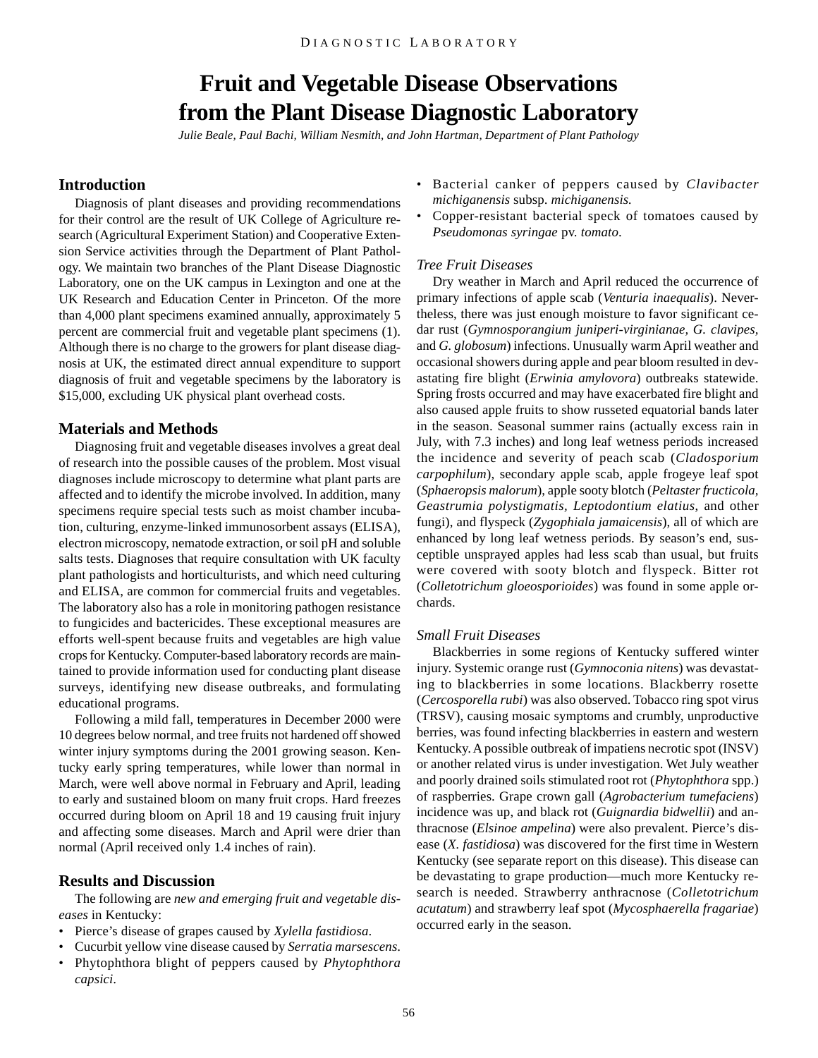# Fruit and Vegetable Disease Observations from the Plant Disease Diagnostic Laboratory

*Julie Beale, Paul Bachi, William Nesmith, and John Hartman, Department of Plant Pathology*

## Introduction

Diagnosis of plant diseases and providing recommendations for their control are the result of UK College of Agriculture research (Agricultural Experiment Station) and Cooperative Extension Service activities through the Department of Plant Pathology. We maintain two branches of the Plant Disease Diagnostic Laboratory, one on the UK campus in Lexington and one at the UK Research and Education Center in Princeton. Of the more than 4,000 plant specimens examined annually, approximately 5 percent are commercial fruit and vegetable plant specimens (1). Although there is no charge to the growers for plant disease diagnosis at UK, the estimated direct annual expenditure to support diagnosis of fruit and vegetable specimens by the laboratory is $15,000, excluding UK physical plant overhead costs.

## Materials and Methods

Diagnosing fruit and vegetable diseases involves a great deal of research into the possible causes of the problem. Most visual diagnoses include microscopy to determine what plant parts are affected and to identify the microbe involved. In addition, many specimens require special tests such as moist chamber incubation, culturing, enzyme-linked immunosorbent assays (ELISA), electron microscopy, nematode extraction, or soil pH and soluble salts tests. Diagnoses that require consultation with UK faculty plant pathologists and horticulturists, and which need culturing and ELISA, are common for commercial fruits and vegetables. The laboratory also has a role in monitoring pathogen resistance to fungicides and bactericides. These exceptional measures are efforts well-spent because fruits and vegetables are high value crops for Kentucky. Computer-based laboratory records are maintained to provide information used for conducting plant disease surveys, identifying new disease outbreaks, and formulating educational programs.

Following a mild fall, temperatures in December 2000 were 10 degrees below normal, and tree fruits not hardened off showed winter injury symptoms during the 2001 growing season. Kentucky early spring temperatures, while lower than normal in March, were well above normal in February and April, leading to early and sustained bloom on many fruit crops. Hard freezes occurred during bloom on April 18 and 19 causing fruit injury and affecting some diseases. March and April were drier than normal (April received only 1.4 inches of rain).

## Results and Discussion

The following are *new and emerging fruit and vegetable diseases* in Kentucky:

- Pierce's disease of grapes caused by *Xylella fastidiosa*.
- Cucurbit yellow vine disease caused by *Serratia marsescens*.
- Phytophthora blight of peppers caused by *Phytophthora capsici*.
- Bacterial canker of peppers caused by *Clavibacter michiganensis* subsp. *michiganensis.*
- Copper-resistant bacterial speck of tomatoes caused by *Pseudomonas syringae* pv. *tomato*.

### *Tree Fruit Diseases*

Dry weather in March and April reduced the occurrence of primary infections of apple scab (*Venturia inaequalis*). Nevertheless, there was just enough moisture to favor significant cedar rust (*Gymnosporangium juniperi-virginianae, G. clavipes,* and *G. globosum*) infections. Unusually warm April weather and occasional showers during apple and pear bloom resulted in devastating fire blight (*Erwinia amylovora*) outbreaks statewide. Spring frosts occurred and may have exacerbated fire blight and also caused apple fruits to show russeted equatorial bands later in the season. Seasonal summer rains (actually excess rain in July, with 7.3 inches) and long leaf wetness periods increased the incidence and severity of peach scab (*Cladosporium carpophilum*), secondary apple scab, apple frogeye leaf spot (*Sphaeropsis malorum*), apple sooty blotch (*Peltaster fructicola, Geastrumia polystigmatis, Leptodontium elatius*, and other fungi), and flyspeck (*Zygophiala jamaicensis*), all of which are enhanced by long leaf wetness periods. By season's end, susceptible unsprayed apples had less scab than usual, but fruits were covered with sooty blotch and flyspeck. Bitter rot (*Colletotrichum gloeosporioides*) was found in some apple orchards.

### *Small Fruit Diseases*

Blackberries in some regions of Kentucky suffered winter injury. Systemic orange rust (*Gymnoconia nitens*) was devastating to blackberries in some locations. Blackberry rosette (*Cercosporella rubi*) was also observed. Tobacco ring spot virus (TRSV), causing mosaic symptoms and crumbly, unproductive berries, was found infecting blackberries in eastern and western Kentucky. A possible outbreak of impatiens necrotic spot (INSV) or another related virus is under investigation. Wet July weather and poorly drained soils stimulated root rot (*Phytophthora* spp.) of raspberries. Grape crown gall (*Agrobacterium tumefaciens*) incidence was up, and black rot (*Guignardia bidwellii*) and anthracnose (*Elsinoe ampelina*) were also prevalent. Pierce's disease (*X. fastidiosa*) was discovered for the first time in Western Kentucky (see separate report on this disease). This disease can be devastating to grape production—much more Kentucky research is needed. Strawberry anthracnose (*Colletotrichum acutatum*) and strawberry leaf spot (*Mycosphaerella fragariae*) occurred early in the season.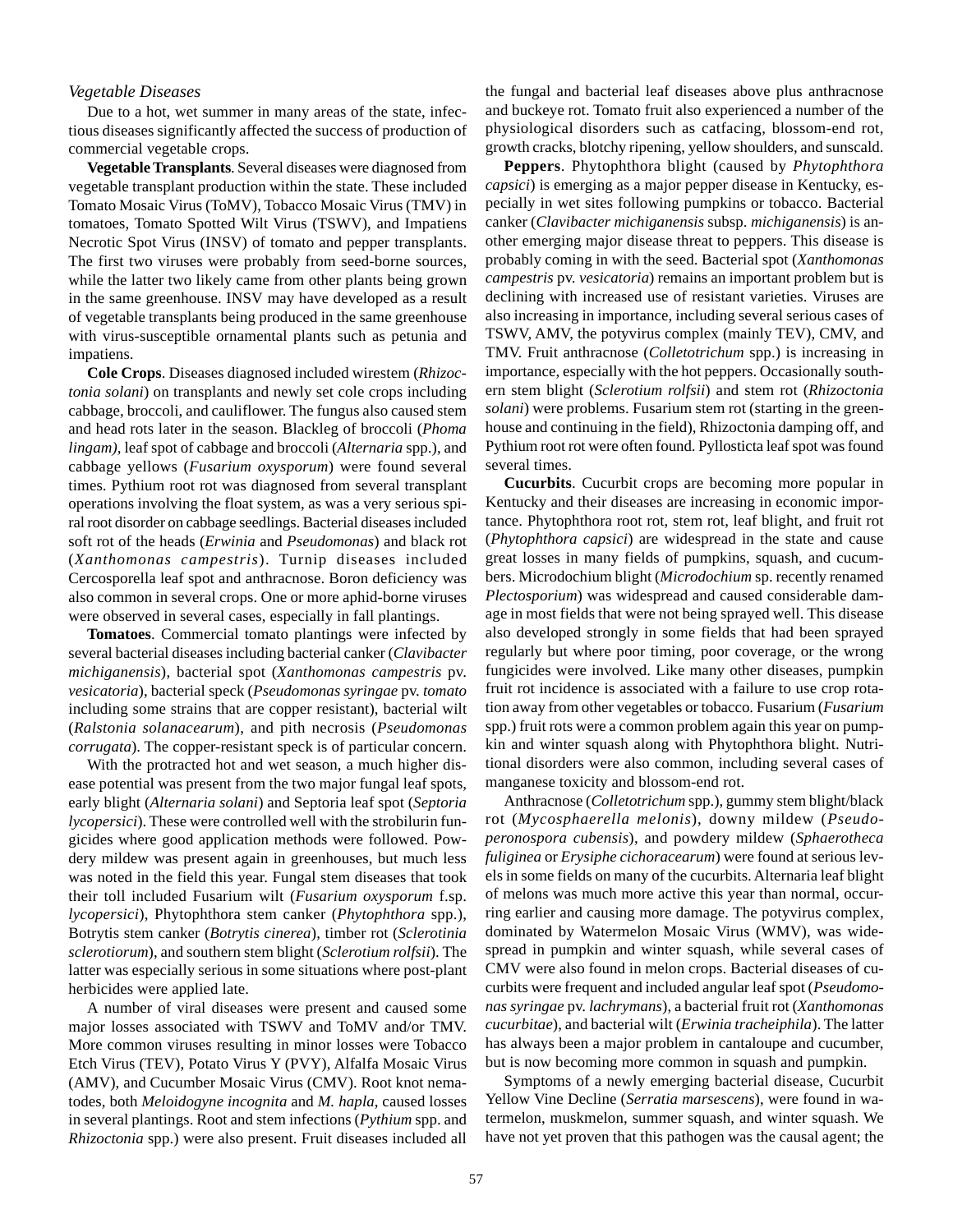### *Vegetable Diseases*

Due to a hot, wet summer in many areas of the state, infectious diseases significantly affected the success of production of commercial vegetable crops.

**Vegetable Transplants**. Several diseases were diagnosed from vegetable transplant production within the state. These included Tomato Mosaic Virus (ToMV), Tobacco Mosaic Virus (TMV) in tomatoes, Tomato Spotted Wilt Virus (TSWV), and Impatiens Necrotic Spot Virus (INSV) of tomato and pepper transplants. The first two viruses were probably from seed-borne sources, while the latter two likely came from other plants being grown in the same greenhouse. INSV may have developed as a result of vegetable transplants being produced in the same greenhouse with virus-susceptible ornamental plants such as petunia and impatiens.

**Cole Crops**. Diseases diagnosed included wirestem (*Rhizoctonia solani*) on transplants and newly set cole crops including cabbage, broccoli, and cauliflower. The fungus also caused stem and head rots later in the season. Blackleg of broccoli (*Phoma lingam)*, leaf spot of cabbage and broccoli (*Alternaria* spp.), and cabbage yellows (*Fusarium oxysporum*) were found several times. Pythium root rot was diagnosed from several transplant operations involving the float system, as was a very serious spiral root disorder on cabbage seedlings. Bacterial diseases included soft rot of the heads (*Erwinia* and *Pseudomonas*) and black rot (*Xanthomonas campestris*). Turnip diseases included Cercosporella leaf spot and anthracnose. Boron deficiency was also common in several crops. One or more aphid-borne viruses were observed in several cases, especially in fall plantings.

**Tomatoes**. Commercial tomato plantings were infected by several bacterial diseases including bacterial canker (*Clavibacter michiganensis*), bacterial spot (*Xanthomonas campestris* pv. *vesicatoria*), bacterial speck (*Pseudomonas syringae* pv. *tomato* including some strains that are copper resistant), bacterial wilt (*Ralstonia solanacearum*), and pith necrosis (*Pseudomonas corrugata*). The copper-resistant speck is of particular concern.

With the protracted hot and wet season, a much higher disease potential was present from the two major fungal leaf spots, early blight (*Alternaria solani*) and Septoria leaf spot (*Septoria lycopersici*). These were controlled well with the strobilurin fungicides where good application methods were followed. Powdery mildew was present again in greenhouses, but much less was noted in the field this year. Fungal stem diseases that took their toll included Fusarium wilt (*Fusarium oxysporum* f.sp. *lycopersici*), Phytophthora stem canker (*Phytophthora* spp.), Botrytis stem canker (*Botrytis cinerea*), timber rot (*Sclerotinia sclerotiorum*), and southern stem blight (*Sclerotium rolfsii*). The latter was especially serious in some situations where post-plant herbicides were applied late.

A number of viral diseases were present and caused some major losses associated with TSWV and ToMV and/or TMV. More common viruses resulting in minor losses were Tobacco Etch Virus (TEV), Potato Virus Y (PVY), Alfalfa Mosaic Virus (AMV), and Cucumber Mosaic Virus (CMV). Root knot nematodes, both *Meloidogyne incognita* and *M. hapla*, caused losses in several plantings. Root and stem infections (*Pythium* spp. and *Rhizoctonia* spp.) were also present. Fruit diseases included all the fungal and bacterial leaf diseases above plus anthracnose and buckeye rot. Tomato fruit also experienced a number of the physiological disorders such as catfacing, blossom-end rot, growth cracks, blotchy ripening, yellow shoulders, and sunscald.

**Peppers**. Phytophthora blight (caused by *Phytophthora capsici*) is emerging as a major pepper disease in Kentucky, especially in wet sites following pumpkins or tobacco. Bacterial canker (*Clavibacter michiganensis* subsp. *michiganensis*) is another emerging major disease threat to peppers. This disease is probably coming in with the seed. Bacterial spot (*Xanthomonas campestris* pv. *vesicatoria*) remains an important problem but is declining with increased use of resistant varieties. Viruses are also increasing in importance, including several serious cases of TSWV, AMV, the potyvirus complex (mainly TEV), CMV, and TMV. Fruit anthracnose (*Colletotrichum* spp.) is increasing in importance, especially with the hot peppers. Occasionally southern stem blight (*Sclerotium rolfsii*) and stem rot (*Rhizoctonia solani*) were problems. Fusarium stem rot (starting in the greenhouse and continuing in the field), Rhizoctonia damping off, and Pythium root rot were often found. Pyllosticta leaf spot was found several times.

**Cucurbits**. Cucurbit crops are becoming more popular in Kentucky and their diseases are increasing in economic importance. Phytophthora root rot, stem rot, leaf blight, and fruit rot (*Phytophthora capsici*) are widespread in the state and cause great losses in many fields of pumpkins, squash, and cucumbers. Microdochium blight (*Microdochium* sp. recently renamed *Plectosporium*) was widespread and caused considerable damage in most fields that were not being sprayed well. This disease also developed strongly in some fields that had been sprayed regularly but where poor timing, poor coverage, or the wrong fungicides were involved. Like many other diseases, pumpkin fruit rot incidence is associated with a failure to use crop rotation away from other vegetables or tobacco. Fusarium (*Fusarium* spp.) fruit rots were a common problem again this year on pumpkin and winter squash along with Phytophthora blight. Nutritional disorders were also common, including several cases of manganese toxicity and blossom-end rot.

Anthracnose (*Colletotrichum* spp.), gummy stem blight/black rot (*Mycosphaerella melonis*), downy mildew (*Pseudoperonospora cubensis*), and powdery mildew (*Sphaerotheca fuliginea* or *Erysiphe cichoracearum*) were found at serious levels in some fields on many of the cucurbits. Alternaria leaf blight of melons was much more active this year than normal, occurring earlier and causing more damage. The potyvirus complex, dominated by Watermelon Mosaic Virus (WMV), was widespread in pumpkin and winter squash, while several cases of CMV were also found in melon crops. Bacterial diseases of cucurbits were frequent and included angular leaf spot (*Pseudomonas syringae* pv. *lachrymans*), a bacterial fruit rot (*Xanthomonas cucurbitae*), and bacterial wilt (*Erwinia tracheiphila*). The latter has always been a major problem in cantaloupe and cucumber, but is now becoming more common in squash and pumpkin.

Symptoms of a newly emerging bacterial disease, Cucurbit Yellow Vine Decline (*Serratia marsescens*), were found in watermelon, muskmelon, summer squash, and winter squash. We have not yet proven that this pathogen was the causal agent; the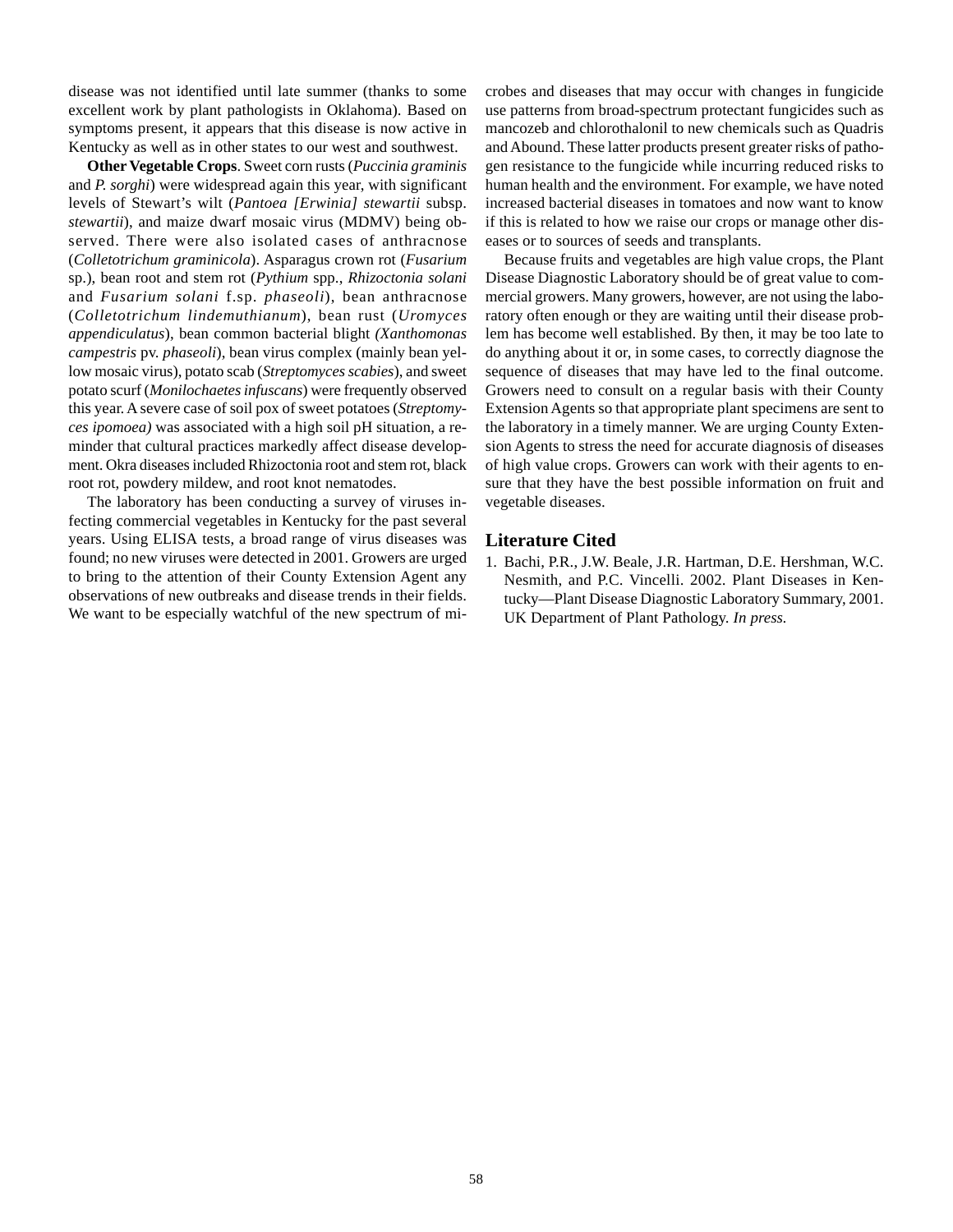disease was not identified until late summer (thanks to some excellent work by plant pathologists in Oklahoma). Based on symptoms present, it appears that this disease is now active in Kentucky as well as in other states to our west and southwest.

**Other Vegetable Crops**. Sweet corn rusts (*Puccinia graminis* and *P. sorghi*) were widespread again this year, with significant levels of Stewart's wilt (*Pantoea [Erwinia] stewartii* subsp. *stewartii*), and maize dwarf mosaic virus (MDMV) being observed. There were also isolated cases of anthracnose (*Colletotrichum graminicola*). Asparagus crown rot (*Fusarium* sp.), bean root and stem rot (*Pythium* spp., *Rhizoctonia solani* and *Fusarium solani* f.sp. *phaseoli*), bean anthracnose (*Colletotrichum lindemuthianum*), bean rust (*Uromyces appendiculatus*), bean common bacterial blight *(Xanthomonas campestris* pv. *phaseoli*), bean virus complex (mainly bean yellow mosaic virus), potato scab (*Streptomyces scabies*), and sweet potato scurf (*Monilochaetes infuscans*) were frequently observed this year. A severe case of soil pox of sweet potatoes (*Streptomyces ipomoea)* was associated with a high soil pH situation, a reminder that cultural practices markedly affect disease development. Okra diseases included Rhizoctonia root and stem rot, black root rot, powdery mildew, and root knot nematodes.

The laboratory has been conducting a survey of viruses infecting commercial vegetables in Kentucky for the past several years. Using ELISA tests, a broad range of virus diseases was found; no new viruses were detected in 2001. Growers are urged to bring to the attention of their County Extension Agent any observations of new outbreaks and disease trends in their fields. We want to be especially watchful of the new spectrum of microbes and diseases that may occur with changes in fungicide use patterns from broad-spectrum protectant fungicides such as mancozeb and chlorothalonil to new chemicals such as Quadris and Abound. These latter products present greater risks of pathogen resistance to the fungicide while incurring reduced risks to human health and the environment. For example, we have noted increased bacterial diseases in tomatoes and now want to know if this is related to how we raise our crops or manage other diseases or to sources of seeds and transplants.

Because fruits and vegetables are high value crops, the Plant Disease Diagnostic Laboratory should be of great value to commercial growers. Many growers, however, are not using the laboratory often enough or they are waiting until their disease problem has become well established. By then, it may be too late to do anything about it or, in some cases, to correctly diagnose the sequence of diseases that may have led to the final outcome. Growers need to consult on a regular basis with their County Extension Agents so that appropriate plant specimens are sent to the laboratory in a timely manner. We are urging County Extension Agents to stress the need for accurate diagnosis of diseases of high value crops. Growers can work with their agents to ensure that they have the best possible information on fruit and vegetable diseases.

## Literature Cited

1. Bachi, P.R., J.W. Beale, J.R. Hartman, D.E. Hershman, W.C. Nesmith, and P.C. Vincelli. 2002. Plant Diseases in Kentucky—Plant Disease Diagnostic Laboratory Summary, 2001. UK Department of Plant Pathology. *In press.*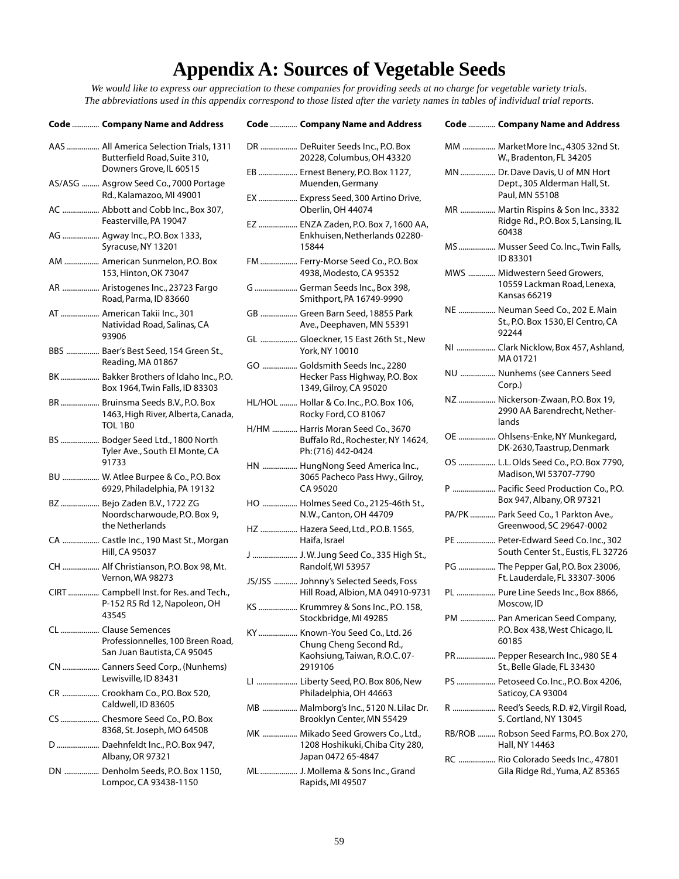# Appendix A: Sources of Vegetable Seeds

*We would like to express our appreciation to these companies for providing seeds at no charge for vegetable variety trials. The abbreviations used in this appendix correspond to those listed after the variety names in tables of individual trial reports.*

| Code | Company Name and Address |
|---|---|
| AAS | All America Selection Trials, 1311 Butterfield Road, Suite 310, Downers Grove, IL 60515 |
| AS/ASG | Asgrow Seed Co., 7000 Portage Rd., Kalamazoo, MI 49001 |
| AC | Abbott and Cobb Inc., Box 307, Feasterville, PA 19047 |
| AG | Agway Inc., P.O. Box 1333, Syracuse, NY 13201 |
| AM | American Sunmelon, P.O. Box 153, Hinton, OK 73047 |
| AR | Aristogenes Inc., 23723 Fargo Road, Parma, ID 83660 |
| AT | American Takii Inc., 301 Natividad Road, Salinas, CA 93906 |
| BBS | Baer's Best Seed, 154 Green St., Reading, MA 01867 |
| BK | Bakker Brothers of Idaho Inc., P.O. Box 1964, Twin Falls, ID 83303 |
| BR | Bruinsma Seeds B.V., P.O. Box 1463, High River, Alberta, Canada, TOL 1B0 |
| BS | Bodger Seed Ltd., 1800 North Tyler Ave., South El Monte, CA 91733 |
| BU | W. Atlee Burpee & Co., P.O. Box 6929, Philadelphia, PA 19132 |
| BZ | Bejo Zaden B.V., 1722 ZG Noordscharwoude, P.O. Box 9, the Netherlands |
| CA | Castle Inc., 190 Mast St., Morgan Hill, CA 95037 |
| CH | Alf Christianson, P.O. Box 98, Mt. Vernon, WA 98273 |
| CIRT | Campbell Inst. for Res. and Tech., P-152 R5 Rd 12, Napoleon, OH 43545 |
| CL | Clause Semences Professionnelles, 100 Breen Road, San Juan Bautista, CA 95045 |
| CN | Canners Seed Corp., (Nunhems) Lewisville, ID 83431 |
| CR | Crookham Co., P.O. Box 520, Caldwell, ID 83605 |
| CS | Chesmore Seed Co., P.O. Box 8368, St. Joseph, MO 64508 |
| D | Daehnfeldt Inc., P.O. Box 947, Albany, OR 97321 |
| DN | Denholm Seeds, P.O. Box 1150, Lompoc, CA 93438-1150 |
| DR | DeRuiter Seeds Inc., P.O. Box 20228, Columbus, OH 43320 |
| EB | Ernest Benery, P.O. Box 1127, Muenden, Germany |
| EX | Express Seed, 300 Artino Drive, Oberlin, OH 44074 |
| EZ | ENZA Zaden, P.O. Box 7, 1600 AA, Enkhuisen, Netherlands 02280-15844 |
| FM | Ferry-Morse Seed Co., P.O. Box 4938, Modesto, CA 95352 |
| G | German Seeds Inc., Box 398, Smithport, PA 16749-9990 |
| GB | Green Barn Seed, 18855 Park Ave., Deephaven, MN 55391 |
| GL | Gloeckner, 15 East 26th St., New York, NY 10010 |
| GO | Goldsmith Seeds Inc., 2280 Hecker Pass Highway, P.O. Box 1349, Gilroy, CA 95020 |
| HL/HOL | Hollar & Co. Inc., P.O. Box 106, Rocky Ford, CO 81067 |
| H/HM | Harris Moran Seed Co., 3670 Buffalo Rd., Rochester, NY 14624, Ph: (716) 442-0424 |
| HN | HungNong Seed America Inc., 3065 Pacheco Pass Hwy., Gilroy, CA 95020 |
| HO | Holmes Seed Co., 2125-46th St., N.W., Canton, OH 44709 |
| HZ | Hazera Seed, Ltd., P.O.B. 1565, Haifa, Israel |
| J | J. W. Jung Seed Co., 335 High St., Randolf, WI 53957 |
| JS/JSS | Johnny's Selected Seeds, Foss Hill Road, Albion, MA 04910-9731 |
| KS | Krummrey & Sons Inc., P.O. 158, Stockbridge, MI 49285 |
| KY | Known-You Seed Co., Ltd. 26 Chung Cheng Second Rd., Kaohsiung, Taiwan, R.O.C. 07-2919106 |
| LI | Liberty Seed, P.O. Box 806, New Philadelphia, OH 44663 |
| MB | Malmborg's Inc., 5120 N. Lilac Dr. Brooklyn Center, MN 55429 |
| MK | Mikado Seed Growers Co., Ltd., 1208 Hoshikuki, Chiba City 280, Japan 0472 65-4847 |
| ML | J. Mollema & Sons Inc., Grand Rapids, MI 49507 |
| MM | MarketMore Inc., 4305 32nd St. W., Bradenton, FL 34205 |
| MN | Dr. Dave Davis, U of MN Hort Dept., 305 Alderman Hall, St. Paul, MN 55108 |
| MR | Martin Rispins & Son Inc., 3332 Ridge Rd., P.O. Box 5, Lansing, IL 60438 |
| MS | Musser Seed Co. Inc., Twin Falls, ID 83301 |
| MWS | Midwestern Seed Growers, 10559 Lackman Road, Lenexa, Kansas 66219 |
| NE | Neuman Seed Co., 202 E. Main St., P.O. Box 1530, El Centro, CA 92244 |
| NI | Clark Nicklow, Box 457, Ashland, MA 01721 |
| NU | Nunhems (see Canners Seed Corp.) |
| NZ | Nickerson-Zwaan, P.O. Box 19, 2990 AA Barendrecht, Netherlands |
| OE | Ohlsens-Enke, NY Munkegard, DK-2630, Taastrup, Denmark |
| OS | L.L. Olds Seed Co., P.O. Box 7790, Madison, WI 53707-7790 |
| P | Pacific Seed Production Co., P.O. Box 947, Albany, OR 97321 |
| PA/PK | Park Seed Co., 1 Parkton Ave., Greenwood, SC 29647-0002 |
| PE | Peter-Edward Seed Co. Inc., 302 South Center St., Eustis, FL 32726 |
| PG | The Pepper Gal, P.O. Box 23006, Ft. Lauderdale, FL 33307-3006 |
| PL | Pure Line Seeds Inc., Box 8866, Moscow, ID |
| PM | Pan American Seed Company, P.O. Box 438, West Chicago, IL 60185 |
| PR | Pepper Research Inc., 980 SE 4 St., Belle Glade, FL 33430 |
| PS | Petoseed Co. Inc., P.O. Box 4206, Saticoy, CA 93004 |
| R | Reed's Seeds, R.D. #2, Virgil Road, S. Cortland, NY 13045 |
| RB/ROB | Robson Seed Farms, P.O. Box 270, Hall, NY 14463 |
| RC | Rio Colorado Seeds Inc., 47801 Gila Ridge Rd., Yuma, AZ 85365 |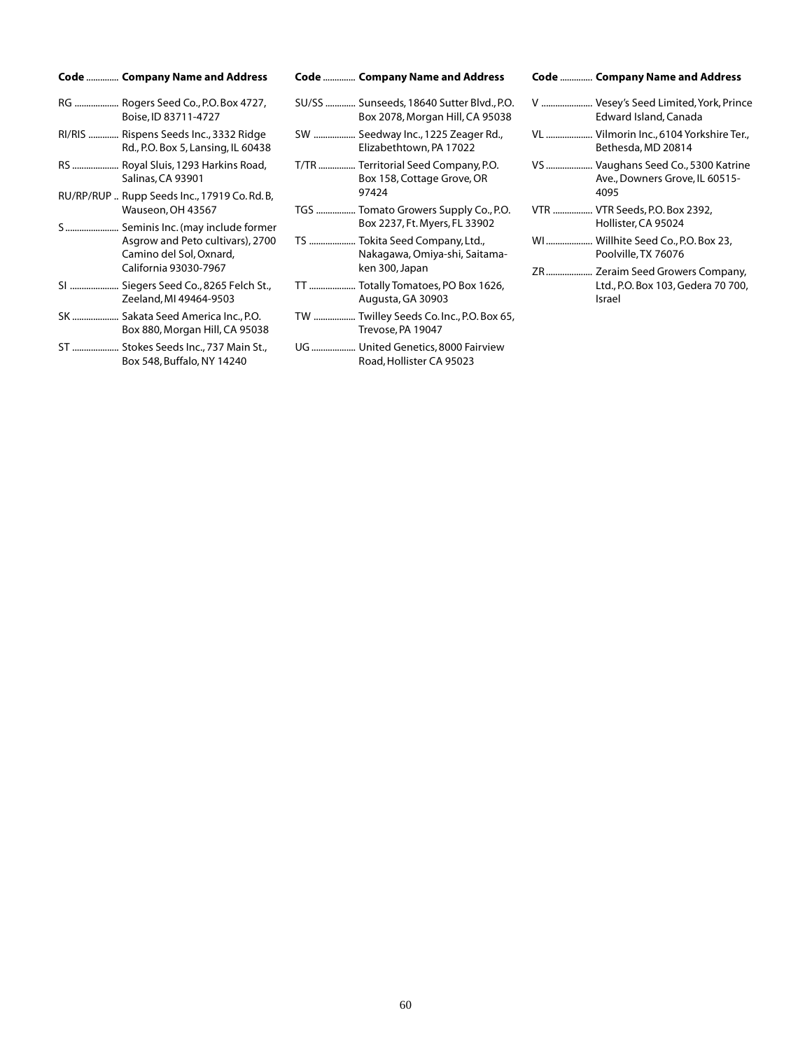| Code | Company Name and Address |
|---|---|
| RG | Rogers Seed Co., P.O. Box 4727, Boise, ID 83711-4727 |
| RI/RIS | Rispens Seeds Inc., 3332 Ridge Rd., P.O. Box 5, Lansing, IL 60438 |
| RS | Royal Sluis, 1293 Harkins Road, Salinas, CA 93901 |
| RU/RP/RUP | Rupp Seeds Inc., 17919 Co. Rd. B, Wauseon, OH 43567 |
| S | Seminis Inc. (may include former Asgrow and Peto cultivars), 2700 Camino del Sol, Oxnard, California 93030-7967 |
| SI | Siegers Seed Co., 8265 Felch St., Zeeland, MI 49464-9503 |
| SK | Sakata Seed America Inc., P.O. Box 880, Morgan Hill, CA 95038 |
| ST | Stokes Seeds Inc., 737 Main St., Box 548, Buffalo, NY 14240 |
| SU/SS | Sunseeds, 18640 Sutter Blvd., P.O. Box 2078, Morgan Hill, CA 95038 |
| SW | Seedway Inc., 1225 Zeager Rd., Elizabethtown, PA 17022 |
| T/TR | Territorial Seed Company, P.O. Box 158, Cottage Grove, OR 97424 |
| TGS | Tomato Growers Supply Co., P.O. Box 2237, Ft. Myers, FL 33902 |
| TS | Tokita Seed Company, Ltd., Nakagawa, Omiya-shi, Saitama-ken 300, Japan |
| TT | Totally Tomatoes, PO Box 1626, Augusta, GA 30903 |
| TW | Twilley Seeds Co. Inc., P.O. Box 65, Trevose, PA 19047 |
| UG | United Genetics, 8000 Fairview Road, Hollister CA 95023 |
| V | Vesey's Seed Limited, York, Prince Edward Island, Canada |
| VL | Vilmorin Inc., 6104 Yorkshire Ter., Bethesda, MD 20814 |
| VS | Vaughans Seed Co., 5300 Katrine Ave., Downers Grove, IL 60515-4095 |
| VTR | VTR Seeds, P.O. Box 2392, Hollister, CA 95024 |
| WI | Willhite Seed Co., P.O. Box 23, Poolville, TX 76076 |
| ZR | Zeraim Seed Growers Company, Ltd., P.O. Box 103, Gedera 70 700, Israel |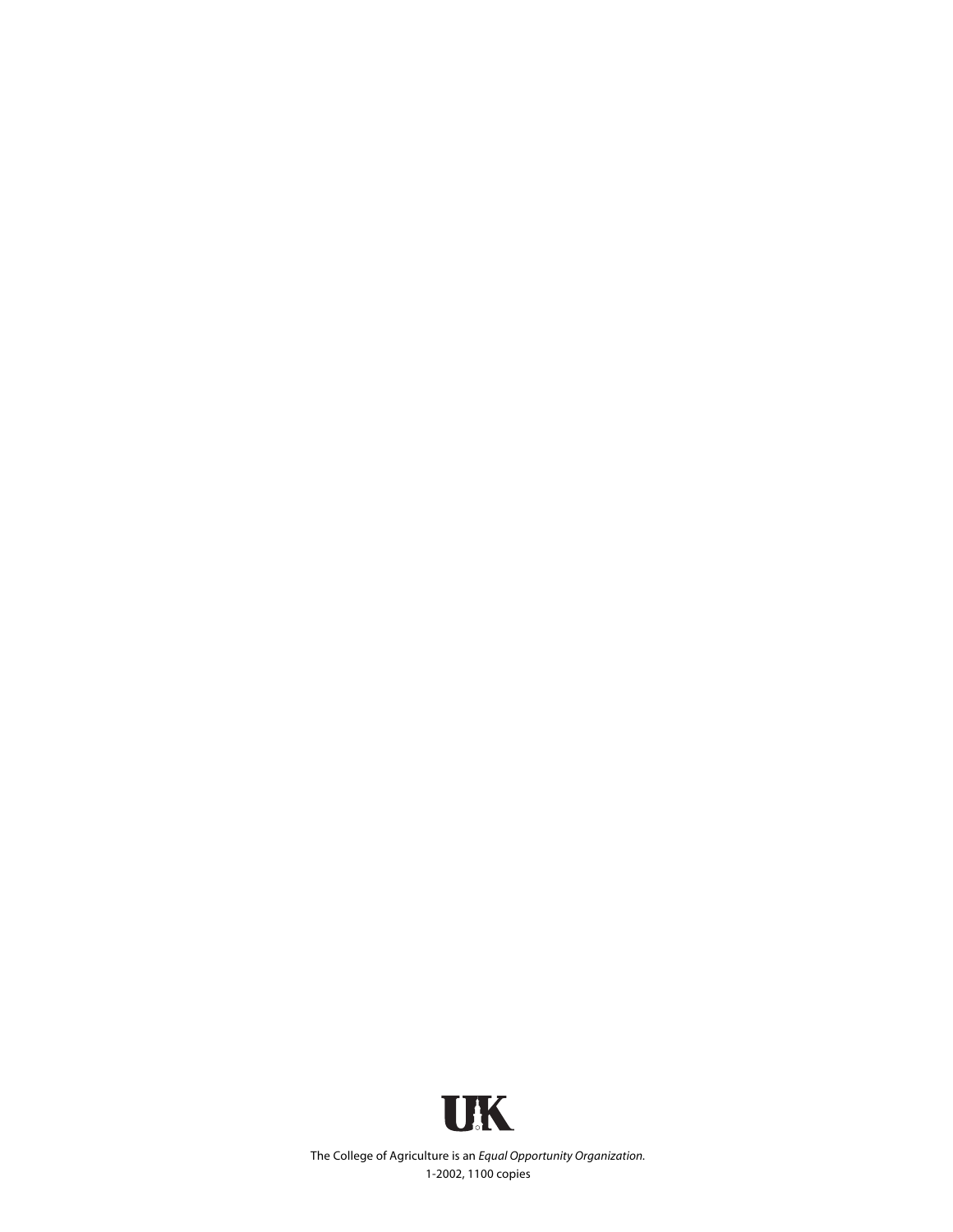UK

The College of Agriculture is an *Equal Opportunity Organization.*

1-2002, 1100 copies